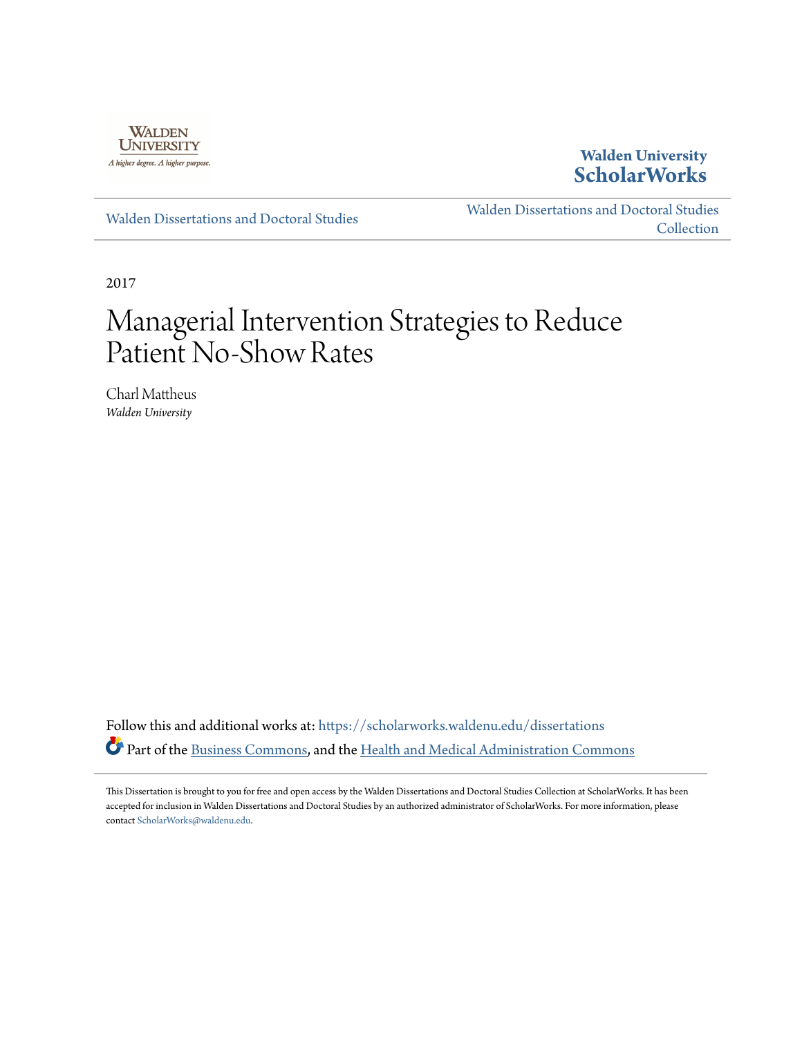Walden University

Walden University ScholarWorks

Walden Dissertations and Doctoral Studies

Walden Dissertations and Doctoral Studies Collection

2017

# Managerial Intervention Strategies to Reduce Patient No-Show Rates

Charl Mattheus
*Walden University*

Follow this and additional works at: https://scholarworks.waldenu.edu/dissertations

Part of the Business Commons, and the Health and Medical Administration Commons

This Dissertation is brought to you for free and open access by the Walden Dissertations and Doctoral Studies Collection at ScholarWorks. It has been accepted for inclusion in Walden Dissertations and Doctoral Studies by an authorized administrator of ScholarWorks. For more information, please contact ScholarWorks@waldenu.edu.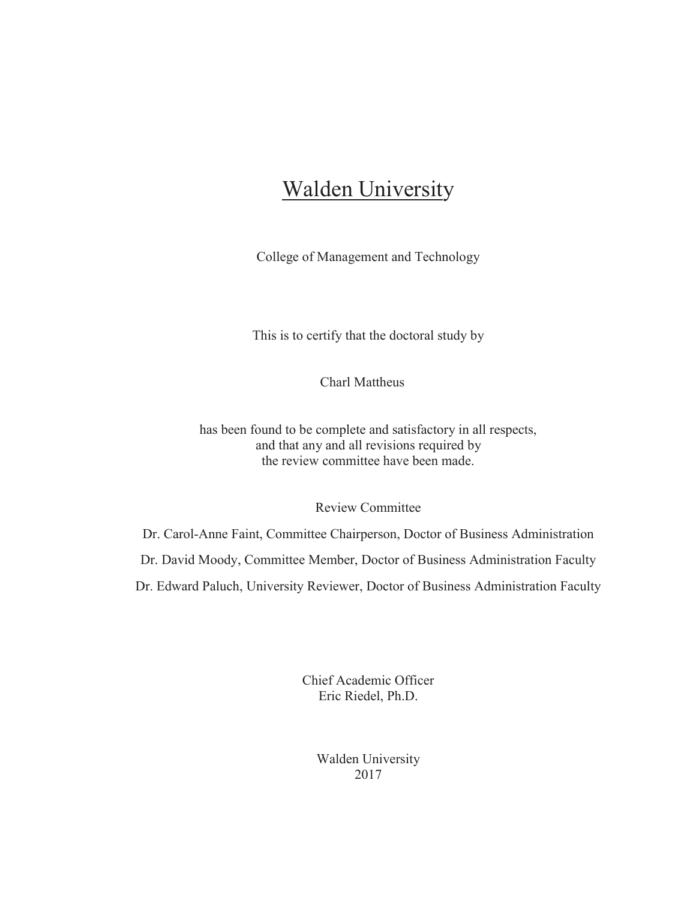# Walden University

College of Management and Technology

This is to certify that the doctoral study by

Charl Mattheus

has been found to be complete and satisfactory in all respects,
and that any and all revisions required by
the review committee have been made.

Review Committee

Dr. Carol-Anne Faint, Committee Chairperson, Doctor of Business Administration

Dr. David Moody, Committee Member, Doctor of Business Administration Faculty

Dr. Edward Paluch, University Reviewer, Doctor of Business Administration Faculty

Chief Academic Officer
Eric Riedel, Ph.D.

Walden University
2017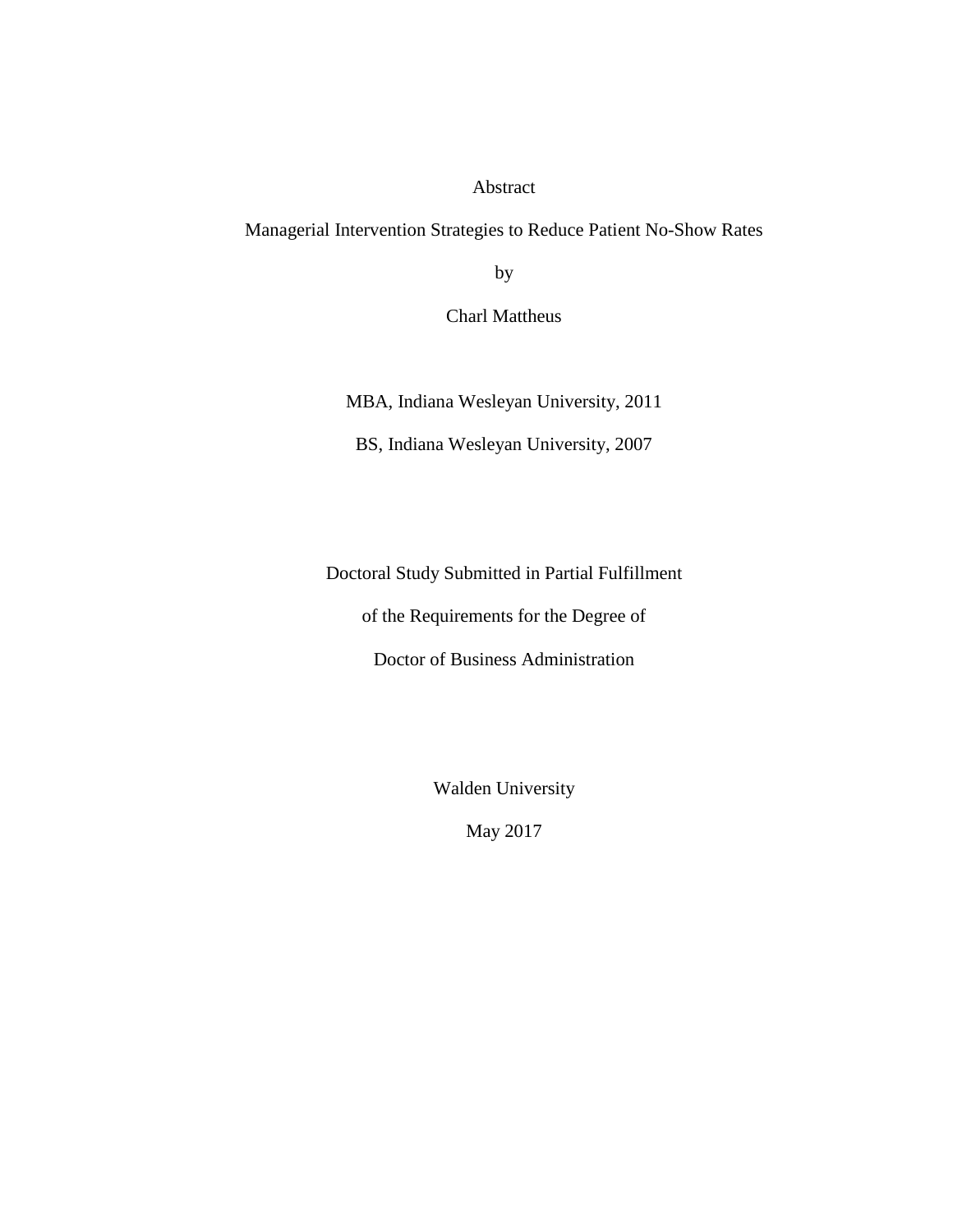Abstract

Managerial Intervention Strategies to Reduce Patient No-Show Rates

by

Charl Mattheus

MBA, Indiana Wesleyan University, 2011

BS, Indiana Wesleyan University, 2007

Doctoral Study Submitted in Partial Fulfillment

of the Requirements for the Degree of

Doctor of Business Administration

Walden University

May 2017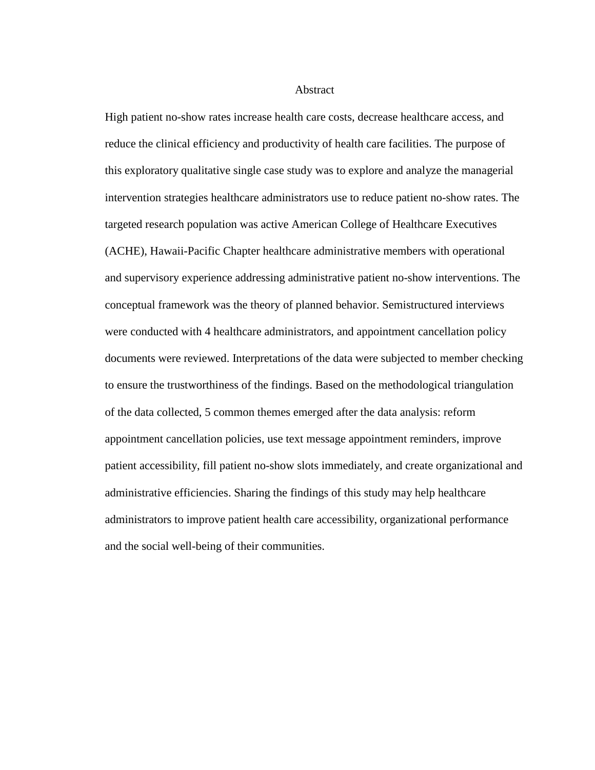# Abstract

High patient no-show rates increase health care costs, decrease healthcare access, and reduce the clinical efficiency and productivity of health care facilities. The purpose of this exploratory qualitative single case study was to explore and analyze the managerial intervention strategies healthcare administrators use to reduce patient no-show rates. The targeted research population was active American College of Healthcare Executives (ACHE), Hawaii-Pacific Chapter healthcare administrative members with operational and supervisory experience addressing administrative patient no-show interventions. The conceptual framework was the theory of planned behavior. Semistructured interviews were conducted with 4 healthcare administrators, and appointment cancellation policy documents were reviewed. Interpretations of the data were subjected to member checking to ensure the trustworthiness of the findings. Based on the methodological triangulation of the data collected, 5 common themes emerged after the data analysis: reform appointment cancellation policies, use text message appointment reminders, improve patient accessibility, fill patient no-show slots immediately, and create organizational and administrative efficiencies. Sharing the findings of this study may help healthcare administrators to improve patient health care accessibility, organizational performance and the social well-being of their communities.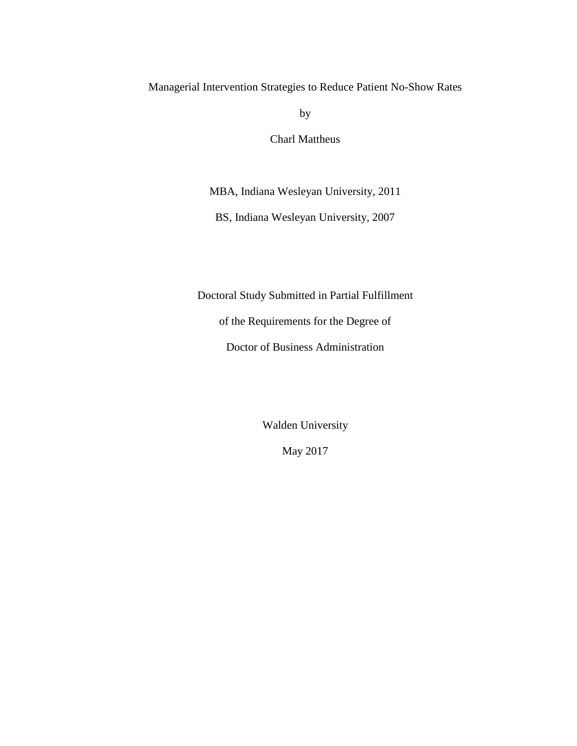Managerial Intervention Strategies to Reduce Patient No-Show Rates

by

Charl Mattheus

MBA, Indiana Wesleyan University, 2011

BS, Indiana Wesleyan University, 2007

Doctoral Study Submitted in Partial Fulfillment

of the Requirements for the Degree of

Doctor of Business Administration

Walden University

May 2017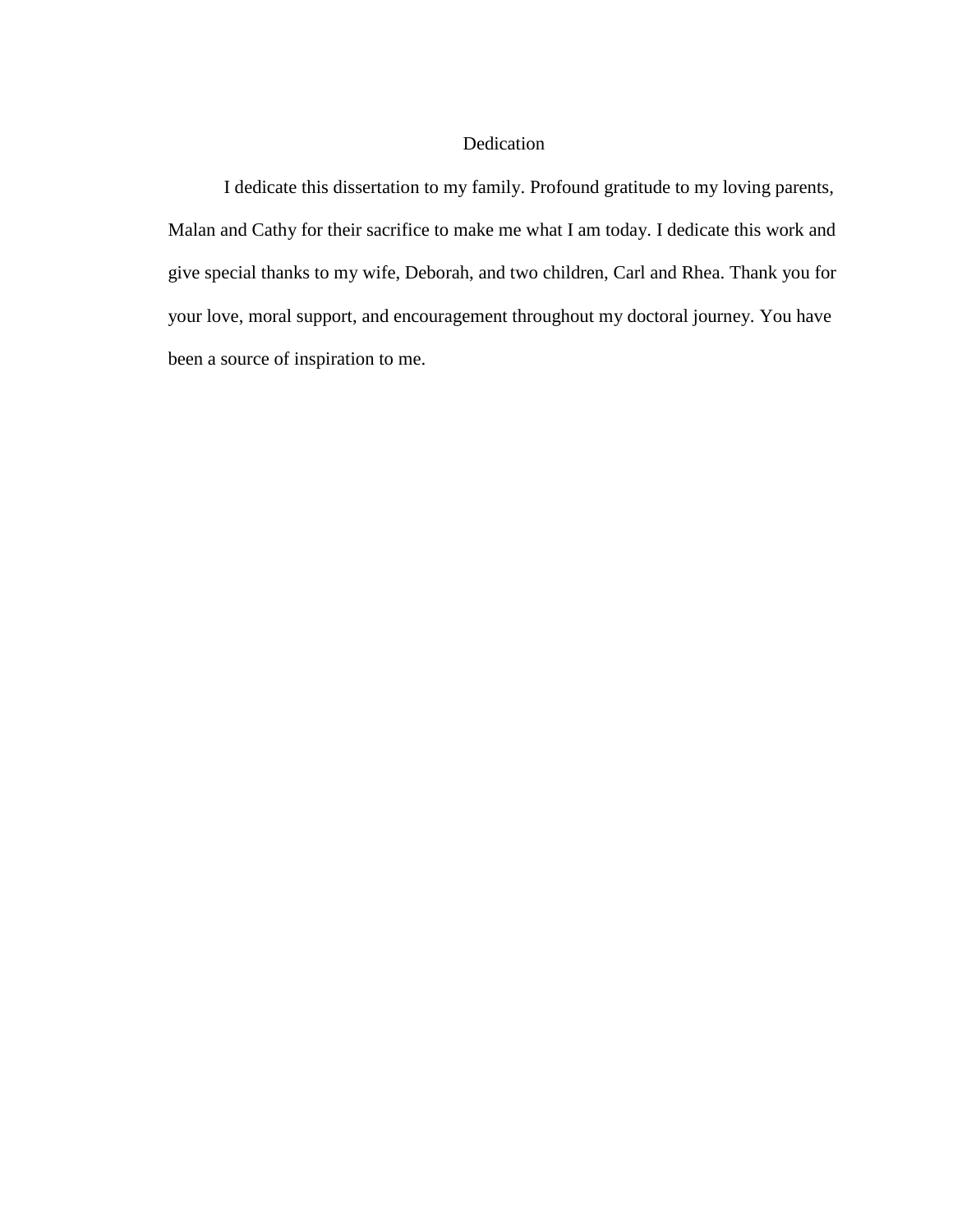# Dedication

I dedicate this dissertation to my family. Profound gratitude to my loving parents, Malan and Cathy for their sacrifice to make me what I am today. I dedicate this work and give special thanks to my wife, Deborah, and two children, Carl and Rhea. Thank you for your love, moral support, and encouragement throughout my doctoral journey. You have been a source of inspiration to me.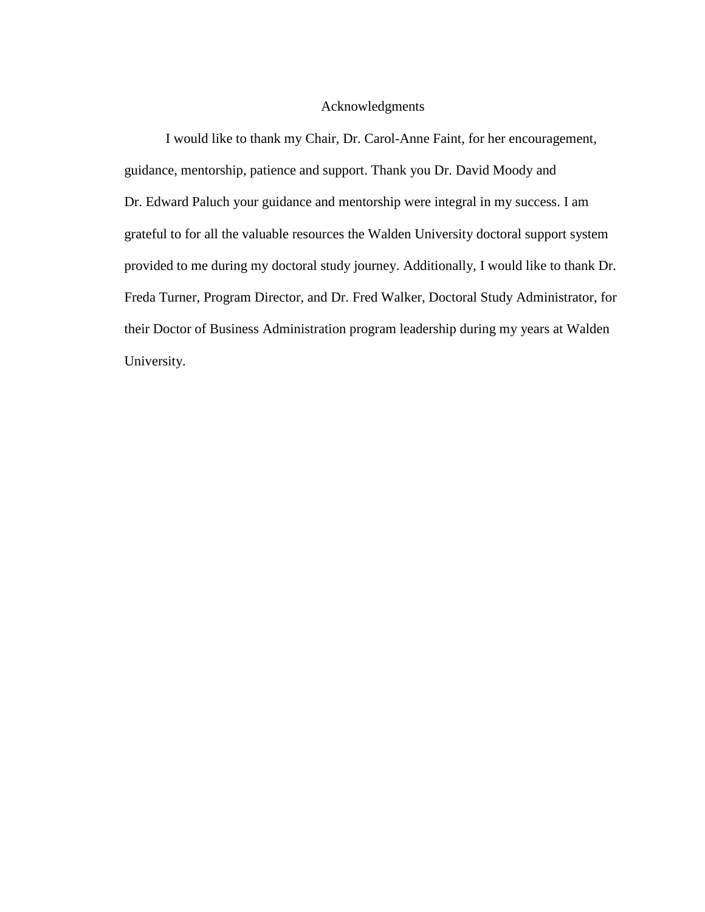# Acknowledgments

I would like to thank my Chair, Dr. Carol-Anne Faint, for her encouragement, guidance, mentorship, patience and support. Thank you Dr. David Moody and Dr. Edward Paluch your guidance and mentorship were integral in my success. I am grateful to for all the valuable resources the Walden University doctoral support system provided to me during my doctoral study journey. Additionally, I would like to thank Dr. Freda Turner, Program Director, and Dr. Fred Walker, Doctoral Study Administrator, for their Doctor of Business Administration program leadership during my years at Walden University.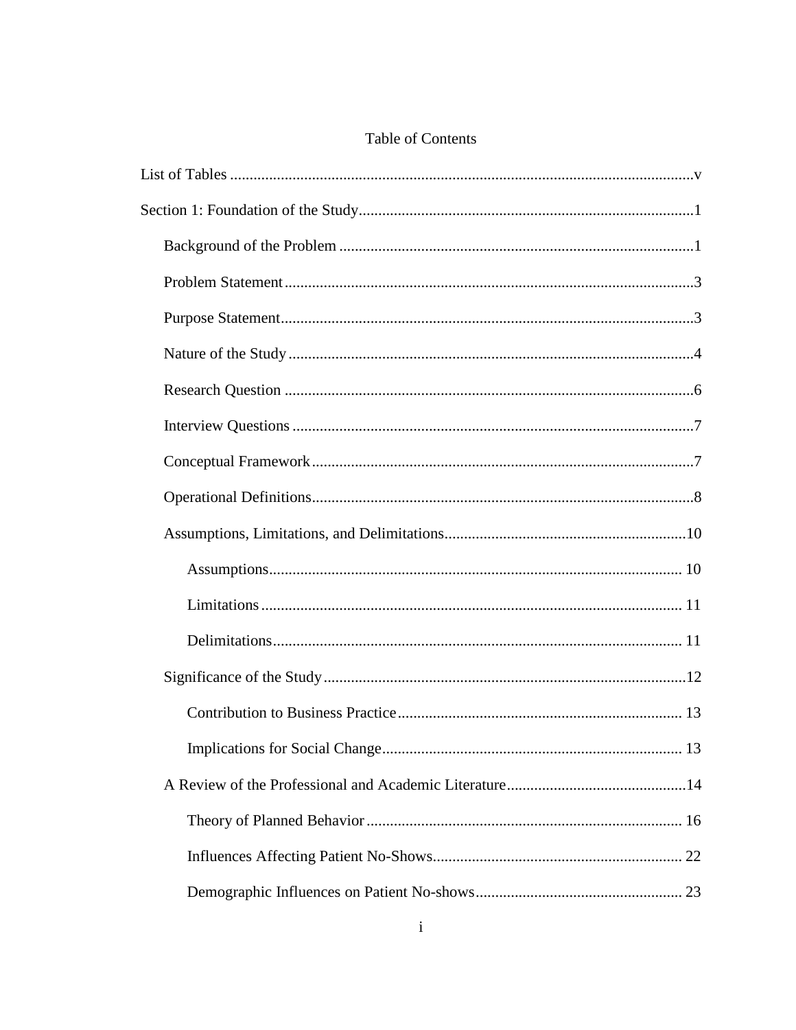# Table of Contents

List of Tables ..... v

Section 1: Foundation of the Study ..... 1

- Background of the Problem ..... 1
- Problem Statement ..... 3
- Purpose Statement ..... 3
- Nature of the Study ..... 4
- Research Question ..... 6
- Interview Questions ..... 7
- Conceptual Framework ..... 7
- Operational Definitions ..... 8
- Assumptions, Limitations, and Delimitations ..... 10
  - Assumptions ..... 10
  - Limitations ..... 11
  - Delimitations ..... 11
- Significance of the Study ..... 12
  - Contribution to Business Practice ..... 13
  - Implications for Social Change ..... 13
- A Review of the Professional and Academic Literature ..... 14
  - Theory of Planned Behavior ..... 16
  - Influences Affecting Patient No-Shows ..... 22
  - Demographic Influences on Patient No-shows ..... 23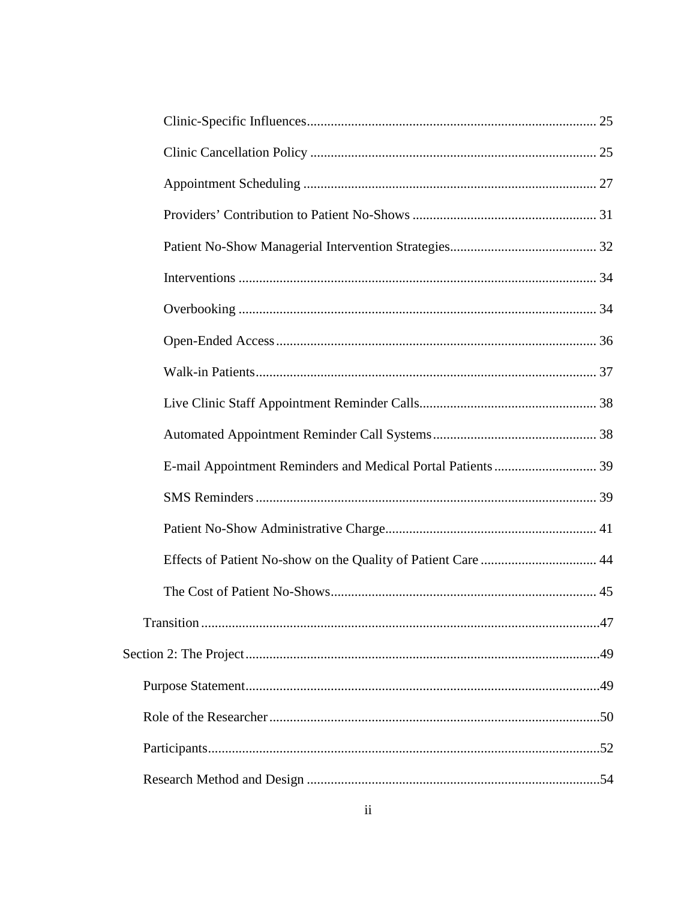Clinic-Specific Influences .................................................................................... 25

Clinic Cancellation Policy .................................................................................... 25

Appointment Scheduling ...................................................................................... 27

Providers' Contribution to Patient No-Shows ...................................................... 31

Patient No-Show Managerial Intervention Strategies........................................... 32

Interventions ........................................................................................................ 34

Overbooking ........................................................................................................ 34

Open-Ended Access ............................................................................................. 36

Walk-in Patients................................................................................................... 37

Live Clinic Staff Appointment Reminder Calls.................................................... 38

Automated Appointment Reminder Call Systems ................................................ 38

E-mail Appointment Reminders and Medical Portal Patients .............................. 39

SMS Reminders ................................................................................................... 39

Patient No-Show Administrative Charge.............................................................. 41

Effects of Patient No-show on the Quality of Patient Care .................................. 44

The Cost of Patient No-Shows............................................................................. 45

Transition ....................................................................................................................47

Section 2: The Project ........................................................................................................49

Purpose Statement........................................................................................................49

Role of the Researcher .................................................................................................50

Participants..................................................................................................................52

Research Method and Design .....................................................................................54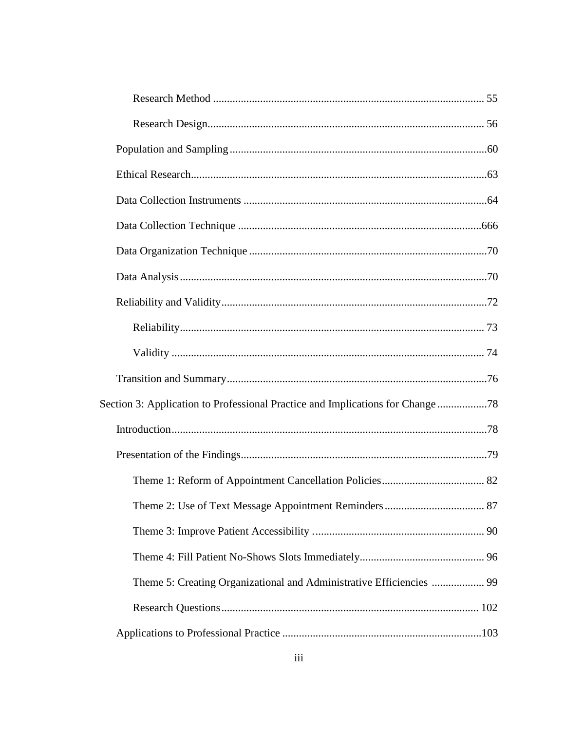Research Method ................................................................................................. 55

Research Design................................................................................................... 56

Population and Sampling ............................................................................................60

Ethical Research..........................................................................................................63

Data Collection Instruments .......................................................................................64

Data Collection Technique .......................................................................................666

Data Organization Technique .....................................................................................70

Data Analysis ..............................................................................................................70

Reliability and Validity...............................................................................................72

Reliability............................................................................................................. 73

Validity ................................................................................................................ 74

Transition and Summary.............................................................................................76

Section 3: Application to Professional Practice and Implications for Change ..................78

Introduction.................................................................................................................78

Presentation of the Findings........................................................................................79

Theme 1: Reform of Appointment Cancellation Policies..................................... 82

Theme 2: Use of Text Message Appointment Reminders.................................... 87

Theme 3: Improve Patient Accessibility .............................................................. 90

Theme 4: Fill Patient No-Shows Slots Immediately............................................. 96

Theme 5: Creating Organizational and Administrative Efficiencies ................... 99

Research Questions............................................................................................ 102

Applications to Professional Practice .......................................................................103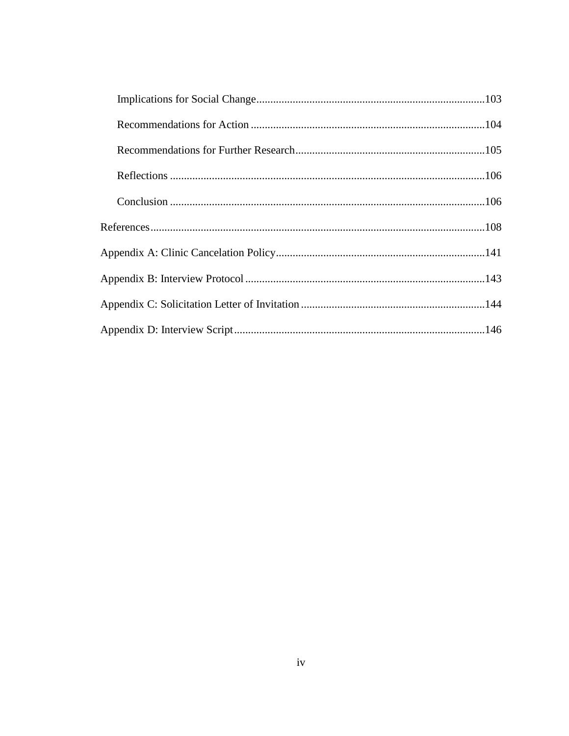Implications for Social Change.....103

Recommendations for Action.....104

Recommendations for Further Research.....105

Reflections.....106

Conclusion.....106

References.....108

Appendix A: Clinic Cancelation Policy.....141

Appendix B: Interview Protocol.....143

Appendix C: Solicitation Letter of Invitation.....144

Appendix D: Interview Script.....146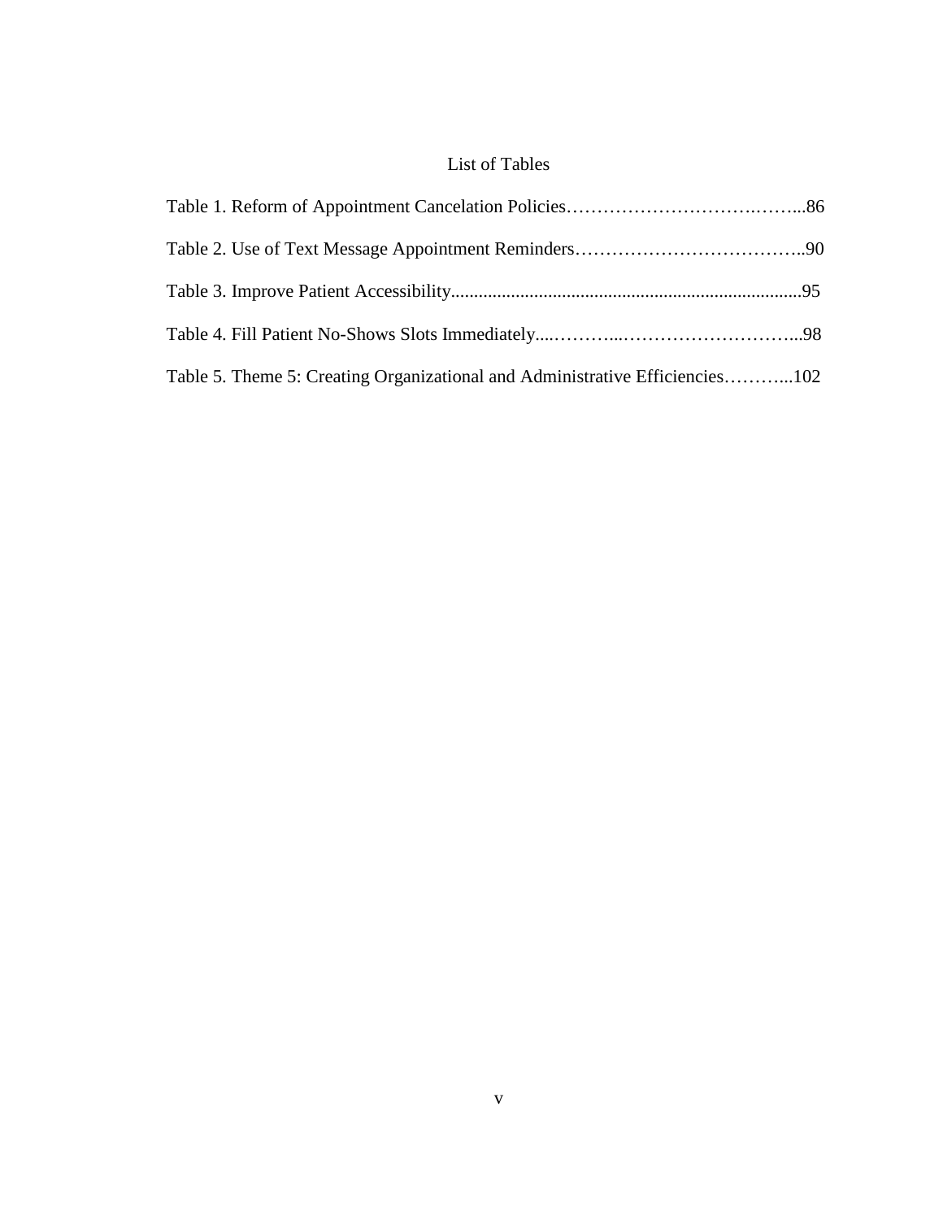# List of Tables

Table 1. Reform of Appointment Cancelation Policies…………………………….……...86

Table 2. Use of Text Message Appointment Reminders………………………………..90

Table 3. Improve Patient Accessibility...........................................................................95

Table 4. Fill Patient No-Shows Slots Immediately....………...………………………...98

Table 5. Theme 5: Creating Organizational and Administrative Efficiencies………...102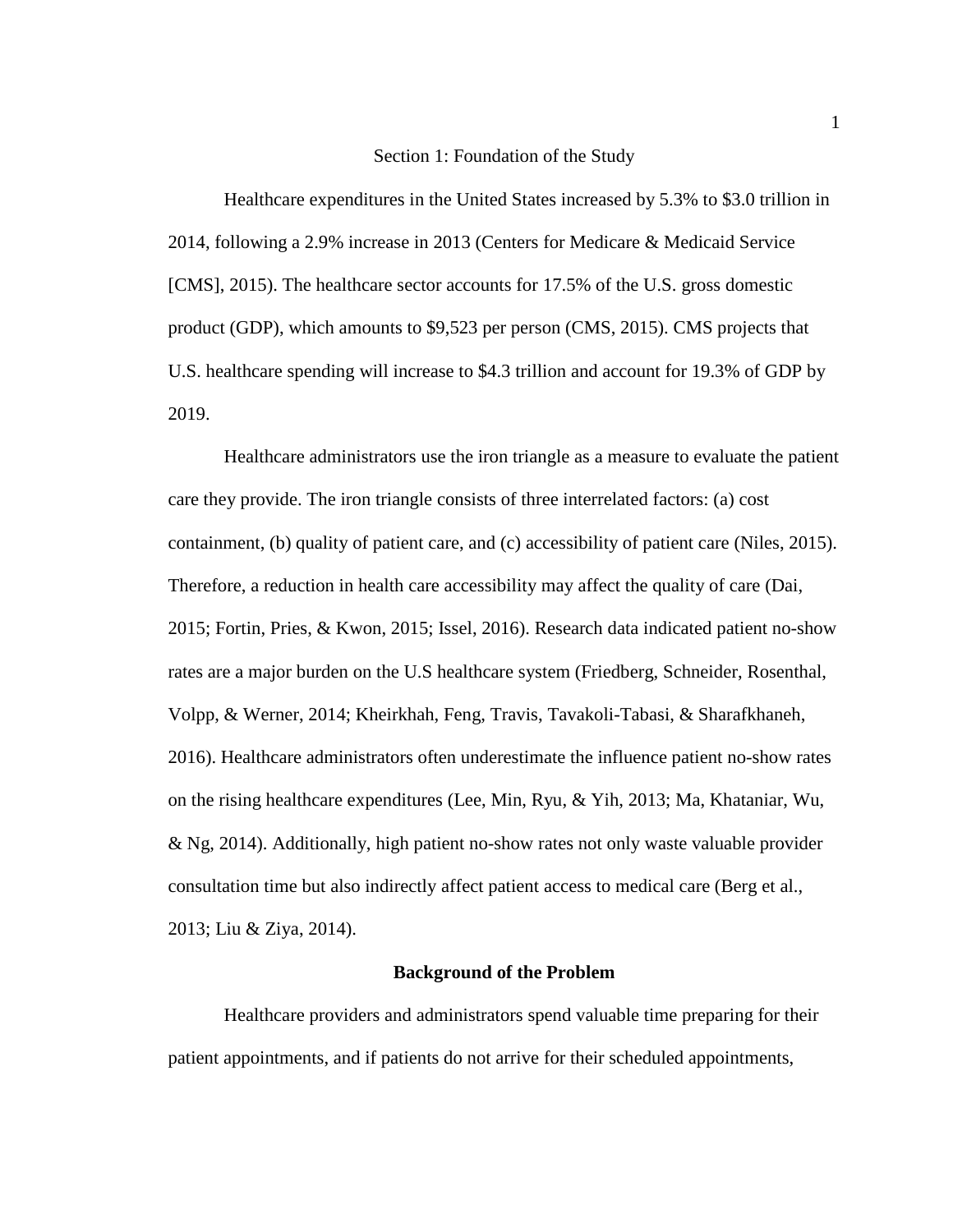# Section 1: Foundation of the Study

Healthcare expenditures in the United States increased by 5.3% to $3.0 trillion in 2014, following a 2.9% increase in 2013 (Centers for Medicare & Medicaid Service [CMS], 2015). The healthcare sector accounts for 17.5% of the U.S. gross domestic product (GDP), which amounts to $9,523 per person (CMS, 2015). CMS projects that U.S. healthcare spending will increase to $4.3 trillion and account for 19.3% of GDP by 2019.

Healthcare administrators use the iron triangle as a measure to evaluate the patient care they provide. The iron triangle consists of three interrelated factors: (a) cost containment, (b) quality of patient care, and (c) accessibility of patient care (Niles, 2015). Therefore, a reduction in health care accessibility may affect the quality of care (Dai, 2015; Fortin, Pries, & Kwon, 2015; Issel, 2016). Research data indicated patient no-show rates are a major burden on the U.S healthcare system (Friedberg, Schneider, Rosenthal, Volpp, & Werner, 2014; Kheirkhah, Feng, Travis, Tavakoli-Tabasi, & Sharafkhaneh, 2016). Healthcare administrators often underestimate the influence patient no-show rates on the rising healthcare expenditures (Lee, Min, Ryu, & Yih, 2013; Ma, Khataniar, Wu, & Ng, 2014). Additionally, high patient no-show rates not only waste valuable provider consultation time but also indirectly affect patient access to medical care (Berg et al., 2013; Liu & Ziya, 2014).

## Background of the Problem

Healthcare providers and administrators spend valuable time preparing for their patient appointments, and if patients do not arrive for their scheduled appointments,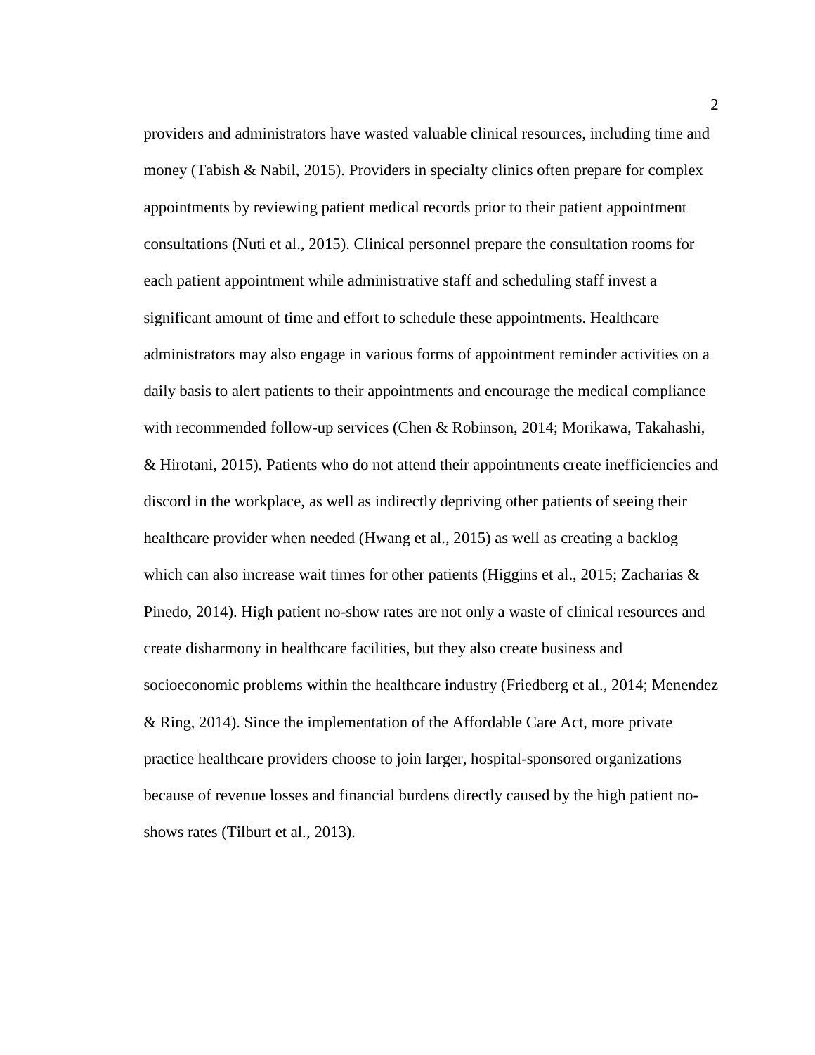providers and administrators have wasted valuable clinical resources, including time and money (Tabish & Nabil, 2015). Providers in specialty clinics often prepare for complex appointments by reviewing patient medical records prior to their patient appointment consultations (Nuti et al., 2015). Clinical personnel prepare the consultation rooms for each patient appointment while administrative staff and scheduling staff invest a significant amount of time and effort to schedule these appointments. Healthcare administrators may also engage in various forms of appointment reminder activities on a daily basis to alert patients to their appointments and encourage the medical compliance with recommended follow-up services (Chen & Robinson, 2014; Morikawa, Takahashi, & Hirotani, 2015). Patients who do not attend their appointments create inefficiencies and discord in the workplace, as well as indirectly depriving other patients of seeing their healthcare provider when needed (Hwang et al., 2015) as well as creating a backlog which can also increase wait times for other patients (Higgins et al., 2015; Zacharias & Pinedo, 2014). High patient no-show rates are not only a waste of clinical resources and create disharmony in healthcare facilities, but they also create business and socioeconomic problems within the healthcare industry (Friedberg et al., 2014; Menendez & Ring, 2014). Since the implementation of the Affordable Care Act, more private practice healthcare providers choose to join larger, hospital-sponsored organizations because of revenue losses and financial burdens directly caused by the high patient no-shows rates (Tilburt et al., 2013).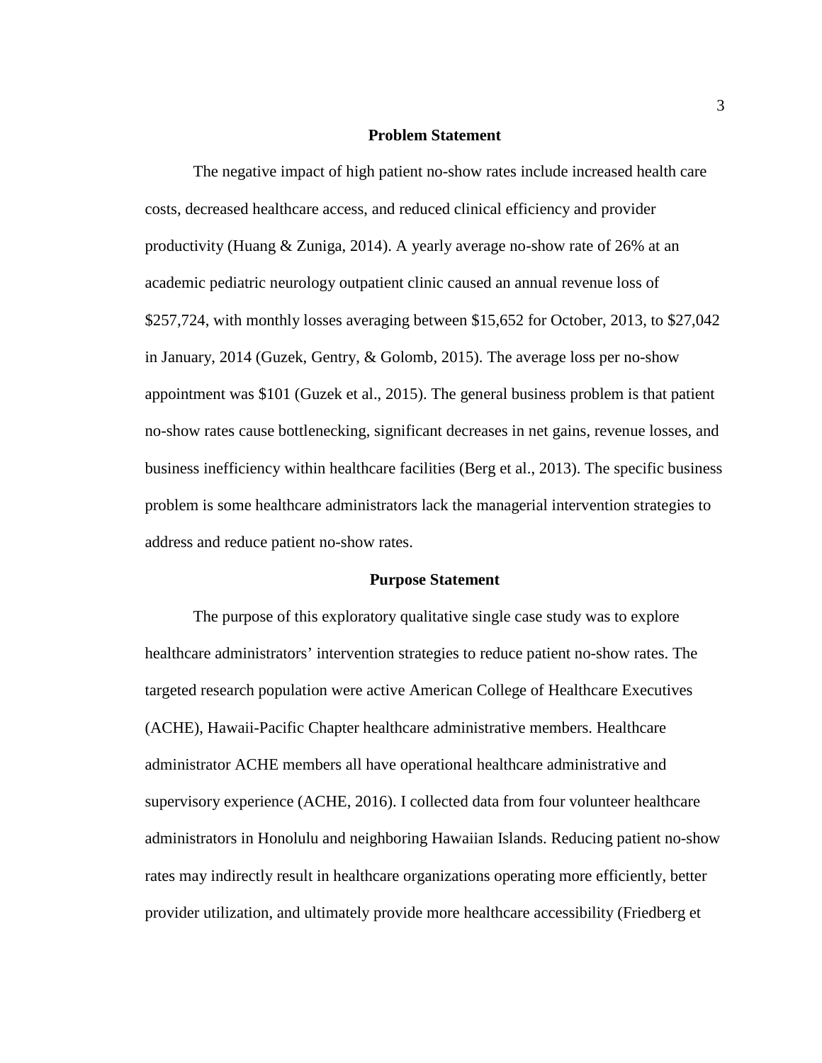## Problem Statement

The negative impact of high patient no-show rates include increased health care costs, decreased healthcare access, and reduced clinical efficiency and provider productivity (Huang & Zuniga, 2014). A yearly average no-show rate of 26% at an academic pediatric neurology outpatient clinic caused an annual revenue loss of $257,724, with monthly losses averaging between $15,652 for October, 2013, to $27,042 in January, 2014 (Guzek, Gentry, & Golomb, 2015). The average loss per no-show appointment was $101 (Guzek et al., 2015). The general business problem is that patient no-show rates cause bottlenecking, significant decreases in net gains, revenue losses, and business inefficiency within healthcare facilities (Berg et al., 2013). The specific business problem is some healthcare administrators lack the managerial intervention strategies to address and reduce patient no-show rates.

## Purpose Statement

The purpose of this exploratory qualitative single case study was to explore healthcare administrators' intervention strategies to reduce patient no-show rates. The targeted research population were active American College of Healthcare Executives (ACHE), Hawaii-Pacific Chapter healthcare administrative members. Healthcare administrator ACHE members all have operational healthcare administrative and supervisory experience (ACHE, 2016). I collected data from four volunteer healthcare administrators in Honolulu and neighboring Hawaiian Islands. Reducing patient no-show rates may indirectly result in healthcare organizations operating more efficiently, better provider utilization, and ultimately provide more healthcare accessibility (Friedberg et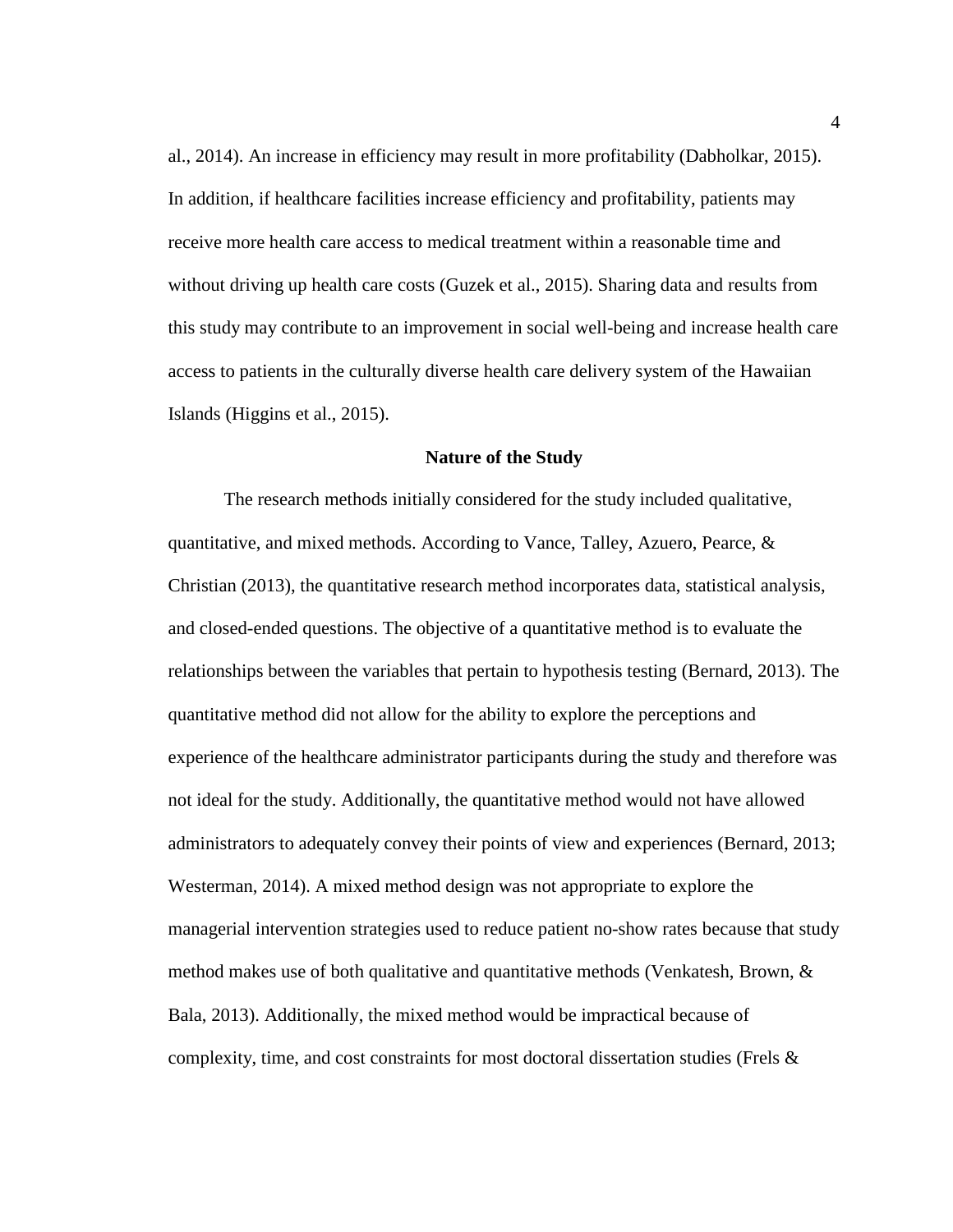al., 2014). An increase in efficiency may result in more profitability (Dabholkar, 2015). In addition, if healthcare facilities increase efficiency and profitability, patients may receive more health care access to medical treatment within a reasonable time and without driving up health care costs (Guzek et al., 2015). Sharing data and results from this study may contribute to an improvement in social well-being and increase health care access to patients in the culturally diverse health care delivery system of the Hawaiian Islands (Higgins et al., 2015).

## Nature of the Study

The research methods initially considered for the study included qualitative, quantitative, and mixed methods. According to Vance, Talley, Azuero, Pearce, & Christian (2013), the quantitative research method incorporates data, statistical analysis, and closed-ended questions. The objective of a quantitative method is to evaluate the relationships between the variables that pertain to hypothesis testing (Bernard, 2013). The quantitative method did not allow for the ability to explore the perceptions and experience of the healthcare administrator participants during the study and therefore was not ideal for the study. Additionally, the quantitative method would not have allowed administrators to adequately convey their points of view and experiences (Bernard, 2013; Westerman, 2014). A mixed method design was not appropriate to explore the managerial intervention strategies used to reduce patient no-show rates because that study method makes use of both qualitative and quantitative methods (Venkatesh, Brown, & Bala, 2013). Additionally, the mixed method would be impractical because of complexity, time, and cost constraints for most doctoral dissertation studies (Frels &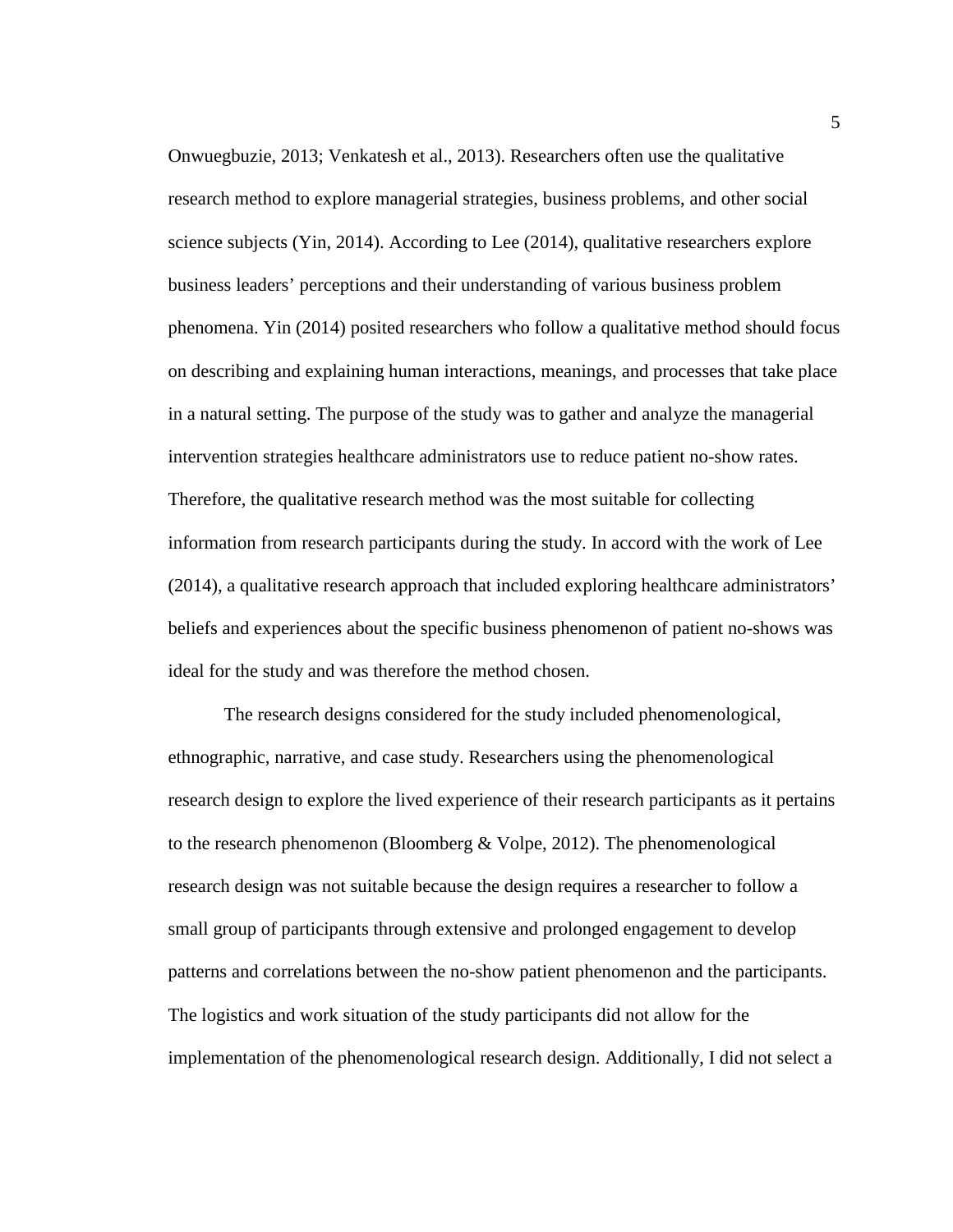Onwuegbuzie, 2013; Venkatesh et al., 2013). Researchers often use the qualitative research method to explore managerial strategies, business problems, and other social science subjects (Yin, 2014). According to Lee (2014), qualitative researchers explore business leaders' perceptions and their understanding of various business problem phenomena. Yin (2014) posited researchers who follow a qualitative method should focus on describing and explaining human interactions, meanings, and processes that take place in a natural setting. The purpose of the study was to gather and analyze the managerial intervention strategies healthcare administrators use to reduce patient no-show rates. Therefore, the qualitative research method was the most suitable for collecting information from research participants during the study. In accord with the work of Lee (2014), a qualitative research approach that included exploring healthcare administrators' beliefs and experiences about the specific business phenomenon of patient no-shows was ideal for the study and was therefore the method chosen.

The research designs considered for the study included phenomenological, ethnographic, narrative, and case study. Researchers using the phenomenological research design to explore the lived experience of their research participants as it pertains to the research phenomenon (Bloomberg & Volpe, 2012). The phenomenological research design was not suitable because the design requires a researcher to follow a small group of participants through extensive and prolonged engagement to develop patterns and correlations between the no-show patient phenomenon and the participants. The logistics and work situation of the study participants did not allow for the implementation of the phenomenological research design. Additionally, I did not select a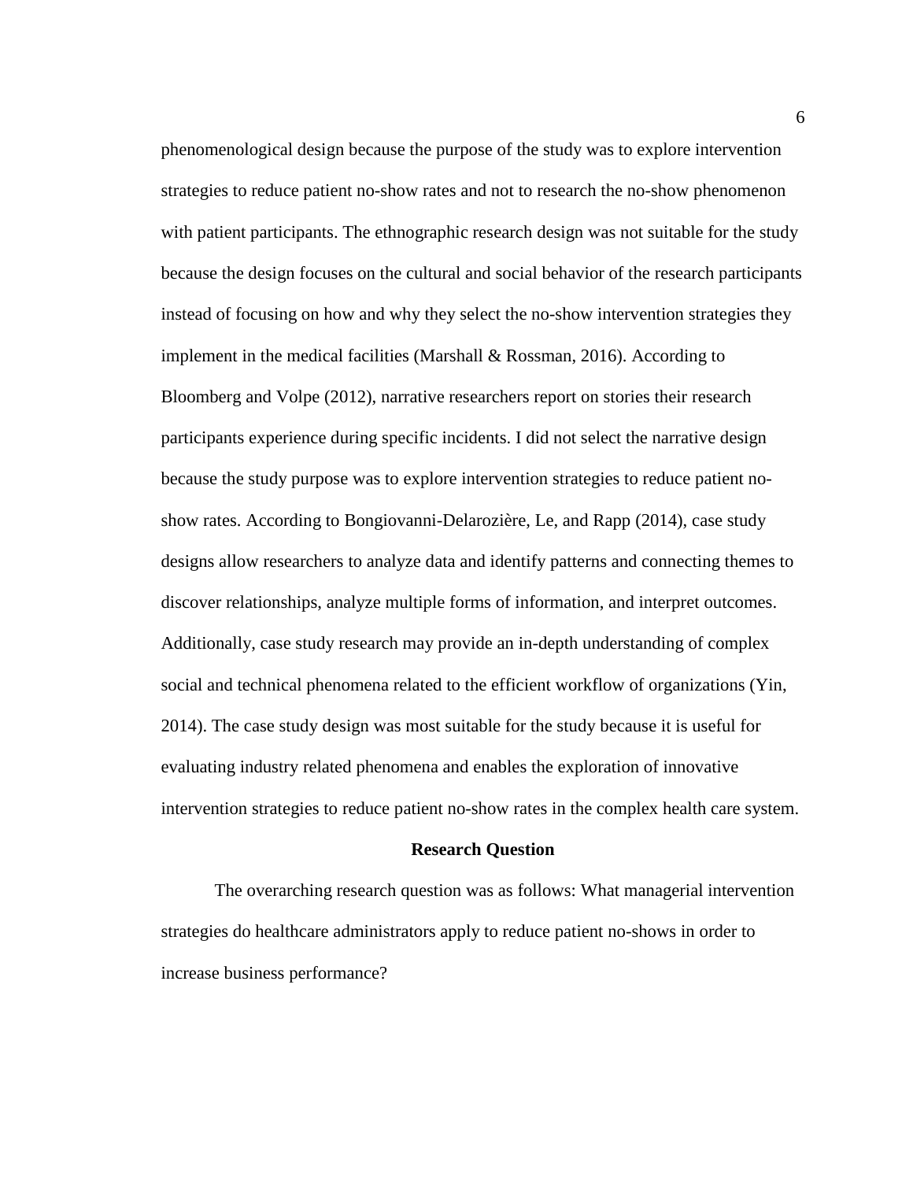phenomenological design because the purpose of the study was to explore intervention strategies to reduce patient no-show rates and not to research the no-show phenomenon with patient participants. The ethnographic research design was not suitable for the study because the design focuses on the cultural and social behavior of the research participants instead of focusing on how and why they select the no-show intervention strategies they implement in the medical facilities (Marshall & Rossman, 2016). According to Bloomberg and Volpe (2012), narrative researchers report on stories their research participants experience during specific incidents. I did not select the narrative design because the study purpose was to explore intervention strategies to reduce patient no-show rates. According to Bongiovanni-Delarozière, Le, and Rapp (2014), case study designs allow researchers to analyze data and identify patterns and connecting themes to discover relationships, analyze multiple forms of information, and interpret outcomes. Additionally, case study research may provide an in-depth understanding of complex social and technical phenomena related to the efficient workflow of organizations (Yin, 2014). The case study design was most suitable for the study because it is useful for evaluating industry related phenomena and enables the exploration of innovative intervention strategies to reduce patient no-show rates in the complex health care system.

## Research Question

The overarching research question was as follows: What managerial intervention strategies do healthcare administrators apply to reduce patient no-shows in order to increase business performance?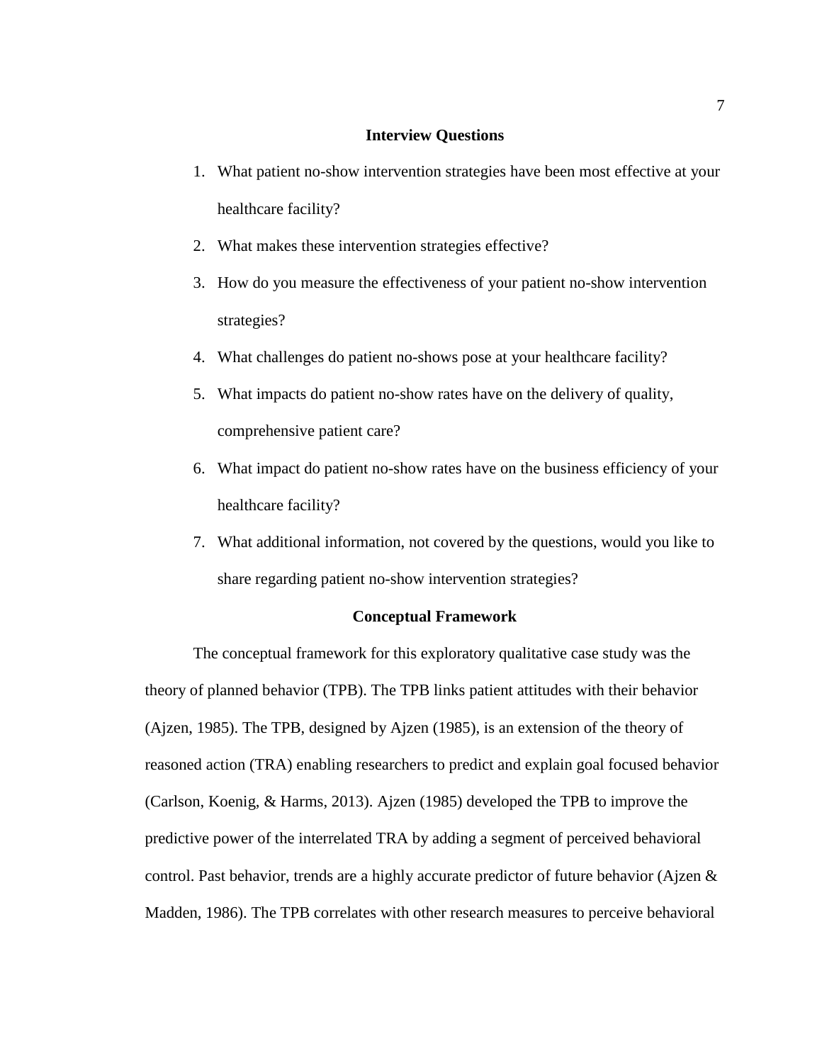## Interview Questions

1. What patient no-show intervention strategies have been most effective at your healthcare facility?
2. What makes these intervention strategies effective?
3. How do you measure the effectiveness of your patient no-show intervention strategies?
4. What challenges do patient no-shows pose at your healthcare facility?
5. What impacts do patient no-show rates have on the delivery of quality, comprehensive patient care?
6. What impact do patient no-show rates have on the business efficiency of your healthcare facility?
7. What additional information, not covered by the questions, would you like to share regarding patient no-show intervention strategies?

## Conceptual Framework

The conceptual framework for this exploratory qualitative case study was the theory of planned behavior (TPB). The TPB links patient attitudes with their behavior (Ajzen, 1985). The TPB, designed by Ajzen (1985), is an extension of the theory of reasoned action (TRA) enabling researchers to predict and explain goal focused behavior (Carlson, Koenig, & Harms, 2013). Ajzen (1985) developed the TPB to improve the predictive power of the interrelated TRA by adding a segment of perceived behavioral control. Past behavior, trends are a highly accurate predictor of future behavior (Ajzen & Madden, 1986). The TPB correlates with other research measures to perceive behavioral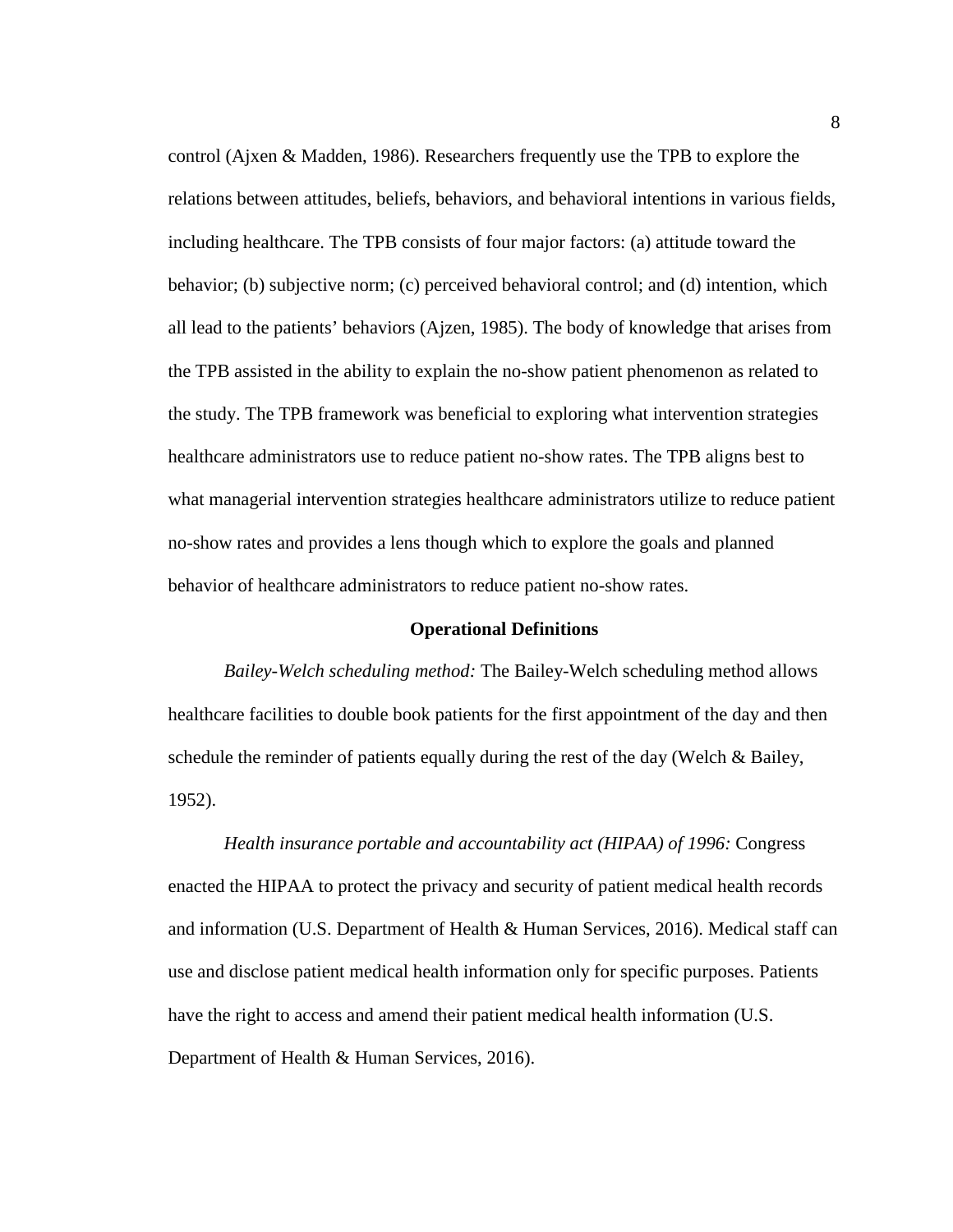control (Ajxen & Madden, 1986). Researchers frequently use the TPB to explore the relations between attitudes, beliefs, behaviors, and behavioral intentions in various fields, including healthcare. The TPB consists of four major factors: (a) attitude toward the behavior; (b) subjective norm; (c) perceived behavioral control; and (d) intention, which all lead to the patients' behaviors (Ajzen, 1985). The body of knowledge that arises from the TPB assisted in the ability to explain the no-show patient phenomenon as related to the study. The TPB framework was beneficial to exploring what intervention strategies healthcare administrators use to reduce patient no-show rates. The TPB aligns best to what managerial intervention strategies healthcare administrators utilize to reduce patient no-show rates and provides a lens though which to explore the goals and planned behavior of healthcare administrators to reduce patient no-show rates.

## Operational Definitions

*Bailey-Welch scheduling method:* The Bailey-Welch scheduling method allows healthcare facilities to double book patients for the first appointment of the day and then schedule the reminder of patients equally during the rest of the day (Welch & Bailey, 1952).

*Health insurance portable and accountability act (HIPAA) of 1996:* Congress enacted the HIPAA to protect the privacy and security of patient medical health records and information (U.S. Department of Health & Human Services, 2016). Medical staff can use and disclose patient medical health information only for specific purposes. Patients have the right to access and amend their patient medical health information (U.S. Department of Health & Human Services, 2016).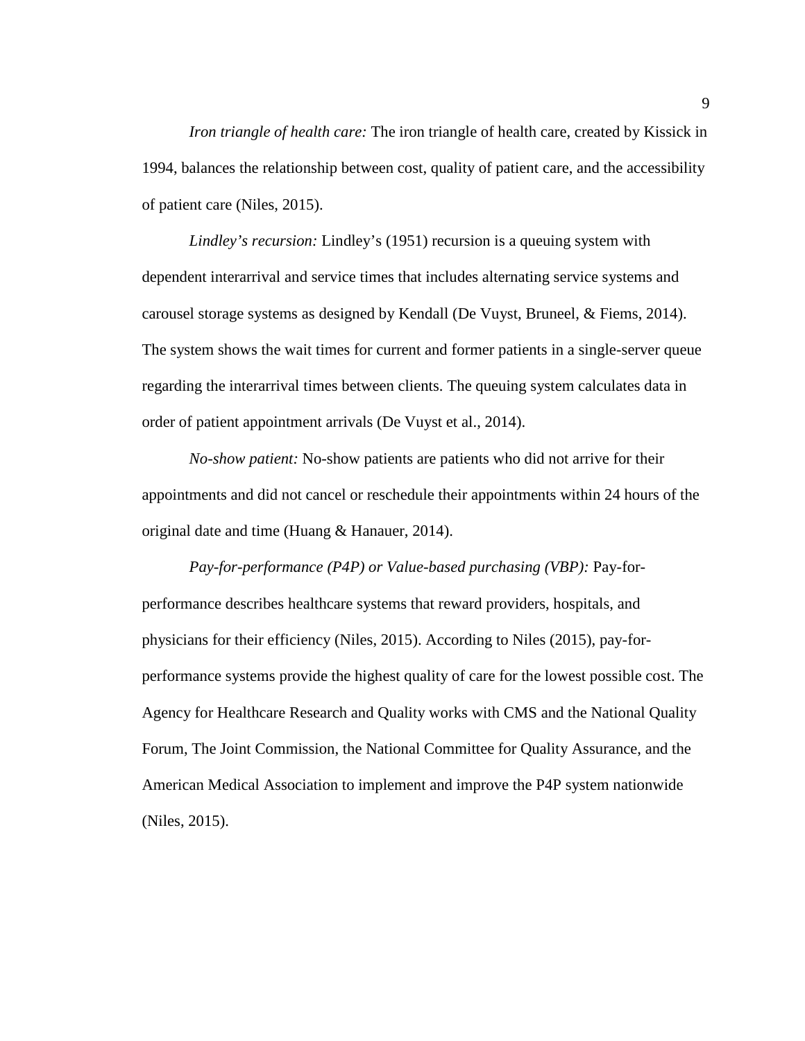*Iron triangle of health care:* The iron triangle of health care, created by Kissick in 1994, balances the relationship between cost, quality of patient care, and the accessibility of patient care (Niles, 2015).

*Lindley's recursion:* Lindley's (1951) recursion is a queuing system with dependent interarrival and service times that includes alternating service systems and carousel storage systems as designed by Kendall (De Vuyst, Bruneel, & Fiems, 2014). The system shows the wait times for current and former patients in a single-server queue regarding the interarrival times between clients. The queuing system calculates data in order of patient appointment arrivals (De Vuyst et al., 2014).

*No-show patient:* No-show patients are patients who did not arrive for their appointments and did not cancel or reschedule their appointments within 24 hours of the original date and time (Huang & Hanauer, 2014).

*Pay-for-performance (P4P) or Value-based purchasing (VBP):* Pay-for-performance describes healthcare systems that reward providers, hospitals, and physicians for their efficiency (Niles, 2015). According to Niles (2015), pay-for-performance systems provide the highest quality of care for the lowest possible cost. The Agency for Healthcare Research and Quality works with CMS and the National Quality Forum, The Joint Commission, the National Committee for Quality Assurance, and the American Medical Association to implement and improve the P4P system nationwide (Niles, 2015).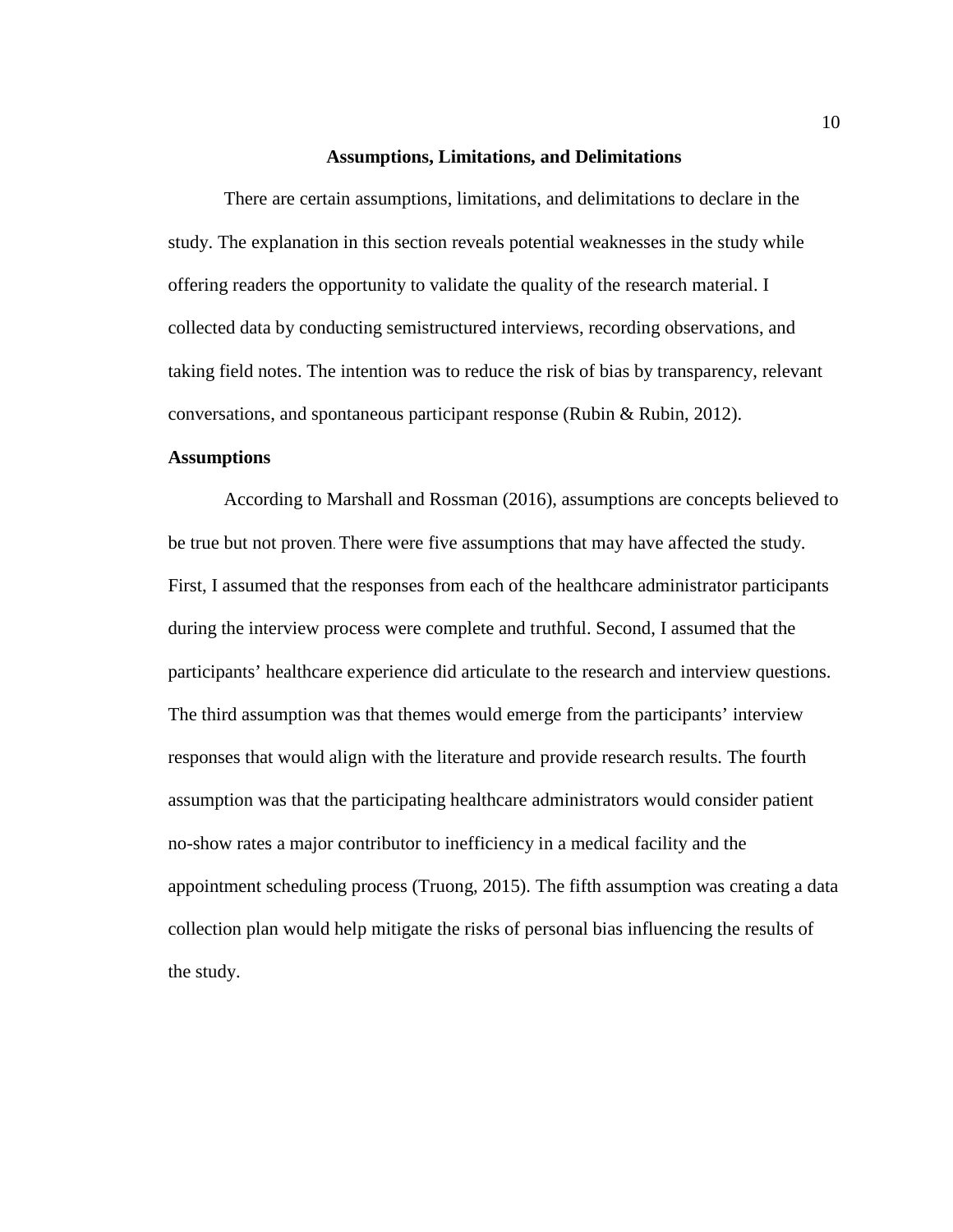## Assumptions, Limitations, and Delimitations

There are certain assumptions, limitations, and delimitations to declare in the study. The explanation in this section reveals potential weaknesses in the study while offering readers the opportunity to validate the quality of the research material. I collected data by conducting semistructured interviews, recording observations, and taking field notes. The intention was to reduce the risk of bias by transparency, relevant conversations, and spontaneous participant response (Rubin & Rubin, 2012).

### Assumptions

According to Marshall and Rossman (2016), assumptions are concepts believed to be true but not proven. There were five assumptions that may have affected the study. First, I assumed that the responses from each of the healthcare administrator participants during the interview process were complete and truthful. Second, I assumed that the participants' healthcare experience did articulate to the research and interview questions. The third assumption was that themes would emerge from the participants' interview responses that would align with the literature and provide research results. The fourth assumption was that the participating healthcare administrators would consider patient no-show rates a major contributor to inefficiency in a medical facility and the appointment scheduling process (Truong, 2015). The fifth assumption was creating a data collection plan would help mitigate the risks of personal bias influencing the results of the study.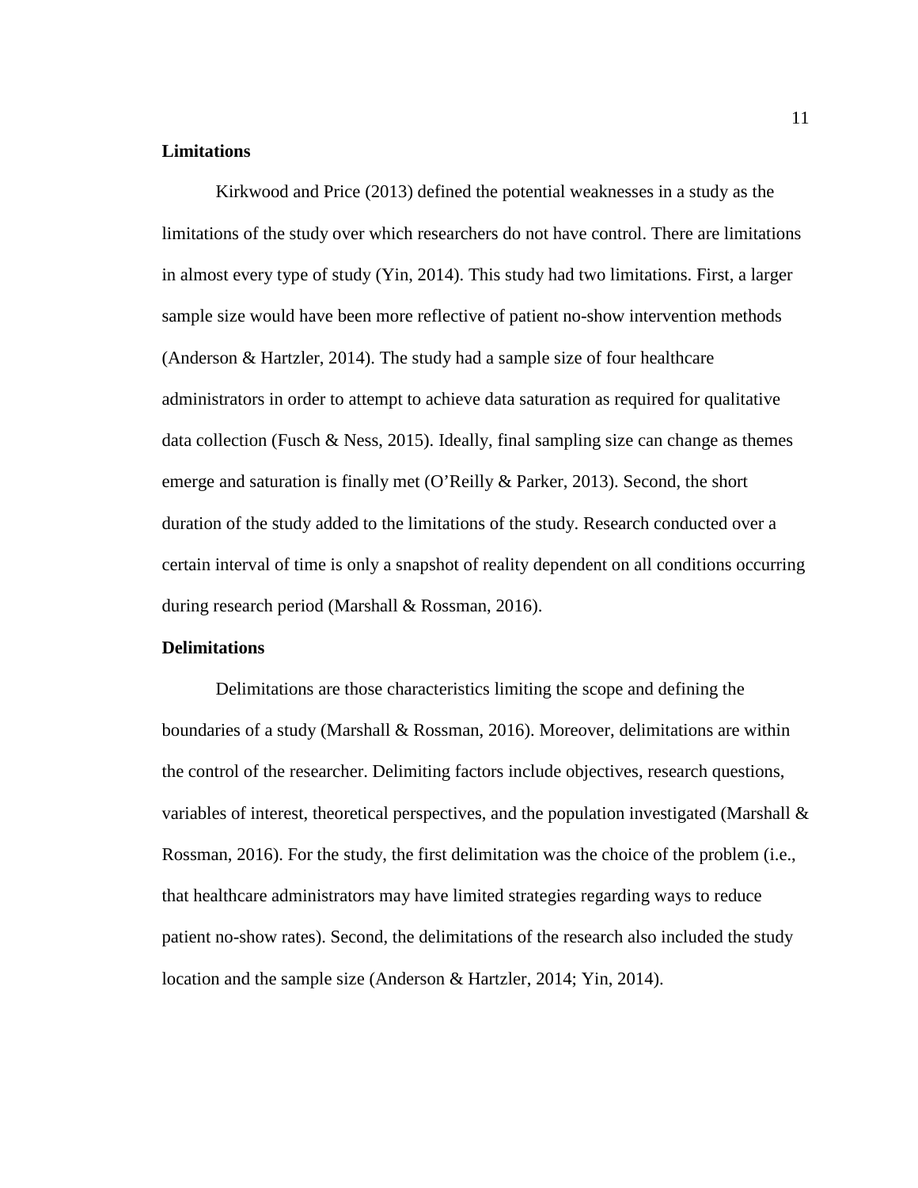### Limitations

Kirkwood and Price (2013) defined the potential weaknesses in a study as the limitations of the study over which researchers do not have control. There are limitations in almost every type of study (Yin, 2014). This study had two limitations. First, a larger sample size would have been more reflective of patient no-show intervention methods (Anderson & Hartzler, 2014). The study had a sample size of four healthcare administrators in order to attempt to achieve data saturation as required for qualitative data collection (Fusch & Ness, 2015). Ideally, final sampling size can change as themes emerge and saturation is finally met (O'Reilly & Parker, 2013). Second, the short duration of the study added to the limitations of the study. Research conducted over a certain interval of time is only a snapshot of reality dependent on all conditions occurring during research period (Marshall & Rossman, 2016).

### Delimitations

Delimitations are those characteristics limiting the scope and defining the boundaries of a study (Marshall & Rossman, 2016). Moreover, delimitations are within the control of the researcher. Delimiting factors include objectives, research questions, variables of interest, theoretical perspectives, and the population investigated (Marshall & Rossman, 2016). For the study, the first delimitation was the choice of the problem (i.e., that healthcare administrators may have limited strategies regarding ways to reduce patient no-show rates). Second, the delimitations of the research also included the study location and the sample size (Anderson & Hartzler, 2014; Yin, 2014).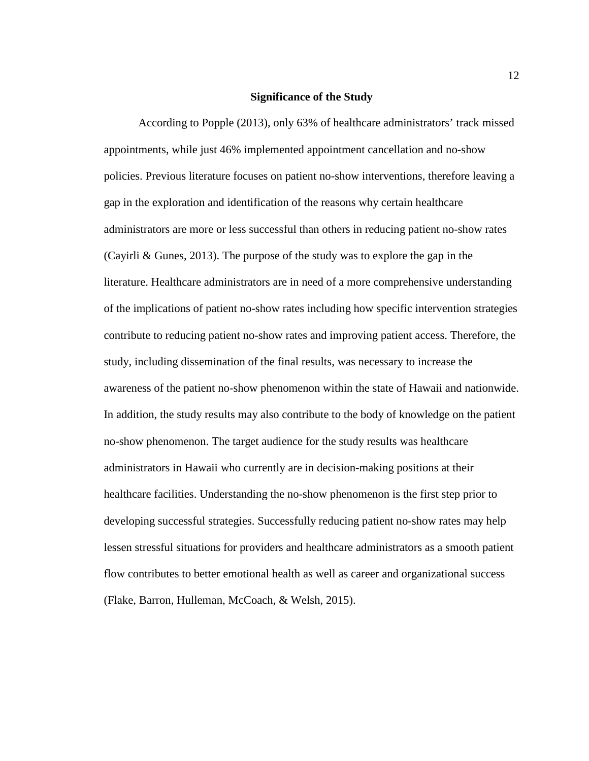## Significance of the Study

According to Popple (2013), only 63% of healthcare administrators' track missed appointments, while just 46% implemented appointment cancellation and no-show policies. Previous literature focuses on patient no-show interventions, therefore leaving a gap in the exploration and identification of the reasons why certain healthcare administrators are more or less successful than others in reducing patient no-show rates (Cayirli & Gunes, 2013). The purpose of the study was to explore the gap in the literature. Healthcare administrators are in need of a more comprehensive understanding of the implications of patient no-show rates including how specific intervention strategies contribute to reducing patient no-show rates and improving patient access. Therefore, the study, including dissemination of the final results, was necessary to increase the awareness of the patient no-show phenomenon within the state of Hawaii and nationwide. In addition, the study results may also contribute to the body of knowledge on the patient no-show phenomenon. The target audience for the study results was healthcare administrators in Hawaii who currently are in decision-making positions at their healthcare facilities. Understanding the no-show phenomenon is the first step prior to developing successful strategies. Successfully reducing patient no-show rates may help lessen stressful situations for providers and healthcare administrators as a smooth patient flow contributes to better emotional health as well as career and organizational success (Flake, Barron, Hulleman, McCoach, & Welsh, 2015).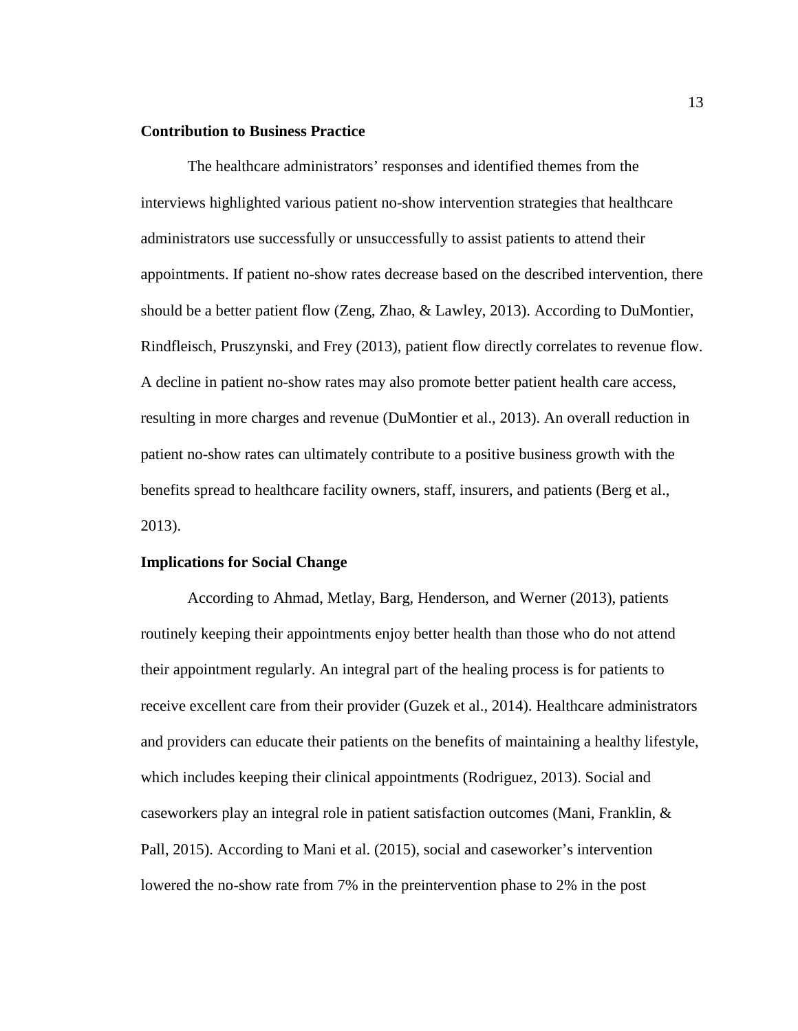### Contribution to Business Practice

The healthcare administrators' responses and identified themes from the interviews highlighted various patient no-show intervention strategies that healthcare administrators use successfully or unsuccessfully to assist patients to attend their appointments. If patient no-show rates decrease based on the described intervention, there should be a better patient flow (Zeng, Zhao, & Lawley, 2013). According to DuMontier, Rindfleisch, Pruszynski, and Frey (2013), patient flow directly correlates to revenue flow. A decline in patient no-show rates may also promote better patient health care access, resulting in more charges and revenue (DuMontier et al., 2013). An overall reduction in patient no-show rates can ultimately contribute to a positive business growth with the benefits spread to healthcare facility owners, staff, insurers, and patients (Berg et al., 2013).

### Implications for Social Change

According to Ahmad, Metlay, Barg, Henderson, and Werner (2013), patients routinely keeping their appointments enjoy better health than those who do not attend their appointment regularly. An integral part of the healing process is for patients to receive excellent care from their provider (Guzek et al., 2014). Healthcare administrators and providers can educate their patients on the benefits of maintaining a healthy lifestyle, which includes keeping their clinical appointments (Rodriguez, 2013). Social and caseworkers play an integral role in patient satisfaction outcomes (Mani, Franklin, & Pall, 2015). According to Mani et al. (2015), social and caseworker's intervention lowered the no-show rate from 7% in the preintervention phase to 2% in the post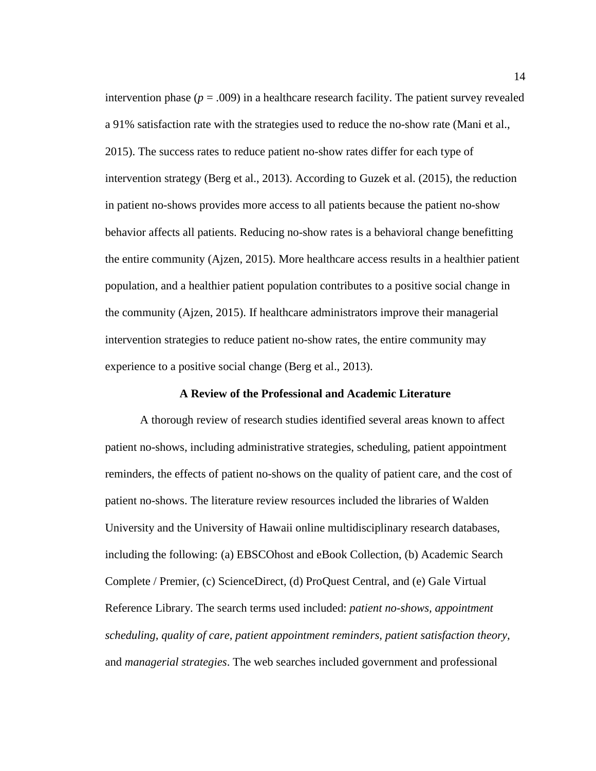intervention phase ($p = .009$) in a healthcare research facility. The patient survey revealed a 91% satisfaction rate with the strategies used to reduce the no-show rate (Mani et al., 2015). The success rates to reduce patient no-show rates differ for each type of intervention strategy (Berg et al., 2013). According to Guzek et al. (2015), the reduction in patient no-shows provides more access to all patients because the patient no-show behavior affects all patients. Reducing no-show rates is a behavioral change benefitting the entire community (Ajzen, 2015). More healthcare access results in a healthier patient population, and a healthier patient population contributes to a positive social change in the community (Ajzen, 2015). If healthcare administrators improve their managerial intervention strategies to reduce patient no-show rates, the entire community may experience to a positive social change (Berg et al., 2013).

## A Review of the Professional and Academic Literature

A thorough review of research studies identified several areas known to affect patient no-shows, including administrative strategies, scheduling, patient appointment reminders, the effects of patient no-shows on the quality of patient care, and the cost of patient no-shows. The literature review resources included the libraries of Walden University and the University of Hawaii online multidisciplinary research databases, including the following: (a) EBSCOhost and eBook Collection, (b) Academic Search Complete / Premier, (c) ScienceDirect, (d) ProQuest Central, and (e) Gale Virtual Reference Library. The search terms used included: *patient no-shows, appointment scheduling, quality of care, patient appointment reminders, patient satisfaction theory,* and *managerial strategies*. The web searches included government and professional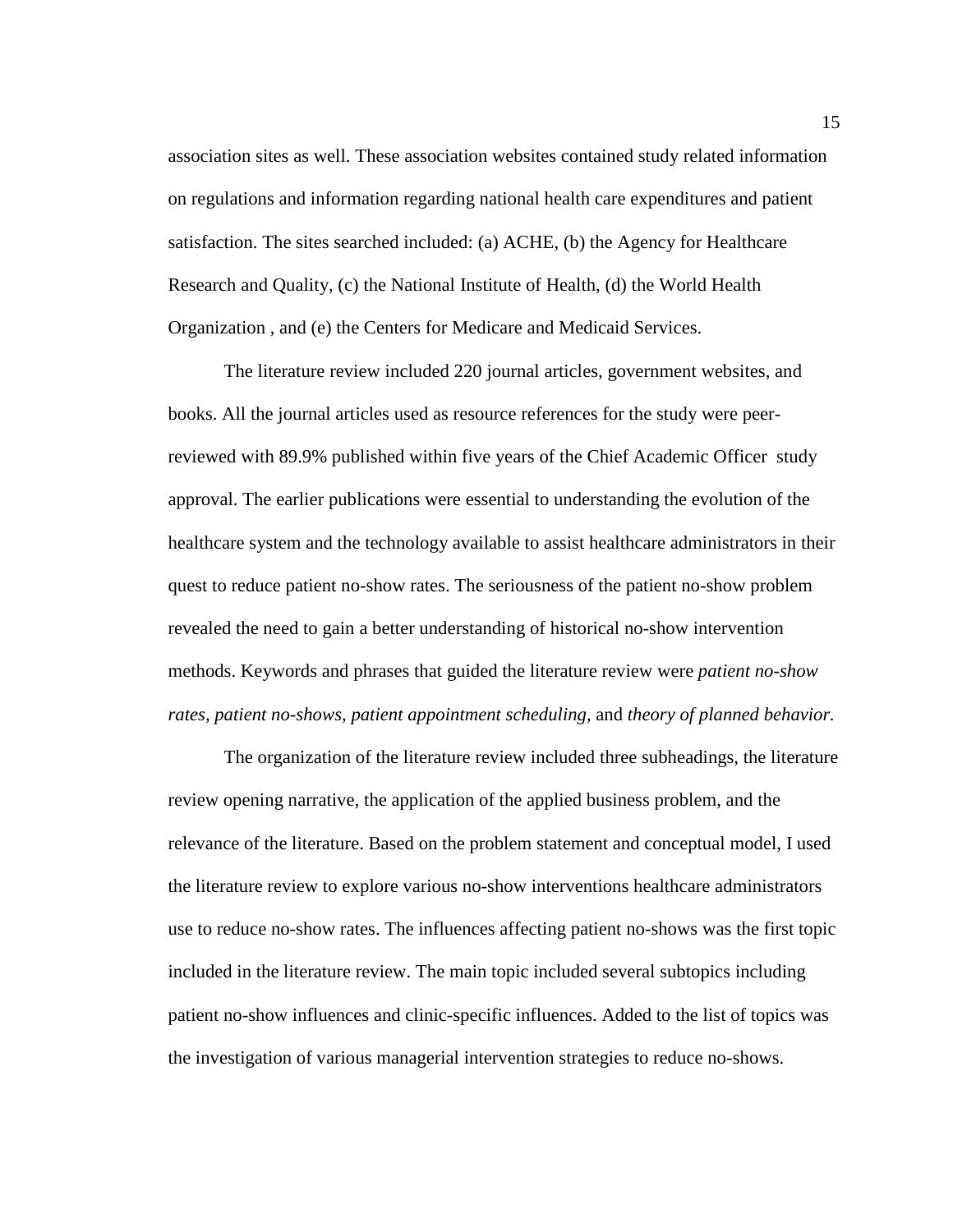association sites as well. These association websites contained study related information on regulations and information regarding national health care expenditures and patient satisfaction. The sites searched included: (a) ACHE, (b) the Agency for Healthcare Research and Quality, (c) the National Institute of Health, (d) the World Health Organization , and (e) the Centers for Medicare and Medicaid Services.

The literature review included 220 journal articles, government websites, and books. All the journal articles used as resource references for the study were peer-reviewed with 89.9% published within five years of the Chief Academic Officer study approval. The earlier publications were essential to understanding the evolution of the healthcare system and the technology available to assist healthcare administrators in their quest to reduce patient no-show rates. The seriousness of the patient no-show problem revealed the need to gain a better understanding of historical no-show intervention methods. Keywords and phrases that guided the literature review were *patient no-show rates, patient no-shows, patient appointment scheduling,* and *theory of planned behavior.*

The organization of the literature review included three subheadings, the literature review opening narrative, the application of the applied business problem, and the relevance of the literature. Based on the problem statement and conceptual model, I used the literature review to explore various no-show interventions healthcare administrators use to reduce no-show rates. The influences affecting patient no-shows was the first topic included in the literature review. The main topic included several subtopics including patient no-show influences and clinic-specific influences. Added to the list of topics was the investigation of various managerial intervention strategies to reduce no-shows.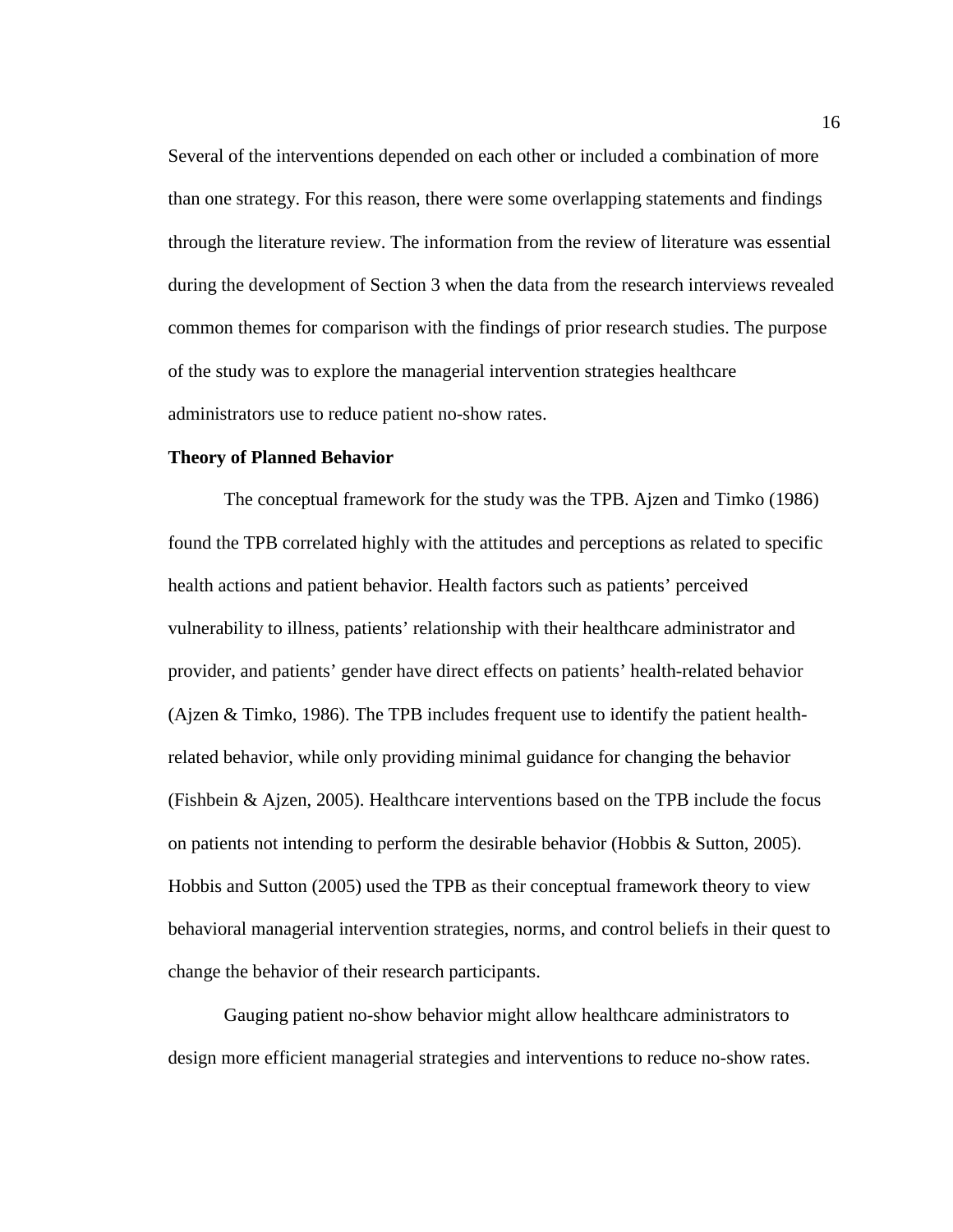Several of the interventions depended on each other or included a combination of more than one strategy. For this reason, there were some overlapping statements and findings through the literature review. The information from the review of literature was essential during the development of Section 3 when the data from the research interviews revealed common themes for comparison with the findings of prior research studies. The purpose of the study was to explore the managerial intervention strategies healthcare administrators use to reduce patient no-show rates.

**Theory of Planned Behavior**

The conceptual framework for the study was the TPB. Ajzen and Timko (1986) found the TPB correlated highly with the attitudes and perceptions as related to specific health actions and patient behavior. Health factors such as patients' perceived vulnerability to illness, patients' relationship with their healthcare administrator and provider, and patients' gender have direct effects on patients' health-related behavior (Ajzen & Timko, 1986). The TPB includes frequent use to identify the patient health-related behavior, while only providing minimal guidance for changing the behavior (Fishbein & Ajzen, 2005). Healthcare interventions based on the TPB include the focus on patients not intending to perform the desirable behavior (Hobbis & Sutton, 2005). Hobbis and Sutton (2005) used the TPB as their conceptual framework theory to view behavioral managerial intervention strategies, norms, and control beliefs in their quest to change the behavior of their research participants.

Gauging patient no-show behavior might allow healthcare administrators to design more efficient managerial strategies and interventions to reduce no-show rates.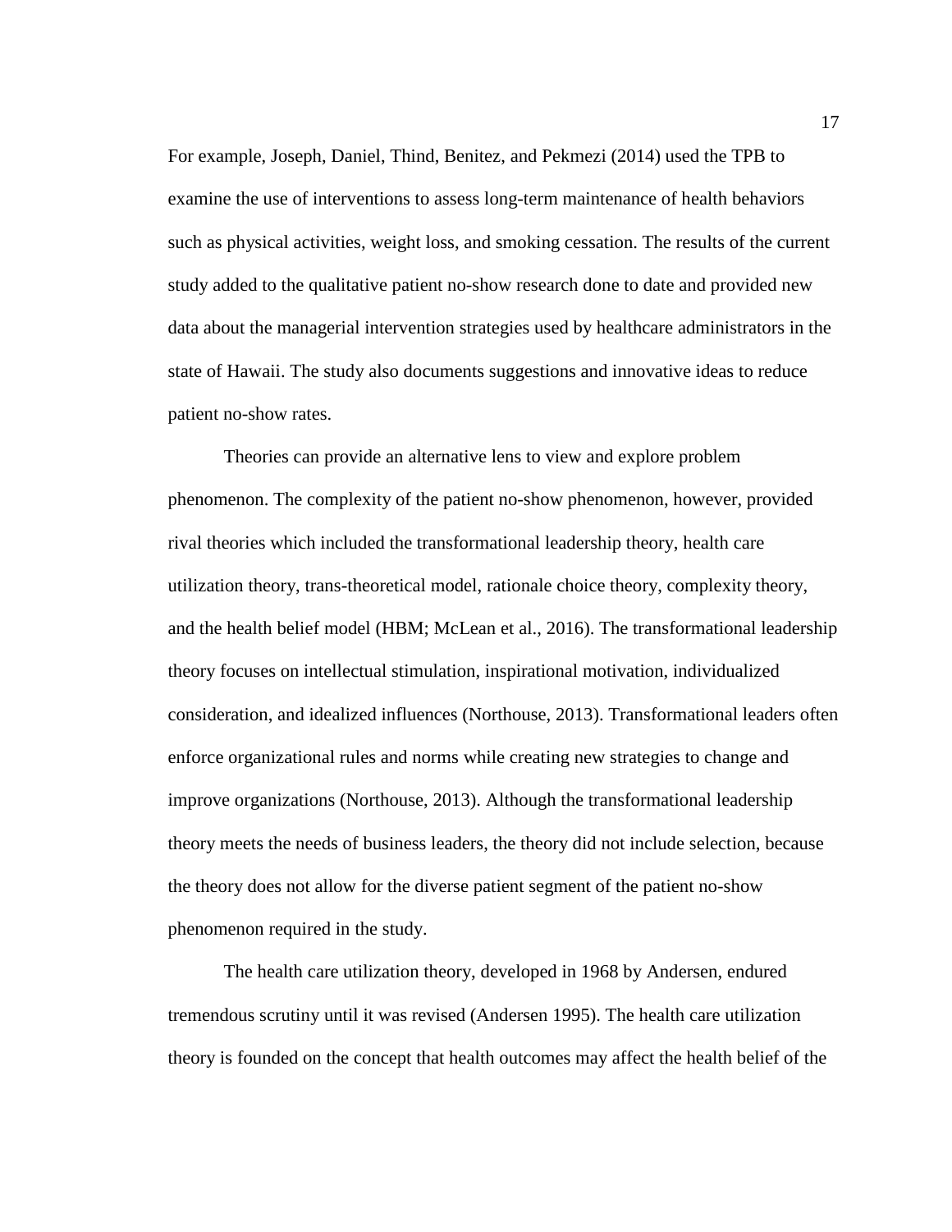For example, Joseph, Daniel, Thind, Benitez, and Pekmezi (2014) used the TPB to examine the use of interventions to assess long-term maintenance of health behaviors such as physical activities, weight loss, and smoking cessation. The results of the current study added to the qualitative patient no-show research done to date and provided new data about the managerial intervention strategies used by healthcare administrators in the state of Hawaii. The study also documents suggestions and innovative ideas to reduce patient no-show rates.

Theories can provide an alternative lens to view and explore problem phenomenon. The complexity of the patient no-show phenomenon, however, provided rival theories which included the transformational leadership theory, health care utilization theory, trans-theoretical model, rationale choice theory, complexity theory, and the health belief model (HBM; McLean et al., 2016). The transformational leadership theory focuses on intellectual stimulation, inspirational motivation, individualized consideration, and idealized influences (Northouse, 2013). Transformational leaders often enforce organizational rules and norms while creating new strategies to change and improve organizations (Northouse, 2013). Although the transformational leadership theory meets the needs of business leaders, the theory did not include selection, because the theory does not allow for the diverse patient segment of the patient no-show phenomenon required in the study.

The health care utilization theory, developed in 1968 by Andersen, endured tremendous scrutiny until it was revised (Andersen 1995). The health care utilization theory is founded on the concept that health outcomes may affect the health belief of the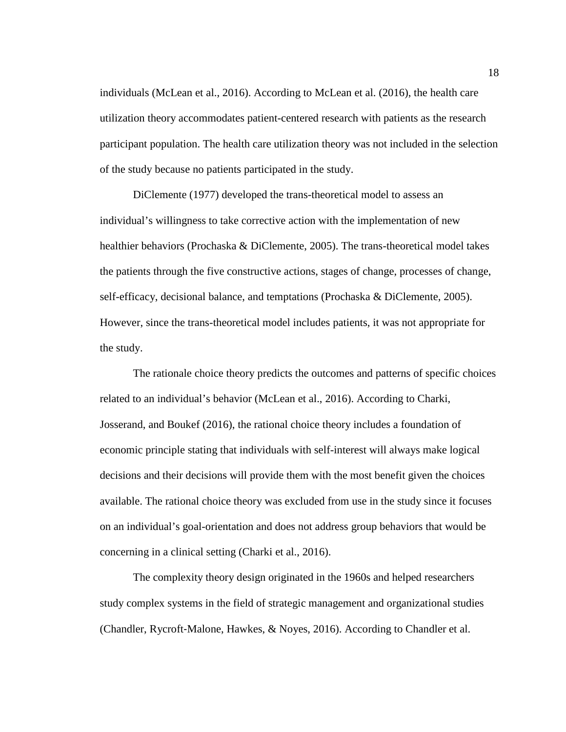individuals (McLean et al., 2016). According to McLean et al. (2016), the health care utilization theory accommodates patient-centered research with patients as the research participant population. The health care utilization theory was not included in the selection of the study because no patients participated in the study.

DiClemente (1977) developed the trans-theoretical model to assess an individual's willingness to take corrective action with the implementation of new healthier behaviors (Prochaska & DiClemente, 2005). The trans-theoretical model takes the patients through the five constructive actions, stages of change, processes of change, self-efficacy, decisional balance, and temptations (Prochaska & DiClemente, 2005). However, since the trans-theoretical model includes patients, it was not appropriate for the study.

The rationale choice theory predicts the outcomes and patterns of specific choices related to an individual's behavior (McLean et al., 2016). According to Charki, Josserand, and Boukef (2016), the rational choice theory includes a foundation of economic principle stating that individuals with self-interest will always make logical decisions and their decisions will provide them with the most benefit given the choices available. The rational choice theory was excluded from use in the study since it focuses on an individual's goal-orientation and does not address group behaviors that would be concerning in a clinical setting (Charki et al., 2016).

The complexity theory design originated in the 1960s and helped researchers study complex systems in the field of strategic management and organizational studies (Chandler, Rycroft-Malone, Hawkes, & Noyes, 2016). According to Chandler et al.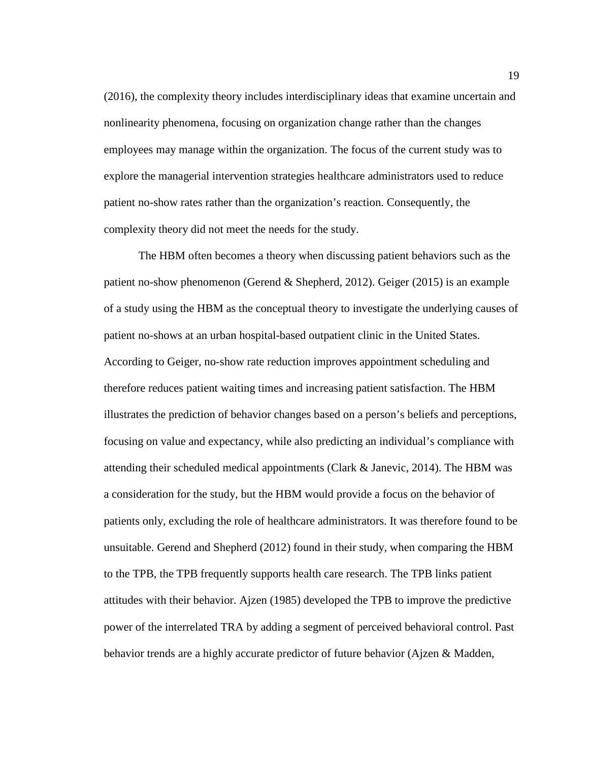(2016), the complexity theory includes interdisciplinary ideas that examine uncertain and nonlinearity phenomena, focusing on organization change rather than the changes employees may manage within the organization. The focus of the current study was to explore the managerial intervention strategies healthcare administrators used to reduce patient no-show rates rather than the organization's reaction. Consequently, the complexity theory did not meet the needs for the study.

The HBM often becomes a theory when discussing patient behaviors such as the patient no-show phenomenon (Gerend & Shepherd, 2012). Geiger (2015) is an example of a study using the HBM as the conceptual theory to investigate the underlying causes of patient no-shows at an urban hospital-based outpatient clinic in the United States. According to Geiger, no-show rate reduction improves appointment scheduling and therefore reduces patient waiting times and increasing patient satisfaction. The HBM illustrates the prediction of behavior changes based on a person's beliefs and perceptions, focusing on value and expectancy, while also predicting an individual's compliance with attending their scheduled medical appointments (Clark & Janevic, 2014). The HBM was a consideration for the study, but the HBM would provide a focus on the behavior of patients only, excluding the role of healthcare administrators. It was therefore found to be unsuitable. Gerend and Shepherd (2012) found in their study, when comparing the HBM to the TPB, the TPB frequently supports health care research. The TPB links patient attitudes with their behavior. Ajzen (1985) developed the TPB to improve the predictive power of the interrelated TRA by adding a segment of perceived behavioral control. Past behavior trends are a highly accurate predictor of future behavior (Ajzen & Madden,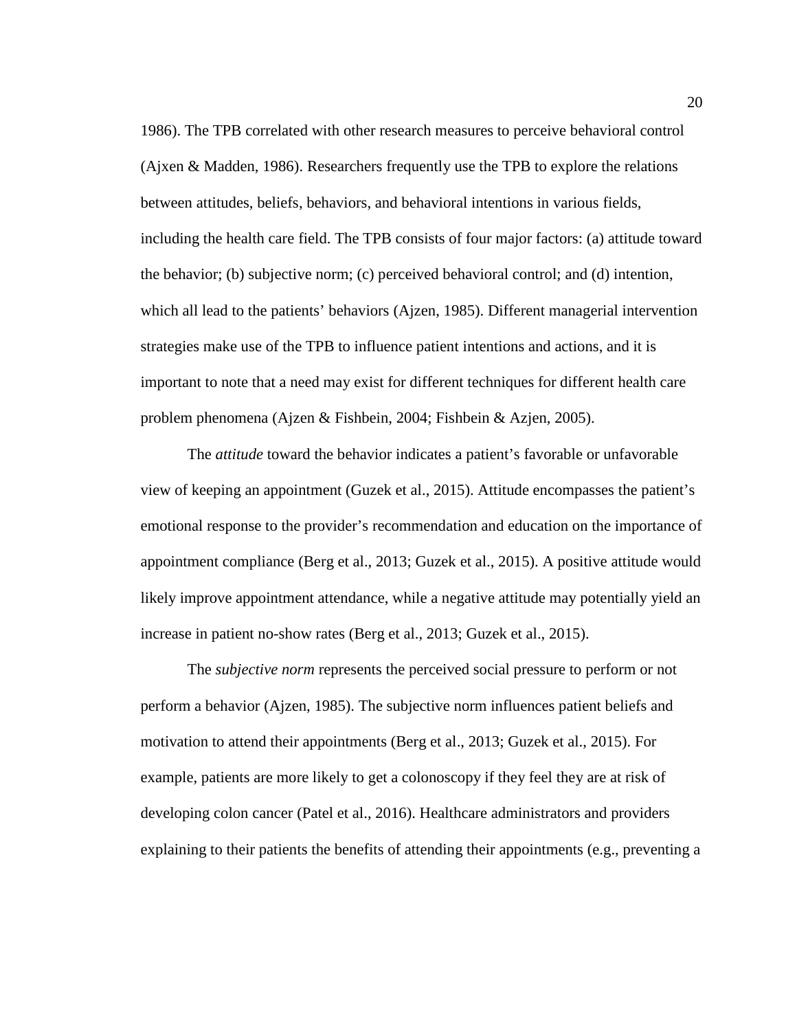1986). The TPB correlated with other research measures to perceive behavioral control (Ajxen & Madden, 1986). Researchers frequently use the TPB to explore the relations between attitudes, beliefs, behaviors, and behavioral intentions in various fields, including the health care field. The TPB consists of four major factors: (a) attitude toward the behavior; (b) subjective norm; (c) perceived behavioral control; and (d) intention, which all lead to the patients' behaviors (Ajzen, 1985). Different managerial intervention strategies make use of the TPB to influence patient intentions and actions, and it is important to note that a need may exist for different techniques for different health care problem phenomena (Ajzen & Fishbein, 2004; Fishbein & Azjen, 2005).

The *attitude* toward the behavior indicates a patient's favorable or unfavorable view of keeping an appointment (Guzek et al., 2015). Attitude encompasses the patient's emotional response to the provider's recommendation and education on the importance of appointment compliance (Berg et al., 2013; Guzek et al., 2015). A positive attitude would likely improve appointment attendance, while a negative attitude may potentially yield an increase in patient no-show rates (Berg et al., 2013; Guzek et al., 2015).

The *subjective norm* represents the perceived social pressure to perform or not perform a behavior (Ajzen, 1985). The subjective norm influences patient beliefs and motivation to attend their appointments (Berg et al., 2013; Guzek et al., 2015). For example, patients are more likely to get a colonoscopy if they feel they are at risk of developing colon cancer (Patel et al., 2016). Healthcare administrators and providers explaining to their patients the benefits of attending their appointments (e.g., preventing a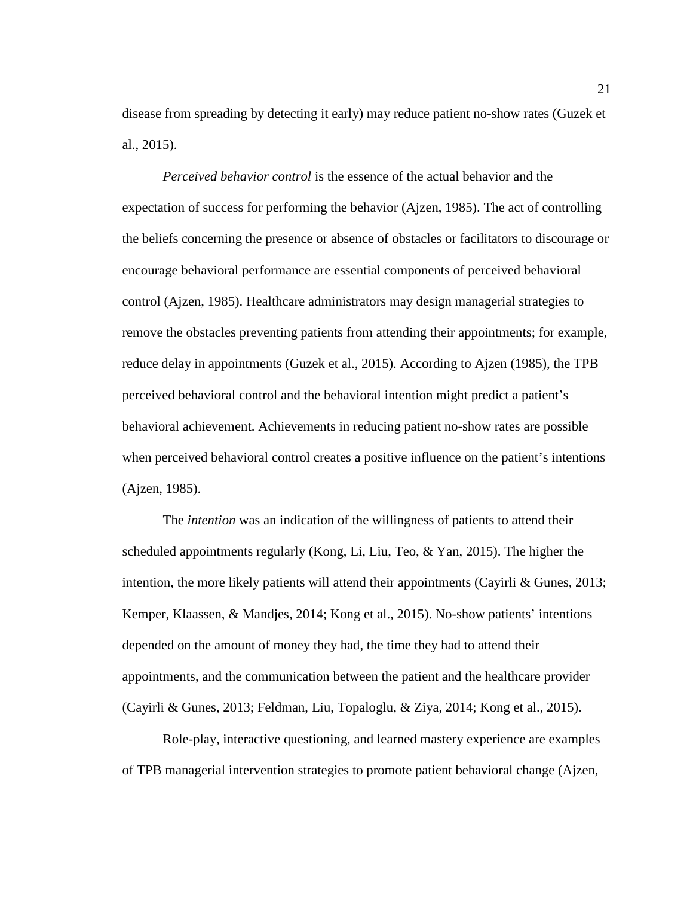disease from spreading by detecting it early) may reduce patient no-show rates (Guzek et al., 2015).

*Perceived behavior control* is the essence of the actual behavior and the expectation of success for performing the behavior (Ajzen, 1985). The act of controlling the beliefs concerning the presence or absence of obstacles or facilitators to discourage or encourage behavioral performance are essential components of perceived behavioral control (Ajzen, 1985). Healthcare administrators may design managerial strategies to remove the obstacles preventing patients from attending their appointments; for example, reduce delay in appointments (Guzek et al., 2015). According to Ajzen (1985), the TPB perceived behavioral control and the behavioral intention might predict a patient's behavioral achievement. Achievements in reducing patient no-show rates are possible when perceived behavioral control creates a positive influence on the patient's intentions (Ajzen, 1985).

The *intention* was an indication of the willingness of patients to attend their scheduled appointments regularly (Kong, Li, Liu, Teo, & Yan, 2015). The higher the intention, the more likely patients will attend their appointments (Cayirli & Gunes, 2013; Kemper, Klaassen, & Mandjes, 2014; Kong et al., 2015). No-show patients' intentions depended on the amount of money they had, the time they had to attend their appointments, and the communication between the patient and the healthcare provider (Cayirli & Gunes, 2013; Feldman, Liu, Topaloglu, & Ziya, 2014; Kong et al., 2015).

Role-play, interactive questioning, and learned mastery experience are examples of TPB managerial intervention strategies to promote patient behavioral change (Ajzen,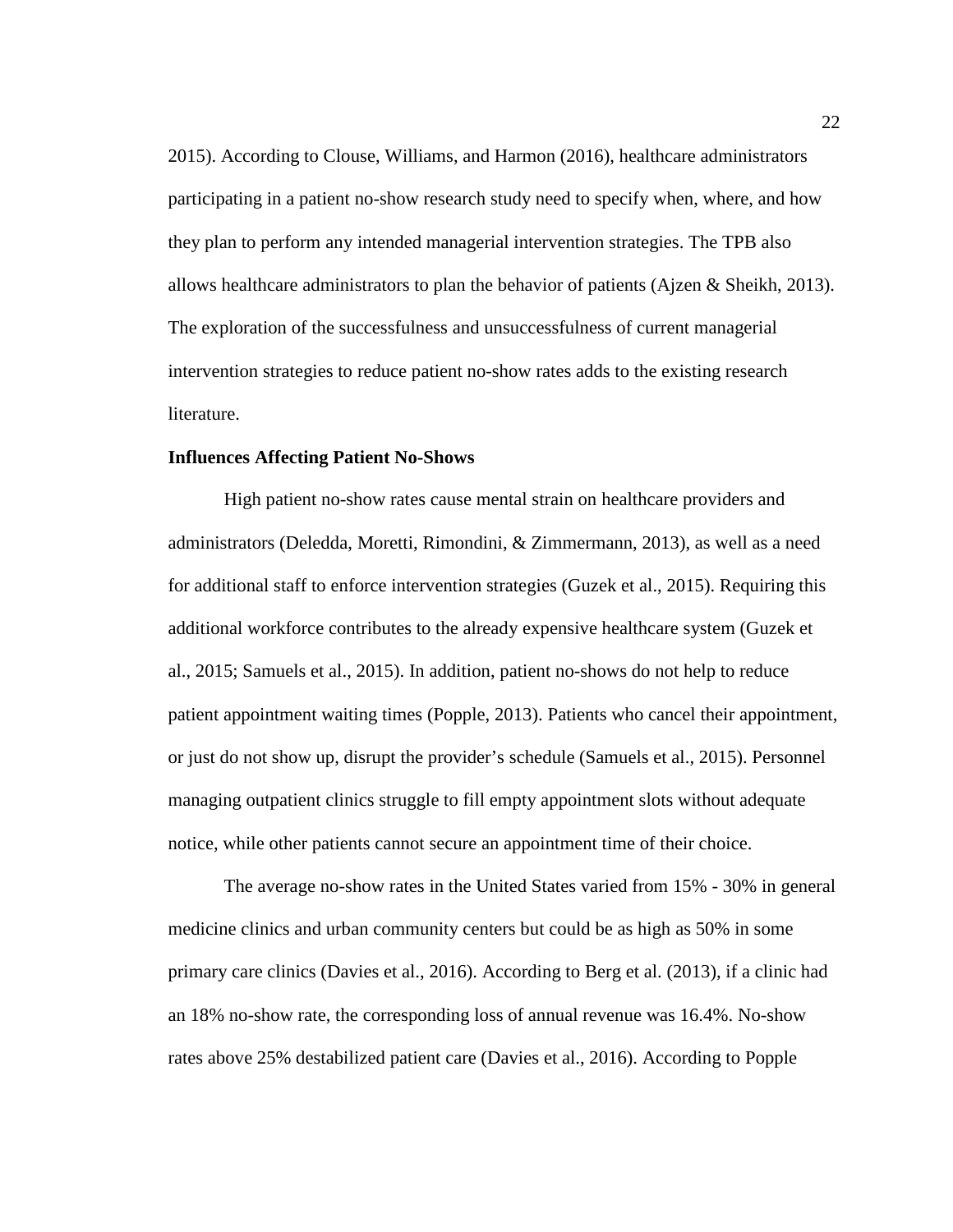2015). According to Clouse, Williams, and Harmon (2016), healthcare administrators participating in a patient no-show research study need to specify when, where, and how they plan to perform any intended managerial intervention strategies. The TPB also allows healthcare administrators to plan the behavior of patients (Ajzen & Sheikh, 2013). The exploration of the successfulness and unsuccessfulness of current managerial intervention strategies to reduce patient no-show rates adds to the existing research literature.

**Influences Affecting Patient No-Shows**

High patient no-show rates cause mental strain on healthcare providers and administrators (Deledda, Moretti, Rimondini, & Zimmermann, 2013), as well as a need for additional staff to enforce intervention strategies (Guzek et al., 2015). Requiring this additional workforce contributes to the already expensive healthcare system (Guzek et al., 2015; Samuels et al., 2015). In addition, patient no-shows do not help to reduce patient appointment waiting times (Popple, 2013). Patients who cancel their appointment, or just do not show up, disrupt the provider's schedule (Samuels et al., 2015). Personnel managing outpatient clinics struggle to fill empty appointment slots without adequate notice, while other patients cannot secure an appointment time of their choice.

The average no-show rates in the United States varied from 15% - 30% in general medicine clinics and urban community centers but could be as high as 50% in some primary care clinics (Davies et al., 2016). According to Berg et al. (2013), if a clinic had an 18% no-show rate, the corresponding loss of annual revenue was 16.4%. No-show rates above 25% destabilized patient care (Davies et al., 2016). According to Popple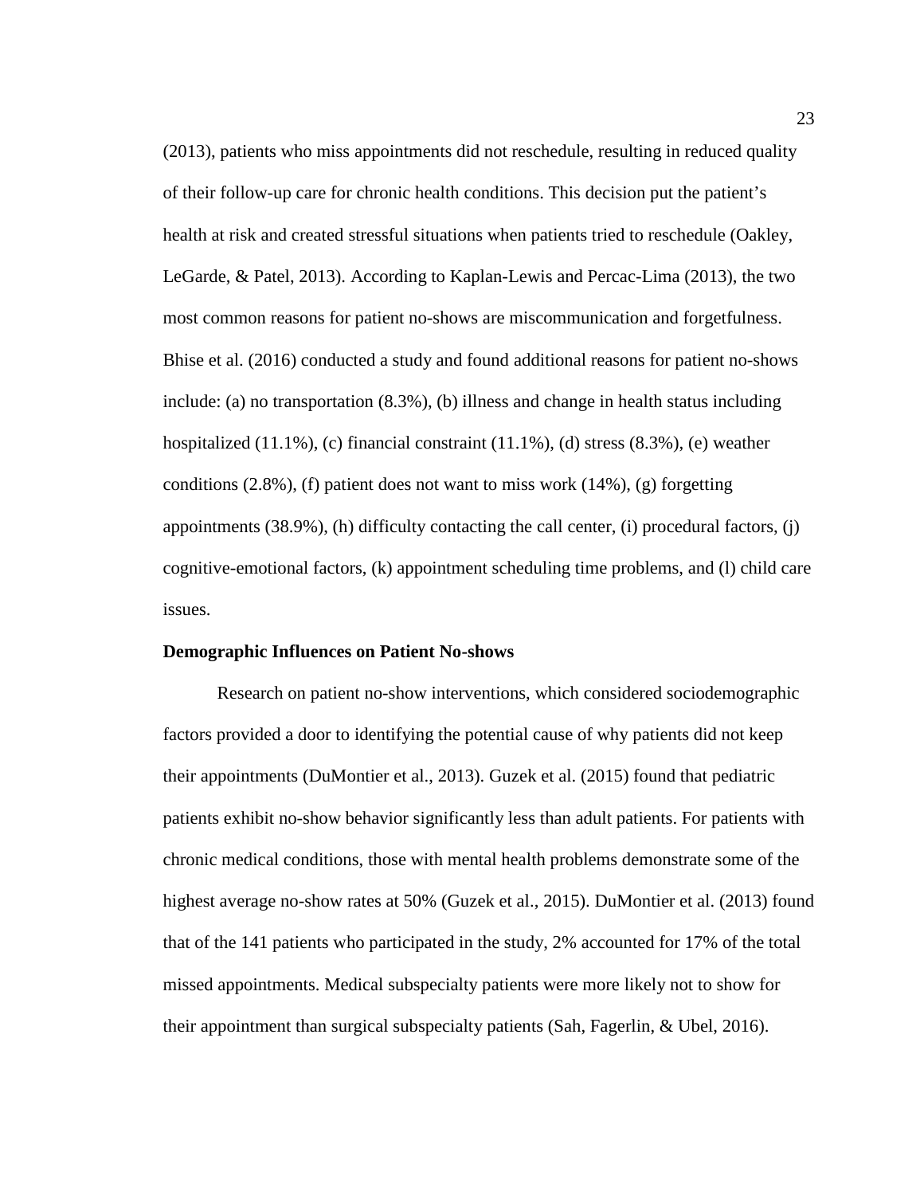(2013), patients who miss appointments did not reschedule, resulting in reduced quality of their follow-up care for chronic health conditions. This decision put the patient's health at risk and created stressful situations when patients tried to reschedule (Oakley, LeGarde, & Patel, 2013). According to Kaplan-Lewis and Percac-Lima (2013), the two most common reasons for patient no-shows are miscommunication and forgetfulness. Bhise et al. (2016) conducted a study and found additional reasons for patient no-shows include: (a) no transportation (8.3%), (b) illness and change in health status including hospitalized (11.1%), (c) financial constraint (11.1%), (d) stress (8.3%), (e) weather conditions (2.8%), (f) patient does not want to miss work (14%), (g) forgetting appointments (38.9%), (h) difficulty contacting the call center, (i) procedural factors, (j) cognitive-emotional factors, (k) appointment scheduling time problems, and (l) child care issues.

**Demographic Influences on Patient No-shows**

Research on patient no-show interventions, which considered sociodemographic factors provided a door to identifying the potential cause of why patients did not keep their appointments (DuMontier et al., 2013). Guzek et al. (2015) found that pediatric patients exhibit no-show behavior significantly less than adult patients. For patients with chronic medical conditions, those with mental health problems demonstrate some of the highest average no-show rates at 50% (Guzek et al., 2015). DuMontier et al. (2013) found that of the 141 patients who participated in the study, 2% accounted for 17% of the total missed appointments. Medical subspecialty patients were more likely not to show for their appointment than surgical subspecialty patients (Sah, Fagerlin, & Ubel, 2016).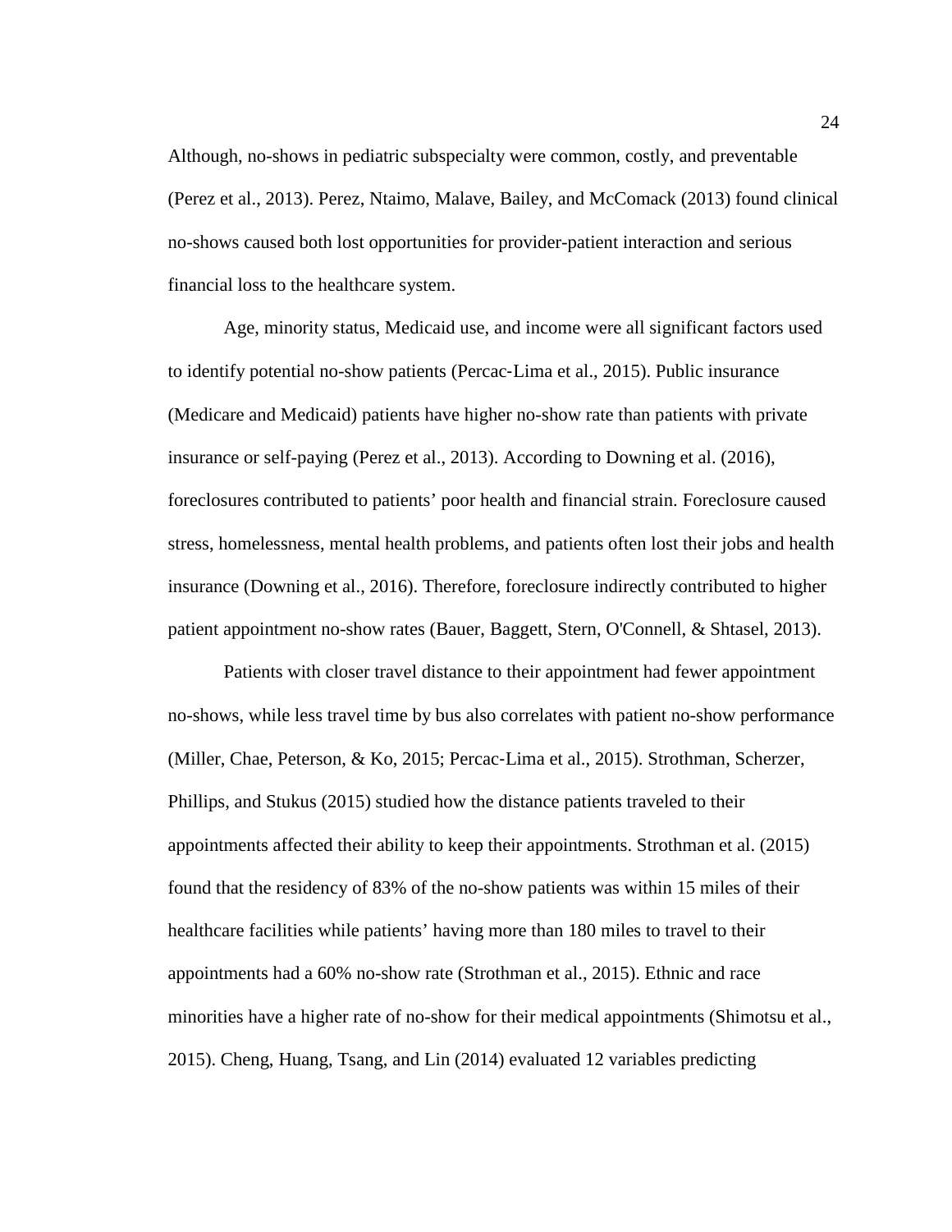Although, no-shows in pediatric subspecialty were common, costly, and preventable (Perez et al., 2013). Perez, Ntaimo, Malave, Bailey, and McComack (2013) found clinical no-shows caused both lost opportunities for provider-patient interaction and serious financial loss to the healthcare system.

Age, minority status, Medicaid use, and income were all significant factors used to identify potential no-show patients (Percac-Lima et al., 2015). Public insurance (Medicare and Medicaid) patients have higher no-show rate than patients with private insurance or self-paying (Perez et al., 2013). According to Downing et al. (2016), foreclosures contributed to patients' poor health and financial strain. Foreclosure caused stress, homelessness, mental health problems, and patients often lost their jobs and health insurance (Downing et al., 2016). Therefore, foreclosure indirectly contributed to higher patient appointment no-show rates (Bauer, Baggett, Stern, O'Connell, & Shtasel, 2013).

Patients with closer travel distance to their appointment had fewer appointment no-shows, while less travel time by bus also correlates with patient no-show performance (Miller, Chae, Peterson, & Ko, 2015; Percac-Lima et al., 2015). Strothman, Scherzer, Phillips, and Stukus (2015) studied how the distance patients traveled to their appointments affected their ability to keep their appointments. Strothman et al. (2015) found that the residency of 83% of the no-show patients was within 15 miles of their healthcare facilities while patients' having more than 180 miles to travel to their appointments had a 60% no-show rate (Strothman et al., 2015). Ethnic and race minorities have a higher rate of no-show for their medical appointments (Shimotsu et al., 2015). Cheng, Huang, Tsang, and Lin (2014) evaluated 12 variables predicting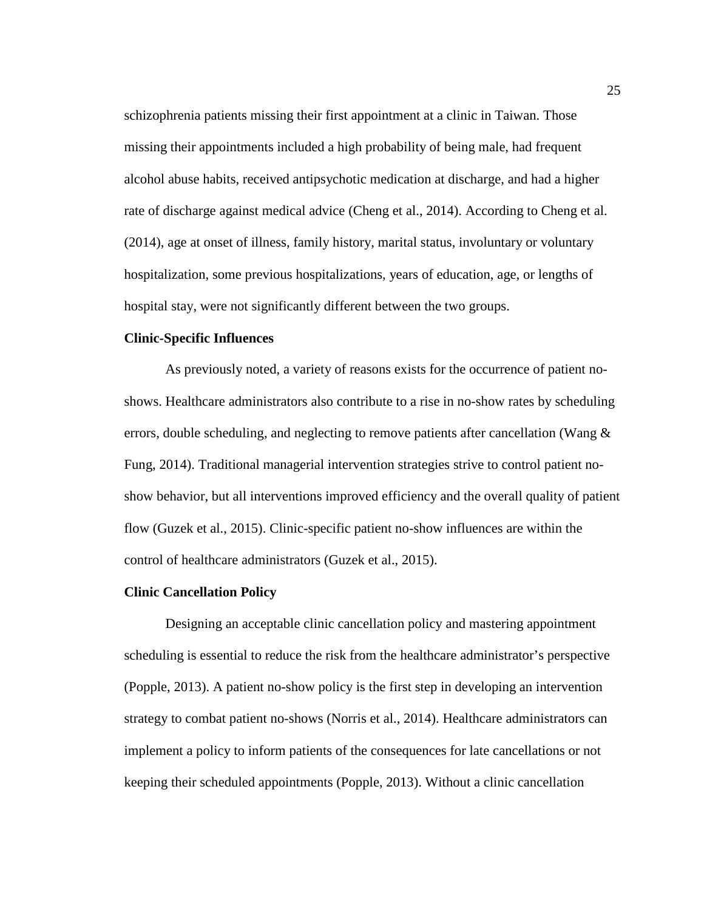schizophrenia patients missing their first appointment at a clinic in Taiwan. Those missing their appointments included a high probability of being male, had frequent alcohol abuse habits, received antipsychotic medication at discharge, and had a higher rate of discharge against medical advice (Cheng et al., 2014). According to Cheng et al. (2014), age at onset of illness, family history, marital status, involuntary or voluntary hospitalization, some previous hospitalizations, years of education, age, or lengths of hospital stay, were not significantly different between the two groups.

**Clinic-Specific Influences**

As previously noted, a variety of reasons exists for the occurrence of patient no-shows. Healthcare administrators also contribute to a rise in no-show rates by scheduling errors, double scheduling, and neglecting to remove patients after cancellation (Wang & Fung, 2014). Traditional managerial intervention strategies strive to control patient no-show behavior, but all interventions improved efficiency and the overall quality of patient flow (Guzek et al., 2015). Clinic-specific patient no-show influences are within the control of healthcare administrators (Guzek et al., 2015).

**Clinic Cancellation Policy**

Designing an acceptable clinic cancellation policy and mastering appointment scheduling is essential to reduce the risk from the healthcare administrator's perspective (Popple, 2013). A patient no-show policy is the first step in developing an intervention strategy to combat patient no-shows (Norris et al., 2014). Healthcare administrators can implement a policy to inform patients of the consequences for late cancellations or not keeping their scheduled appointments (Popple, 2013). Without a clinic cancellation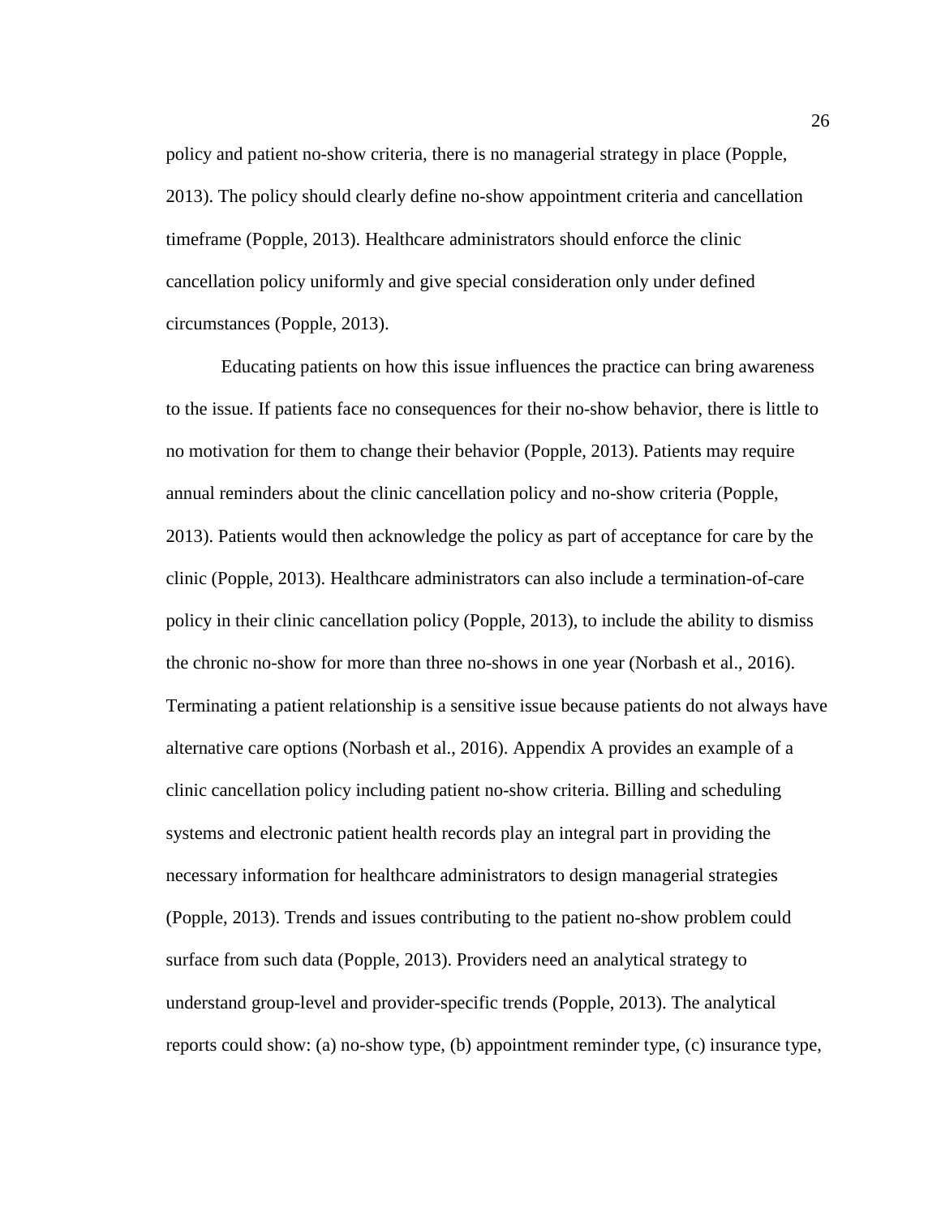policy and patient no-show criteria, there is no managerial strategy in place (Popple, 2013). The policy should clearly define no-show appointment criteria and cancellation timeframe (Popple, 2013). Healthcare administrators should enforce the clinic cancellation policy uniformly and give special consideration only under defined circumstances (Popple, 2013).

Educating patients on how this issue influences the practice can bring awareness to the issue. If patients face no consequences for their no-show behavior, there is little to no motivation for them to change their behavior (Popple, 2013). Patients may require annual reminders about the clinic cancellation policy and no-show criteria (Popple, 2013). Patients would then acknowledge the policy as part of acceptance for care by the clinic (Popple, 2013). Healthcare administrators can also include a termination-of-care policy in their clinic cancellation policy (Popple, 2013), to include the ability to dismiss the chronic no-show for more than three no-shows in one year (Norbash et al., 2016). Terminating a patient relationship is a sensitive issue because patients do not always have alternative care options (Norbash et al., 2016). Appendix A provides an example of a clinic cancellation policy including patient no-show criteria. Billing and scheduling systems and electronic patient health records play an integral part in providing the necessary information for healthcare administrators to design managerial strategies (Popple, 2013). Trends and issues contributing to the patient no-show problem could surface from such data (Popple, 2013). Providers need an analytical strategy to understand group-level and provider-specific trends (Popple, 2013). The analytical reports could show: (a) no-show type, (b) appointment reminder type, (c) insurance type,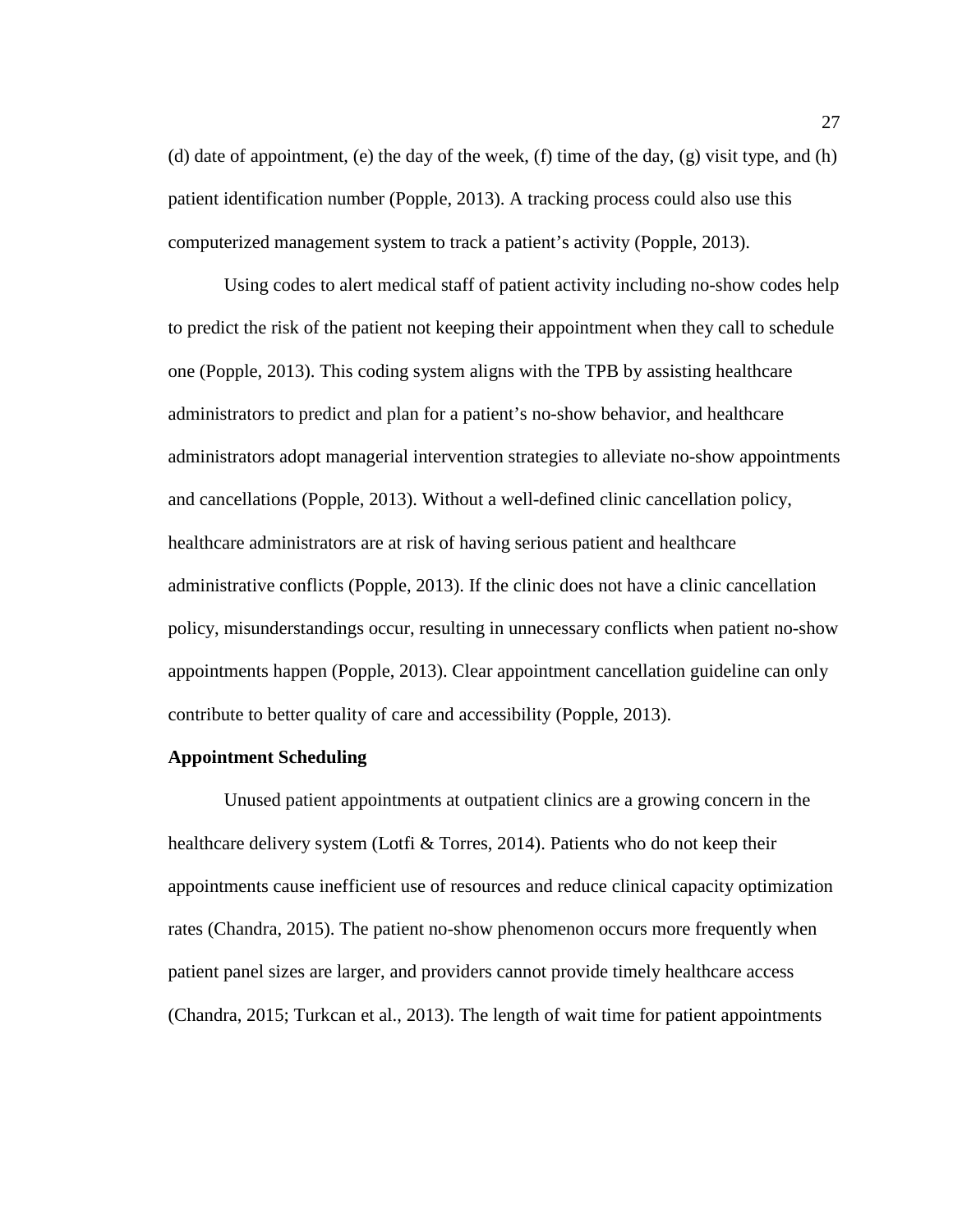(d) date of appointment, (e) the day of the week, (f) time of the day, (g) visit type, and (h) patient identification number (Popple, 2013). A tracking process could also use this computerized management system to track a patient's activity (Popple, 2013).

Using codes to alert medical staff of patient activity including no-show codes help to predict the risk of the patient not keeping their appointment when they call to schedule one (Popple, 2013). This coding system aligns with the TPB by assisting healthcare administrators to predict and plan for a patient's no-show behavior, and healthcare administrators adopt managerial intervention strategies to alleviate no-show appointments and cancellations (Popple, 2013). Without a well-defined clinic cancellation policy, healthcare administrators are at risk of having serious patient and healthcare administrative conflicts (Popple, 2013). If the clinic does not have a clinic cancellation policy, misunderstandings occur, resulting in unnecessary conflicts when patient no-show appointments happen (Popple, 2013). Clear appointment cancellation guideline can only contribute to better quality of care and accessibility (Popple, 2013).

**Appointment Scheduling**

Unused patient appointments at outpatient clinics are a growing concern in the healthcare delivery system (Lotfi & Torres, 2014). Patients who do not keep their appointments cause inefficient use of resources and reduce clinical capacity optimization rates (Chandra, 2015). The patient no-show phenomenon occurs more frequently when patient panel sizes are larger, and providers cannot provide timely healthcare access (Chandra, 2015; Turkcan et al., 2013). The length of wait time for patient appointments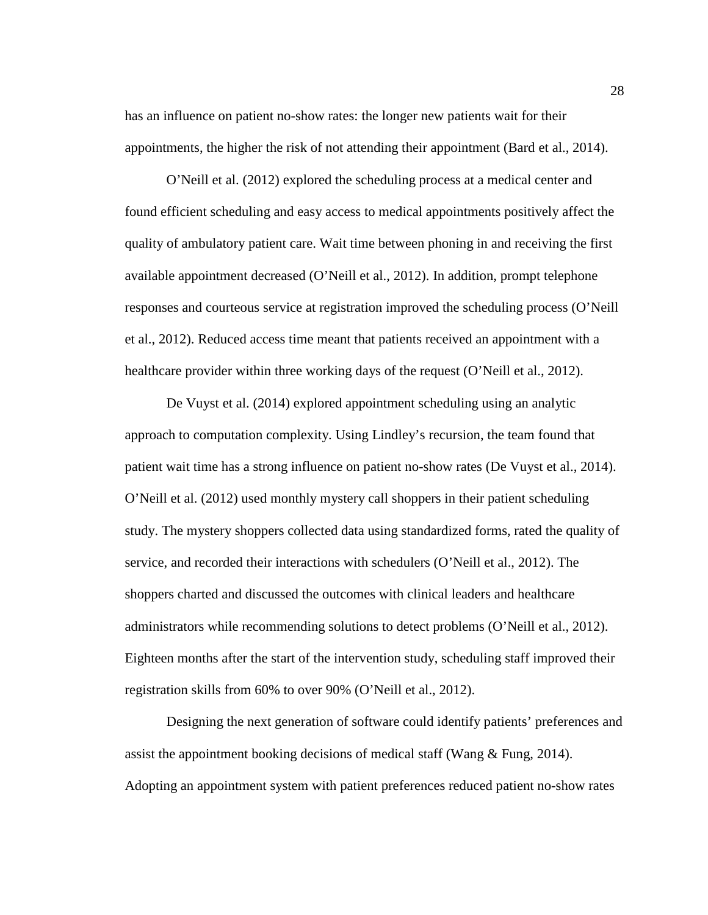has an influence on patient no-show rates: the longer new patients wait for their appointments, the higher the risk of not attending their appointment (Bard et al., 2014).

O'Neill et al. (2012) explored the scheduling process at a medical center and found efficient scheduling and easy access to medical appointments positively affect the quality of ambulatory patient care. Wait time between phoning in and receiving the first available appointment decreased (O'Neill et al., 2012). In addition, prompt telephone responses and courteous service at registration improved the scheduling process (O'Neill et al., 2012). Reduced access time meant that patients received an appointment with a healthcare provider within three working days of the request (O'Neill et al., 2012).

De Vuyst et al. (2014) explored appointment scheduling using an analytic approach to computation complexity. Using Lindley's recursion, the team found that patient wait time has a strong influence on patient no-show rates (De Vuyst et al., 2014). O'Neill et al. (2012) used monthly mystery call shoppers in their patient scheduling study. The mystery shoppers collected data using standardized forms, rated the quality of service, and recorded their interactions with schedulers (O'Neill et al., 2012). The shoppers charted and discussed the outcomes with clinical leaders and healthcare administrators while recommending solutions to detect problems (O'Neill et al., 2012). Eighteen months after the start of the intervention study, scheduling staff improved their registration skills from 60% to over 90% (O'Neill et al., 2012).

Designing the next generation of software could identify patients' preferences and assist the appointment booking decisions of medical staff (Wang & Fung, 2014). Adopting an appointment system with patient preferences reduced patient no-show rates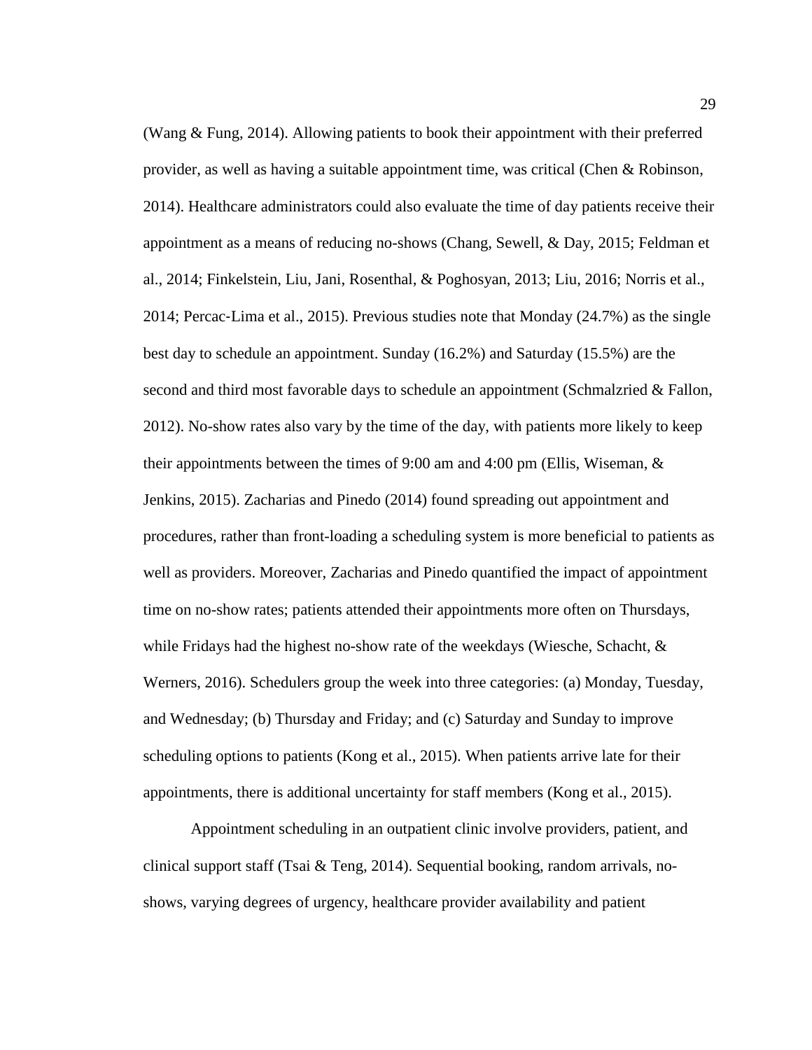(Wang & Fung, 2014). Allowing patients to book their appointment with their preferred provider, as well as having a suitable appointment time, was critical (Chen & Robinson, 2014). Healthcare administrators could also evaluate the time of day patients receive their appointment as a means of reducing no-shows (Chang, Sewell, & Day, 2015; Feldman et al., 2014; Finkelstein, Liu, Jani, Rosenthal, & Poghosyan, 2013; Liu, 2016; Norris et al., 2014; Percac-Lima et al., 2015). Previous studies note that Monday (24.7%) as the single best day to schedule an appointment. Sunday (16.2%) and Saturday (15.5%) are the second and third most favorable days to schedule an appointment (Schmalzried & Fallon, 2012). No-show rates also vary by the time of the day, with patients more likely to keep their appointments between the times of 9:00 am and 4:00 pm (Ellis, Wiseman, & Jenkins, 2015). Zacharias and Pinedo (2014) found spreading out appointment and procedures, rather than front-loading a scheduling system is more beneficial to patients as well as providers. Moreover, Zacharias and Pinedo quantified the impact of appointment time on no-show rates; patients attended their appointments more often on Thursdays, while Fridays had the highest no-show rate of the weekdays (Wiesche, Schacht, & Werners, 2016). Schedulers group the week into three categories: (a) Monday, Tuesday, and Wednesday; (b) Thursday and Friday; and (c) Saturday and Sunday to improve scheduling options to patients (Kong et al., 2015). When patients arrive late for their appointments, there is additional uncertainty for staff members (Kong et al., 2015).

Appointment scheduling in an outpatient clinic involve providers, patient, and clinical support staff (Tsai & Teng, 2014). Sequential booking, random arrivals, no-shows, varying degrees of urgency, healthcare provider availability and patient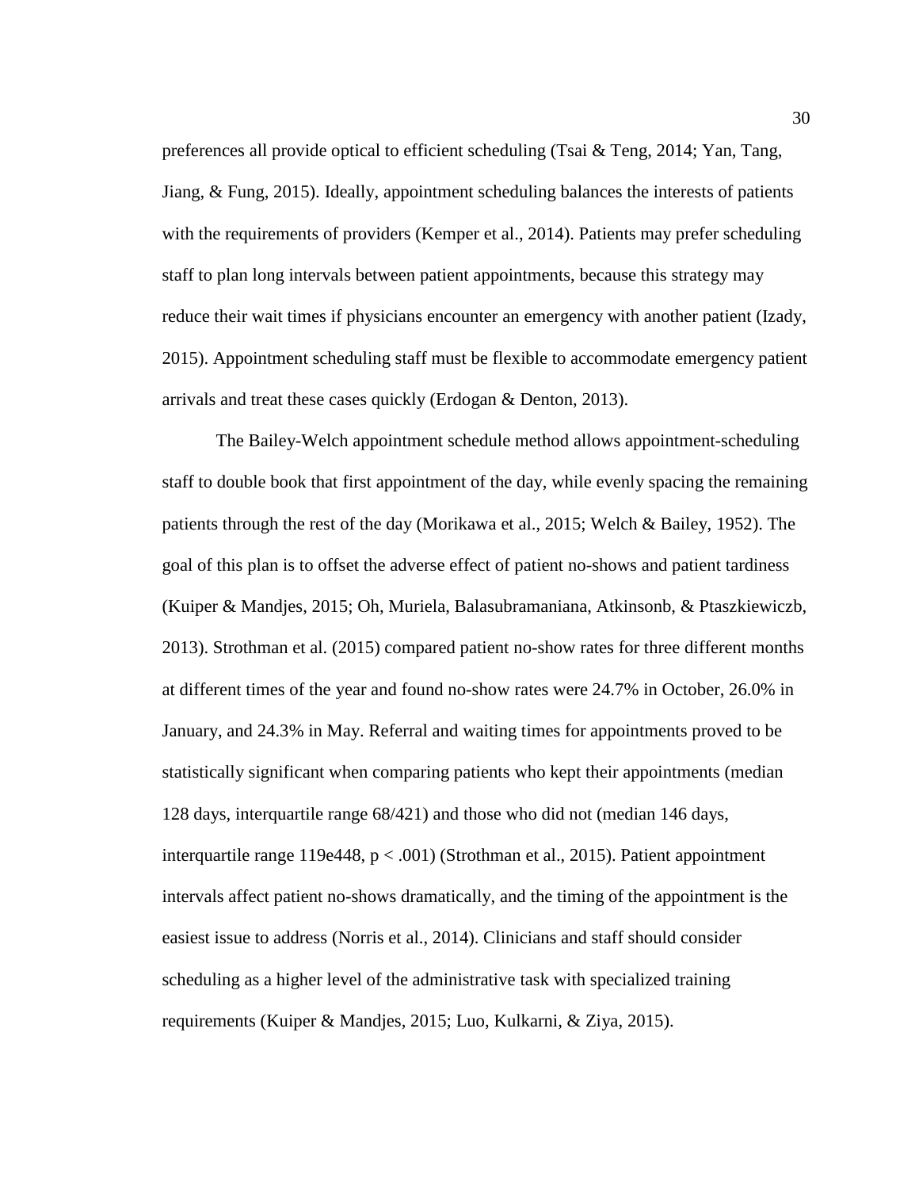preferences all provide optical to efficient scheduling (Tsai & Teng, 2014; Yan, Tang, Jiang, & Fung, 2015). Ideally, appointment scheduling balances the interests of patients with the requirements of providers (Kemper et al., 2014). Patients may prefer scheduling staff to plan long intervals between patient appointments, because this strategy may reduce their wait times if physicians encounter an emergency with another patient (Izady, 2015). Appointment scheduling staff must be flexible to accommodate emergency patient arrivals and treat these cases quickly (Erdogan & Denton, 2013).

The Bailey-Welch appointment schedule method allows appointment-scheduling staff to double book that first appointment of the day, while evenly spacing the remaining patients through the rest of the day (Morikawa et al., 2015; Welch & Bailey, 1952). The goal of this plan is to offset the adverse effect of patient no-shows and patient tardiness (Kuiper & Mandjes, 2015; Oh, Muriela, Balasubramaniana, Atkinsonb, & Ptaszkiewiczb, 2013). Strothman et al. (2015) compared patient no-show rates for three different months at different times of the year and found no-show rates were 24.7% in October, 26.0% in January, and 24.3% in May. Referral and waiting times for appointments proved to be statistically significant when comparing patients who kept their appointments (median 128 days, interquartile range 68/421) and those who did not (median 146 days, interquartile range 119e448, $p < .001$) (Strothman et al., 2015). Patient appointment intervals affect patient no-shows dramatically, and the timing of the appointment is the easiest issue to address (Norris et al., 2014). Clinicians and staff should consider scheduling as a higher level of the administrative task with specialized training requirements (Kuiper & Mandjes, 2015; Luo, Kulkarni, & Ziya, 2015).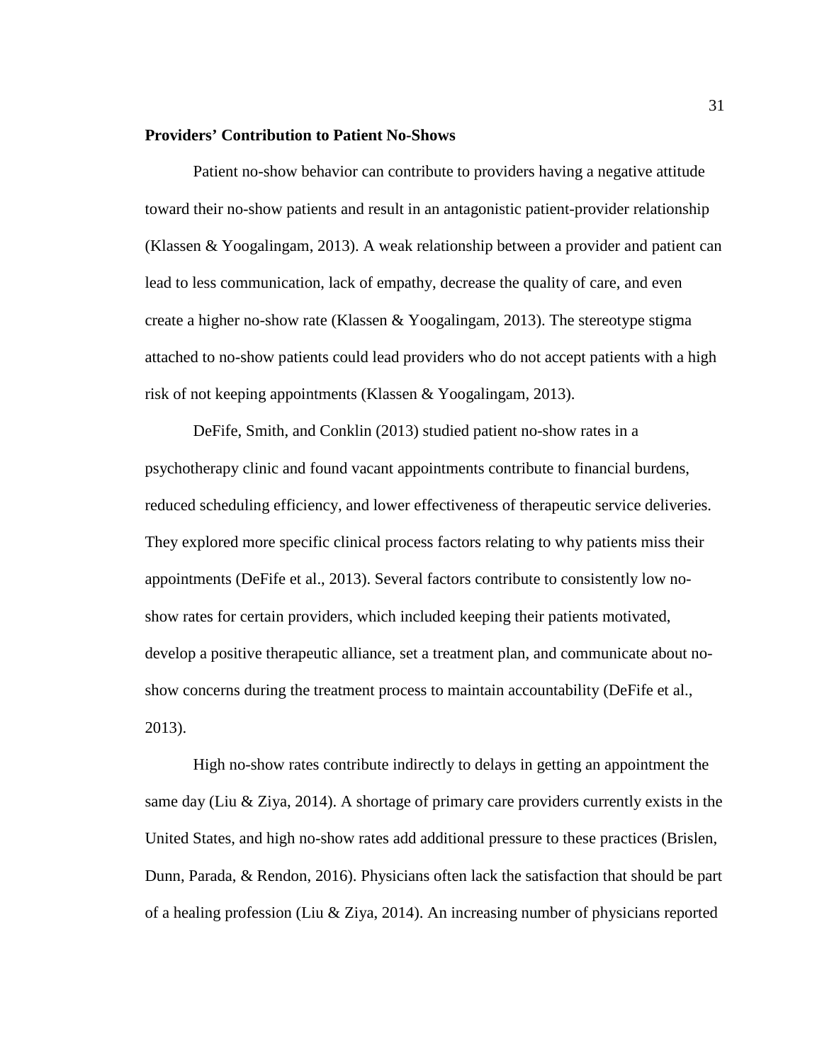**Providers' Contribution to Patient No-Shows**

Patient no-show behavior can contribute to providers having a negative attitude toward their no-show patients and result in an antagonistic patient-provider relationship (Klassen & Yoogalingam, 2013). A weak relationship between a provider and patient can lead to less communication, lack of empathy, decrease the quality of care, and even create a higher no-show rate (Klassen & Yoogalingam, 2013). The stereotype stigma attached to no-show patients could lead providers who do not accept patients with a high risk of not keeping appointments (Klassen & Yoogalingam, 2013).

DeFife, Smith, and Conklin (2013) studied patient no-show rates in a psychotherapy clinic and found vacant appointments contribute to financial burdens, reduced scheduling efficiency, and lower effectiveness of therapeutic service deliveries. They explored more specific clinical process factors relating to why patients miss their appointments (DeFife et al., 2013). Several factors contribute to consistently low no-show rates for certain providers, which included keeping their patients motivated, develop a positive therapeutic alliance, set a treatment plan, and communicate about no-show concerns during the treatment process to maintain accountability (DeFife et al., 2013).

High no-show rates contribute indirectly to delays in getting an appointment the same day (Liu & Ziya, 2014). A shortage of primary care providers currently exists in the United States, and high no-show rates add additional pressure to these practices (Brislen, Dunn, Parada, & Rendon, 2016). Physicians often lack the satisfaction that should be part of a healing profession (Liu & Ziya, 2014). An increasing number of physicians reported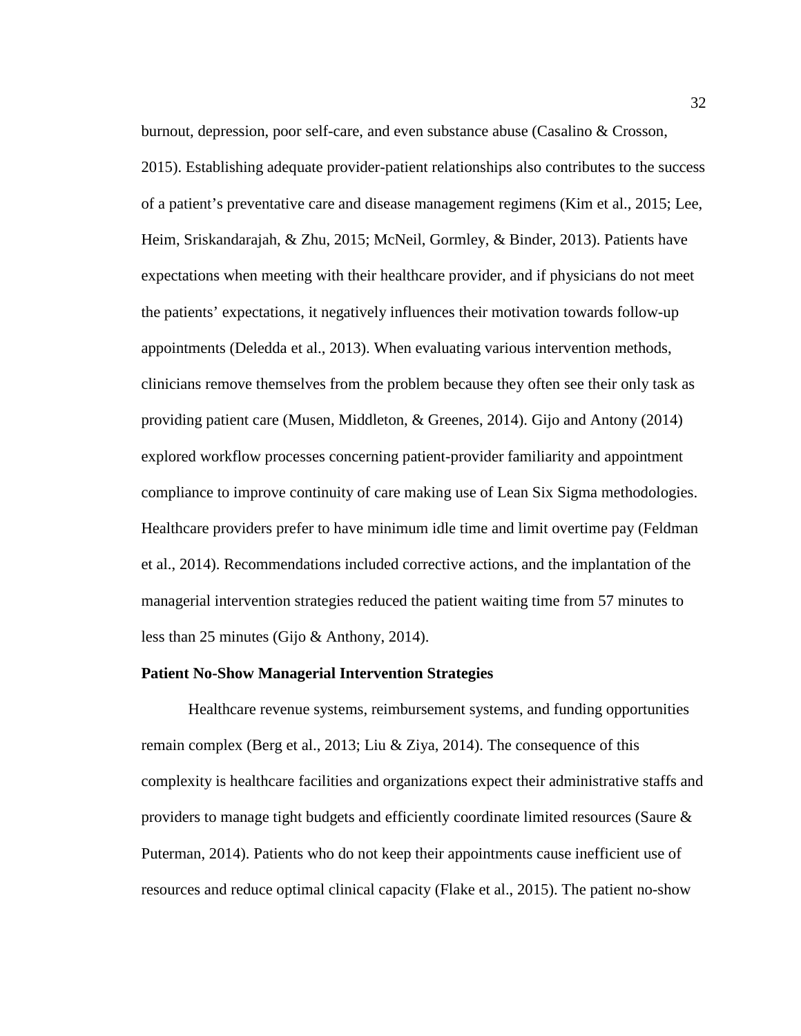burnout, depression, poor self-care, and even substance abuse (Casalino & Crosson, 2015). Establishing adequate provider-patient relationships also contributes to the success of a patient's preventative care and disease management regimens (Kim et al., 2015; Lee, Heim, Sriskandarajah, & Zhu, 2015; McNeil, Gormley, & Binder, 2013). Patients have expectations when meeting with their healthcare provider, and if physicians do not meet the patients' expectations, it negatively influences their motivation towards follow-up appointments (Deledda et al., 2013). When evaluating various intervention methods, clinicians remove themselves from the problem because they often see their only task as providing patient care (Musen, Middleton, & Greenes, 2014). Gijo and Antony (2014) explored workflow processes concerning patient-provider familiarity and appointment compliance to improve continuity of care making use of Lean Six Sigma methodologies. Healthcare providers prefer to have minimum idle time and limit overtime pay (Feldman et al., 2014). Recommendations included corrective actions, and the implantation of the managerial intervention strategies reduced the patient waiting time from 57 minutes to less than 25 minutes (Gijo & Anthony, 2014).

**Patient No-Show Managerial Intervention Strategies**

Healthcare revenue systems, reimbursement systems, and funding opportunities remain complex (Berg et al., 2013; Liu & Ziya, 2014). The consequence of this complexity is healthcare facilities and organizations expect their administrative staffs and providers to manage tight budgets and efficiently coordinate limited resources (Saure & Puterman, 2014). Patients who do not keep their appointments cause inefficient use of resources and reduce optimal clinical capacity (Flake et al., 2015). The patient no-show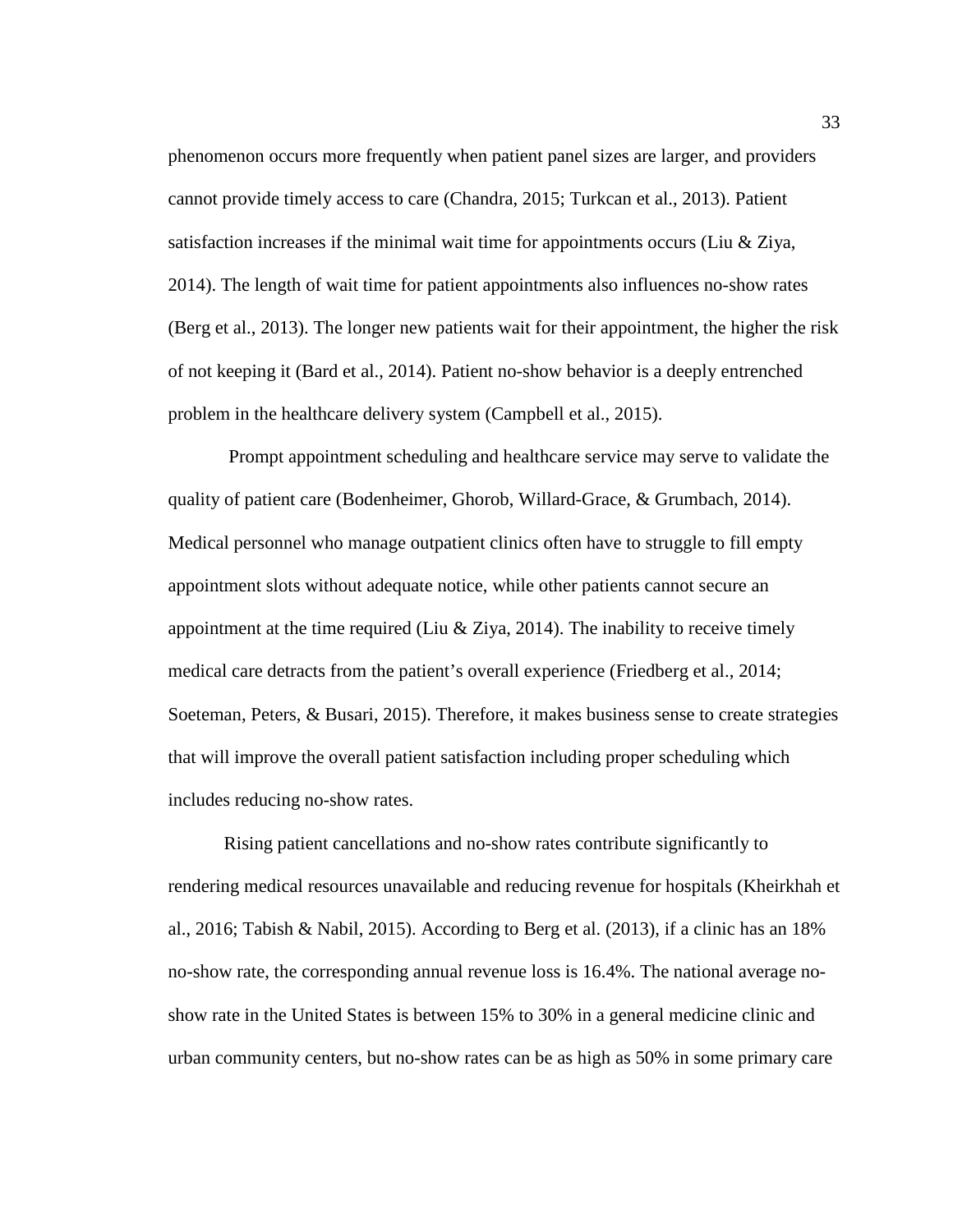phenomenon occurs more frequently when patient panel sizes are larger, and providers cannot provide timely access to care (Chandra, 2015; Turkcan et al., 2013). Patient satisfaction increases if the minimal wait time for appointments occurs (Liu & Ziya, 2014). The length of wait time for patient appointments also influences no-show rates (Berg et al., 2013). The longer new patients wait for their appointment, the higher the risk of not keeping it (Bard et al., 2014). Patient no-show behavior is a deeply entrenched problem in the healthcare delivery system (Campbell et al., 2015).

Prompt appointment scheduling and healthcare service may serve to validate the quality of patient care (Bodenheimer, Ghorob, Willard-Grace, & Grumbach, 2014). Medical personnel who manage outpatient clinics often have to struggle to fill empty appointment slots without adequate notice, while other patients cannot secure an appointment at the time required (Liu & Ziya, 2014). The inability to receive timely medical care detracts from the patient's overall experience (Friedberg et al., 2014; Soeteman, Peters, & Busari, 2015). Therefore, it makes business sense to create strategies that will improve the overall patient satisfaction including proper scheduling which includes reducing no-show rates.

Rising patient cancellations and no-show rates contribute significantly to rendering medical resources unavailable and reducing revenue for hospitals (Kheirkhah et al., 2016; Tabish & Nabil, 2015). According to Berg et al. (2013), if a clinic has an 18% no-show rate, the corresponding annual revenue loss is 16.4%. The national average no-show rate in the United States is between 15% to 30% in a general medicine clinic and urban community centers, but no-show rates can be as high as 50% in some primary care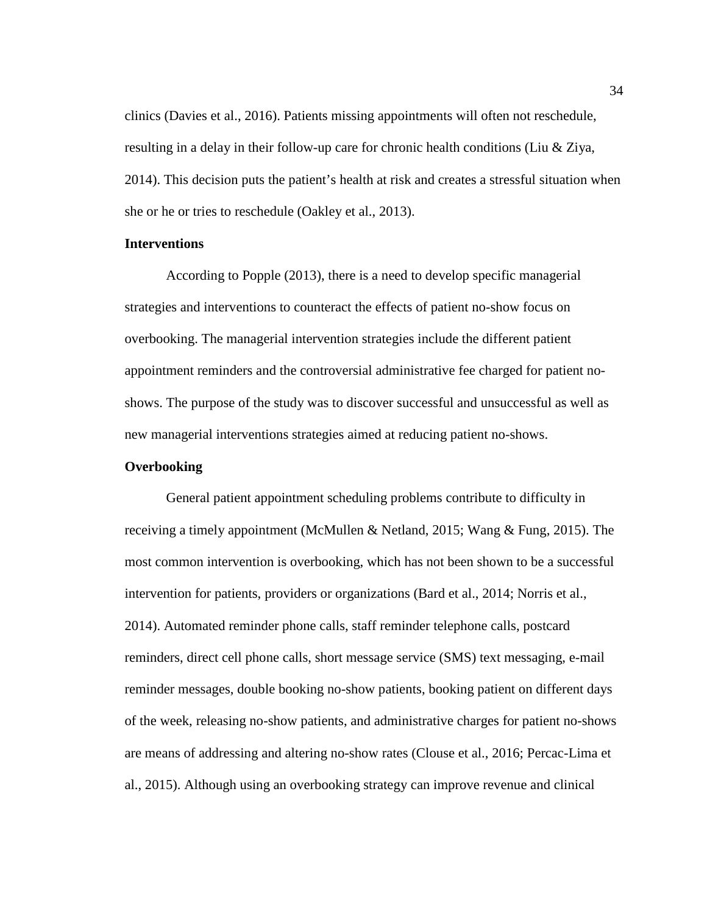clinics (Davies et al., 2016). Patients missing appointments will often not reschedule, resulting in a delay in their follow-up care for chronic health conditions (Liu & Ziya, 2014). This decision puts the patient's health at risk and creates a stressful situation when she or he or tries to reschedule (Oakley et al., 2013).

**Interventions**

According to Popple (2013), there is a need to develop specific managerial strategies and interventions to counteract the effects of patient no-show focus on overbooking. The managerial intervention strategies include the different patient appointment reminders and the controversial administrative fee charged for patient no-shows. The purpose of the study was to discover successful and unsuccessful as well as new managerial interventions strategies aimed at reducing patient no-shows.

**Overbooking**

General patient appointment scheduling problems contribute to difficulty in receiving a timely appointment (McMullen & Netland, 2015; Wang & Fung, 2015). The most common intervention is overbooking, which has not been shown to be a successful intervention for patients, providers or organizations (Bard et al., 2014; Norris et al., 2014). Automated reminder phone calls, staff reminder telephone calls, postcard reminders, direct cell phone calls, short message service (SMS) text messaging, e-mail reminder messages, double booking no-show patients, booking patient on different days of the week, releasing no-show patients, and administrative charges for patient no-shows are means of addressing and altering no-show rates (Clouse et al., 2016; Percac-Lima et al., 2015). Although using an overbooking strategy can improve revenue and clinical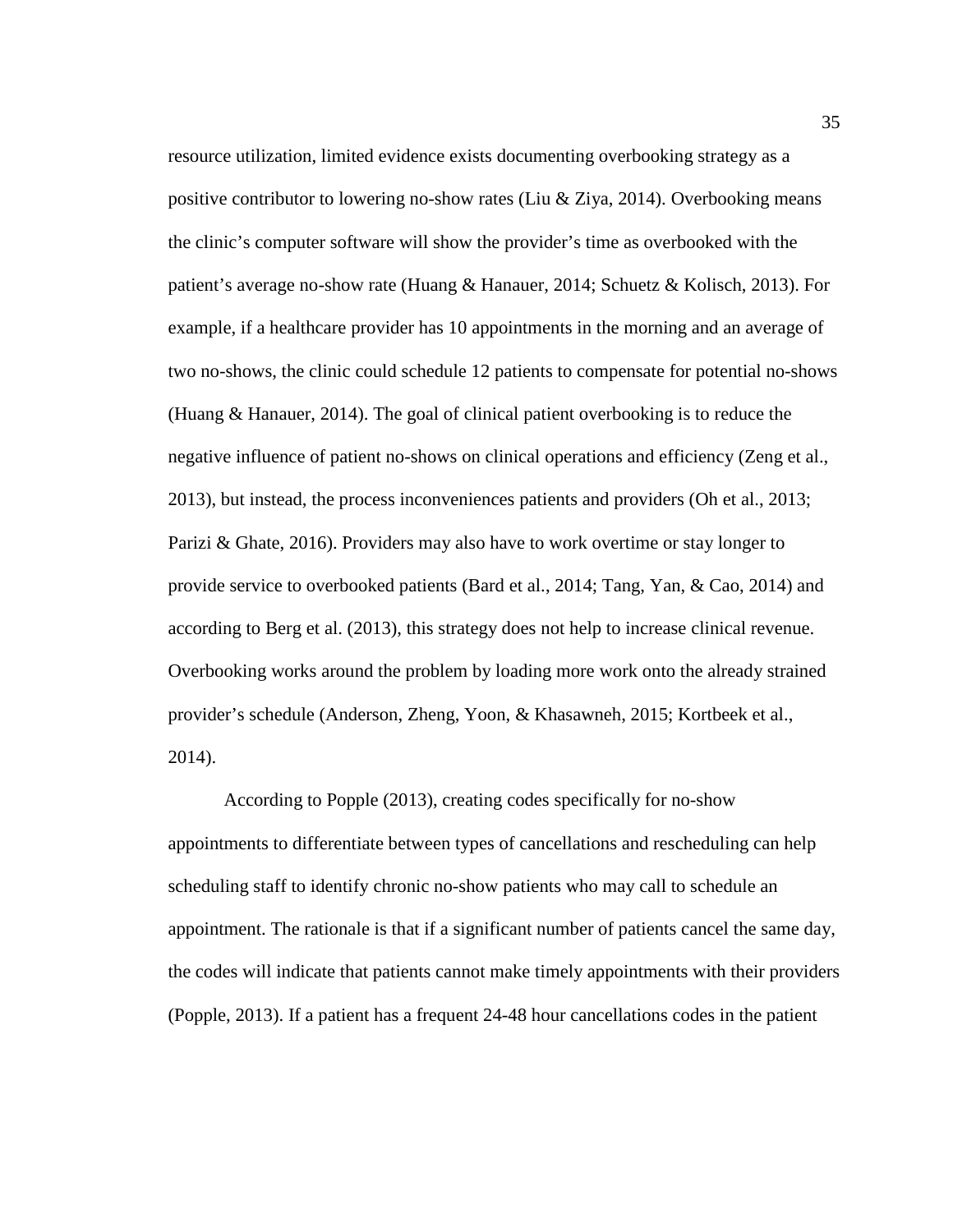resource utilization, limited evidence exists documenting overbooking strategy as a positive contributor to lowering no-show rates (Liu & Ziya, 2014). Overbooking means the clinic's computer software will show the provider's time as overbooked with the patient's average no-show rate (Huang & Hanauer, 2014; Schuetz & Kolisch, 2013). For example, if a healthcare provider has 10 appointments in the morning and an average of two no-shows, the clinic could schedule 12 patients to compensate for potential no-shows (Huang & Hanauer, 2014). The goal of clinical patient overbooking is to reduce the negative influence of patient no-shows on clinical operations and efficiency (Zeng et al., 2013), but instead, the process inconveniences patients and providers (Oh et al., 2013; Parizi & Ghate, 2016). Providers may also have to work overtime or stay longer to provide service to overbooked patients (Bard et al., 2014; Tang, Yan, & Cao, 2014) and according to Berg et al. (2013), this strategy does not help to increase clinical revenue. Overbooking works around the problem by loading more work onto the already strained provider's schedule (Anderson, Zheng, Yoon, & Khasawneh, 2015; Kortbeek et al., 2014).

According to Popple (2013), creating codes specifically for no-show appointments to differentiate between types of cancellations and rescheduling can help scheduling staff to identify chronic no-show patients who may call to schedule an appointment. The rationale is that if a significant number of patients cancel the same day, the codes will indicate that patients cannot make timely appointments with their providers (Popple, 2013). If a patient has a frequent 24-48 hour cancellations codes in the patient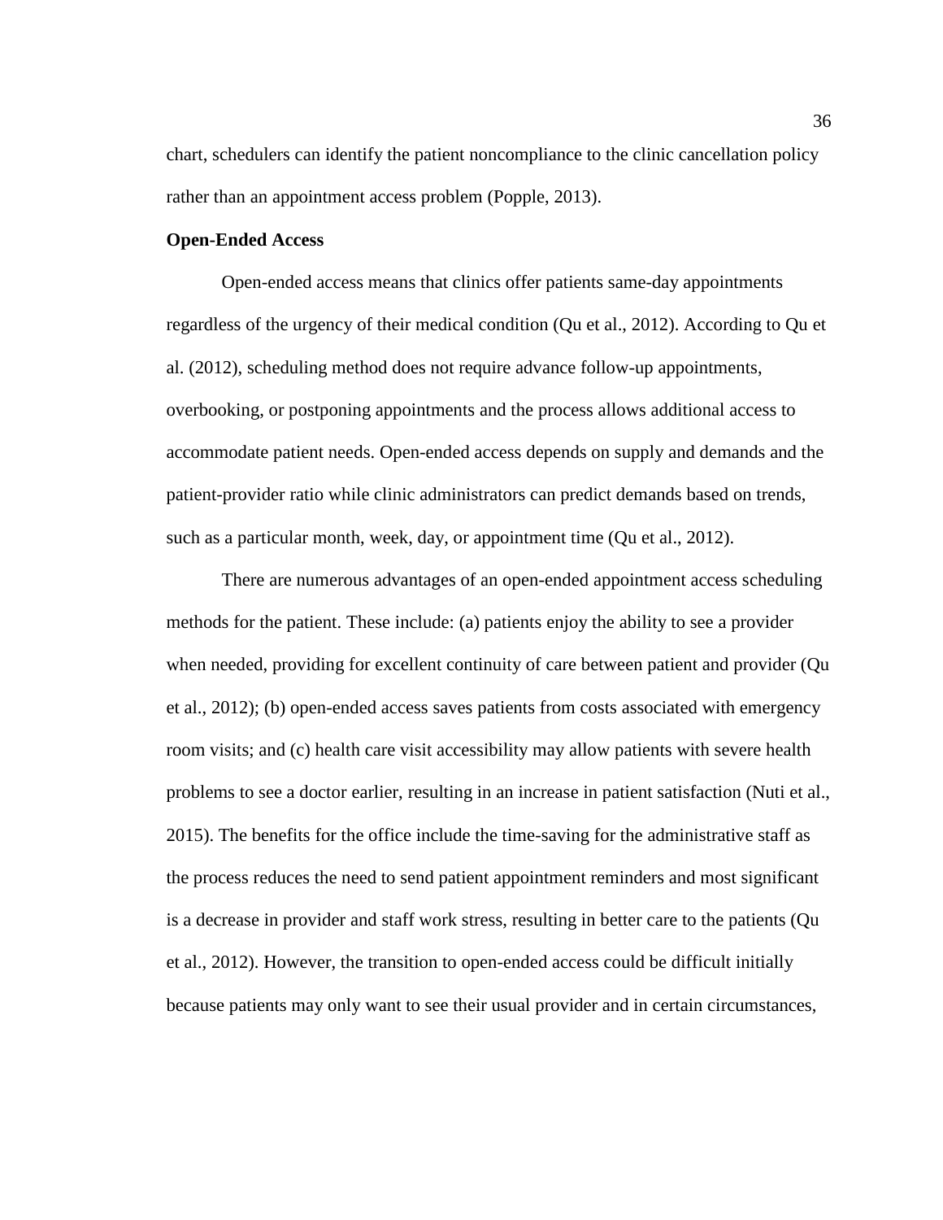chart, schedulers can identify the patient noncompliance to the clinic cancellation policy rather than an appointment access problem (Popple, 2013).

**Open-Ended Access**

Open-ended access means that clinics offer patients same-day appointments regardless of the urgency of their medical condition (Qu et al., 2012). According to Qu et al. (2012), scheduling method does not require advance follow-up appointments, overbooking, or postponing appointments and the process allows additional access to accommodate patient needs. Open-ended access depends on supply and demands and the patient-provider ratio while clinic administrators can predict demands based on trends, such as a particular month, week, day, or appointment time (Qu et al., 2012).

There are numerous advantages of an open-ended appointment access scheduling methods for the patient. These include: (a) patients enjoy the ability to see a provider when needed, providing for excellent continuity of care between patient and provider (Qu et al., 2012); (b) open-ended access saves patients from costs associated with emergency room visits; and (c) health care visit accessibility may allow patients with severe health problems to see a doctor earlier, resulting in an increase in patient satisfaction (Nuti et al., 2015). The benefits for the office include the time-saving for the administrative staff as the process reduces the need to send patient appointment reminders and most significant is a decrease in provider and staff work stress, resulting in better care to the patients (Qu et al., 2012). However, the transition to open-ended access could be difficult initially because patients may only want to see their usual provider and in certain circumstances,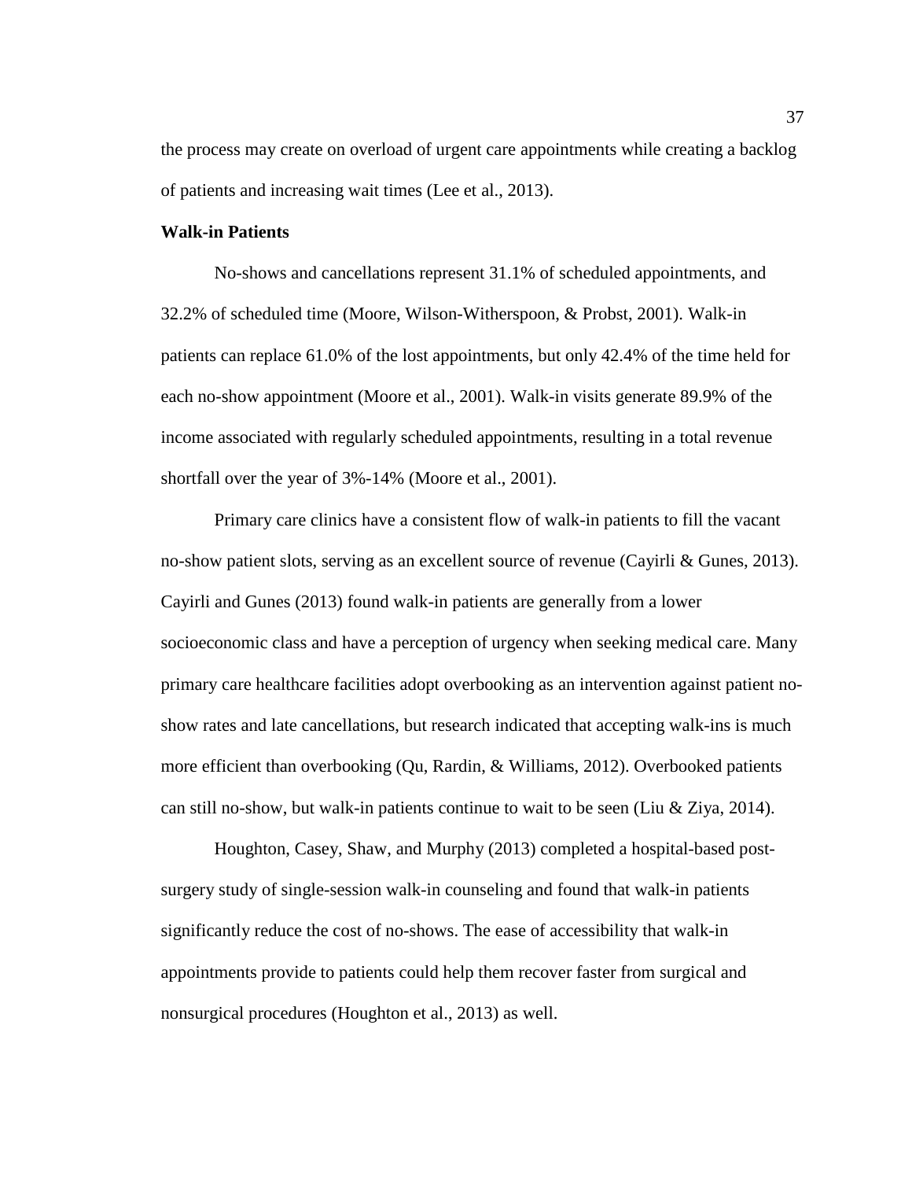the process may create on overload of urgent care appointments while creating a backlog of patients and increasing wait times (Lee et al., 2013).

**Walk-in Patients**

No-shows and cancellations represent 31.1% of scheduled appointments, and 32.2% of scheduled time (Moore, Wilson-Witherspoon, & Probst, 2001). Walk-in patients can replace 61.0% of the lost appointments, but only 42.4% of the time held for each no-show appointment (Moore et al., 2001). Walk-in visits generate 89.9% of the income associated with regularly scheduled appointments, resulting in a total revenue shortfall over the year of 3%-14% (Moore et al., 2001).

Primary care clinics have a consistent flow of walk-in patients to fill the vacant no-show patient slots, serving as an excellent source of revenue (Cayirli & Gunes, 2013). Cayirli and Gunes (2013) found walk-in patients are generally from a lower socioeconomic class and have a perception of urgency when seeking medical care. Many primary care healthcare facilities adopt overbooking as an intervention against patient no-show rates and late cancellations, but research indicated that accepting walk-ins is much more efficient than overbooking (Qu, Rardin, & Williams, 2012). Overbooked patients can still no-show, but walk-in patients continue to wait to be seen (Liu & Ziya, 2014).

Houghton, Casey, Shaw, and Murphy (2013) completed a hospital-based post-surgery study of single-session walk-in counseling and found that walk-in patients significantly reduce the cost of no-shows. The ease of accessibility that walk-in appointments provide to patients could help them recover faster from surgical and nonsurgical procedures (Houghton et al., 2013) as well.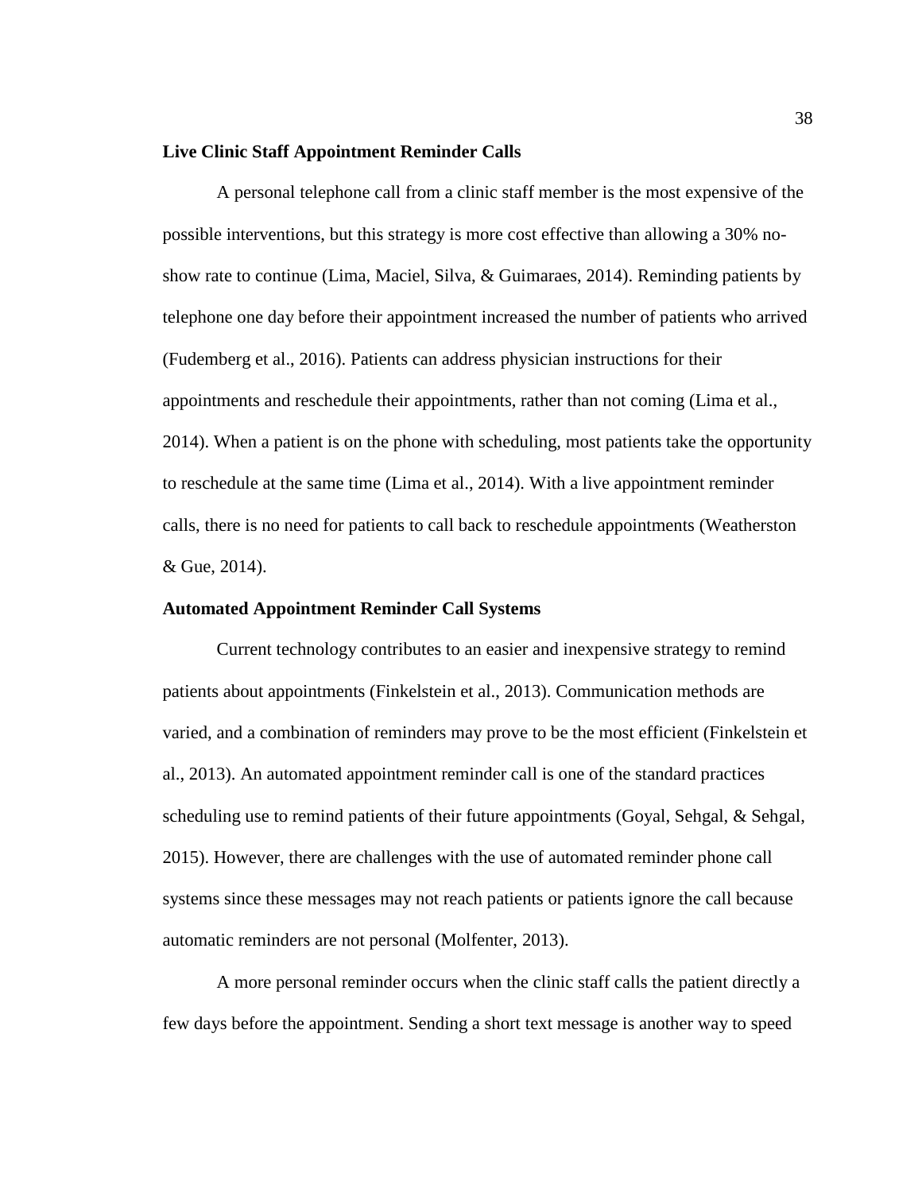**Live Clinic Staff Appointment Reminder Calls**

A personal telephone call from a clinic staff member is the most expensive of the possible interventions, but this strategy is more cost effective than allowing a 30% no-show rate to continue (Lima, Maciel, Silva, & Guimaraes, 2014). Reminding patients by telephone one day before their appointment increased the number of patients who arrived (Fudemberg et al., 2016). Patients can address physician instructions for their appointments and reschedule their appointments, rather than not coming (Lima et al., 2014). When a patient is on the phone with scheduling, most patients take the opportunity to reschedule at the same time (Lima et al., 2014). With a live appointment reminder calls, there is no need for patients to call back to reschedule appointments (Weatherston & Gue, 2014).

**Automated Appointment Reminder Call Systems**

Current technology contributes to an easier and inexpensive strategy to remind patients about appointments (Finkelstein et al., 2013). Communication methods are varied, and a combination of reminders may prove to be the most efficient (Finkelstein et al., 2013). An automated appointment reminder call is one of the standard practices scheduling use to remind patients of their future appointments (Goyal, Sehgal, & Sehgal, 2015). However, there are challenges with the use of automated reminder phone call systems since these messages may not reach patients or patients ignore the call because automatic reminders are not personal (Molfenter, 2013).

A more personal reminder occurs when the clinic staff calls the patient directly a few days before the appointment. Sending a short text message is another way to speed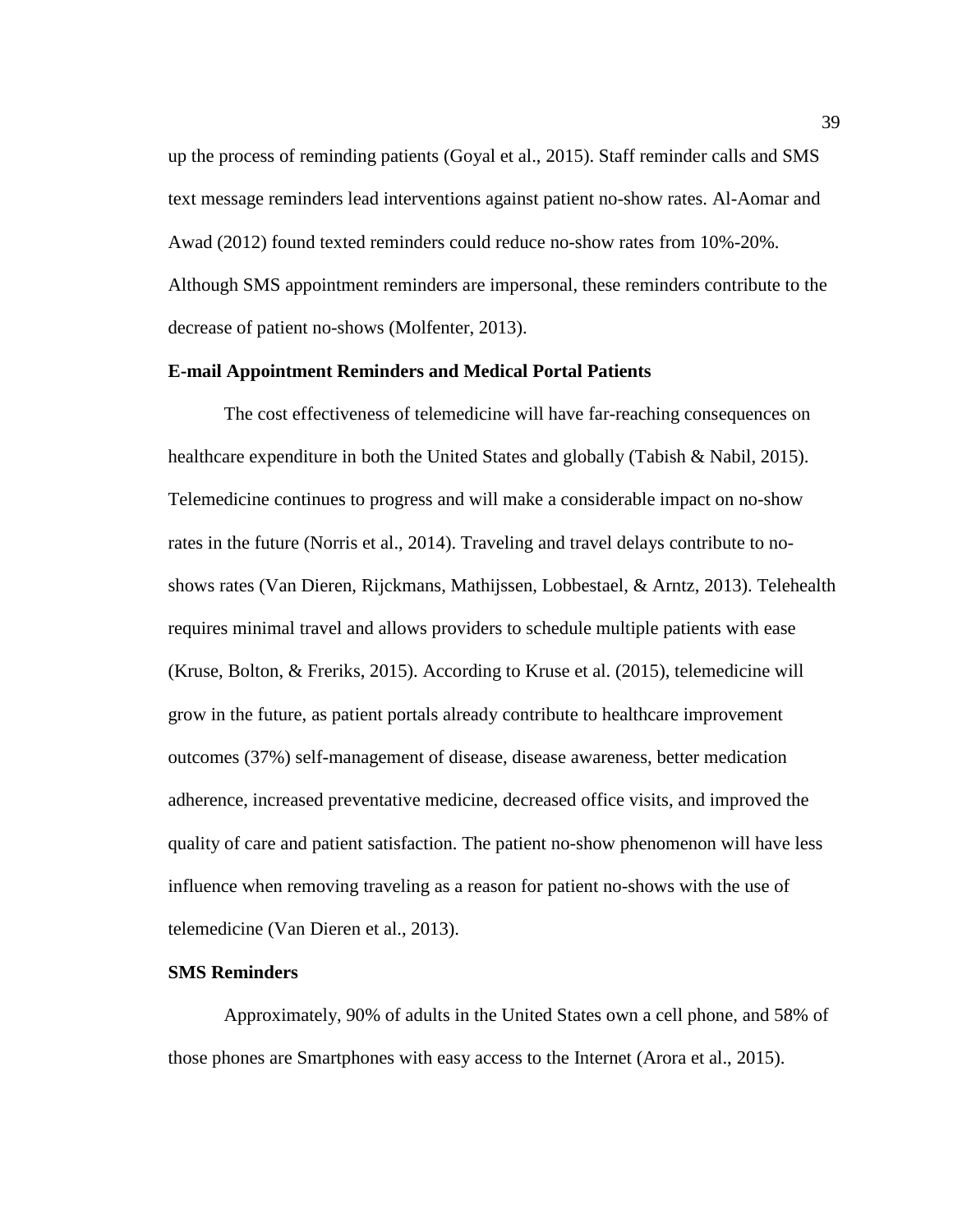up the process of reminding patients (Goyal et al., 2015). Staff reminder calls and SMS text message reminders lead interventions against patient no-show rates. Al-Aomar and Awad (2012) found texted reminders could reduce no-show rates from 10%-20%. Although SMS appointment reminders are impersonal, these reminders contribute to the decrease of patient no-shows (Molfenter, 2013).

**E-mail Appointment Reminders and Medical Portal Patients**

The cost effectiveness of telemedicine will have far-reaching consequences on healthcare expenditure in both the United States and globally (Tabish & Nabil, 2015). Telemedicine continues to progress and will make a considerable impact on no-show rates in the future (Norris et al., 2014). Traveling and travel delays contribute to no-shows rates (Van Dieren, Rijckmans, Mathijssen, Lobbestael, & Arntz, 2013). Telehealth requires minimal travel and allows providers to schedule multiple patients with ease (Kruse, Bolton, & Freriks, 2015). According to Kruse et al. (2015), telemedicine will grow in the future, as patient portals already contribute to healthcare improvement outcomes (37%) self-management of disease, disease awareness, better medication adherence, increased preventative medicine, decreased office visits, and improved the quality of care and patient satisfaction. The patient no-show phenomenon will have less influence when removing traveling as a reason for patient no-shows with the use of telemedicine (Van Dieren et al., 2013).

**SMS Reminders**

Approximately, 90% of adults in the United States own a cell phone, and 58% of those phones are Smartphones with easy access to the Internet (Arora et al., 2015).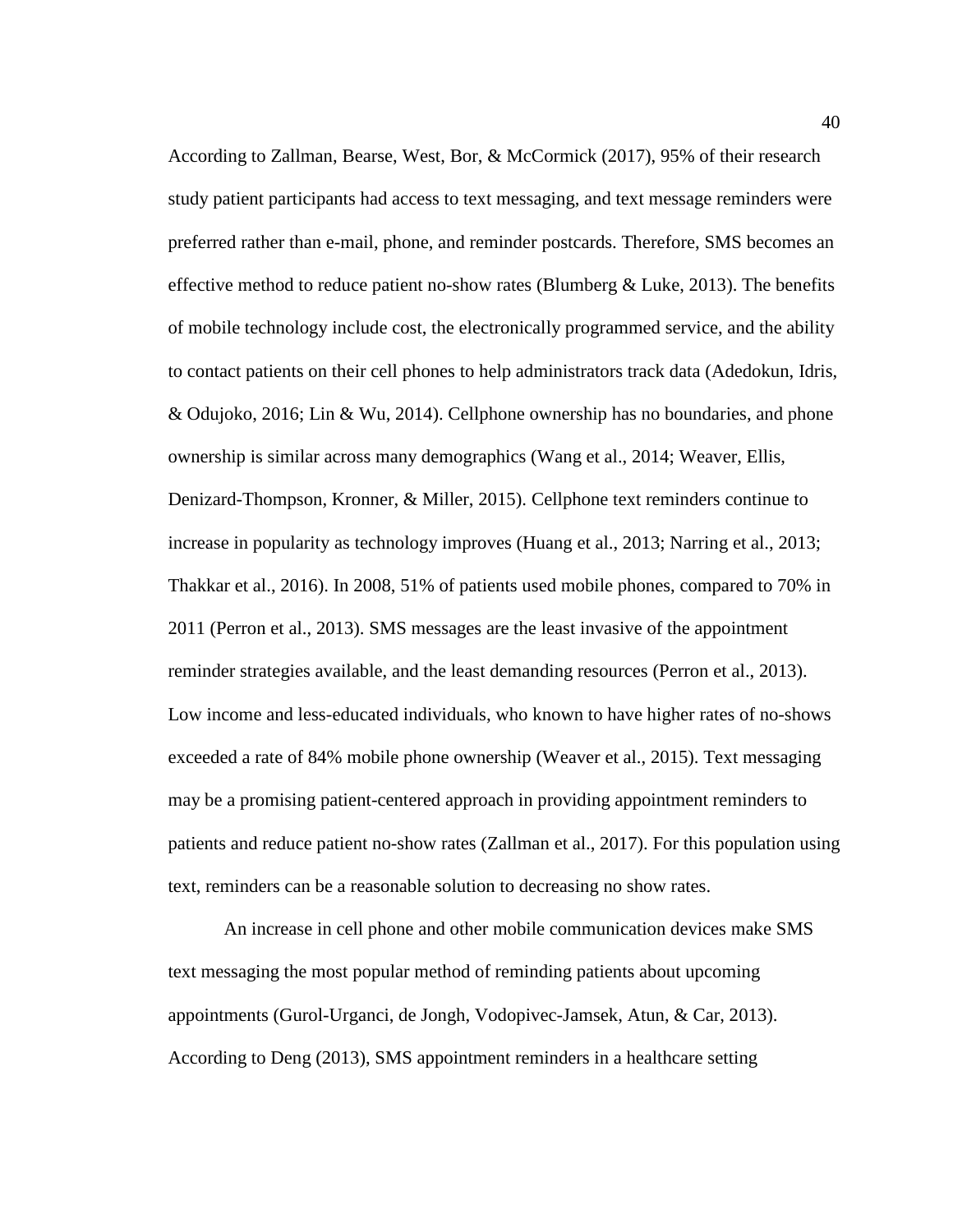According to Zallman, Bearse, West, Bor, & McCormick (2017), 95% of their research study patient participants had access to text messaging, and text message reminders were preferred rather than e-mail, phone, and reminder postcards. Therefore, SMS becomes an effective method to reduce patient no-show rates (Blumberg & Luke, 2013). The benefits of mobile technology include cost, the electronically programmed service, and the ability to contact patients on their cell phones to help administrators track data (Adedokun, Idris, & Odujoko, 2016; Lin & Wu, 2014). Cellphone ownership has no boundaries, and phone ownership is similar across many demographics (Wang et al., 2014; Weaver, Ellis, Denizard-Thompson, Kronner, & Miller, 2015). Cellphone text reminders continue to increase in popularity as technology improves (Huang et al., 2013; Narring et al., 2013; Thakkar et al., 2016). In 2008, 51% of patients used mobile phones, compared to 70% in 2011 (Perron et al., 2013). SMS messages are the least invasive of the appointment reminder strategies available, and the least demanding resources (Perron et al., 2013). Low income and less-educated individuals, who known to have higher rates of no-shows exceeded a rate of 84% mobile phone ownership (Weaver et al., 2015). Text messaging may be a promising patient-centered approach in providing appointment reminders to patients and reduce patient no-show rates (Zallman et al., 2017). For this population using text, reminders can be a reasonable solution to decreasing no show rates.

An increase in cell phone and other mobile communication devices make SMS text messaging the most popular method of reminding patients about upcoming appointments (Gurol-Urganci, de Jongh, Vodopivec-Jamsek, Atun, & Car, 2013). According to Deng (2013), SMS appointment reminders in a healthcare setting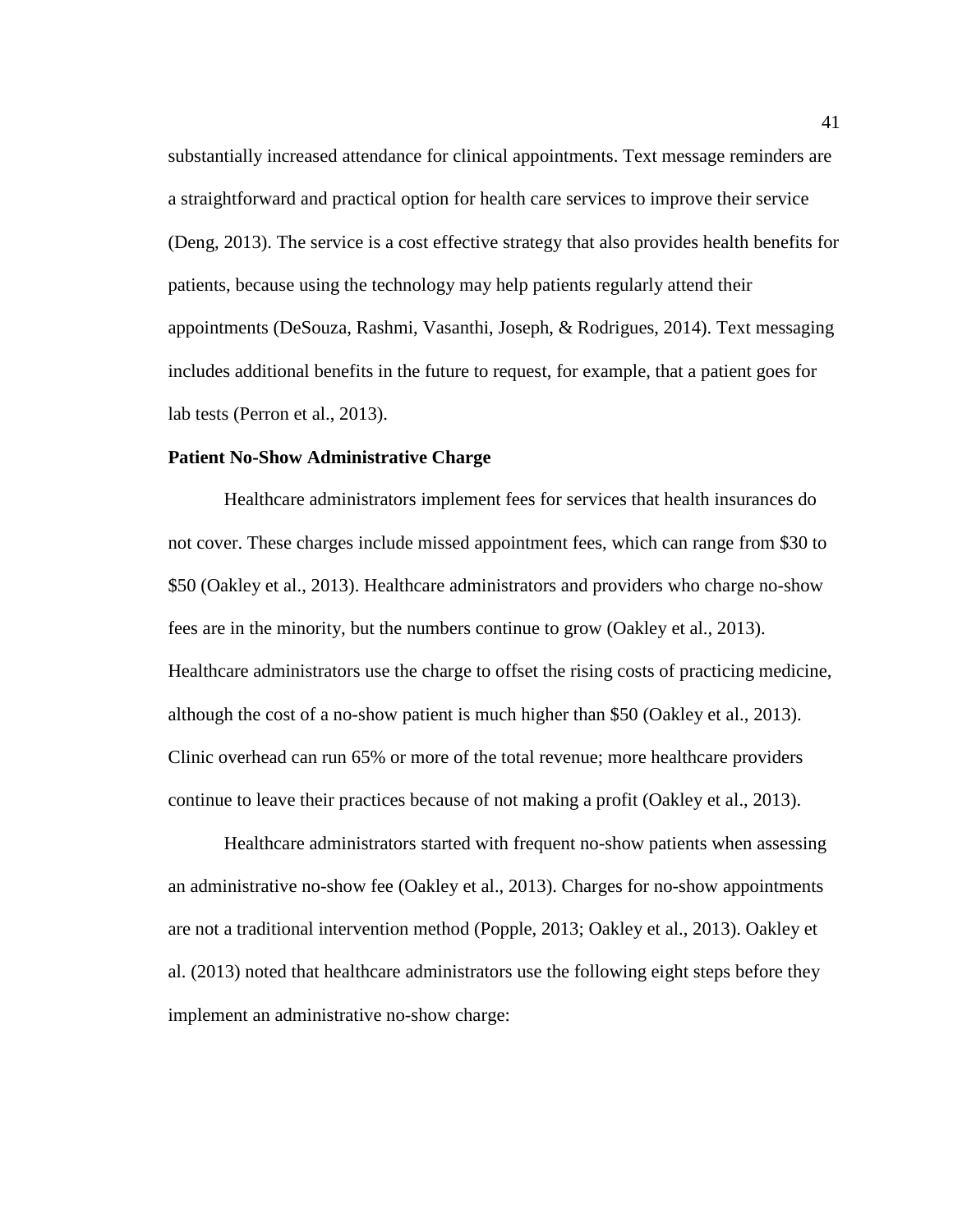substantially increased attendance for clinical appointments. Text message reminders are a straightforward and practical option for health care services to improve their service (Deng, 2013). The service is a cost effective strategy that also provides health benefits for patients, because using the technology may help patients regularly attend their appointments (DeSouza, Rashmi, Vasanthi, Joseph, & Rodrigues, 2014). Text messaging includes additional benefits in the future to request, for example, that a patient goes for lab tests (Perron et al., 2013).

**Patient No-Show Administrative Charge**

Healthcare administrators implement fees for services that health insurances do not cover. These charges include missed appointment fees, which can range from $30 to $50 (Oakley et al., 2013). Healthcare administrators and providers who charge no-show fees are in the minority, but the numbers continue to grow (Oakley et al., 2013). Healthcare administrators use the charge to offset the rising costs of practicing medicine, although the cost of a no-show patient is much higher than $50 (Oakley et al., 2013). Clinic overhead can run 65% or more of the total revenue; more healthcare providers continue to leave their practices because of not making a profit (Oakley et al., 2013).

Healthcare administrators started with frequent no-show patients when assessing an administrative no-show fee (Oakley et al., 2013). Charges for no-show appointments are not a traditional intervention method (Popple, 2013; Oakley et al., 2013). Oakley et al. (2013) noted that healthcare administrators use the following eight steps before they implement an administrative no-show charge: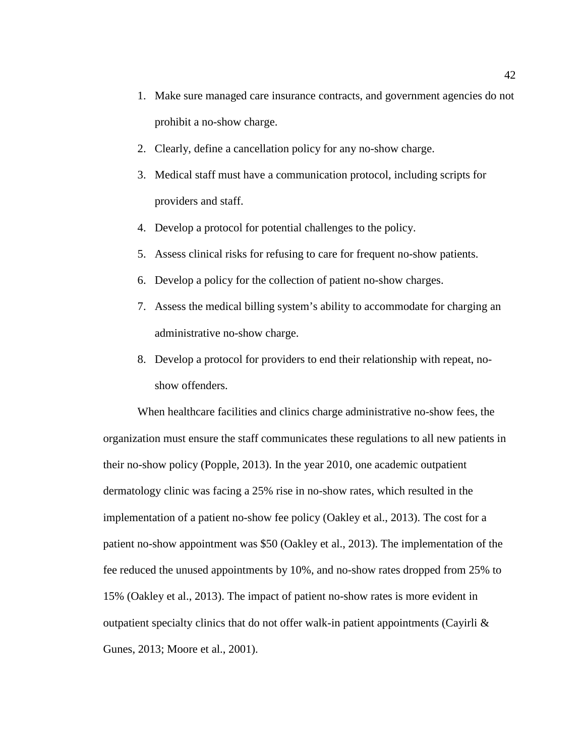1. Make sure managed care insurance contracts, and government agencies do not prohibit a no-show charge.
2. Clearly, define a cancellation policy for any no-show charge.
3. Medical staff must have a communication protocol, including scripts for providers and staff.
4. Develop a protocol for potential challenges to the policy.
5. Assess clinical risks for refusing to care for frequent no-show patients.
6. Develop a policy for the collection of patient no-show charges.
7. Assess the medical billing system's ability to accommodate for charging an administrative no-show charge.
8. Develop a protocol for providers to end their relationship with repeat, no-show offenders.

When healthcare facilities and clinics charge administrative no-show fees, the organization must ensure the staff communicates these regulations to all new patients in their no-show policy (Popple, 2013). In the year 2010, one academic outpatient dermatology clinic was facing a 25% rise in no-show rates, which resulted in the implementation of a patient no-show fee policy (Oakley et al., 2013). The cost for a patient no-show appointment was $50 (Oakley et al., 2013). The implementation of the fee reduced the unused appointments by 10%, and no-show rates dropped from 25% to 15% (Oakley et al., 2013). The impact of patient no-show rates is more evident in outpatient specialty clinics that do not offer walk-in patient appointments (Cayirli & Gunes, 2013; Moore et al., 2001).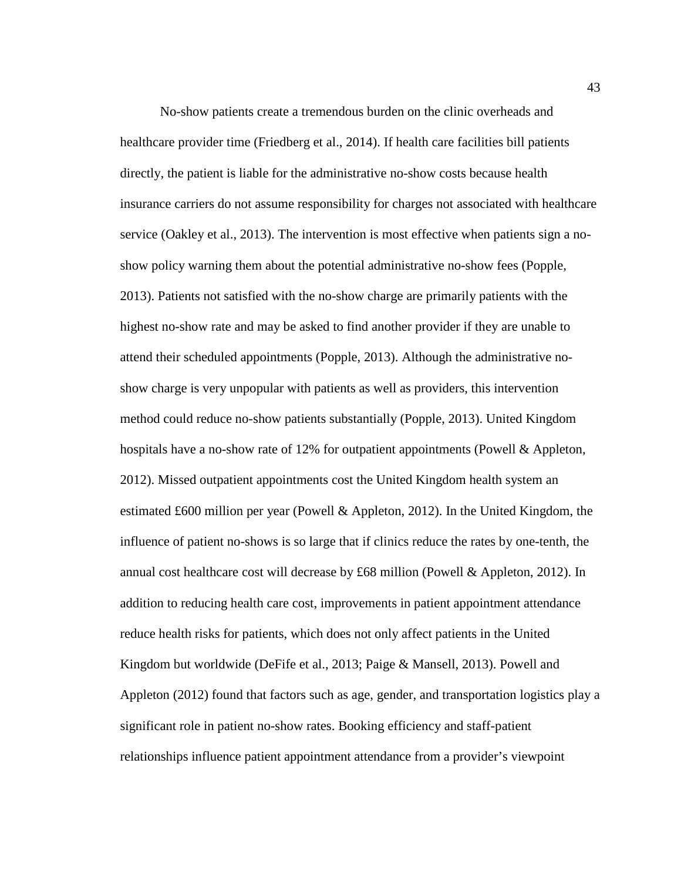No-show patients create a tremendous burden on the clinic overheads and healthcare provider time (Friedberg et al., 2014). If health care facilities bill patients directly, the patient is liable for the administrative no-show costs because health insurance carriers do not assume responsibility for charges not associated with healthcare service (Oakley et al., 2013). The intervention is most effective when patients sign a no-show policy warning them about the potential administrative no-show fees (Popple, 2013). Patients not satisfied with the no-show charge are primarily patients with the highest no-show rate and may be asked to find another provider if they are unable to attend their scheduled appointments (Popple, 2013). Although the administrative no-show charge is very unpopular with patients as well as providers, this intervention method could reduce no-show patients substantially (Popple, 2013). United Kingdom hospitals have a no-show rate of 12% for outpatient appointments (Powell & Appleton, 2012). Missed outpatient appointments cost the United Kingdom health system an estimated £600 million per year (Powell & Appleton, 2012). In the United Kingdom, the influence of patient no-shows is so large that if clinics reduce the rates by one-tenth, the annual cost healthcare cost will decrease by £68 million (Powell & Appleton, 2012). In addition to reducing health care cost, improvements in patient appointment attendance reduce health risks for patients, which does not only affect patients in the United Kingdom but worldwide (DeFife et al., 2013; Paige & Mansell, 2013). Powell and Appleton (2012) found that factors such as age, gender, and transportation logistics play a significant role in patient no-show rates. Booking efficiency and staff-patient relationships influence patient appointment attendance from a provider's viewpoint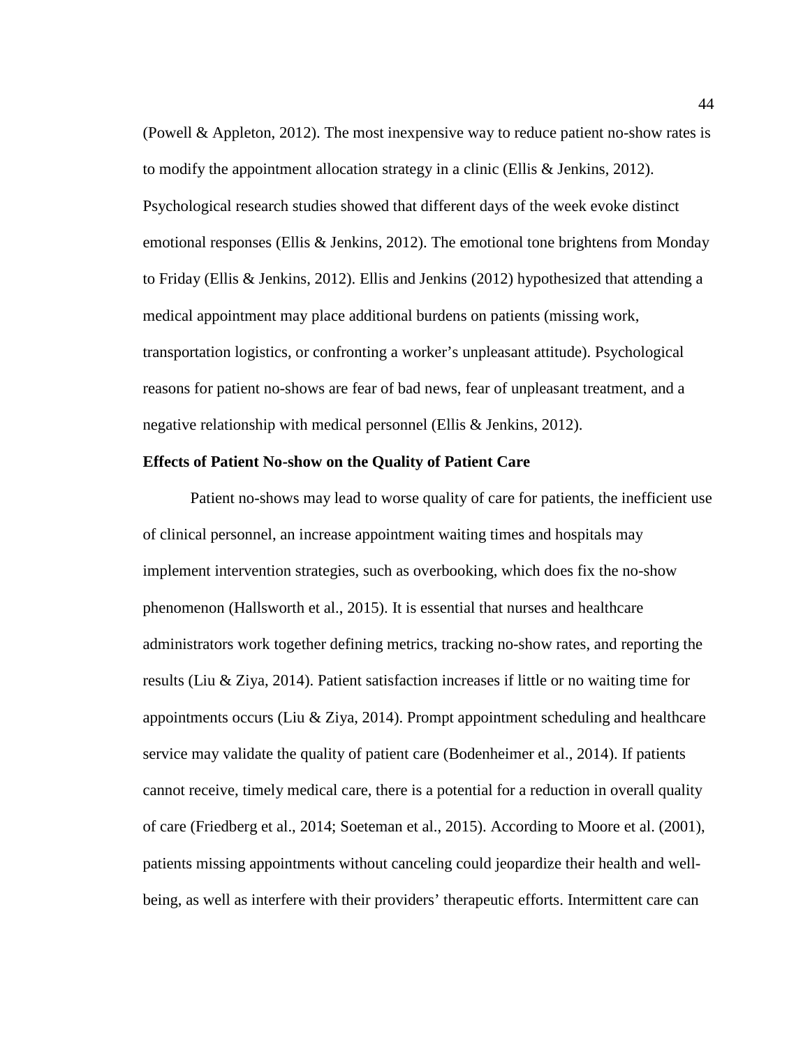(Powell & Appleton, 2012). The most inexpensive way to reduce patient no-show rates is to modify the appointment allocation strategy in a clinic (Ellis & Jenkins, 2012). Psychological research studies showed that different days of the week evoke distinct emotional responses (Ellis & Jenkins, 2012). The emotional tone brightens from Monday to Friday (Ellis & Jenkins, 2012). Ellis and Jenkins (2012) hypothesized that attending a medical appointment may place additional burdens on patients (missing work, transportation logistics, or confronting a worker's unpleasant attitude). Psychological reasons for patient no-shows are fear of bad news, fear of unpleasant treatment, and a negative relationship with medical personnel (Ellis & Jenkins, 2012).

### Effects of Patient No-show on the Quality of Patient Care

Patient no-shows may lead to worse quality of care for patients, the inefficient use of clinical personnel, an increase appointment waiting times and hospitals may implement intervention strategies, such as overbooking, which does fix the no-show phenomenon (Hallsworth et al., 2015). It is essential that nurses and healthcare administrators work together defining metrics, tracking no-show rates, and reporting the results (Liu & Ziya, 2014). Patient satisfaction increases if little or no waiting time for appointments occurs (Liu & Ziya, 2014). Prompt appointment scheduling and healthcare service may validate the quality of patient care (Bodenheimer et al., 2014). If patients cannot receive, timely medical care, there is a potential for a reduction in overall quality of care (Friedberg et al., 2014; Soeteman et al., 2015). According to Moore et al. (2001), patients missing appointments without canceling could jeopardize their health and well-being, as well as interfere with their providers' therapeutic efforts. Intermittent care can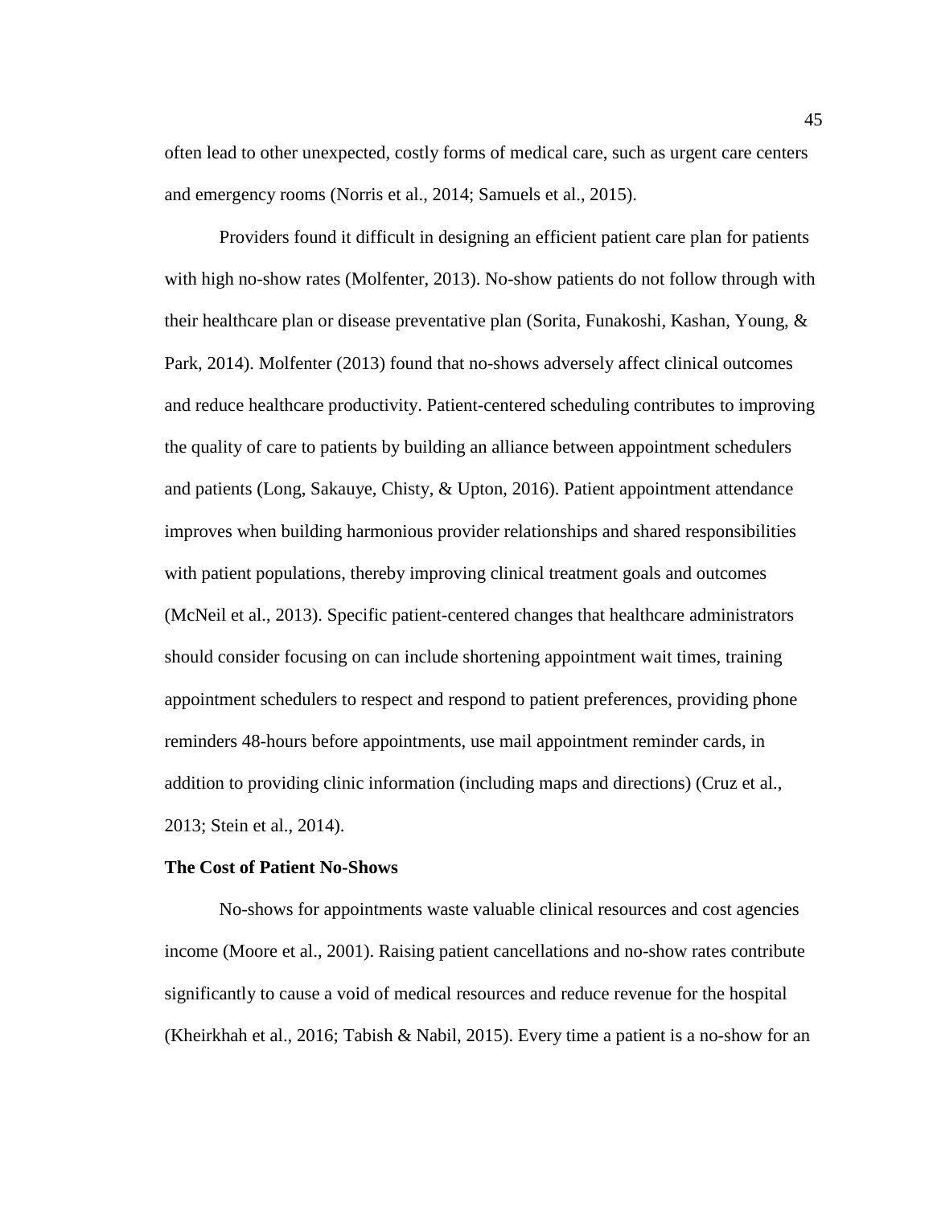often lead to other unexpected, costly forms of medical care, such as urgent care centers and emergency rooms (Norris et al., 2014; Samuels et al., 2015).

Providers found it difficult in designing an efficient patient care plan for patients with high no-show rates (Molfenter, 2013). No-show patients do not follow through with their healthcare plan or disease preventative plan (Sorita, Funakoshi, Kashan, Young, & Park, 2014). Molfenter (2013) found that no-shows adversely affect clinical outcomes and reduce healthcare productivity. Patient-centered scheduling contributes to improving the quality of care to patients by building an alliance between appointment schedulers and patients (Long, Sakauye, Chisty, & Upton, 2016). Patient appointment attendance improves when building harmonious provider relationships and shared responsibilities with patient populations, thereby improving clinical treatment goals and outcomes (McNeil et al., 2013). Specific patient-centered changes that healthcare administrators should consider focusing on can include shortening appointment wait times, training appointment schedulers to respect and respond to patient preferences, providing phone reminders 48-hours before appointments, use mail appointment reminder cards, in addition to providing clinic information (including maps and directions) (Cruz et al., 2013; Stein et al., 2014).

**The Cost of Patient No-Shows**

No-shows for appointments waste valuable clinical resources and cost agencies income (Moore et al., 2001). Raising patient cancellations and no-show rates contribute significantly to cause a void of medical resources and reduce revenue for the hospital (Kheirkhah et al., 2016; Tabish & Nabil, 2015). Every time a patient is a no-show for an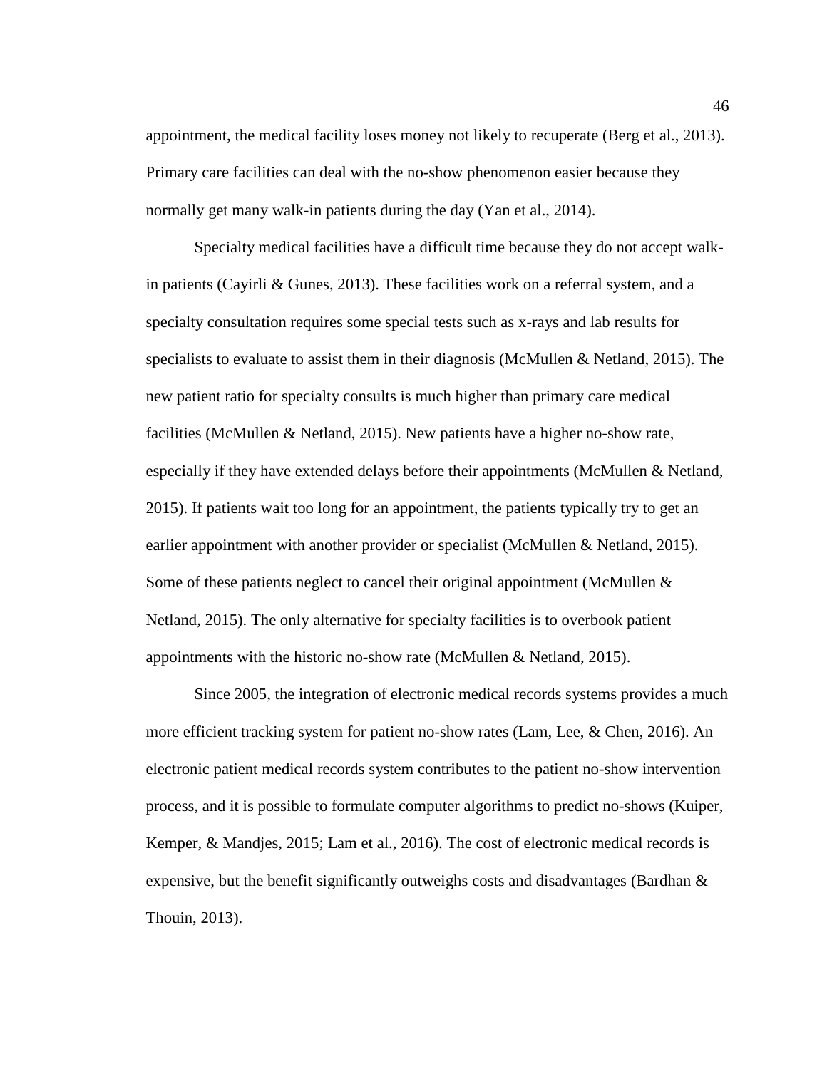appointment, the medical facility loses money not likely to recuperate (Berg et al., 2013). Primary care facilities can deal with the no-show phenomenon easier because they normally get many walk-in patients during the day (Yan et al., 2014).

Specialty medical facilities have a difficult time because they do not accept walk-in patients (Cayirli & Gunes, 2013). These facilities work on a referral system, and a specialty consultation requires some special tests such as x-rays and lab results for specialists to evaluate to assist them in their diagnosis (McMullen & Netland, 2015). The new patient ratio for specialty consults is much higher than primary care medical facilities (McMullen & Netland, 2015). New patients have a higher no-show rate, especially if they have extended delays before their appointments (McMullen & Netland, 2015). If patients wait too long for an appointment, the patients typically try to get an earlier appointment with another provider or specialist (McMullen & Netland, 2015). Some of these patients neglect to cancel their original appointment (McMullen & Netland, 2015). The only alternative for specialty facilities is to overbook patient appointments with the historic no-show rate (McMullen & Netland, 2015).

Since 2005, the integration of electronic medical records systems provides a much more efficient tracking system for patient no-show rates (Lam, Lee, & Chen, 2016). An electronic patient medical records system contributes to the patient no-show intervention process, and it is possible to formulate computer algorithms to predict no-shows (Kuiper, Kemper, & Mandjes, 2015; Lam et al., 2016). The cost of electronic medical records is expensive, but the benefit significantly outweighs costs and disadvantages (Bardhan & Thouin, 2013).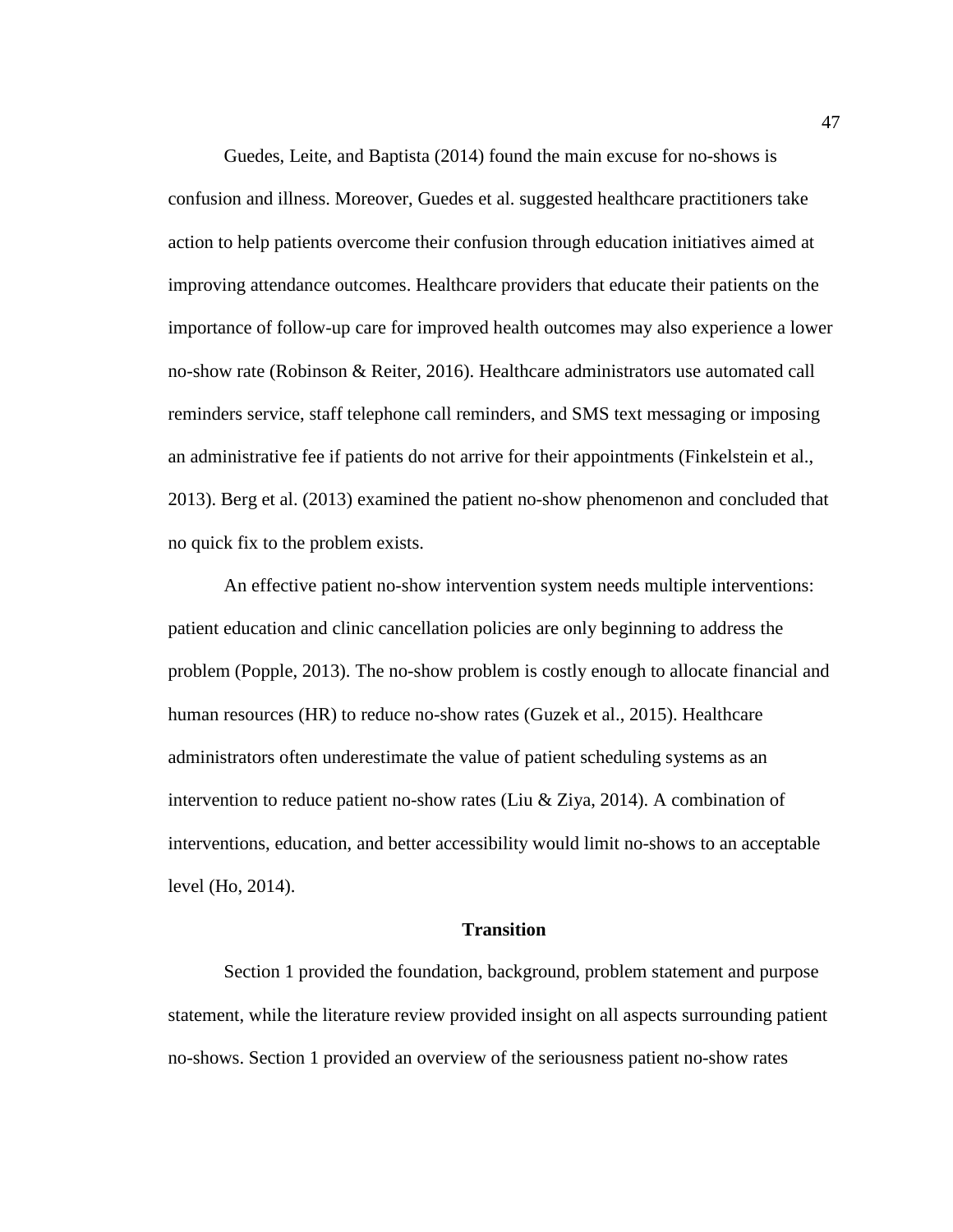Guedes, Leite, and Baptista (2014) found the main excuse for no-shows is confusion and illness. Moreover, Guedes et al. suggested healthcare practitioners take action to help patients overcome their confusion through education initiatives aimed at improving attendance outcomes. Healthcare providers that educate their patients on the importance of follow-up care for improved health outcomes may also experience a lower no-show rate (Robinson & Reiter, 2016). Healthcare administrators use automated call reminders service, staff telephone call reminders, and SMS text messaging or imposing an administrative fee if patients do not arrive for their appointments (Finkelstein et al., 2013). Berg et al. (2013) examined the patient no-show phenomenon and concluded that no quick fix to the problem exists.

An effective patient no-show intervention system needs multiple interventions: patient education and clinic cancellation policies are only beginning to address the problem (Popple, 2013). The no-show problem is costly enough to allocate financial and human resources (HR) to reduce no-show rates (Guzek et al., 2015). Healthcare administrators often underestimate the value of patient scheduling systems as an intervention to reduce patient no-show rates (Liu & Ziya, 2014). A combination of interventions, education, and better accessibility would limit no-shows to an acceptable level (Ho, 2014).

## Transition

Section 1 provided the foundation, background, problem statement and purpose statement, while the literature review provided insight on all aspects surrounding patient no-shows. Section 1 provided an overview of the seriousness patient no-show rates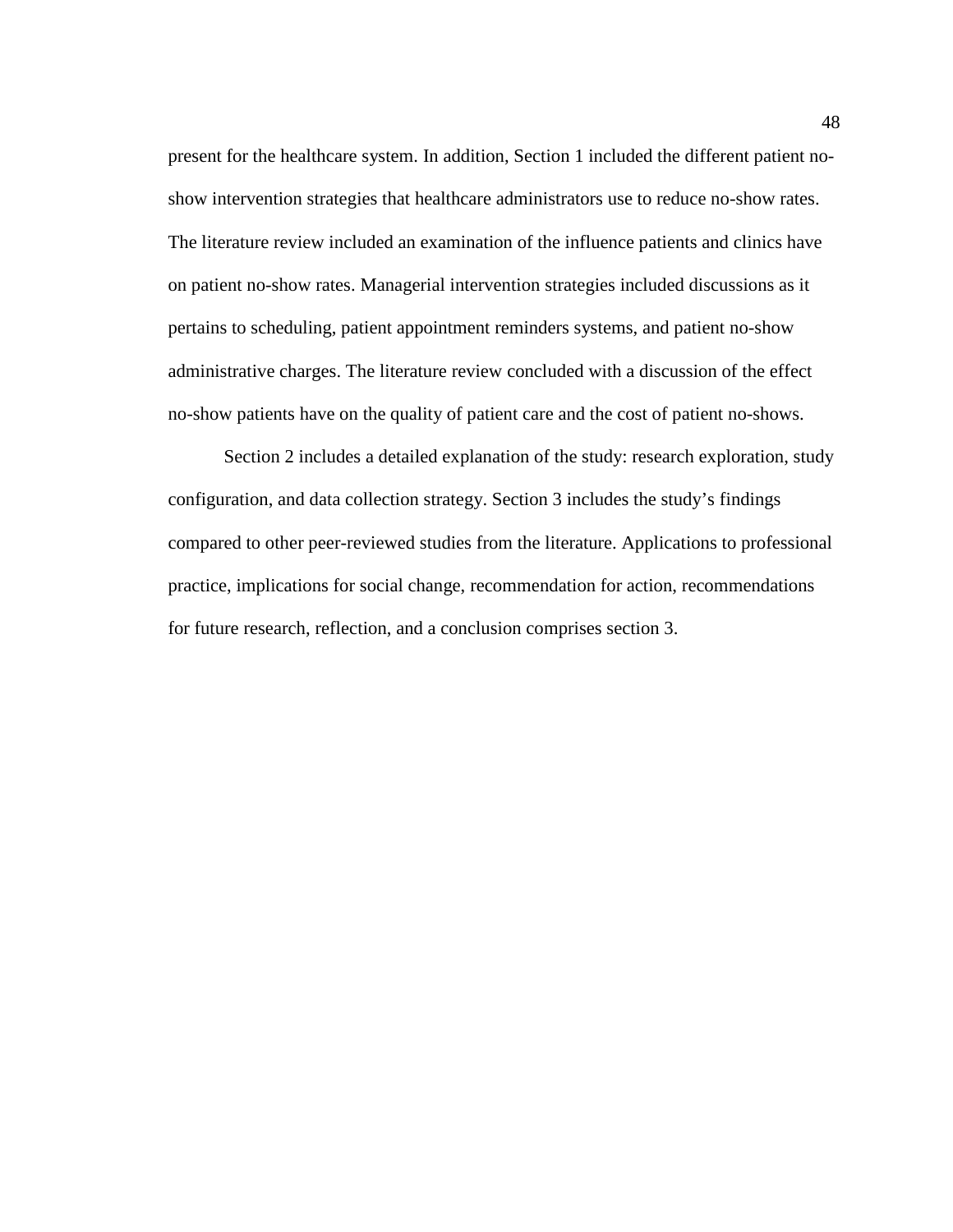present for the healthcare system. In addition, Section 1 included the different patient no-show intervention strategies that healthcare administrators use to reduce no-show rates. The literature review included an examination of the influence patients and clinics have on patient no-show rates. Managerial intervention strategies included discussions as it pertains to scheduling, patient appointment reminders systems, and patient no-show administrative charges. The literature review concluded with a discussion of the effect no-show patients have on the quality of patient care and the cost of patient no-shows.

Section 2 includes a detailed explanation of the study: research exploration, study configuration, and data collection strategy. Section 3 includes the study's findings compared to other peer-reviewed studies from the literature. Applications to professional practice, implications for social change, recommendation for action, recommendations for future research, reflection, and a conclusion comprises section 3.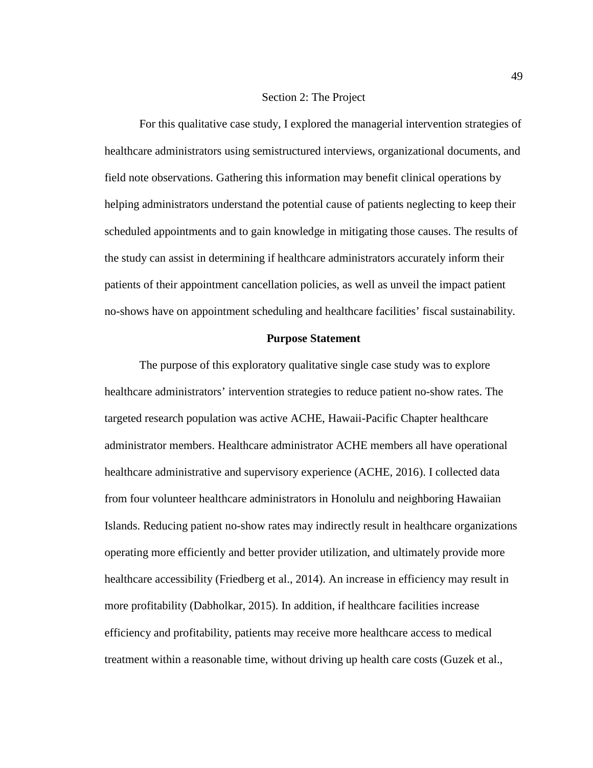# Section 2: The Project

For this qualitative case study, I explored the managerial intervention strategies of healthcare administrators using semistructured interviews, organizational documents, and field note observations. Gathering this information may benefit clinical operations by helping administrators understand the potential cause of patients neglecting to keep their scheduled appointments and to gain knowledge in mitigating those causes. The results of the study can assist in determining if healthcare administrators accurately inform their patients of their appointment cancellation policies, as well as unveil the impact patient no-shows have on appointment scheduling and healthcare facilities' fiscal sustainability.

## Purpose Statement

The purpose of this exploratory qualitative single case study was to explore healthcare administrators' intervention strategies to reduce patient no-show rates. The targeted research population was active ACHE, Hawaii-Pacific Chapter healthcare administrator members. Healthcare administrator ACHE members all have operational healthcare administrative and supervisory experience (ACHE, 2016). I collected data from four volunteer healthcare administrators in Honolulu and neighboring Hawaiian Islands. Reducing patient no-show rates may indirectly result in healthcare organizations operating more efficiently and better provider utilization, and ultimately provide more healthcare accessibility (Friedberg et al., 2014). An increase in efficiency may result in more profitability (Dabholkar, 2015). In addition, if healthcare facilities increase efficiency and profitability, patients may receive more healthcare access to medical treatment within a reasonable time, without driving up health care costs (Guzek et al.,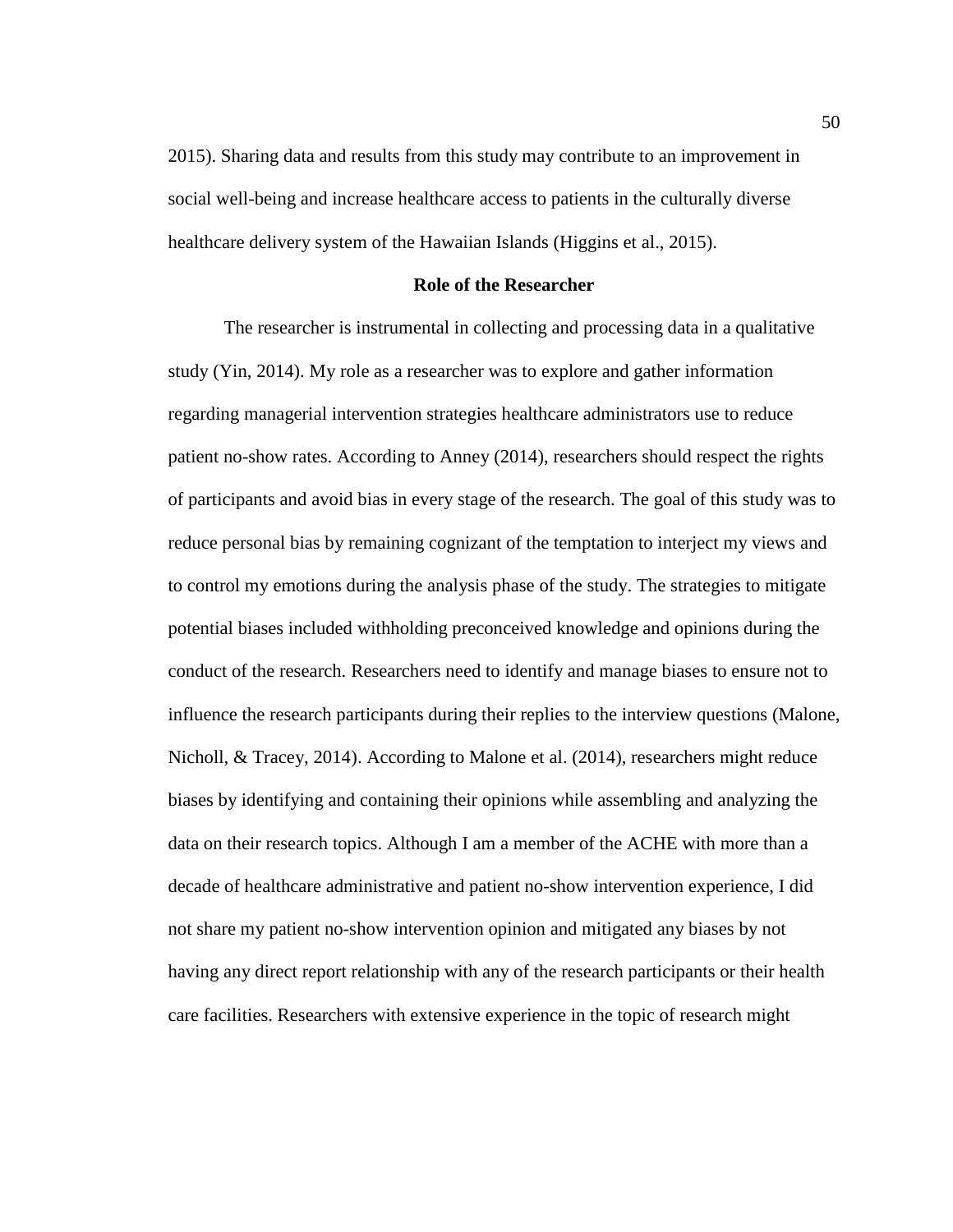2015). Sharing data and results from this study may contribute to an improvement in social well-being and increase healthcare access to patients in the culturally diverse healthcare delivery system of the Hawaiian Islands (Higgins et al., 2015).

## Role of the Researcher

The researcher is instrumental in collecting and processing data in a qualitative study (Yin, 2014). My role as a researcher was to explore and gather information regarding managerial intervention strategies healthcare administrators use to reduce patient no-show rates. According to Anney (2014), researchers should respect the rights of participants and avoid bias in every stage of the research. The goal of this study was to reduce personal bias by remaining cognizant of the temptation to interject my views and to control my emotions during the analysis phase of the study. The strategies to mitigate potential biases included withholding preconceived knowledge and opinions during the conduct of the research. Researchers need to identify and manage biases to ensure not to influence the research participants during their replies to the interview questions (Malone, Nicholl, & Tracey, 2014). According to Malone et al. (2014), researchers might reduce biases by identifying and containing their opinions while assembling and analyzing the data on their research topics. Although I am a member of the ACHE with more than a decade of healthcare administrative and patient no-show intervention experience, I did not share my patient no-show intervention opinion and mitigated any biases by not having any direct report relationship with any of the research participants or their health care facilities. Researchers with extensive experience in the topic of research might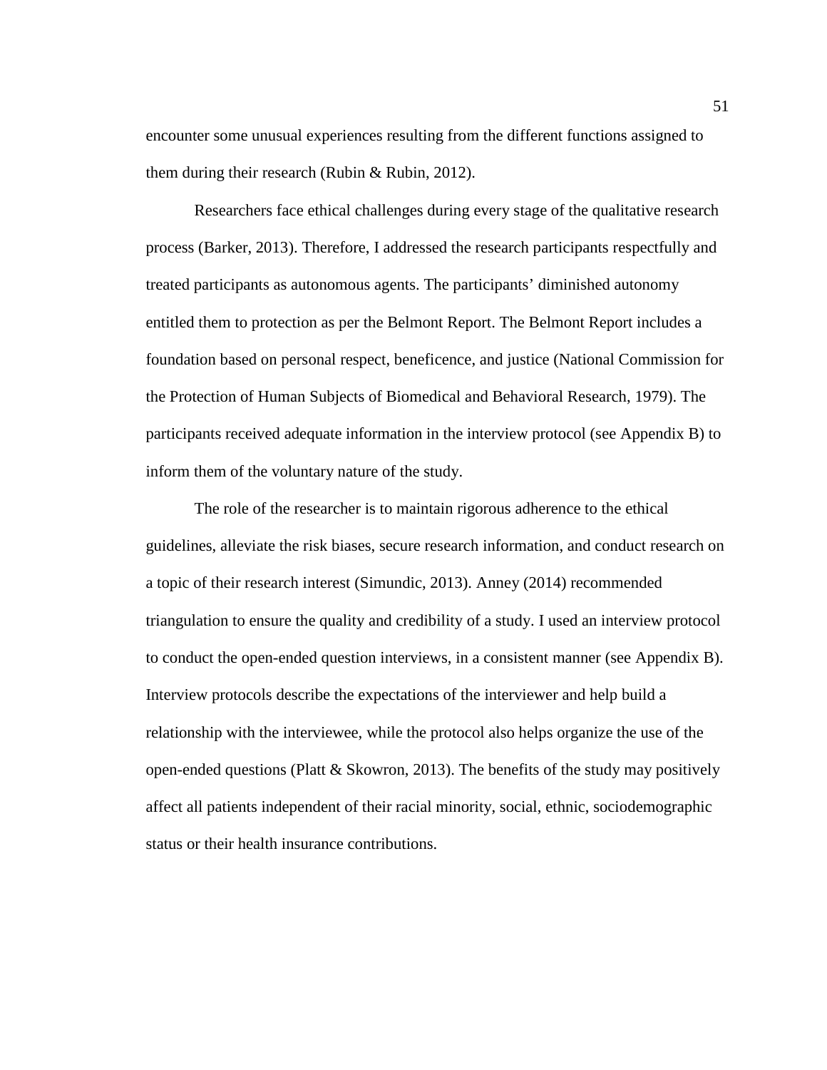encounter some unusual experiences resulting from the different functions assigned to them during their research (Rubin & Rubin, 2012).

Researchers face ethical challenges during every stage of the qualitative research process (Barker, 2013). Therefore, I addressed the research participants respectfully and treated participants as autonomous agents. The participants' diminished autonomy entitled them to protection as per the Belmont Report. The Belmont Report includes a foundation based on personal respect, beneficence, and justice (National Commission for the Protection of Human Subjects of Biomedical and Behavioral Research, 1979). The participants received adequate information in the interview protocol (see Appendix B) to inform them of the voluntary nature of the study.

The role of the researcher is to maintain rigorous adherence to the ethical guidelines, alleviate the risk biases, secure research information, and conduct research on a topic of their research interest (Simundic, 2013). Anney (2014) recommended triangulation to ensure the quality and credibility of a study. I used an interview protocol to conduct the open-ended question interviews, in a consistent manner (see Appendix B). Interview protocols describe the expectations of the interviewer and help build a relationship with the interviewee, while the protocol also helps organize the use of the open-ended questions (Platt & Skowron, 2013). The benefits of the study may positively affect all patients independent of their racial minority, social, ethnic, sociodemographic status or their health insurance contributions.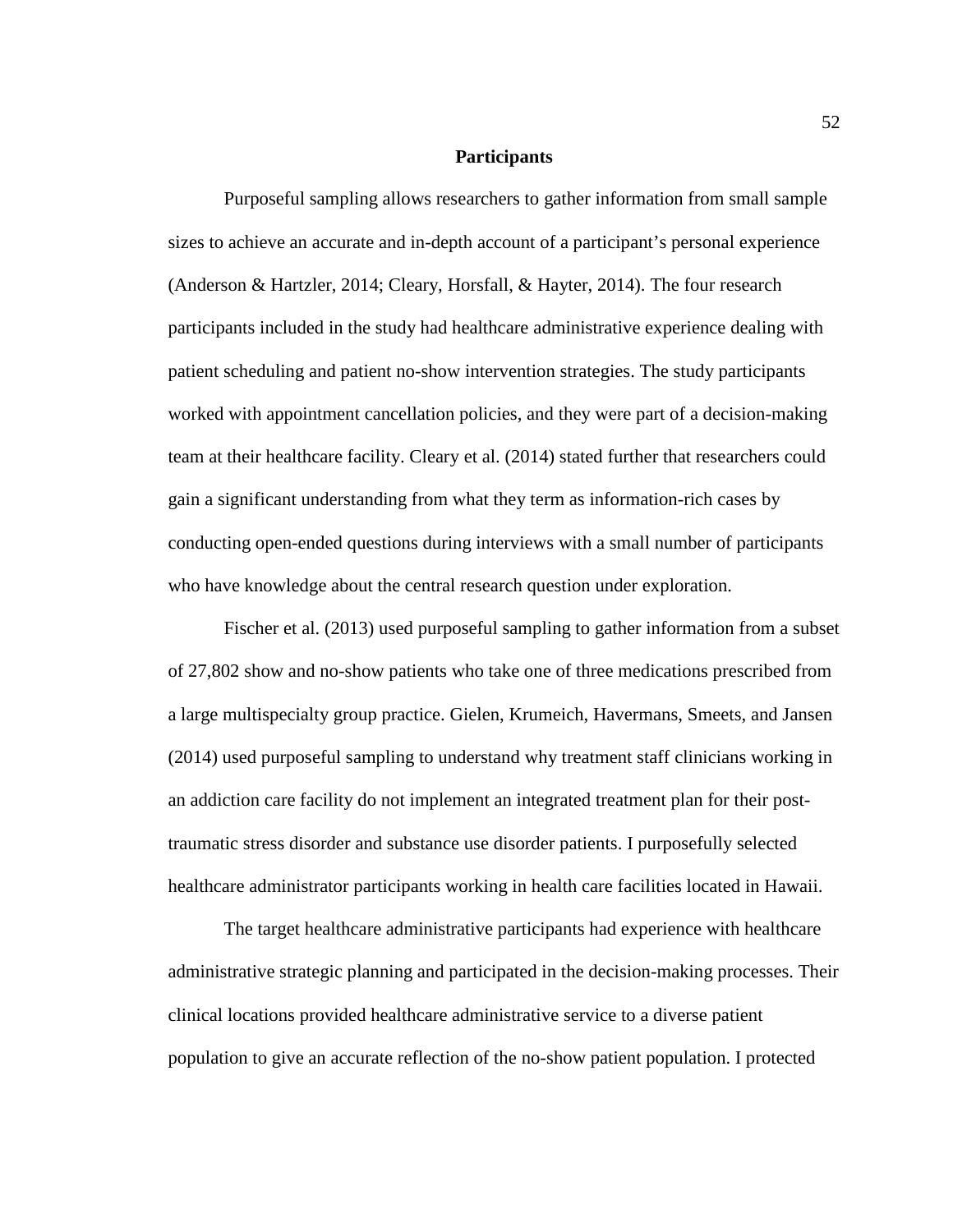## Participants

Purposeful sampling allows researchers to gather information from small sample sizes to achieve an accurate and in-depth account of a participant's personal experience (Anderson & Hartzler, 2014; Cleary, Horsfall, & Hayter, 2014). The four research participants included in the study had healthcare administrative experience dealing with patient scheduling and patient no-show intervention strategies. The study participants worked with appointment cancellation policies, and they were part of a decision-making team at their healthcare facility. Cleary et al. (2014) stated further that researchers could gain a significant understanding from what they term as information-rich cases by conducting open-ended questions during interviews with a small number of participants who have knowledge about the central research question under exploration.

Fischer et al. (2013) used purposeful sampling to gather information from a subset of 27,802 show and no-show patients who take one of three medications prescribed from a large multispecialty group practice. Gielen, Krumeich, Havermans, Smeets, and Jansen (2014) used purposeful sampling to understand why treatment staff clinicians working in an addiction care facility do not implement an integrated treatment plan for their post-traumatic stress disorder and substance use disorder patients. I purposefully selected healthcare administrator participants working in health care facilities located in Hawaii.

The target healthcare administrative participants had experience with healthcare administrative strategic planning and participated in the decision-making processes. Their clinical locations provided healthcare administrative service to a diverse patient population to give an accurate reflection of the no-show patient population. I protected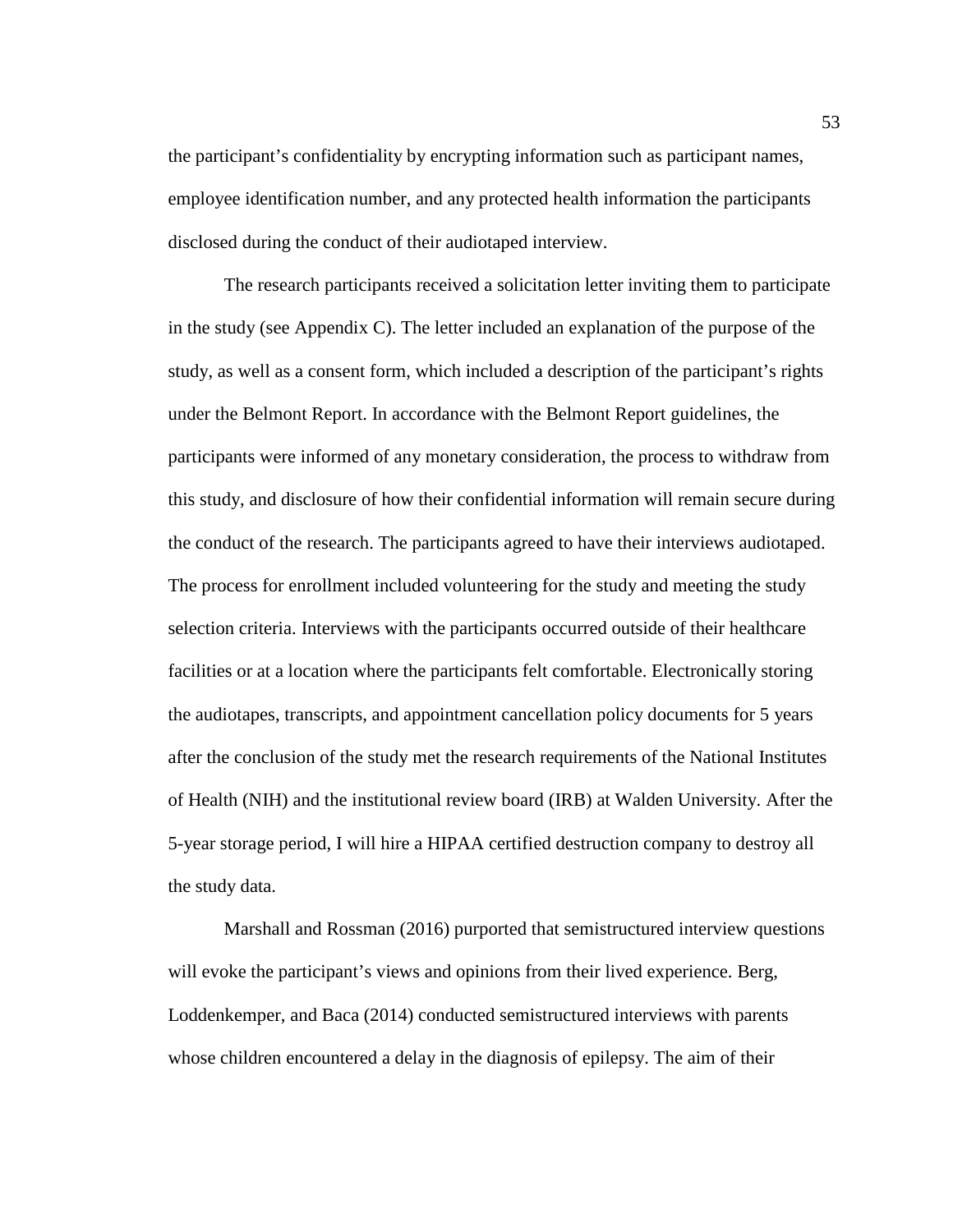the participant's confidentiality by encrypting information such as participant names, employee identification number, and any protected health information the participants disclosed during the conduct of their audiotaped interview.

The research participants received a solicitation letter inviting them to participate in the study (see Appendix C). The letter included an explanation of the purpose of the study, as well as a consent form, which included a description of the participant's rights under the Belmont Report. In accordance with the Belmont Report guidelines, the participants were informed of any monetary consideration, the process to withdraw from this study, and disclosure of how their confidential information will remain secure during the conduct of the research. The participants agreed to have their interviews audiotaped. The process for enrollment included volunteering for the study and meeting the study selection criteria. Interviews with the participants occurred outside of their healthcare facilities or at a location where the participants felt comfortable. Electronically storing the audiotapes, transcripts, and appointment cancellation policy documents for 5 years after the conclusion of the study met the research requirements of the National Institutes of Health (NIH) and the institutional review board (IRB) at Walden University. After the 5-year storage period, I will hire a HIPAA certified destruction company to destroy all the study data.

Marshall and Rossman (2016) purported that semistructured interview questions will evoke the participant's views and opinions from their lived experience. Berg, Loddenkemper, and Baca (2014) conducted semistructured interviews with parents whose children encountered a delay in the diagnosis of epilepsy. The aim of their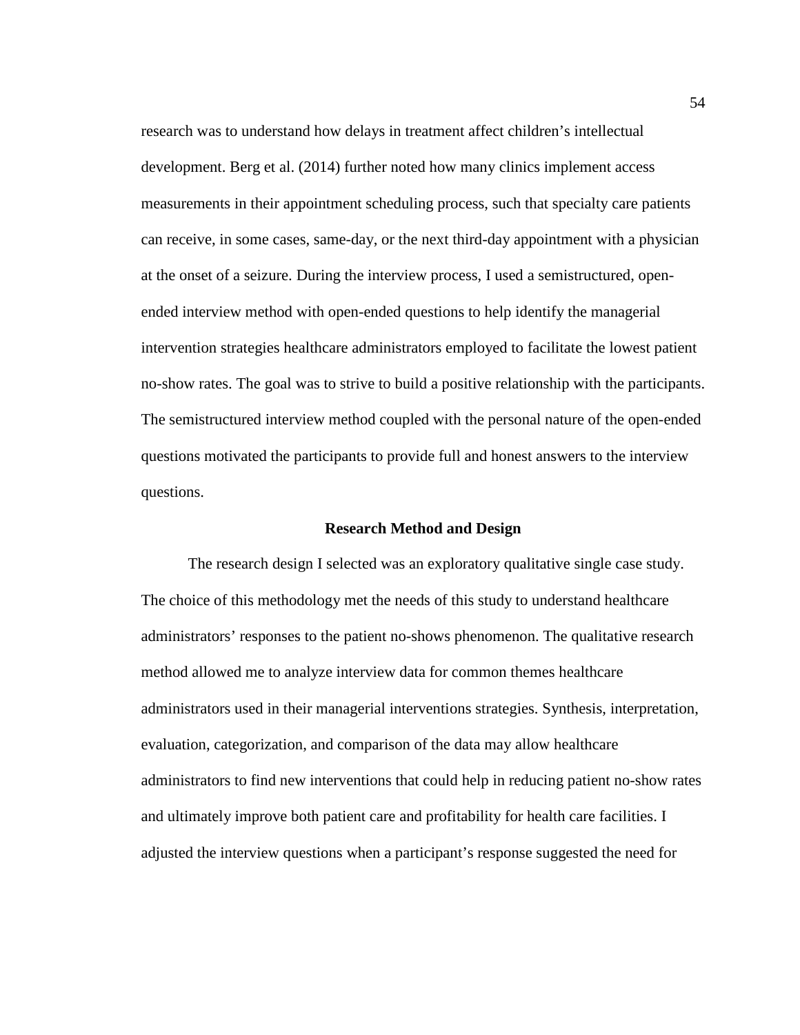research was to understand how delays in treatment affect children's intellectual development. Berg et al. (2014) further noted how many clinics implement access measurements in their appointment scheduling process, such that specialty care patients can receive, in some cases, same-day, or the next third-day appointment with a physician at the onset of a seizure. During the interview process, I used a semistructured, open-ended interview method with open-ended questions to help identify the managerial intervention strategies healthcare administrators employed to facilitate the lowest patient no-show rates. The goal was to strive to build a positive relationship with the participants. The semistructured interview method coupled with the personal nature of the open-ended questions motivated the participants to provide full and honest answers to the interview questions.

## Research Method and Design

The research design I selected was an exploratory qualitative single case study. The choice of this methodology met the needs of this study to understand healthcare administrators' responses to the patient no-shows phenomenon. The qualitative research method allowed me to analyze interview data for common themes healthcare administrators used in their managerial interventions strategies. Synthesis, interpretation, evaluation, categorization, and comparison of the data may allow healthcare administrators to find new interventions that could help in reducing patient no-show rates and ultimately improve both patient care and profitability for health care facilities. I adjusted the interview questions when a participant's response suggested the need for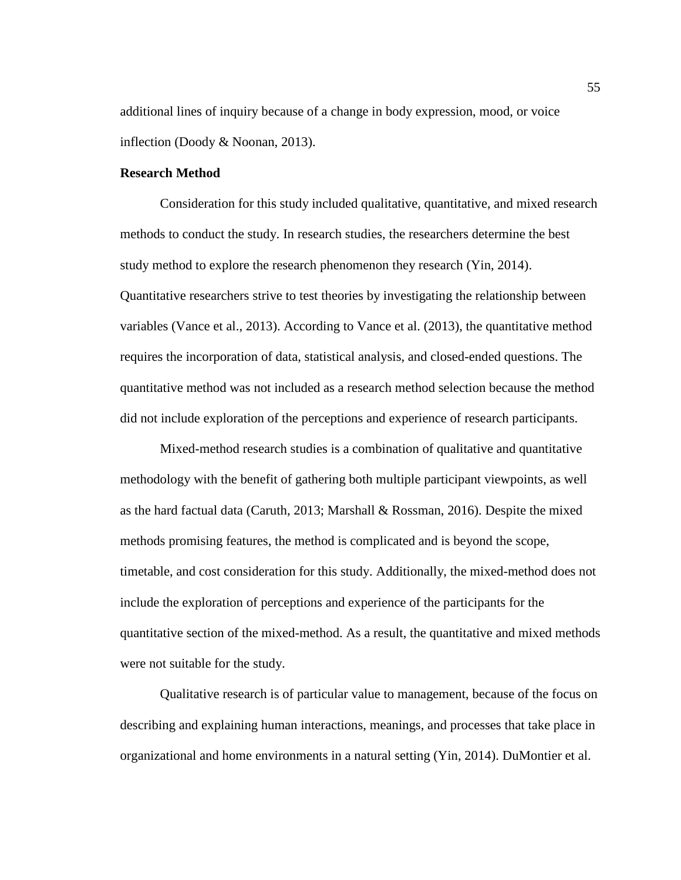additional lines of inquiry because of a change in body expression, mood, or voice inflection (Doody & Noonan, 2013).

**Research Method**

Consideration for this study included qualitative, quantitative, and mixed research methods to conduct the study. In research studies, the researchers determine the best study method to explore the research phenomenon they research (Yin, 2014). Quantitative researchers strive to test theories by investigating the relationship between variables (Vance et al., 2013). According to Vance et al. (2013), the quantitative method requires the incorporation of data, statistical analysis, and closed-ended questions. The quantitative method was not included as a research method selection because the method did not include exploration of the perceptions and experience of research participants.

Mixed-method research studies is a combination of qualitative and quantitative methodology with the benefit of gathering both multiple participant viewpoints, as well as the hard factual data (Caruth, 2013; Marshall & Rossman, 2016). Despite the mixed methods promising features, the method is complicated and is beyond the scope, timetable, and cost consideration for this study. Additionally, the mixed-method does not include the exploration of perceptions and experience of the participants for the quantitative section of the mixed-method. As a result, the quantitative and mixed methods were not suitable for the study.

Qualitative research is of particular value to management, because of the focus on describing and explaining human interactions, meanings, and processes that take place in organizational and home environments in a natural setting (Yin, 2014). DuMontier et al.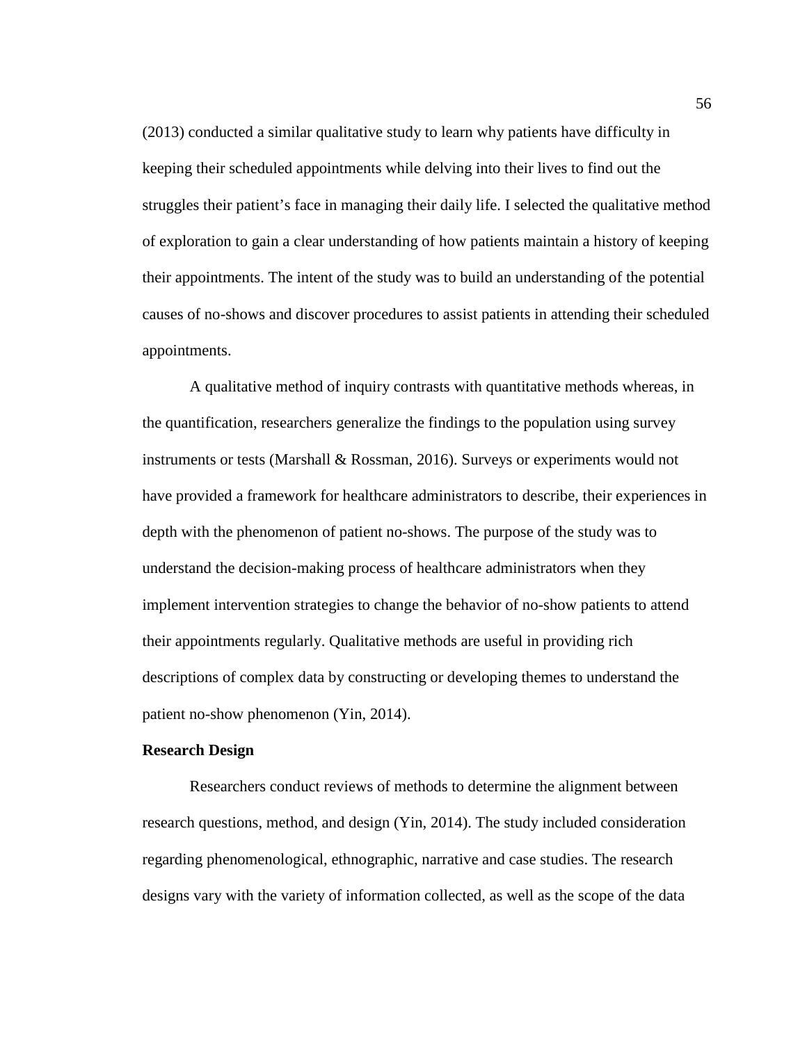(2013) conducted a similar qualitative study to learn why patients have difficulty in keeping their scheduled appointments while delving into their lives to find out the struggles their patient's face in managing their daily life. I selected the qualitative method of exploration to gain a clear understanding of how patients maintain a history of keeping their appointments. The intent of the study was to build an understanding of the potential causes of no-shows and discover procedures to assist patients in attending their scheduled appointments.

A qualitative method of inquiry contrasts with quantitative methods whereas, in the quantification, researchers generalize the findings to the population using survey instruments or tests (Marshall & Rossman, 2016). Surveys or experiments would not have provided a framework for healthcare administrators to describe, their experiences in depth with the phenomenon of patient no-shows. The purpose of the study was to understand the decision-making process of healthcare administrators when they implement intervention strategies to change the behavior of no-show patients to attend their appointments regularly. Qualitative methods are useful in providing rich descriptions of complex data by constructing or developing themes to understand the patient no-show phenomenon (Yin, 2014).

**Research Design**

Researchers conduct reviews of methods to determine the alignment between research questions, method, and design (Yin, 2014). The study included consideration regarding phenomenological, ethnographic, narrative and case studies. The research designs vary with the variety of information collected, as well as the scope of the data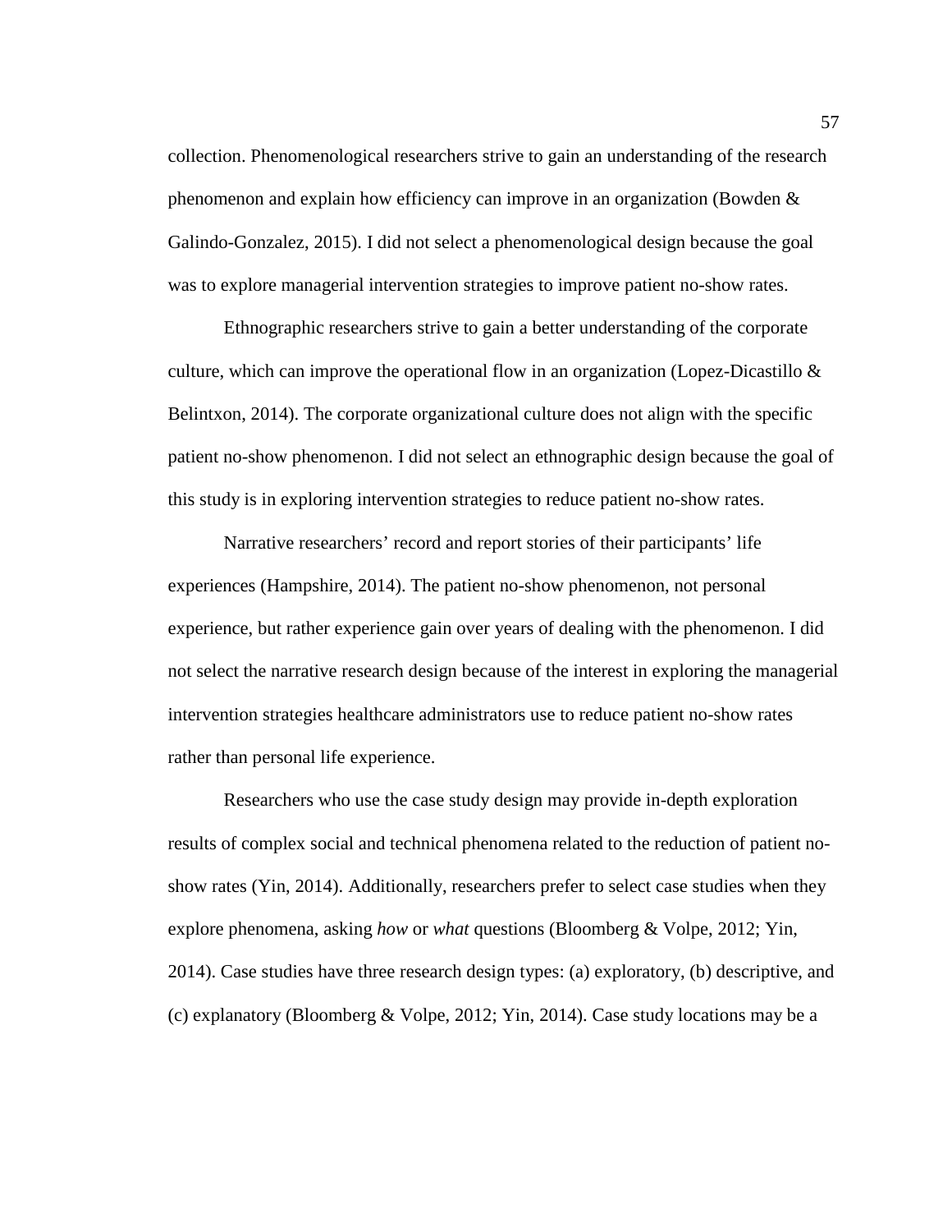collection. Phenomenological researchers strive to gain an understanding of the research phenomenon and explain how efficiency can improve in an organization (Bowden & Galindo-Gonzalez, 2015). I did not select a phenomenological design because the goal was to explore managerial intervention strategies to improve patient no-show rates.

Ethnographic researchers strive to gain a better understanding of the corporate culture, which can improve the operational flow in an organization (Lopez-Dicastillo & Belintxon, 2014). The corporate organizational culture does not align with the specific patient no-show phenomenon. I did not select an ethnographic design because the goal of this study is in exploring intervention strategies to reduce patient no-show rates.

Narrative researchers' record and report stories of their participants' life experiences (Hampshire, 2014). The patient no-show phenomenon, not personal experience, but rather experience gain over years of dealing with the phenomenon. I did not select the narrative research design because of the interest in exploring the managerial intervention strategies healthcare administrators use to reduce patient no-show rates rather than personal life experience.

Researchers who use the case study design may provide in-depth exploration results of complex social and technical phenomena related to the reduction of patient no-show rates (Yin, 2014). Additionally, researchers prefer to select case studies when they explore phenomena, asking *how* or *what* questions (Bloomberg & Volpe, 2012; Yin, 2014). Case studies have three research design types: (a) exploratory, (b) descriptive, and (c) explanatory (Bloomberg & Volpe, 2012; Yin, 2014). Case study locations may be a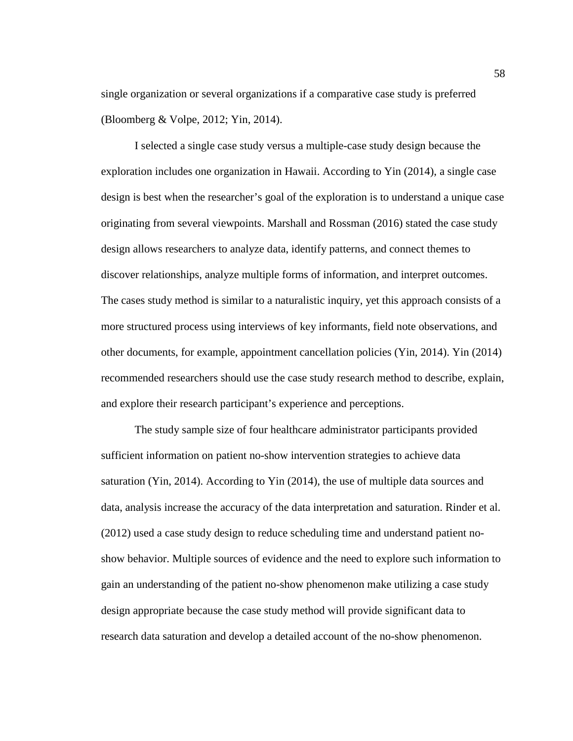single organization or several organizations if a comparative case study is preferred (Bloomberg & Volpe, 2012; Yin, 2014).

I selected a single case study versus a multiple-case study design because the exploration includes one organization in Hawaii. According to Yin (2014), a single case design is best when the researcher's goal of the exploration is to understand a unique case originating from several viewpoints. Marshall and Rossman (2016) stated the case study design allows researchers to analyze data, identify patterns, and connect themes to discover relationships, analyze multiple forms of information, and interpret outcomes. The cases study method is similar to a naturalistic inquiry, yet this approach consists of a more structured process using interviews of key informants, field note observations, and other documents, for example, appointment cancellation policies (Yin, 2014). Yin (2014) recommended researchers should use the case study research method to describe, explain, and explore their research participant's experience and perceptions.

The study sample size of four healthcare administrator participants provided sufficient information on patient no-show intervention strategies to achieve data saturation (Yin, 2014). According to Yin (2014), the use of multiple data sources and data, analysis increase the accuracy of the data interpretation and saturation. Rinder et al. (2012) used a case study design to reduce scheduling time and understand patient no-show behavior. Multiple sources of evidence and the need to explore such information to gain an understanding of the patient no-show phenomenon make utilizing a case study design appropriate because the case study method will provide significant data to research data saturation and develop a detailed account of the no-show phenomenon.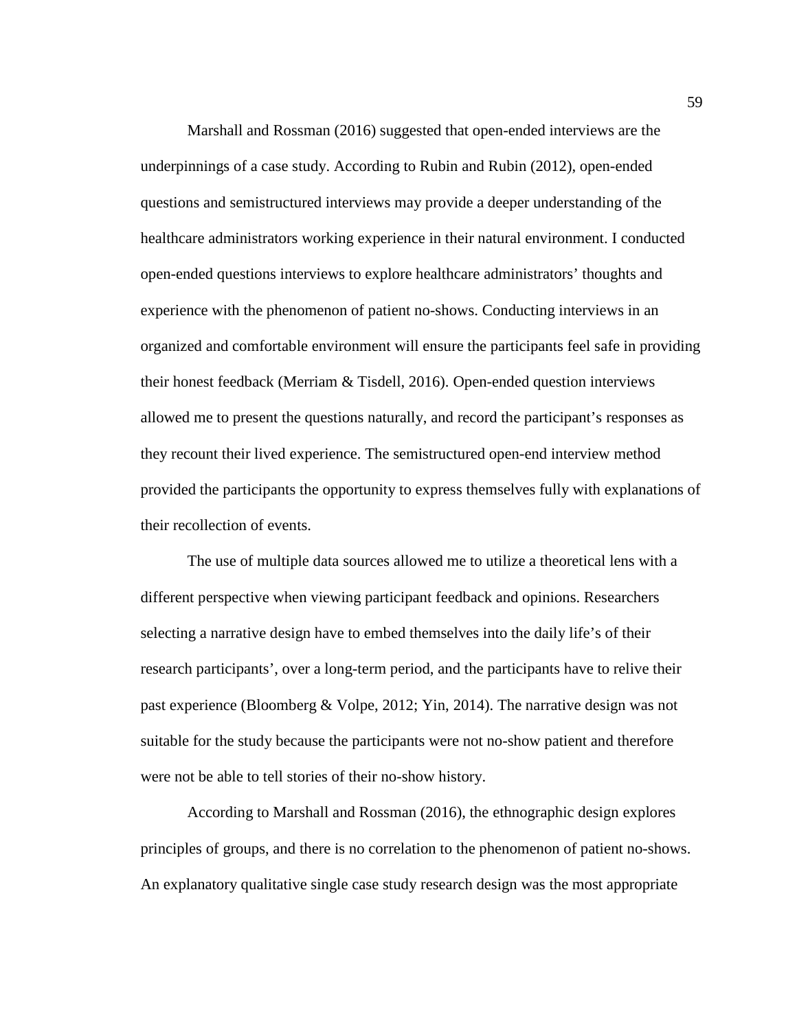Marshall and Rossman (2016) suggested that open-ended interviews are the underpinnings of a case study. According to Rubin and Rubin (2012), open-ended questions and semistructured interviews may provide a deeper understanding of the healthcare administrators working experience in their natural environment. I conducted open-ended questions interviews to explore healthcare administrators' thoughts and experience with the phenomenon of patient no-shows. Conducting interviews in an organized and comfortable environment will ensure the participants feel safe in providing their honest feedback (Merriam & Tisdell, 2016). Open-ended question interviews allowed me to present the questions naturally, and record the participant's responses as they recount their lived experience. The semistructured open-end interview method provided the participants the opportunity to express themselves fully with explanations of their recollection of events.

The use of multiple data sources allowed me to utilize a theoretical lens with a different perspective when viewing participant feedback and opinions. Researchers selecting a narrative design have to embed themselves into the daily life's of their research participants', over a long-term period, and the participants have to relive their past experience (Bloomberg & Volpe, 2012; Yin, 2014). The narrative design was not suitable for the study because the participants were not no-show patient and therefore were not be able to tell stories of their no-show history.

According to Marshall and Rossman (2016), the ethnographic design explores principles of groups, and there is no correlation to the phenomenon of patient no-shows. An explanatory qualitative single case study research design was the most appropriate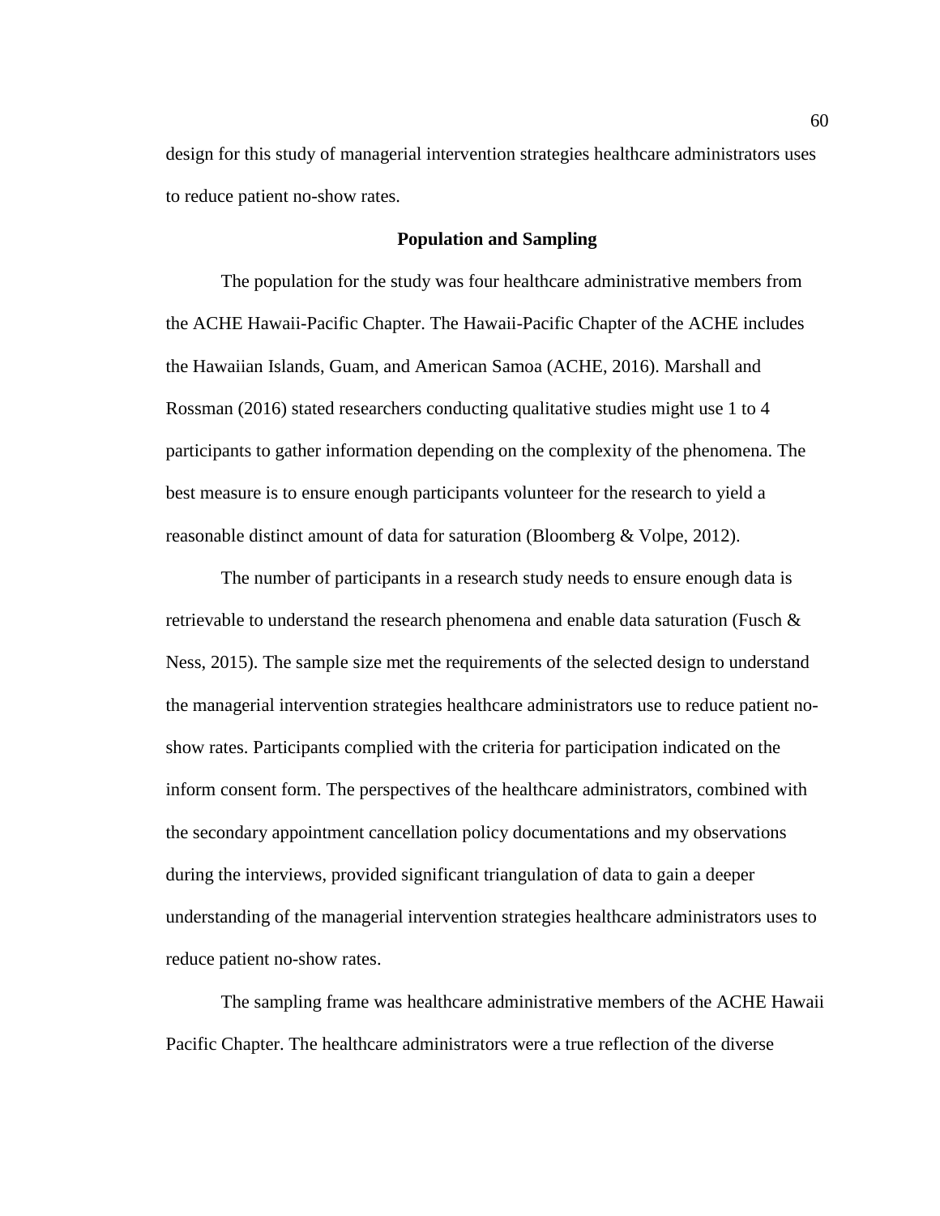design for this study of managerial intervention strategies healthcare administrators uses to reduce patient no-show rates.

## Population and Sampling

The population for the study was four healthcare administrative members from the ACHE Hawaii-Pacific Chapter. The Hawaii-Pacific Chapter of the ACHE includes the Hawaiian Islands, Guam, and American Samoa (ACHE, 2016). Marshall and Rossman (2016) stated researchers conducting qualitative studies might use 1 to 4 participants to gather information depending on the complexity of the phenomena. The best measure is to ensure enough participants volunteer for the research to yield a reasonable distinct amount of data for saturation (Bloomberg & Volpe, 2012).

The number of participants in a research study needs to ensure enough data is retrievable to understand the research phenomena and enable data saturation (Fusch & Ness, 2015). The sample size met the requirements of the selected design to understand the managerial intervention strategies healthcare administrators use to reduce patient no-show rates. Participants complied with the criteria for participation indicated on the inform consent form. The perspectives of the healthcare administrators, combined with the secondary appointment cancellation policy documentations and my observations during the interviews, provided significant triangulation of data to gain a deeper understanding of the managerial intervention strategies healthcare administrators uses to reduce patient no-show rates.

The sampling frame was healthcare administrative members of the ACHE Hawaii Pacific Chapter. The healthcare administrators were a true reflection of the diverse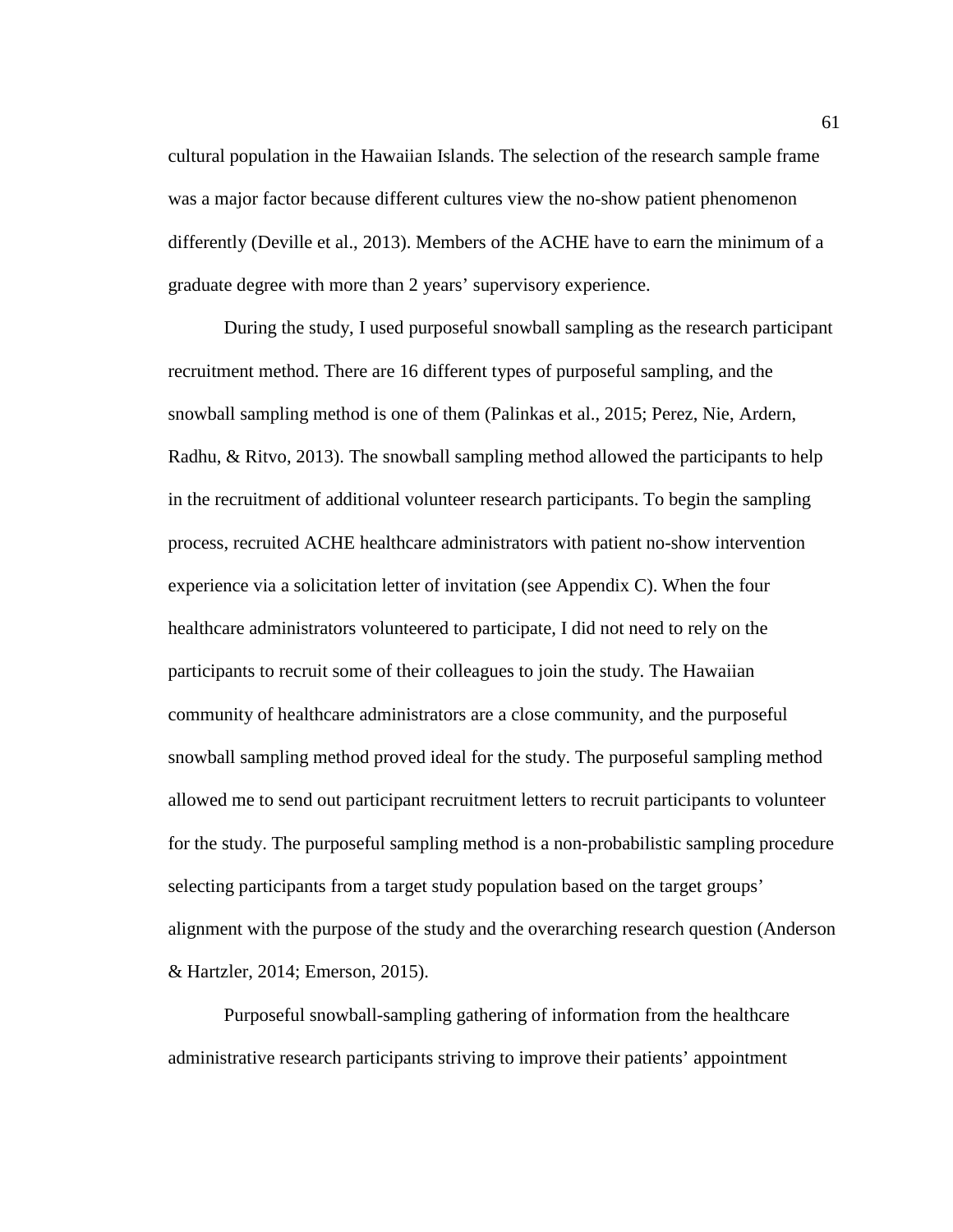cultural population in the Hawaiian Islands. The selection of the research sample frame was a major factor because different cultures view the no-show patient phenomenon differently (Deville et al., 2013). Members of the ACHE have to earn the minimum of a graduate degree with more than 2 years' supervisory experience.

During the study, I used purposeful snowball sampling as the research participant recruitment method. There are 16 different types of purposeful sampling, and the snowball sampling method is one of them (Palinkas et al., 2015; Perez, Nie, Ardern, Radhu, & Ritvo, 2013). The snowball sampling method allowed the participants to help in the recruitment of additional volunteer research participants. To begin the sampling process, recruited ACHE healthcare administrators with patient no-show intervention experience via a solicitation letter of invitation (see Appendix C). When the four healthcare administrators volunteered to participate, I did not need to rely on the participants to recruit some of their colleagues to join the study. The Hawaiian community of healthcare administrators are a close community, and the purposeful snowball sampling method proved ideal for the study. The purposeful sampling method allowed me to send out participant recruitment letters to recruit participants to volunteer for the study. The purposeful sampling method is a non-probabilistic sampling procedure selecting participants from a target study population based on the target groups' alignment with the purpose of the study and the overarching research question (Anderson & Hartzler, 2014; Emerson, 2015).

Purposeful snowball-sampling gathering of information from the healthcare administrative research participants striving to improve their patients' appointment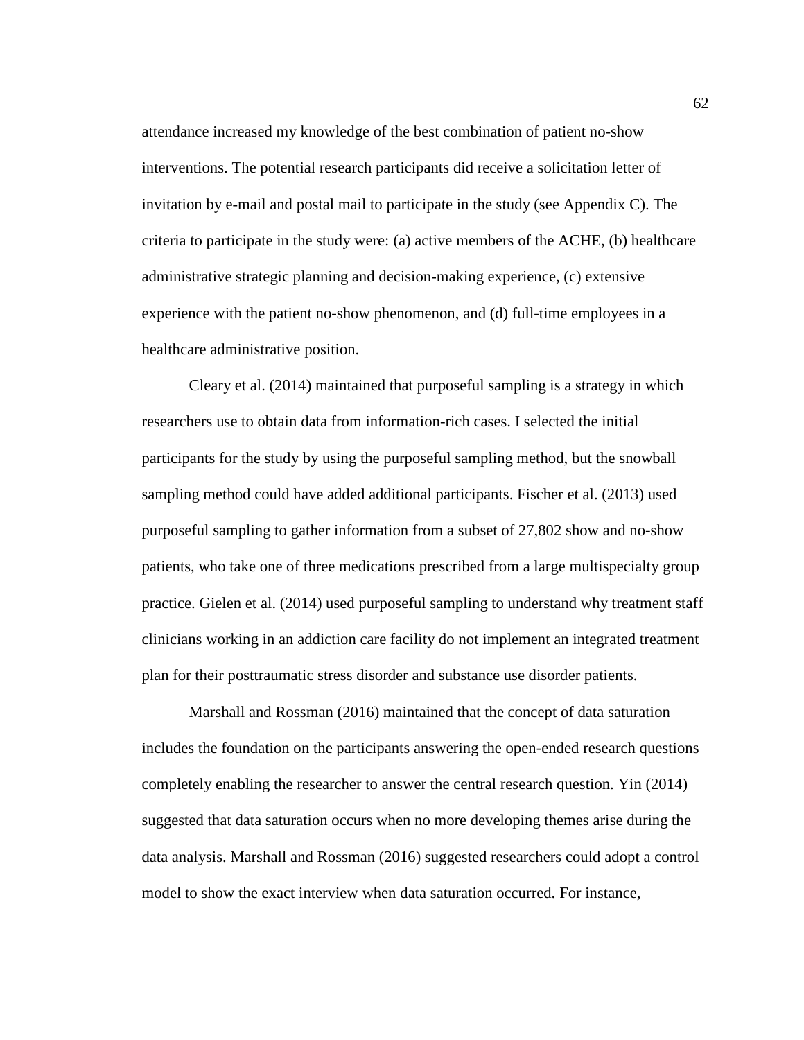attendance increased my knowledge of the best combination of patient no-show interventions. The potential research participants did receive a solicitation letter of invitation by e-mail and postal mail to participate in the study (see Appendix C). The criteria to participate in the study were: (a) active members of the ACHE, (b) healthcare administrative strategic planning and decision-making experience, (c) extensive experience with the patient no-show phenomenon, and (d) full-time employees in a healthcare administrative position.

Cleary et al. (2014) maintained that purposeful sampling is a strategy in which researchers use to obtain data from information-rich cases. I selected the initial participants for the study by using the purposeful sampling method, but the snowball sampling method could have added additional participants. Fischer et al. (2013) used purposeful sampling to gather information from a subset of 27,802 show and no-show patients, who take one of three medications prescribed from a large multispecialty group practice. Gielen et al. (2014) used purposeful sampling to understand why treatment staff clinicians working in an addiction care facility do not implement an integrated treatment plan for their posttraumatic stress disorder and substance use disorder patients.

Marshall and Rossman (2016) maintained that the concept of data saturation includes the foundation on the participants answering the open-ended research questions completely enabling the researcher to answer the central research question. Yin (2014) suggested that data saturation occurs when no more developing themes arise during the data analysis. Marshall and Rossman (2016) suggested researchers could adopt a control model to show the exact interview when data saturation occurred. For instance,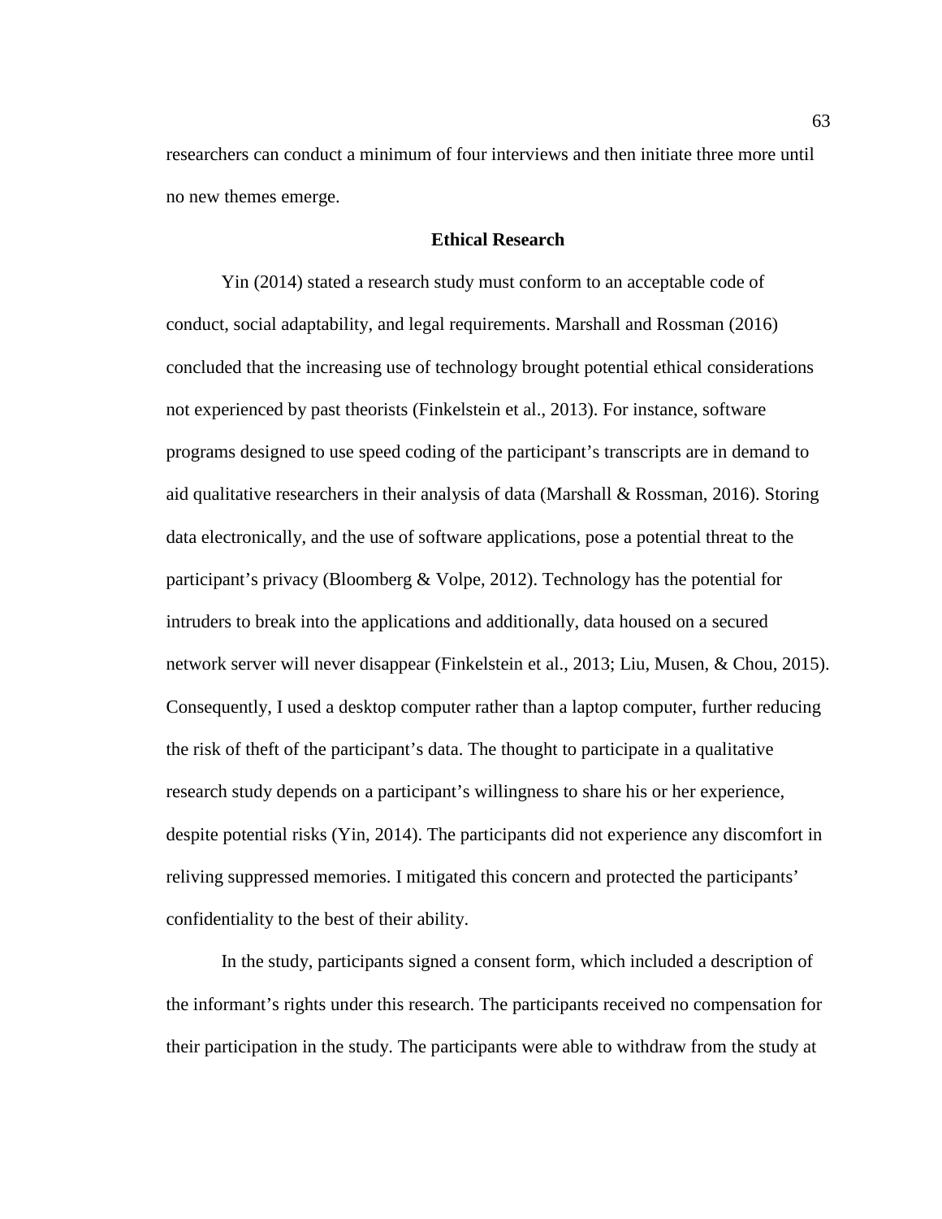researchers can conduct a minimum of four interviews and then initiate three more until no new themes emerge.

## Ethical Research

Yin (2014) stated a research study must conform to an acceptable code of conduct, social adaptability, and legal requirements. Marshall and Rossman (2016) concluded that the increasing use of technology brought potential ethical considerations not experienced by past theorists (Finkelstein et al., 2013). For instance, software programs designed to use speed coding of the participant's transcripts are in demand to aid qualitative researchers in their analysis of data (Marshall & Rossman, 2016). Storing data electronically, and the use of software applications, pose a potential threat to the participant's privacy (Bloomberg & Volpe, 2012). Technology has the potential for intruders to break into the applications and additionally, data housed on a secured network server will never disappear (Finkelstein et al., 2013; Liu, Musen, & Chou, 2015). Consequently, I used a desktop computer rather than a laptop computer, further reducing the risk of theft of the participant's data. The thought to participate in a qualitative research study depends on a participant's willingness to share his or her experience, despite potential risks (Yin, 2014). The participants did not experience any discomfort in reliving suppressed memories. I mitigated this concern and protected the participants' confidentiality to the best of their ability.

In the study, participants signed a consent form, which included a description of the informant's rights under this research. The participants received no compensation for their participation in the study. The participants were able to withdraw from the study at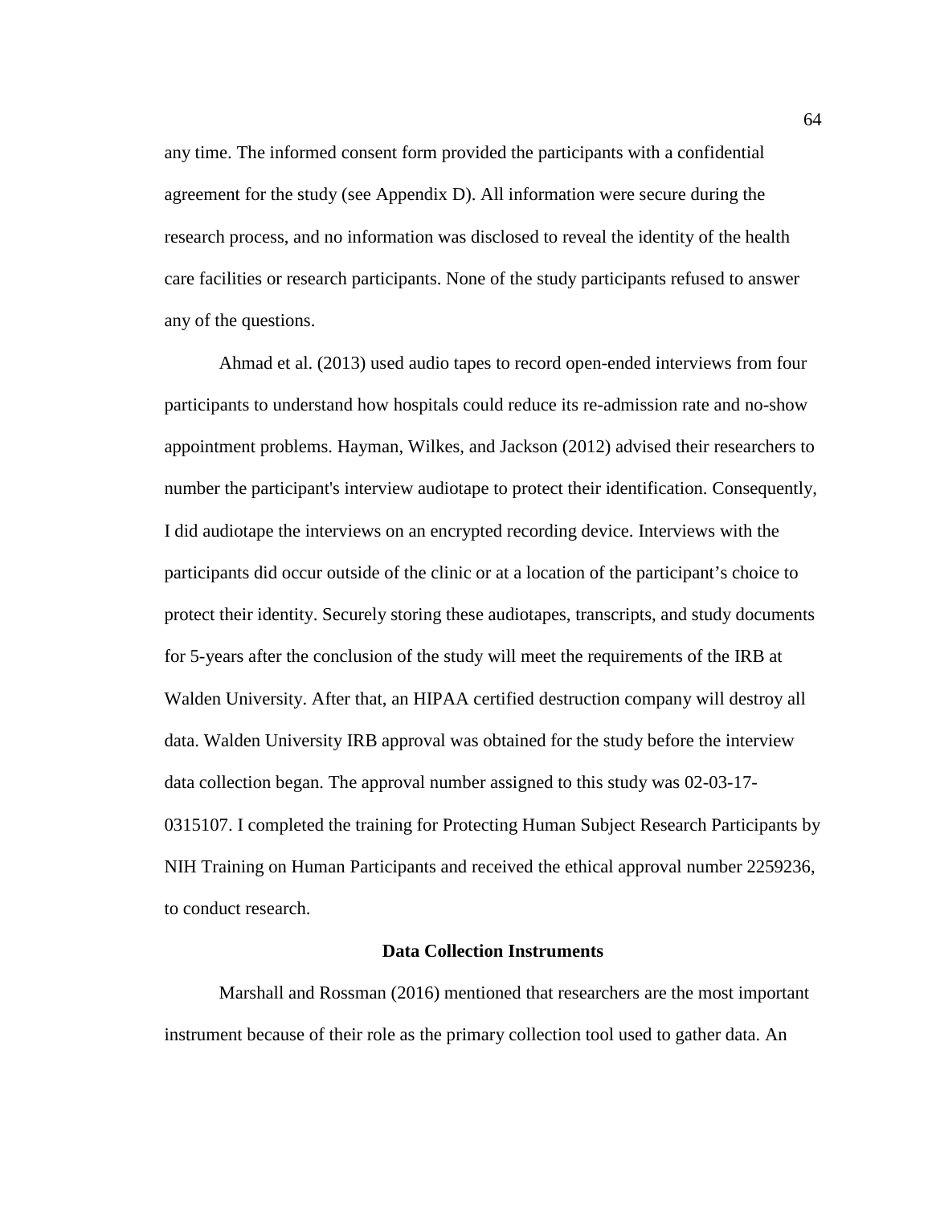any time. The informed consent form provided the participants with a confidential agreement for the study (see Appendix D). All information were secure during the research process, and no information was disclosed to reveal the identity of the health care facilities or research participants. None of the study participants refused to answer any of the questions.

Ahmad et al. (2013) used audio tapes to record open-ended interviews from four participants to understand how hospitals could reduce its re-admission rate and no-show appointment problems. Hayman, Wilkes, and Jackson (2012) advised their researchers to number the participant's interview audiotape to protect their identification. Consequently, I did audiotape the interviews on an encrypted recording device. Interviews with the participants did occur outside of the clinic or at a location of the participant's choice to protect their identity. Securely storing these audiotapes, transcripts, and study documents for 5-years after the conclusion of the study will meet the requirements of the IRB at Walden University. After that, an HIPAA certified destruction company will destroy all data. Walden University IRB approval was obtained for the study before the interview data collection began. The approval number assigned to this study was 02-03-17-0315107. I completed the training for Protecting Human Subject Research Participants by NIH Training on Human Participants and received the ethical approval number 2259236, to conduct research.

## Data Collection Instruments

Marshall and Rossman (2016) mentioned that researchers are the most important instrument because of their role as the primary collection tool used to gather data. An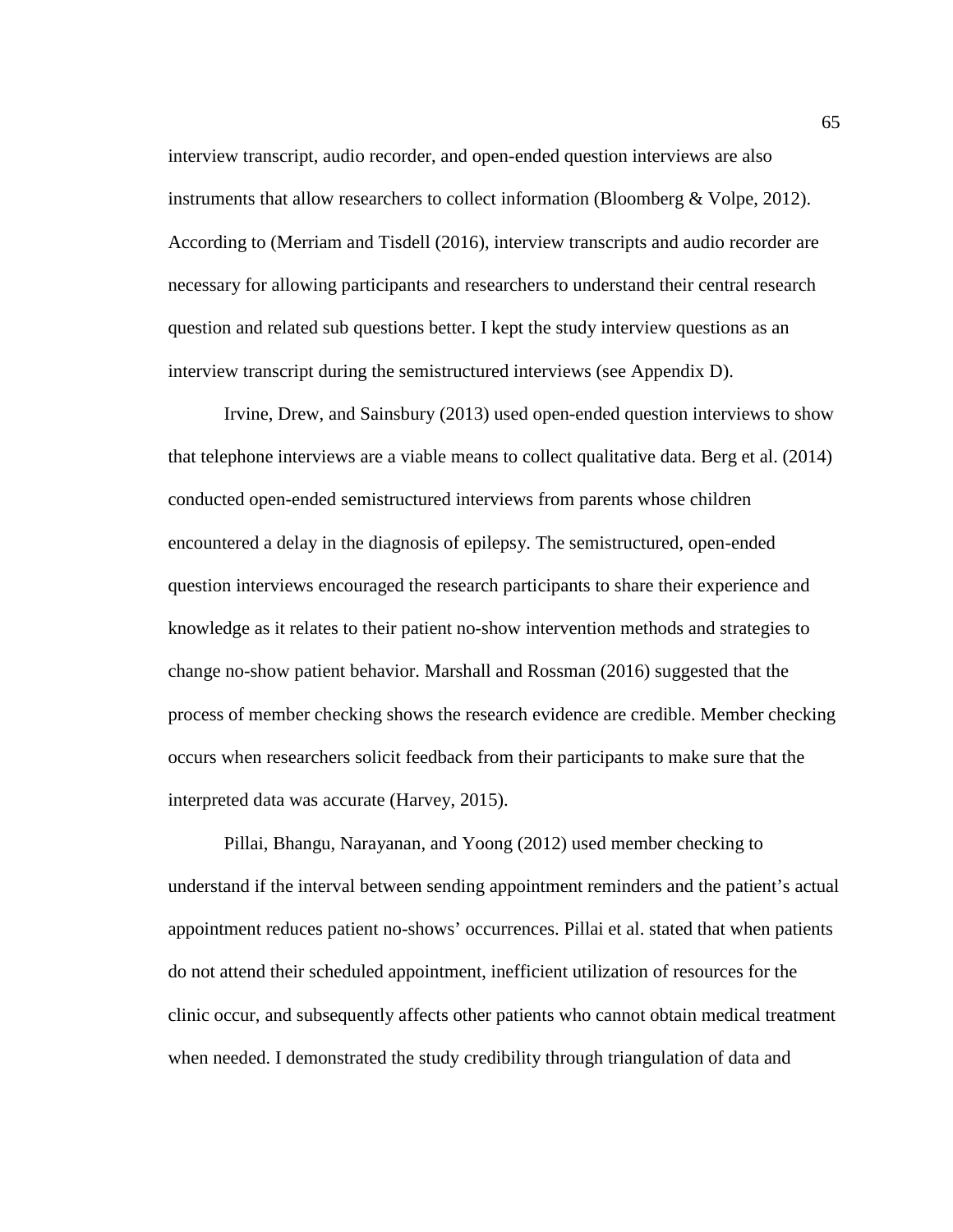interview transcript, audio recorder, and open-ended question interviews are also instruments that allow researchers to collect information (Bloomberg & Volpe, 2012). According to (Merriam and Tisdell (2016), interview transcripts and audio recorder are necessary for allowing participants and researchers to understand their central research question and related sub questions better. I kept the study interview questions as an interview transcript during the semistructured interviews (see Appendix D).

Irvine, Drew, and Sainsbury (2013) used open-ended question interviews to show that telephone interviews are a viable means to collect qualitative data. Berg et al. (2014) conducted open-ended semistructured interviews from parents whose children encountered a delay in the diagnosis of epilepsy. The semistructured, open-ended question interviews encouraged the research participants to share their experience and knowledge as it relates to their patient no-show intervention methods and strategies to change no-show patient behavior. Marshall and Rossman (2016) suggested that the process of member checking shows the research evidence are credible. Member checking occurs when researchers solicit feedback from their participants to make sure that the interpreted data was accurate (Harvey, 2015).

Pillai, Bhangu, Narayanan, and Yoong (2012) used member checking to understand if the interval between sending appointment reminders and the patient's actual appointment reduces patient no-shows' occurrences. Pillai et al. stated that when patients do not attend their scheduled appointment, inefficient utilization of resources for the clinic occur, and subsequently affects other patients who cannot obtain medical treatment when needed. I demonstrated the study credibility through triangulation of data and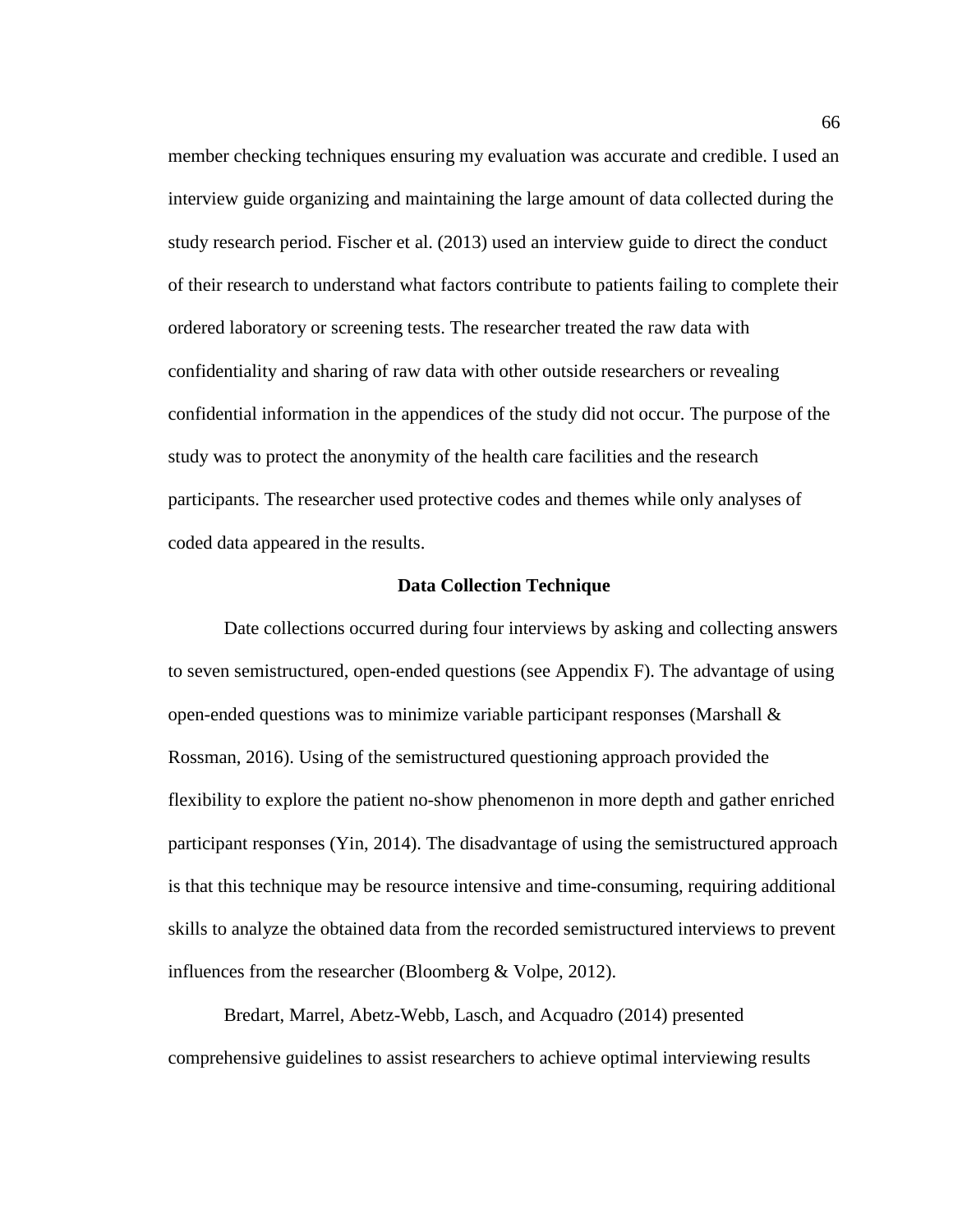member checking techniques ensuring my evaluation was accurate and credible. I used an interview guide organizing and maintaining the large amount of data collected during the study research period. Fischer et al. (2013) used an interview guide to direct the conduct of their research to understand what factors contribute to patients failing to complete their ordered laboratory or screening tests. The researcher treated the raw data with confidentiality and sharing of raw data with other outside researchers or revealing confidential information in the appendices of the study did not occur. The purpose of the study was to protect the anonymity of the health care facilities and the research participants. The researcher used protective codes and themes while only analyses of coded data appeared in the results.

## Data Collection Technique

Date collections occurred during four interviews by asking and collecting answers to seven semistructured, open-ended questions (see Appendix F). The advantage of using open-ended questions was to minimize variable participant responses (Marshall & Rossman, 2016). Using of the semistructured questioning approach provided the flexibility to explore the patient no-show phenomenon in more depth and gather enriched participant responses (Yin, 2014). The disadvantage of using the semistructured approach is that this technique may be resource intensive and time-consuming, requiring additional skills to analyze the obtained data from the recorded semistructured interviews to prevent influences from the researcher (Bloomberg & Volpe, 2012).

Bredart, Marrel, Abetz-Webb, Lasch, and Acquadro (2014) presented comprehensive guidelines to assist researchers to achieve optimal interviewing results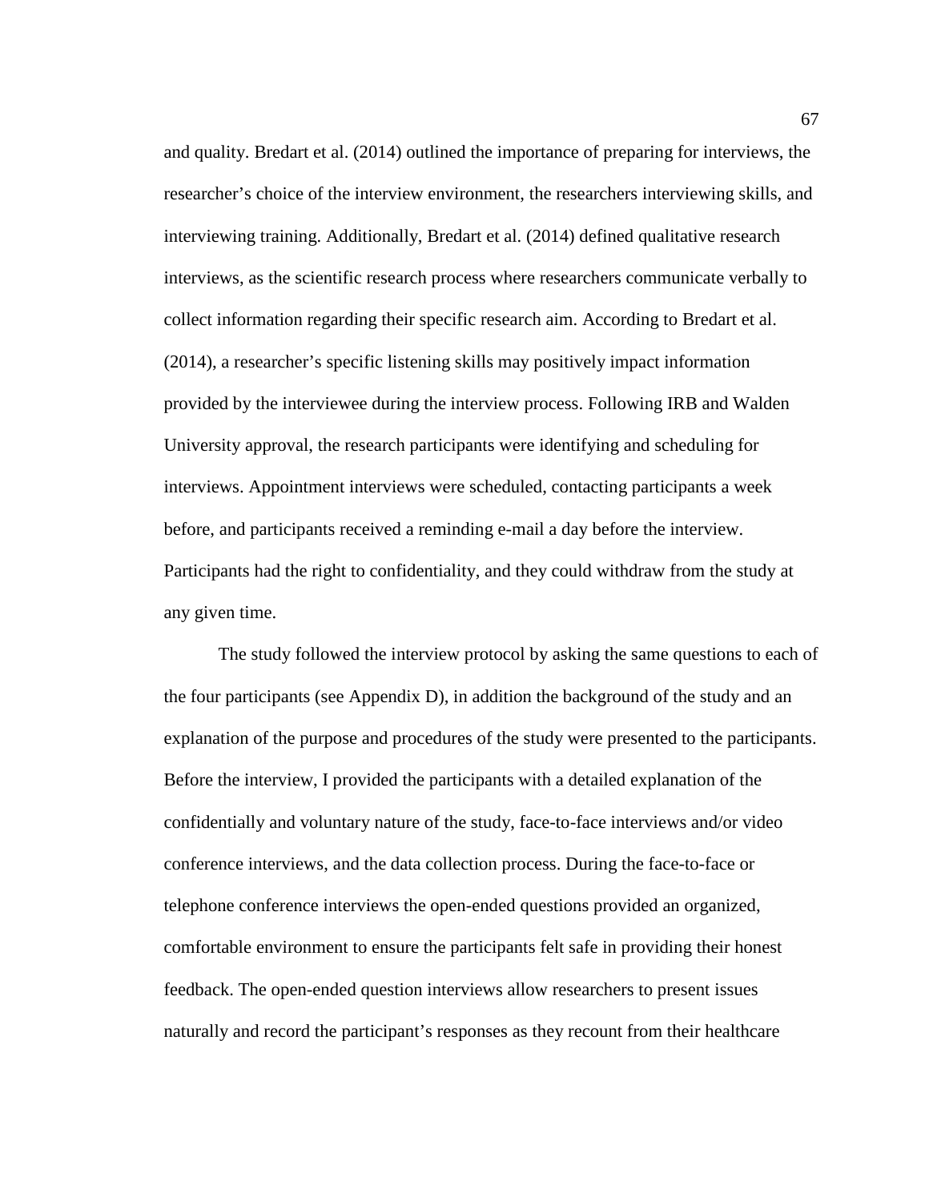and quality. Bredart et al. (2014) outlined the importance of preparing for interviews, the researcher's choice of the interview environment, the researchers interviewing skills, and interviewing training. Additionally, Bredart et al. (2014) defined qualitative research interviews, as the scientific research process where researchers communicate verbally to collect information regarding their specific research aim. According to Bredart et al. (2014), a researcher's specific listening skills may positively impact information provided by the interviewee during the interview process. Following IRB and Walden University approval, the research participants were identifying and scheduling for interviews. Appointment interviews were scheduled, contacting participants a week before, and participants received a reminding e-mail a day before the interview. Participants had the right to confidentiality, and they could withdraw from the study at any given time.

The study followed the interview protocol by asking the same questions to each of the four participants (see Appendix D), in addition the background of the study and an explanation of the purpose and procedures of the study were presented to the participants. Before the interview, I provided the participants with a detailed explanation of the confidentially and voluntary nature of the study, face-to-face interviews and/or video conference interviews, and the data collection process. During the face-to-face or telephone conference interviews the open-ended questions provided an organized, comfortable environment to ensure the participants felt safe in providing their honest feedback. The open-ended question interviews allow researchers to present issues naturally and record the participant's responses as they recount from their healthcare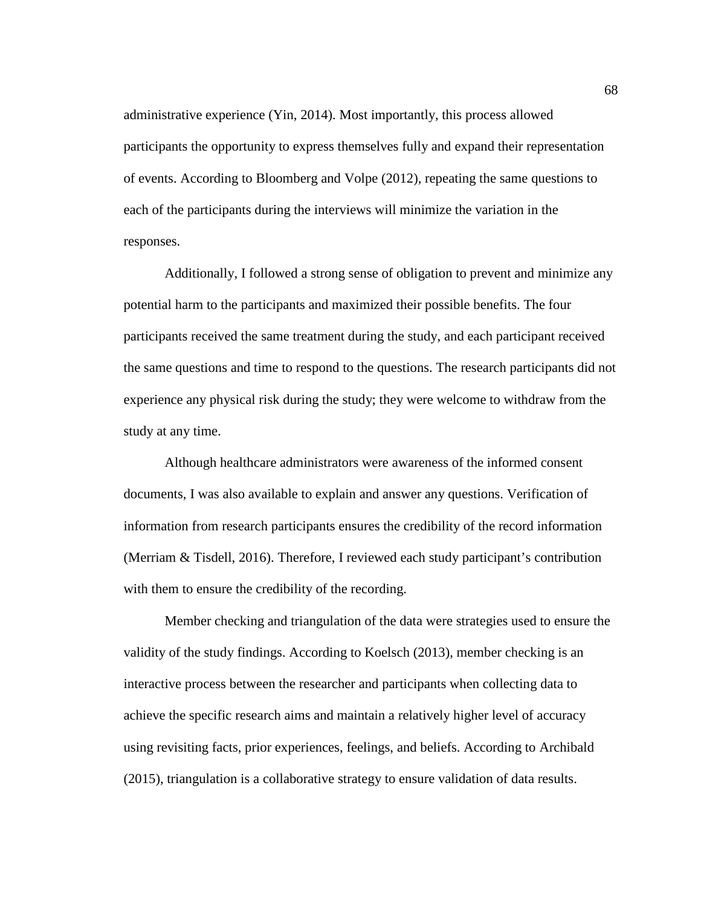administrative experience (Yin, 2014). Most importantly, this process allowed participants the opportunity to express themselves fully and expand their representation of events. According to Bloomberg and Volpe (2012), repeating the same questions to each of the participants during the interviews will minimize the variation in the responses.

Additionally, I followed a strong sense of obligation to prevent and minimize any potential harm to the participants and maximized their possible benefits. The four participants received the same treatment during the study, and each participant received the same questions and time to respond to the questions. The research participants did not experience any physical risk during the study; they were welcome to withdraw from the study at any time.

Although healthcare administrators were awareness of the informed consent documents, I was also available to explain and answer any questions. Verification of information from research participants ensures the credibility of the record information (Merriam & Tisdell, 2016). Therefore, I reviewed each study participant's contribution with them to ensure the credibility of the recording.

Member checking and triangulation of the data were strategies used to ensure the validity of the study findings. According to Koelsch (2013), member checking is an interactive process between the researcher and participants when collecting data to achieve the specific research aims and maintain a relatively higher level of accuracy using revisiting facts, prior experiences, feelings, and beliefs. According to Archibald (2015), triangulation is a collaborative strategy to ensure validation of data results.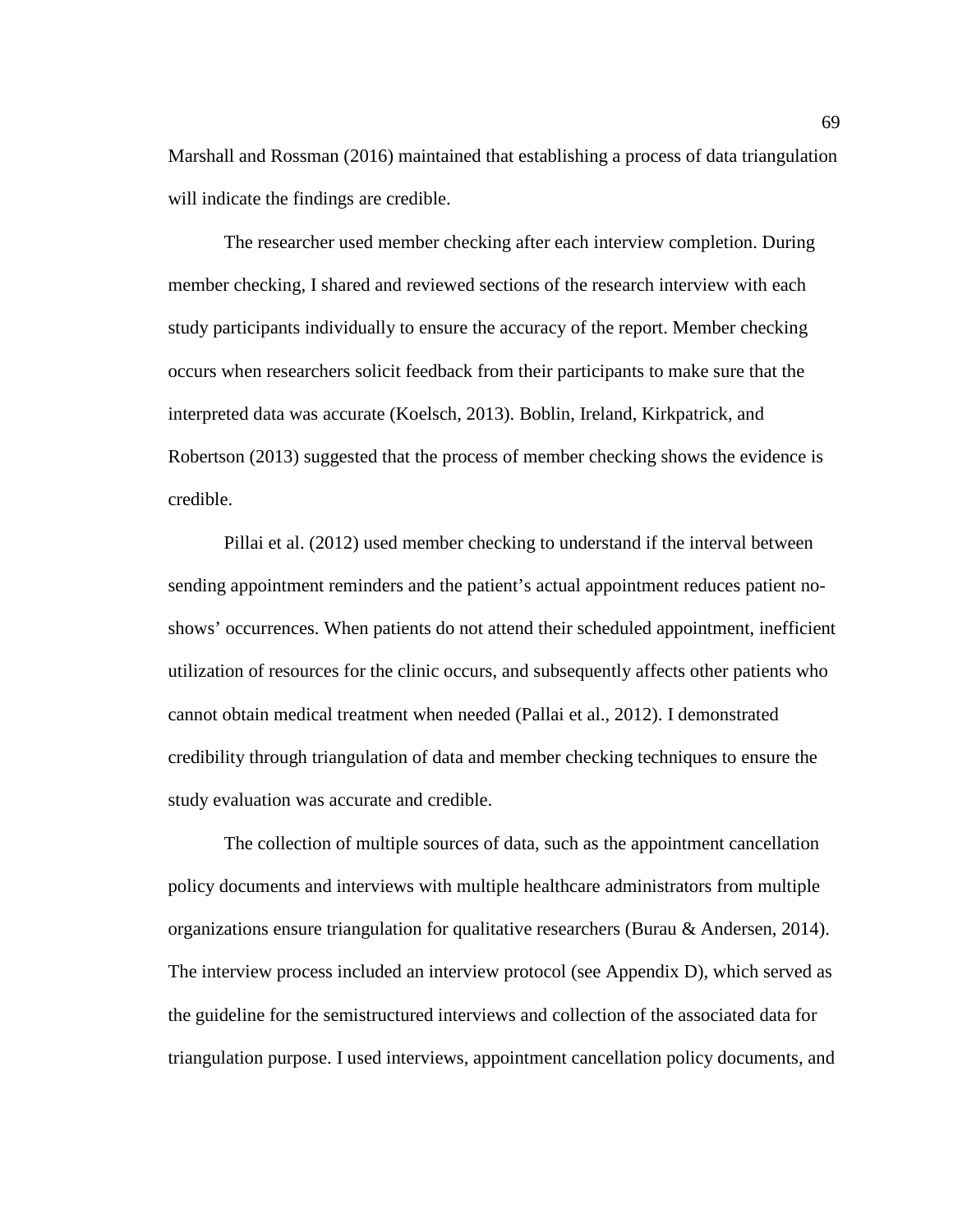Marshall and Rossman (2016) maintained that establishing a process of data triangulation will indicate the findings are credible.

The researcher used member checking after each interview completion. During member checking, I shared and reviewed sections of the research interview with each study participants individually to ensure the accuracy of the report. Member checking occurs when researchers solicit feedback from their participants to make sure that the interpreted data was accurate (Koelsch, 2013). Boblin, Ireland, Kirkpatrick, and Robertson (2013) suggested that the process of member checking shows the evidence is credible.

Pillai et al. (2012) used member checking to understand if the interval between sending appointment reminders and the patient's actual appointment reduces patient no-shows' occurrences. When patients do not attend their scheduled appointment, inefficient utilization of resources for the clinic occurs, and subsequently affects other patients who cannot obtain medical treatment when needed (Pallai et al., 2012). I demonstrated credibility through triangulation of data and member checking techniques to ensure the study evaluation was accurate and credible.

The collection of multiple sources of data, such as the appointment cancellation policy documents and interviews with multiple healthcare administrators from multiple organizations ensure triangulation for qualitative researchers (Burau & Andersen, 2014). The interview process included an interview protocol (see Appendix D), which served as the guideline for the semistructured interviews and collection of the associated data for triangulation purpose. I used interviews, appointment cancellation policy documents, and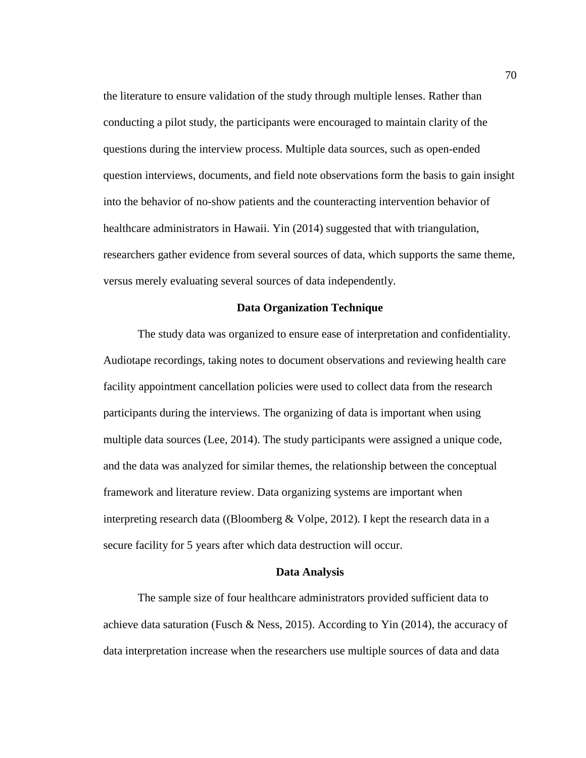the literature to ensure validation of the study through multiple lenses. Rather than conducting a pilot study, the participants were encouraged to maintain clarity of the questions during the interview process. Multiple data sources, such as open-ended question interviews, documents, and field note observations form the basis to gain insight into the behavior of no-show patients and the counteracting intervention behavior of healthcare administrators in Hawaii. Yin (2014) suggested that with triangulation, researchers gather evidence from several sources of data, which supports the same theme, versus merely evaluating several sources of data independently.

### Data Organization Technique

The study data was organized to ensure ease of interpretation and confidentiality. Audiotape recordings, taking notes to document observations and reviewing health care facility appointment cancellation policies were used to collect data from the research participants during the interviews. The organizing of data is important when using multiple data sources (Lee, 2014). The study participants were assigned a unique code, and the data was analyzed for similar themes, the relationship between the conceptual framework and literature review. Data organizing systems are important when interpreting research data ((Bloomberg & Volpe, 2012). I kept the research data in a secure facility for 5 years after which data destruction will occur.

### Data Analysis

The sample size of four healthcare administrators provided sufficient data to achieve data saturation (Fusch & Ness, 2015). According to Yin (2014), the accuracy of data interpretation increase when the researchers use multiple sources of data and data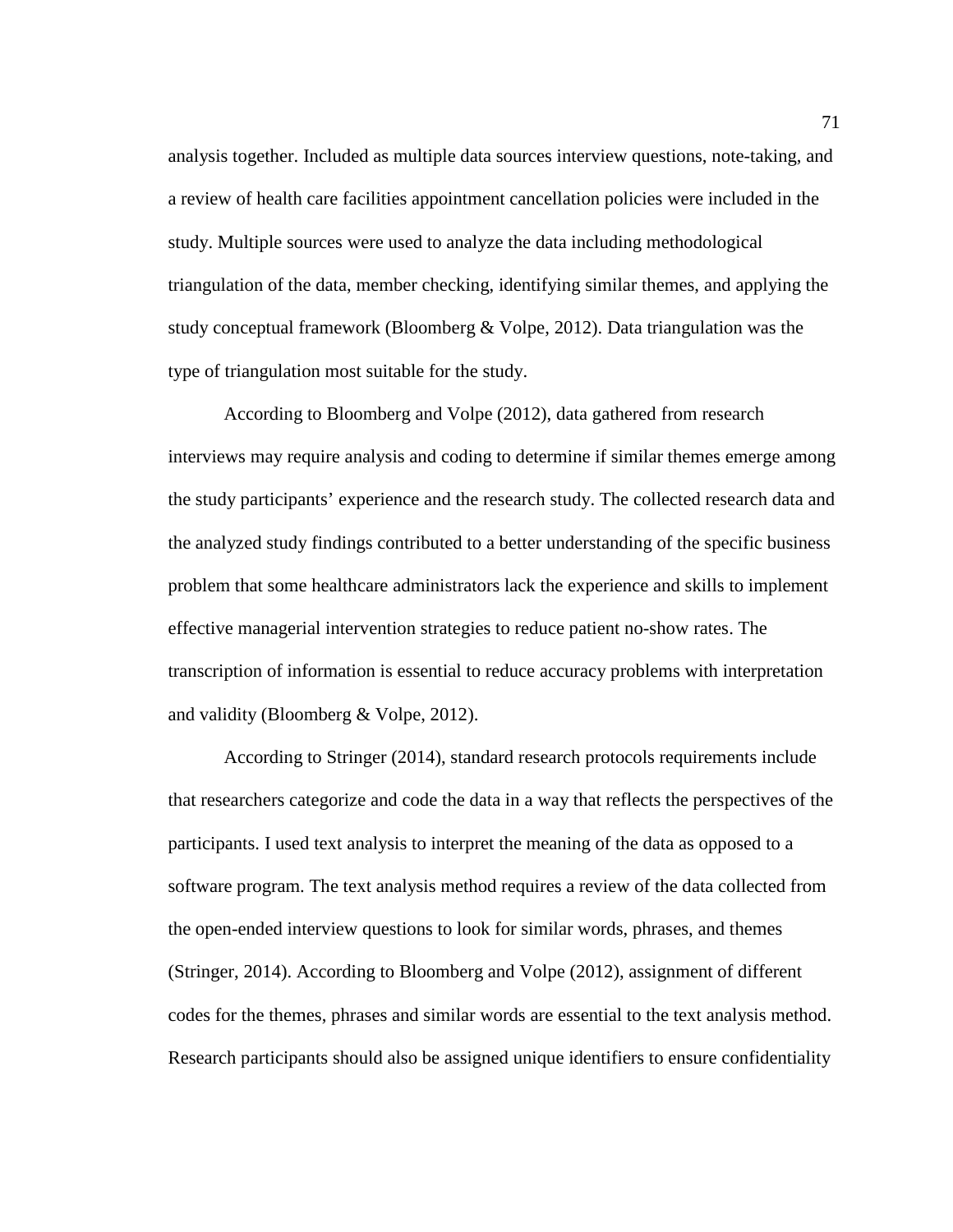analysis together. Included as multiple data sources interview questions, note-taking, and a review of health care facilities appointment cancellation policies were included in the study. Multiple sources were used to analyze the data including methodological triangulation of the data, member checking, identifying similar themes, and applying the study conceptual framework (Bloomberg & Volpe, 2012). Data triangulation was the type of triangulation most suitable for the study.

According to Bloomberg and Volpe (2012), data gathered from research interviews may require analysis and coding to determine if similar themes emerge among the study participants' experience and the research study. The collected research data and the analyzed study findings contributed to a better understanding of the specific business problem that some healthcare administrators lack the experience and skills to implement effective managerial intervention strategies to reduce patient no-show rates. The transcription of information is essential to reduce accuracy problems with interpretation and validity (Bloomberg & Volpe, 2012).

According to Stringer (2014), standard research protocols requirements include that researchers categorize and code the data in a way that reflects the perspectives of the participants. I used text analysis to interpret the meaning of the data as opposed to a software program. The text analysis method requires a review of the data collected from the open-ended interview questions to look for similar words, phrases, and themes (Stringer, 2014). According to Bloomberg and Volpe (2012), assignment of different codes for the themes, phrases and similar words are essential to the text analysis method. Research participants should also be assigned unique identifiers to ensure confidentiality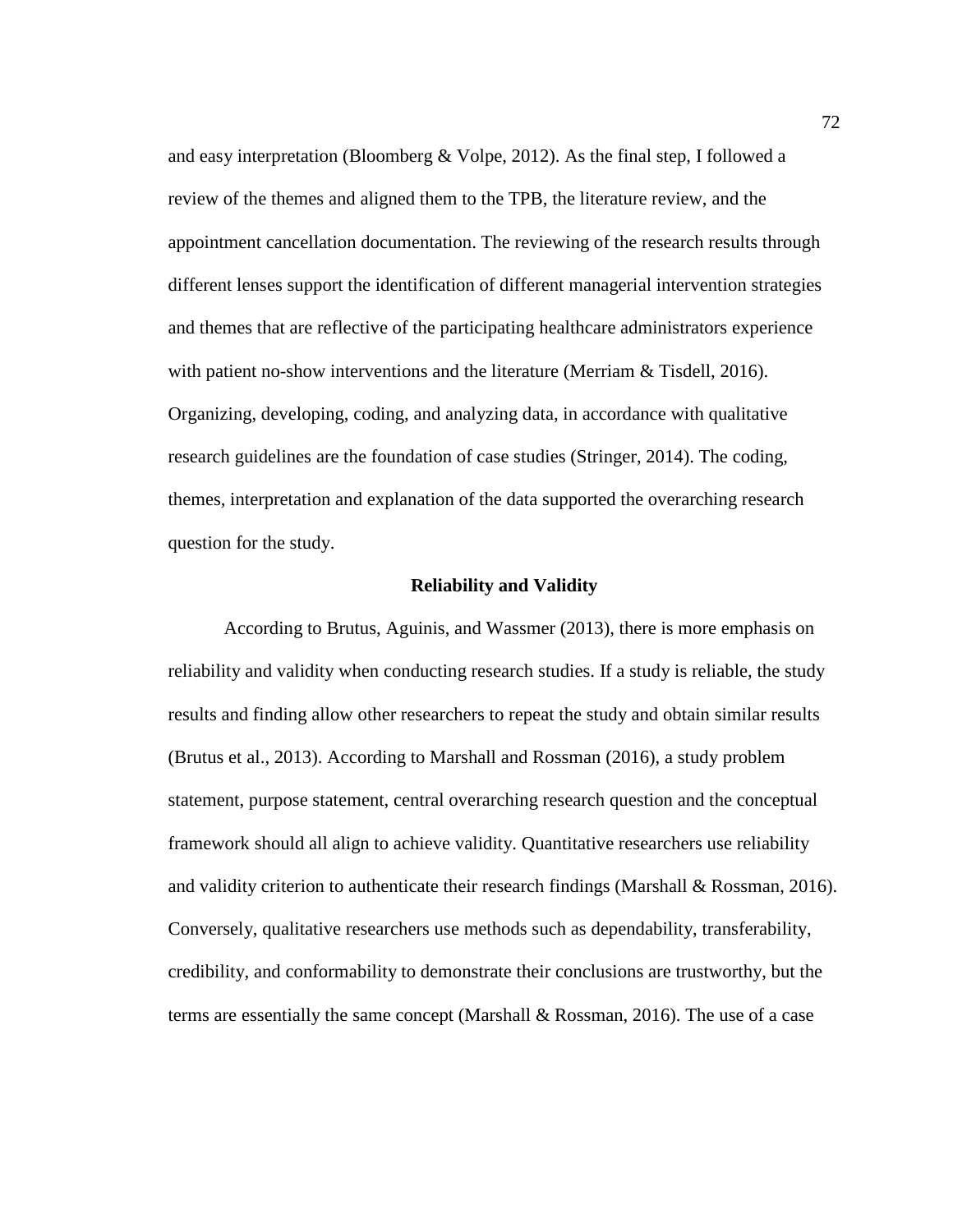and easy interpretation (Bloomberg & Volpe, 2012). As the final step, I followed a review of the themes and aligned them to the TPB, the literature review, and the appointment cancellation documentation. The reviewing of the research results through different lenses support the identification of different managerial intervention strategies and themes that are reflective of the participating healthcare administrators experience with patient no-show interventions and the literature (Merriam & Tisdell, 2016). Organizing, developing, coding, and analyzing data, in accordance with qualitative research guidelines are the foundation of case studies (Stringer, 2014). The coding, themes, interpretation and explanation of the data supported the overarching research question for the study.

## Reliability and Validity

According to Brutus, Aguinis, and Wassmer (2013), there is more emphasis on reliability and validity when conducting research studies. If a study is reliable, the study results and finding allow other researchers to repeat the study and obtain similar results (Brutus et al., 2013). According to Marshall and Rossman (2016), a study problem statement, purpose statement, central overarching research question and the conceptual framework should all align to achieve validity. Quantitative researchers use reliability and validity criterion to authenticate their research findings (Marshall & Rossman, 2016). Conversely, qualitative researchers use methods such as dependability, transferability, credibility, and conformability to demonstrate their conclusions are trustworthy, but the terms are essentially the same concept (Marshall & Rossman, 2016). The use of a case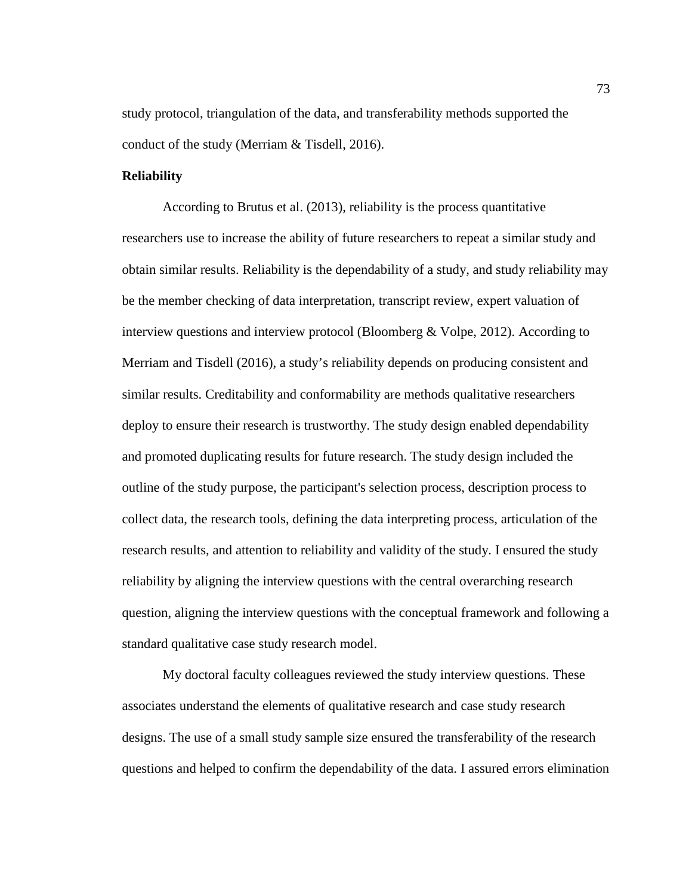study protocol, triangulation of the data, and transferability methods supported the conduct of the study (Merriam & Tisdell, 2016).

**Reliability**

According to Brutus et al. (2013), reliability is the process quantitative researchers use to increase the ability of future researchers to repeat a similar study and obtain similar results. Reliability is the dependability of a study, and study reliability may be the member checking of data interpretation, transcript review, expert valuation of interview questions and interview protocol (Bloomberg & Volpe, 2012). According to Merriam and Tisdell (2016), a study's reliability depends on producing consistent and similar results. Creditability and conformability are methods qualitative researchers deploy to ensure their research is trustworthy. The study design enabled dependability and promoted duplicating results for future research. The study design included the outline of the study purpose, the participant's selection process, description process to collect data, the research tools, defining the data interpreting process, articulation of the research results, and attention to reliability and validity of the study. I ensured the study reliability by aligning the interview questions with the central overarching research question, aligning the interview questions with the conceptual framework and following a standard qualitative case study research model.

My doctoral faculty colleagues reviewed the study interview questions. These associates understand the elements of qualitative research and case study research designs. The use of a small study sample size ensured the transferability of the research questions and helped to confirm the dependability of the data. I assured errors elimination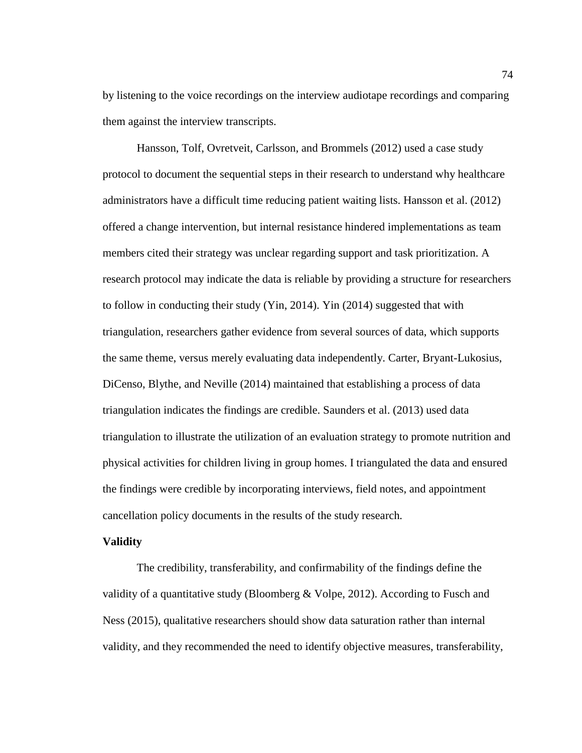by listening to the voice recordings on the interview audiotape recordings and comparing them against the interview transcripts.

Hansson, Tolf, Ovretveit, Carlsson, and Brommels (2012) used a case study protocol to document the sequential steps in their research to understand why healthcare administrators have a difficult time reducing patient waiting lists. Hansson et al. (2012) offered a change intervention, but internal resistance hindered implementations as team members cited their strategy was unclear regarding support and task prioritization. A research protocol may indicate the data is reliable by providing a structure for researchers to follow in conducting their study (Yin, 2014). Yin (2014) suggested that with triangulation, researchers gather evidence from several sources of data, which supports the same theme, versus merely evaluating data independently. Carter, Bryant-Lukosius, DiCenso, Blythe, and Neville (2014) maintained that establishing a process of data triangulation indicates the findings are credible. Saunders et al. (2013) used data triangulation to illustrate the utilization of an evaluation strategy to promote nutrition and physical activities for children living in group homes. I triangulated the data and ensured the findings were credible by incorporating interviews, field notes, and appointment cancellation policy documents in the results of the study research.

**Validity**

The credibility, transferability, and confirmability of the findings define the validity of a quantitative study (Bloomberg & Volpe, 2012). According to Fusch and Ness (2015), qualitative researchers should show data saturation rather than internal validity, and they recommended the need to identify objective measures, transferability,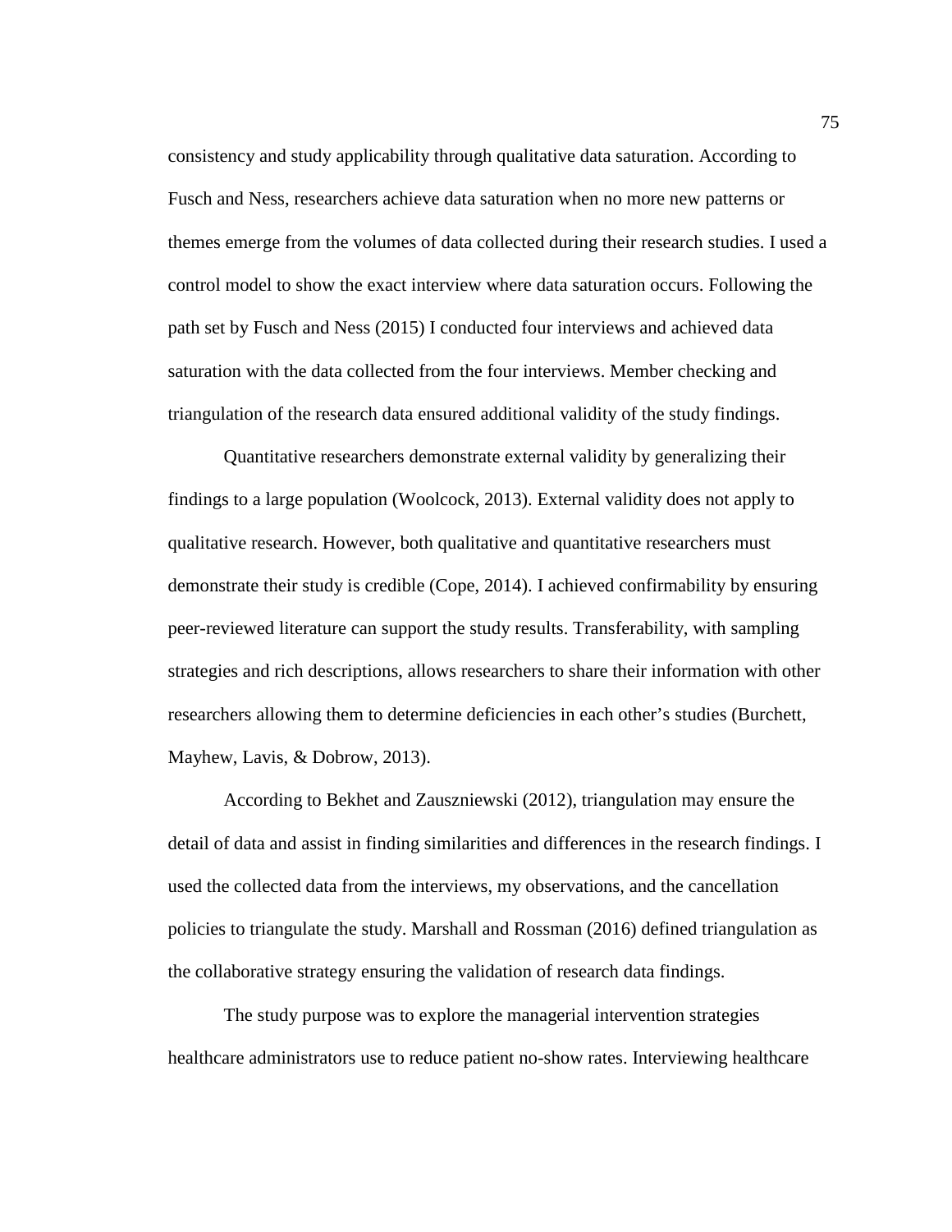consistency and study applicability through qualitative data saturation. According to Fusch and Ness, researchers achieve data saturation when no more new patterns or themes emerge from the volumes of data collected during their research studies. I used a control model to show the exact interview where data saturation occurs. Following the path set by Fusch and Ness (2015) I conducted four interviews and achieved data saturation with the data collected from the four interviews. Member checking and triangulation of the research data ensured additional validity of the study findings.

Quantitative researchers demonstrate external validity by generalizing their findings to a large population (Woolcock, 2013). External validity does not apply to qualitative research. However, both qualitative and quantitative researchers must demonstrate their study is credible (Cope, 2014). I achieved confirmability by ensuring peer-reviewed literature can support the study results. Transferability, with sampling strategies and rich descriptions, allows researchers to share their information with other researchers allowing them to determine deficiencies in each other's studies (Burchett, Mayhew, Lavis, & Dobrow, 2013).

According to Bekhet and Zauszniewski (2012), triangulation may ensure the detail of data and assist in finding similarities and differences in the research findings. I used the collected data from the interviews, my observations, and the cancellation policies to triangulate the study. Marshall and Rossman (2016) defined triangulation as the collaborative strategy ensuring the validation of research data findings.

The study purpose was to explore the managerial intervention strategies healthcare administrators use to reduce patient no-show rates. Interviewing healthcare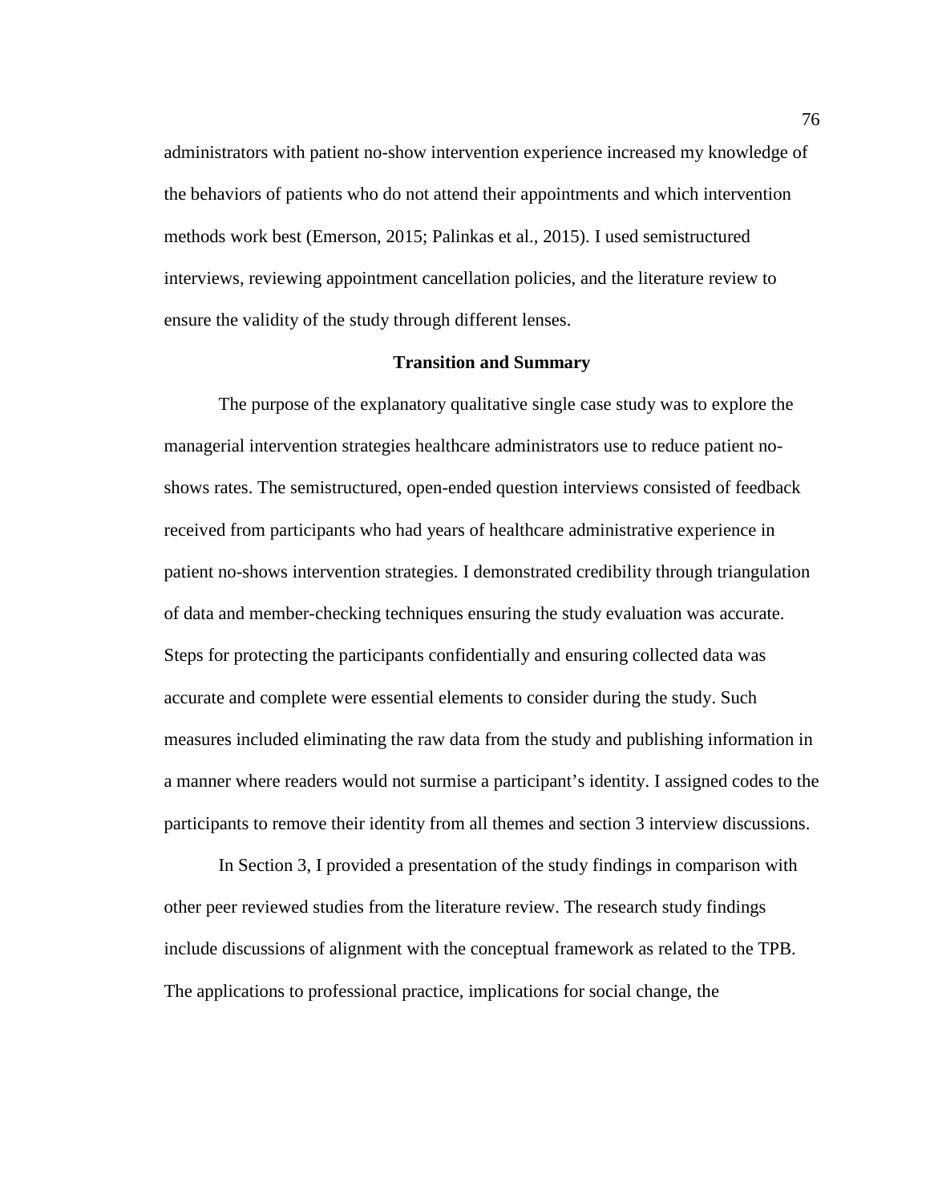administrators with patient no-show intervention experience increased my knowledge of the behaviors of patients who do not attend their appointments and which intervention methods work best (Emerson, 2015; Palinkas et al., 2015). I used semistructured interviews, reviewing appointment cancellation policies, and the literature review to ensure the validity of the study through different lenses.

## Transition and Summary

The purpose of the explanatory qualitative single case study was to explore the managerial intervention strategies healthcare administrators use to reduce patient no-shows rates. The semistructured, open-ended question interviews consisted of feedback received from participants who had years of healthcare administrative experience in patient no-shows intervention strategies. I demonstrated credibility through triangulation of data and member-checking techniques ensuring the study evaluation was accurate. Steps for protecting the participants confidentially and ensuring collected data was accurate and complete were essential elements to consider during the study. Such measures included eliminating the raw data from the study and publishing information in a manner where readers would not surmise a participant's identity. I assigned codes to the participants to remove their identity from all themes and section 3 interview discussions.

In Section 3, I provided a presentation of the study findings in comparison with other peer reviewed studies from the literature review. The research study findings include discussions of alignment with the conceptual framework as related to the TPB. The applications to professional practice, implications for social change, the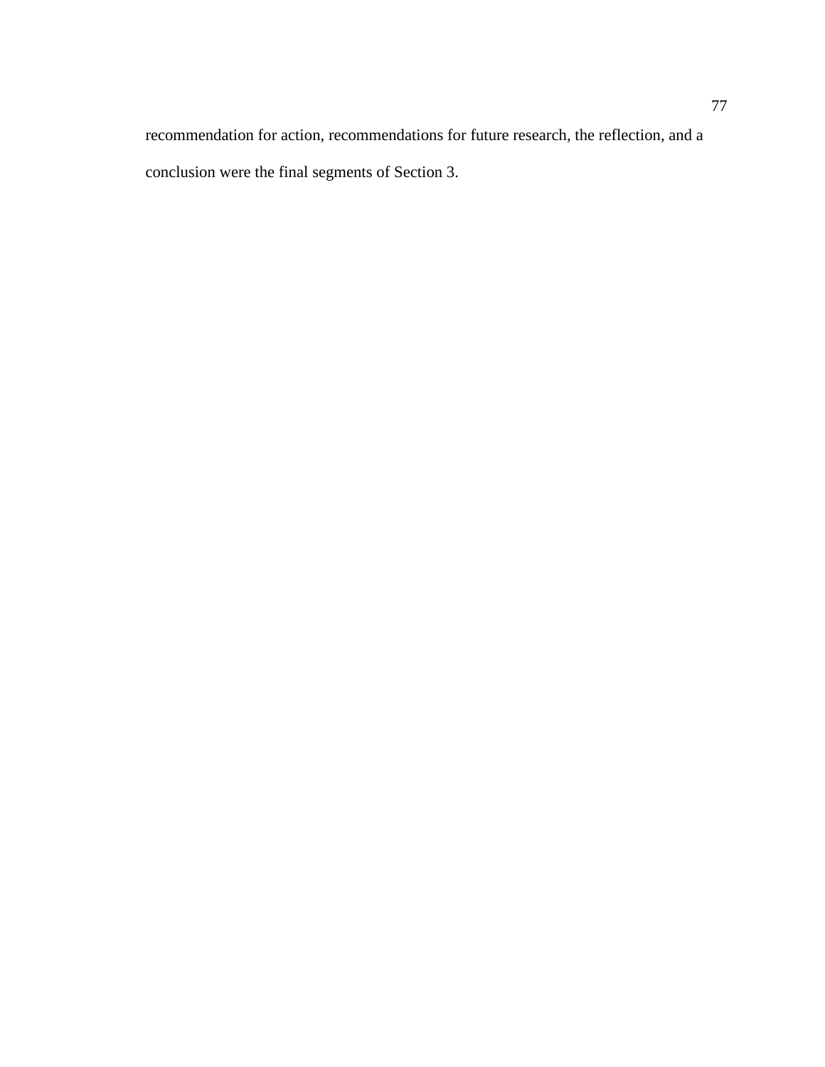recommendation for action, recommendations for future research, the reflection, and a conclusion were the final segments of Section 3.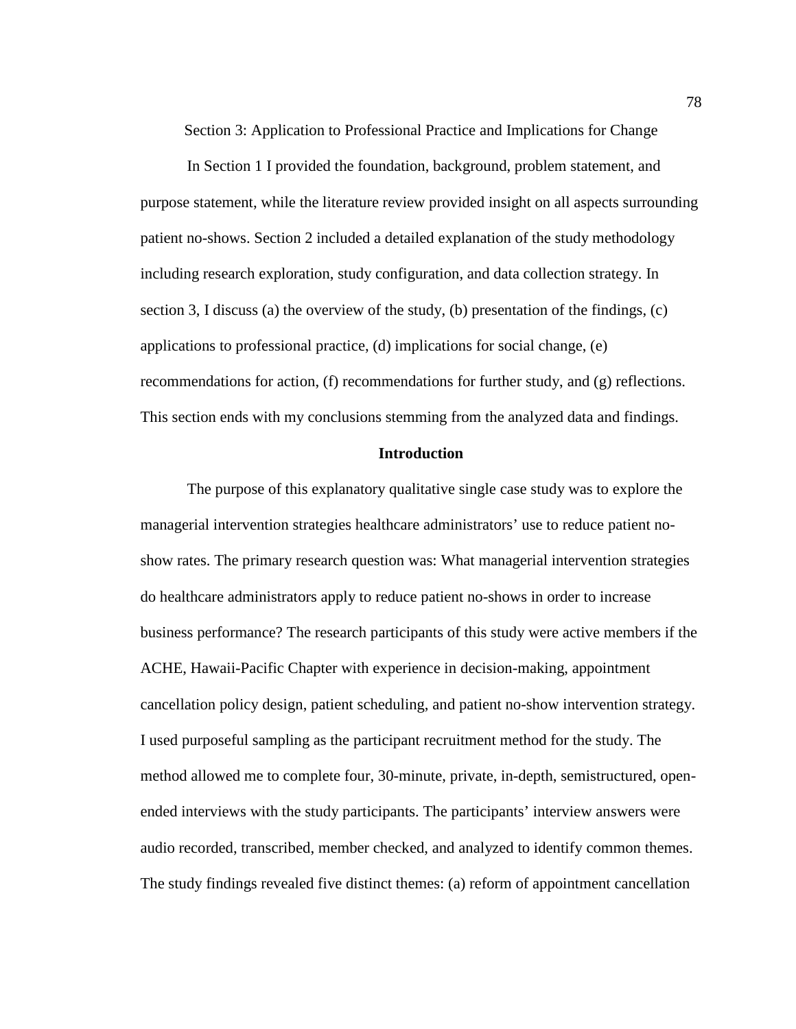# Section 3: Application to Professional Practice and Implications for Change

In Section 1 I provided the foundation, background, problem statement, and purpose statement, while the literature review provided insight on all aspects surrounding patient no-shows. Section 2 included a detailed explanation of the study methodology including research exploration, study configuration, and data collection strategy. In section 3, I discuss (a) the overview of the study, (b) presentation of the findings, (c) applications to professional practice, (d) implications for social change, (e) recommendations for action, (f) recommendations for further study, and (g) reflections. This section ends with my conclusions stemming from the analyzed data and findings.

## Introduction

The purpose of this explanatory qualitative single case study was to explore the managerial intervention strategies healthcare administrators' use to reduce patient no-show rates. The primary research question was: What managerial intervention strategies do healthcare administrators apply to reduce patient no-shows in order to increase business performance? The research participants of this study were active members if the ACHE, Hawaii-Pacific Chapter with experience in decision-making, appointment cancellation policy design, patient scheduling, and patient no-show intervention strategy. I used purposeful sampling as the participant recruitment method for the study. The method allowed me to complete four, 30-minute, private, in-depth, semistructured, open-ended interviews with the study participants. The participants' interview answers were audio recorded, transcribed, member checked, and analyzed to identify common themes. The study findings revealed five distinct themes: (a) reform of appointment cancellation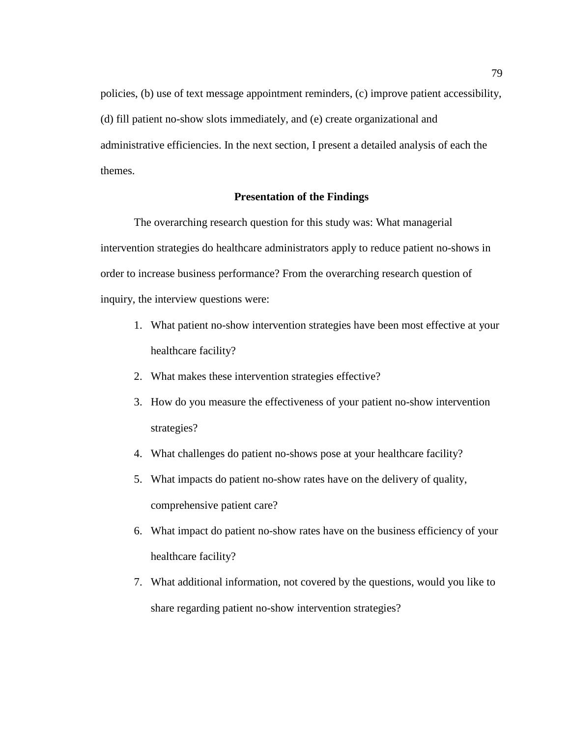policies, (b) use of text message appointment reminders, (c) improve patient accessibility, (d) fill patient no-show slots immediately, and (e) create organizational and administrative efficiencies. In the next section, I present a detailed analysis of each the themes.

## Presentation of the Findings

The overarching research question for this study was: What managerial intervention strategies do healthcare administrators apply to reduce patient no-shows in order to increase business performance? From the overarching research question of inquiry, the interview questions were:

1. What patient no-show intervention strategies have been most effective at your healthcare facility?
2. What makes these intervention strategies effective?
3. How do you measure the effectiveness of your patient no-show intervention strategies?
4. What challenges do patient no-shows pose at your healthcare facility?
5. What impacts do patient no-show rates have on the delivery of quality, comprehensive patient care?
6. What impact do patient no-show rates have on the business efficiency of your healthcare facility?
7. What additional information, not covered by the questions, would you like to share regarding patient no-show intervention strategies?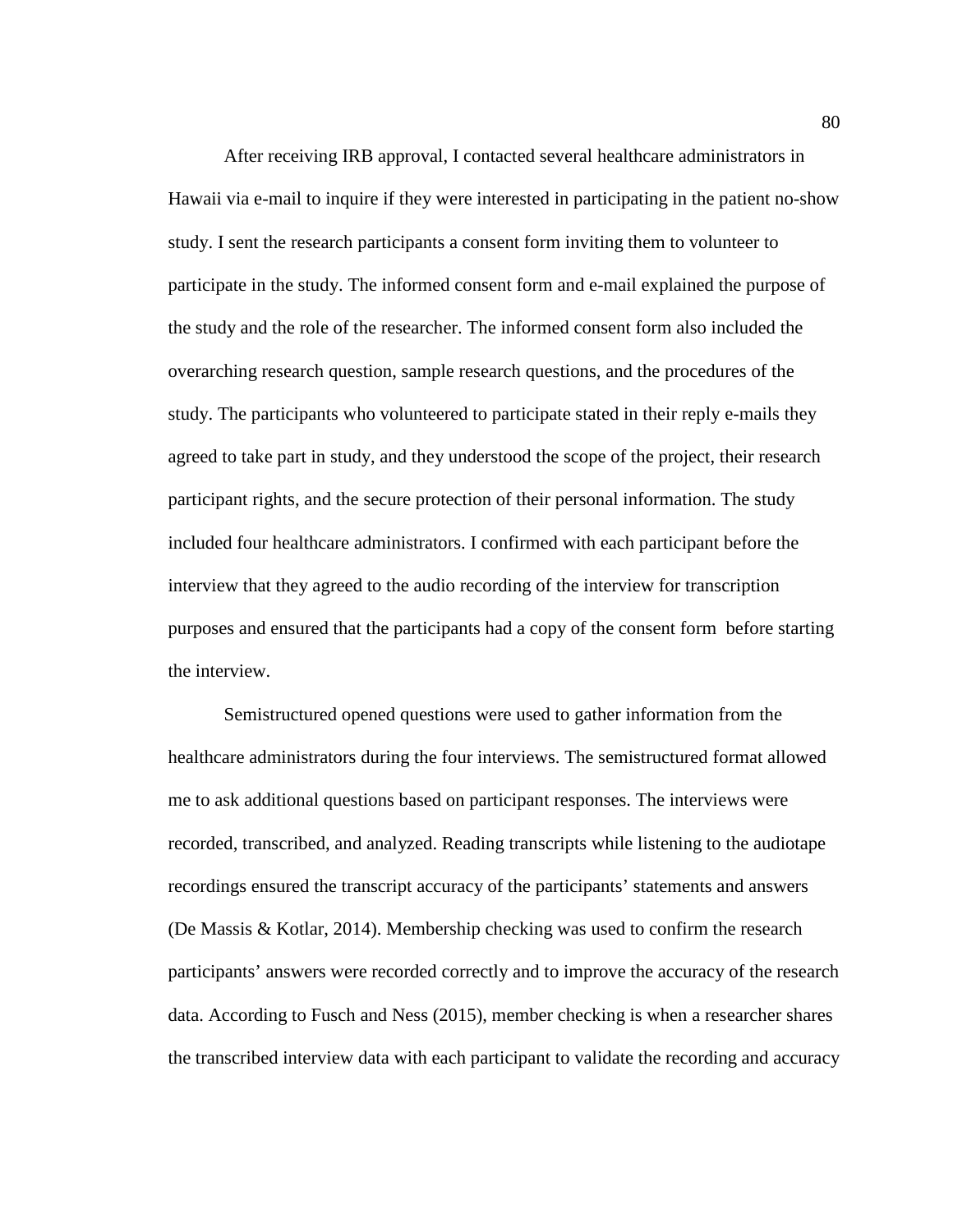After receiving IRB approval, I contacted several healthcare administrators in Hawaii via e-mail to inquire if they were interested in participating in the patient no-show study. I sent the research participants a consent form inviting them to volunteer to participate in the study. The informed consent form and e-mail explained the purpose of the study and the role of the researcher. The informed consent form also included the overarching research question, sample research questions, and the procedures of the study. The participants who volunteered to participate stated in their reply e-mails they agreed to take part in study, and they understood the scope of the project, their research participant rights, and the secure protection of their personal information. The study included four healthcare administrators. I confirmed with each participant before the interview that they agreed to the audio recording of the interview for transcription purposes and ensured that the participants had a copy of the consent form before starting the interview.

Semistructured opened questions were used to gather information from the healthcare administrators during the four interviews. The semistructured format allowed me to ask additional questions based on participant responses. The interviews were recorded, transcribed, and analyzed. Reading transcripts while listening to the audiotape recordings ensured the transcript accuracy of the participants' statements and answers (De Massis & Kotlar, 2014). Membership checking was used to confirm the research participants' answers were recorded correctly and to improve the accuracy of the research data. According to Fusch and Ness (2015), member checking is when a researcher shares the transcribed interview data with each participant to validate the recording and accuracy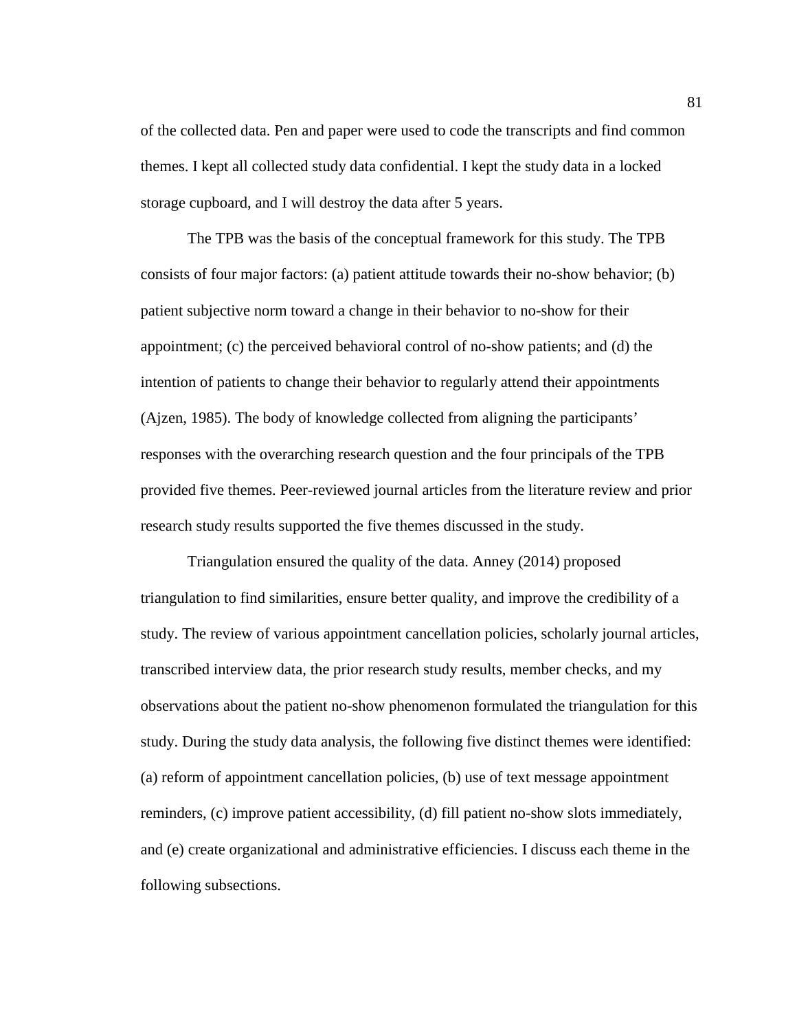of the collected data. Pen and paper were used to code the transcripts and find common themes. I kept all collected study data confidential. I kept the study data in a locked storage cupboard, and I will destroy the data after 5 years.

The TPB was the basis of the conceptual framework for this study. The TPB consists of four major factors: (a) patient attitude towards their no-show behavior; (b) patient subjective norm toward a change in their behavior to no-show for their appointment; (c) the perceived behavioral control of no-show patients; and (d) the intention of patients to change their behavior to regularly attend their appointments (Ajzen, 1985). The body of knowledge collected from aligning the participants' responses with the overarching research question and the four principals of the TPB provided five themes. Peer-reviewed journal articles from the literature review and prior research study results supported the five themes discussed in the study.

Triangulation ensured the quality of the data. Anney (2014) proposed triangulation to find similarities, ensure better quality, and improve the credibility of a study. The review of various appointment cancellation policies, scholarly journal articles, transcribed interview data, the prior research study results, member checks, and my observations about the patient no-show phenomenon formulated the triangulation for this study. During the study data analysis, the following five distinct themes were identified: (a) reform of appointment cancellation policies, (b) use of text message appointment reminders, (c) improve patient accessibility, (d) fill patient no-show slots immediately, and (e) create organizational and administrative efficiencies. I discuss each theme in the following subsections.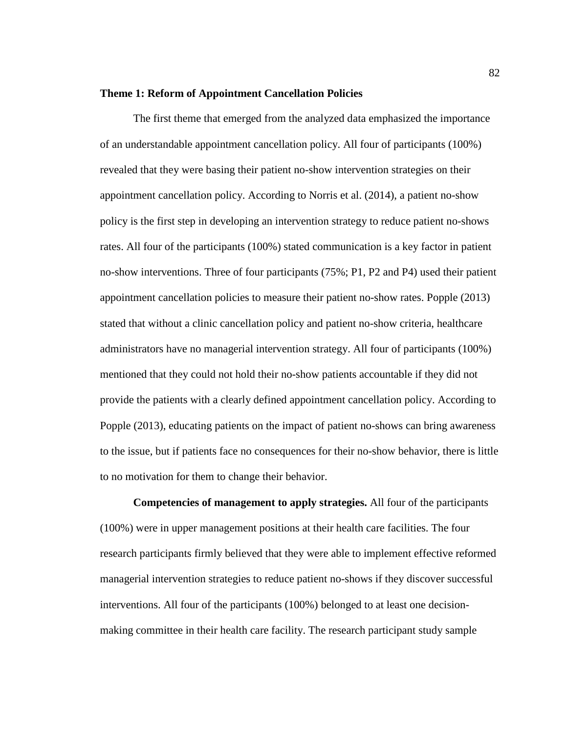### Theme 1: Reform of Appointment Cancellation Policies

The first theme that emerged from the analyzed data emphasized the importance of an understandable appointment cancellation policy. All four of participants (100%) revealed that they were basing their patient no-show intervention strategies on their appointment cancellation policy. According to Norris et al. (2014), a patient no-show policy is the first step in developing an intervention strategy to reduce patient no-shows rates. All four of the participants (100%) stated communication is a key factor in patient no-show interventions. Three of four participants (75%; P1, P2 and P4) used their patient appointment cancellation policies to measure their patient no-show rates. Popple (2013) stated that without a clinic cancellation policy and patient no-show criteria, healthcare administrators have no managerial intervention strategy. All four of participants (100%) mentioned that they could not hold their no-show patients accountable if they did not provide the patients with a clearly defined appointment cancellation policy. According to Popple (2013), educating patients on the impact of patient no-shows can bring awareness to the issue, but if patients face no consequences for their no-show behavior, there is little to no motivation for them to change their behavior.

**Competencies of management to apply strategies.** All four of the participants (100%) were in upper management positions at their health care facilities. The four research participants firmly believed that they were able to implement effective reformed managerial intervention strategies to reduce patient no-shows if they discover successful interventions. All four of the participants (100%) belonged to at least one decision-making committee in their health care facility. The research participant study sample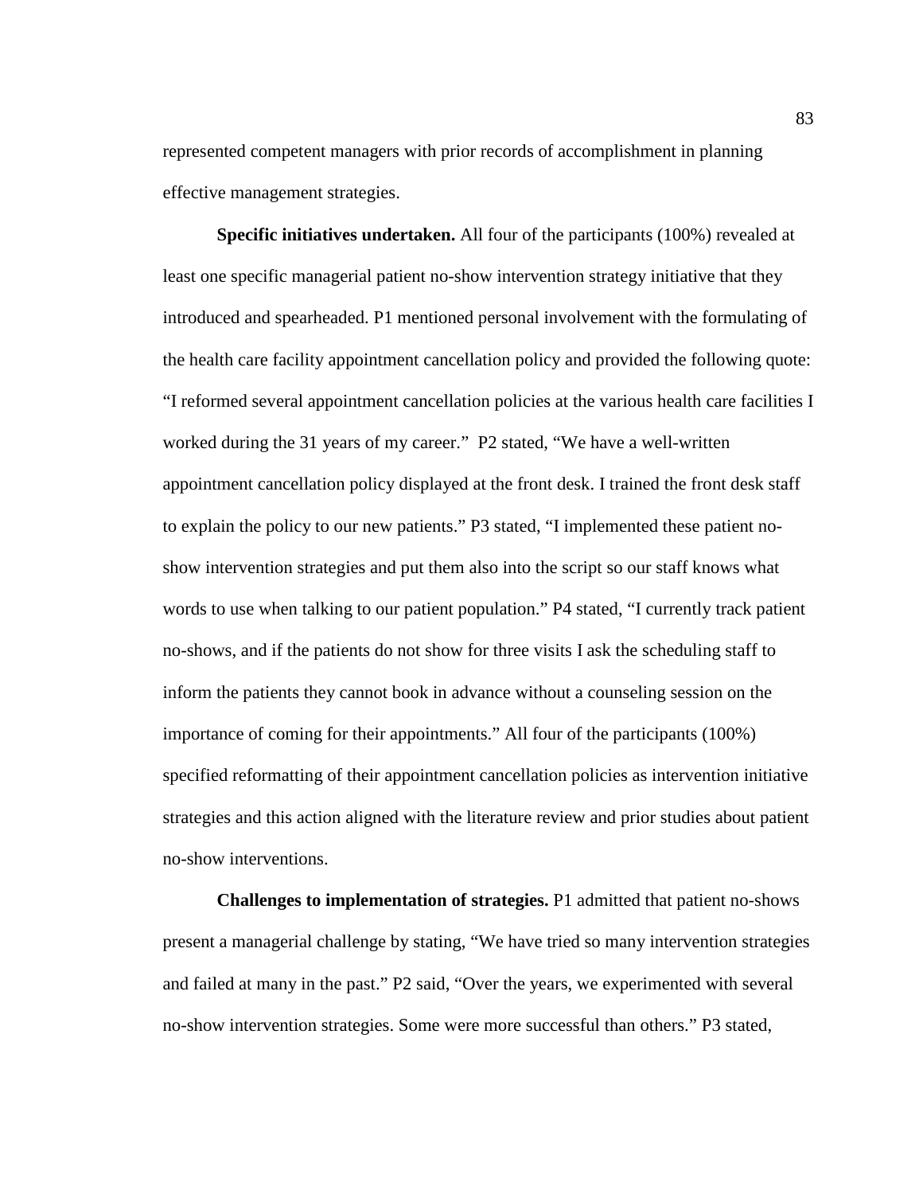represented competent managers with prior records of accomplishment in planning effective management strategies.

**Specific initiatives undertaken.** All four of the participants (100%) revealed at least one specific managerial patient no-show intervention strategy initiative that they introduced and spearheaded. P1 mentioned personal involvement with the formulating of the health care facility appointment cancellation policy and provided the following quote: "I reformed several appointment cancellation policies at the various health care facilities I worked during the 31 years of my career." P2 stated, "We have a well-written appointment cancellation policy displayed at the front desk. I trained the front desk staff to explain the policy to our new patients." P3 stated, "I implemented these patient no-show intervention strategies and put them also into the script so our staff knows what words to use when talking to our patient population." P4 stated, "I currently track patient no-shows, and if the patients do not show for three visits I ask the scheduling staff to inform the patients they cannot book in advance without a counseling session on the importance of coming for their appointments." All four of the participants (100%) specified reformatting of their appointment cancellation policies as intervention initiative strategies and this action aligned with the literature review and prior studies about patient no-show interventions.

**Challenges to implementation of strategies.** P1 admitted that patient no-shows present a managerial challenge by stating, "We have tried so many intervention strategies and failed at many in the past." P2 said, "Over the years, we experimented with several no-show intervention strategies. Some were more successful than others." P3 stated,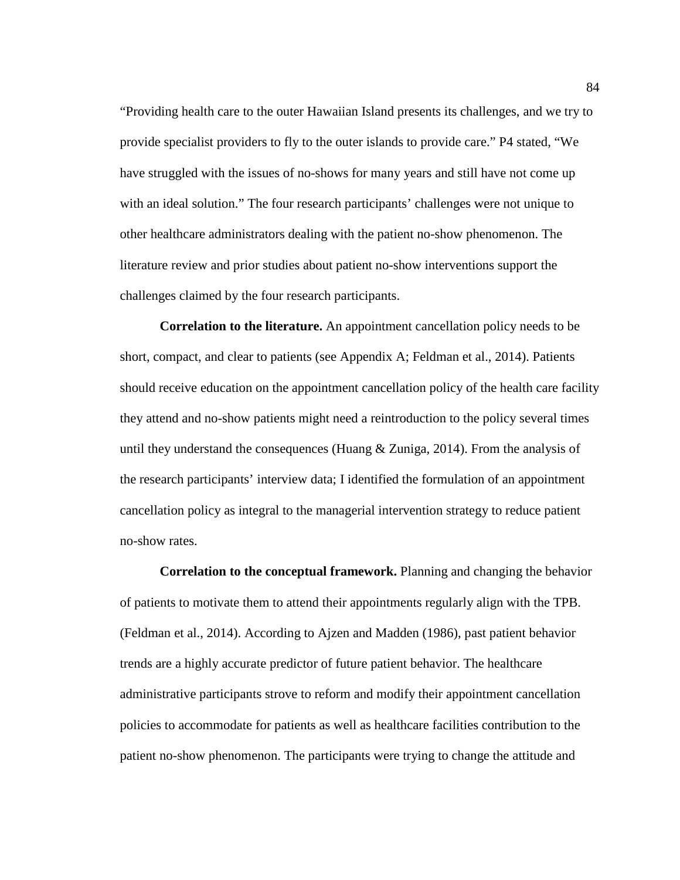"Providing health care to the outer Hawaiian Island presents its challenges, and we try to provide specialist providers to fly to the outer islands to provide care." P4 stated, "We have struggled with the issues of no-shows for many years and still have not come up with an ideal solution." The four research participants' challenges were not unique to other healthcare administrators dealing with the patient no-show phenomenon. The literature review and prior studies about patient no-show interventions support the challenges claimed by the four research participants.

**Correlation to the literature.** An appointment cancellation policy needs to be short, compact, and clear to patients (see Appendix A; Feldman et al., 2014). Patients should receive education on the appointment cancellation policy of the health care facility they attend and no-show patients might need a reintroduction to the policy several times until they understand the consequences (Huang & Zuniga, 2014). From the analysis of the research participants' interview data; I identified the formulation of an appointment cancellation policy as integral to the managerial intervention strategy to reduce patient no-show rates.

**Correlation to the conceptual framework.** Planning and changing the behavior of patients to motivate them to attend their appointments regularly align with the TPB. (Feldman et al., 2014). According to Ajzen and Madden (1986), past patient behavior trends are a highly accurate predictor of future patient behavior. The healthcare administrative participants strove to reform and modify their appointment cancellation policies to accommodate for patients as well as healthcare facilities contribution to the patient no-show phenomenon. The participants were trying to change the attitude and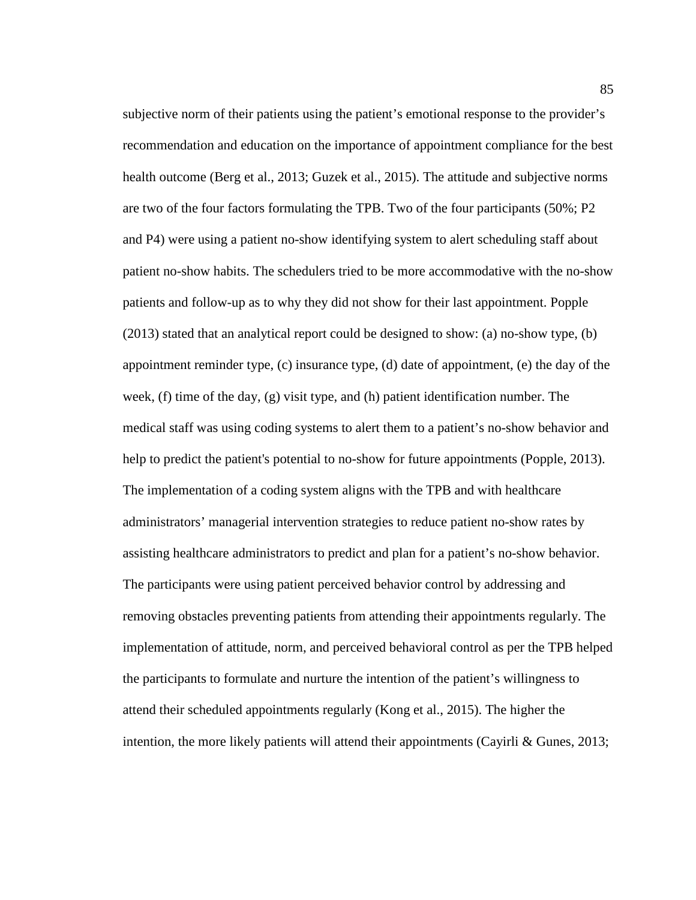subjective norm of their patients using the patient's emotional response to the provider's recommendation and education on the importance of appointment compliance for the best health outcome (Berg et al., 2013; Guzek et al., 2015). The attitude and subjective norms are two of the four factors formulating the TPB. Two of the four participants (50%; P2 and P4) were using a patient no-show identifying system to alert scheduling staff about patient no-show habits. The schedulers tried to be more accommodative with the no-show patients and follow-up as to why they did not show for their last appointment. Popple (2013) stated that an analytical report could be designed to show: (a) no-show type, (b) appointment reminder type, (c) insurance type, (d) date of appointment, (e) the day of the week, (f) time of the day, (g) visit type, and (h) patient identification number. The medical staff was using coding systems to alert them to a patient's no-show behavior and help to predict the patient's potential to no-show for future appointments (Popple, 2013). The implementation of a coding system aligns with the TPB and with healthcare administrators' managerial intervention strategies to reduce patient no-show rates by assisting healthcare administrators to predict and plan for a patient's no-show behavior. The participants were using patient perceived behavior control by addressing and removing obstacles preventing patients from attending their appointments regularly. The implementation of attitude, norm, and perceived behavioral control as per the TPB helped the participants to formulate and nurture the intention of the patient's willingness to attend their scheduled appointments regularly (Kong et al., 2015). The higher the intention, the more likely patients will attend their appointments (Cayirli & Gunes, 2013;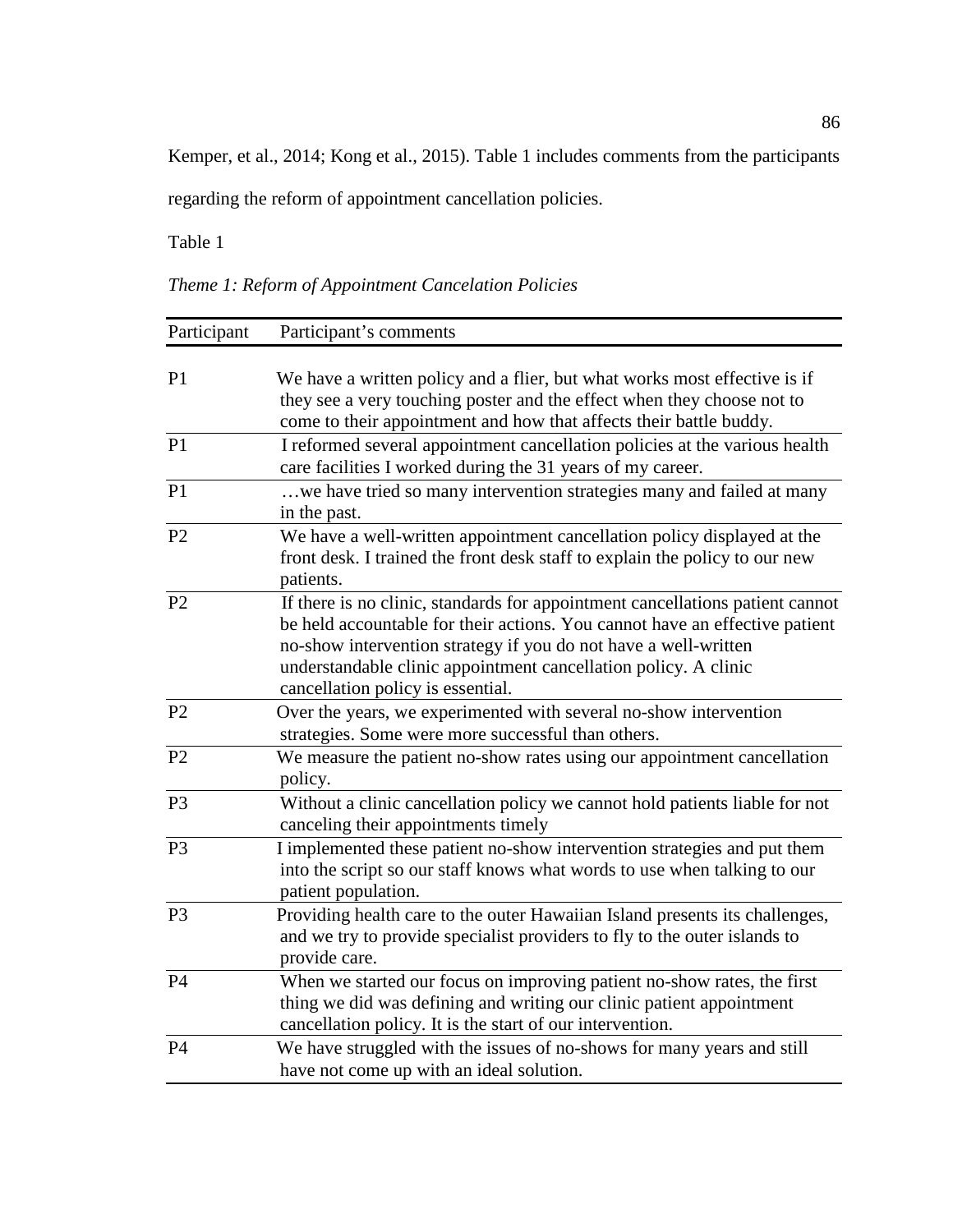Kemper, et al., 2014; Kong et al., 2015). Table 1 includes comments from the participants regarding the reform of appointment cancellation policies.

Table 1

*Theme 1: Reform of Appointment Cancelation Policies*

| Participant | Participant's comments |
|---|---|
| P1 | We have a written policy and a flier, but what works most effective is if they see a very touching poster and the effect when they choose not to come to their appointment and how that affects their battle buddy. |
| P1 | I reformed several appointment cancellation policies at the various health care facilities I worked during the 31 years of my career. |
| P1 | …we have tried so many intervention strategies many and failed at many in the past. |
| P2 | We have a well-written appointment cancellation policy displayed at the front desk. I trained the front desk staff to explain the policy to our new patients. |
| P2 | If there is no clinic, standards for appointment cancellations patient cannot be held accountable for their actions. You cannot have an effective patient no-show intervention strategy if you do not have a well-written understandable clinic appointment cancellation policy. A clinic cancellation policy is essential. |
| P2 | Over the years, we experimented with several no-show intervention strategies. Some were more successful than others. |
| P2 | We measure the patient no-show rates using our appointment cancellation policy. |
| P3 | Without a clinic cancellation policy we cannot hold patients liable for not canceling their appointments timely |
| P3 | I implemented these patient no-show intervention strategies and put them into the script so our staff knows what words to use when talking to our patient population. |
| P3 | Providing health care to the outer Hawaiian Island presents its challenges, and we try to provide specialist providers to fly to the outer islands to provide care. |
| P4 | When we started our focus on improving patient no-show rates, the first thing we did was defining and writing our clinic patient appointment cancellation policy. It is the start of our intervention. |
| P4 | We have struggled with the issues of no-shows for many years and still have not come up with an ideal solution. |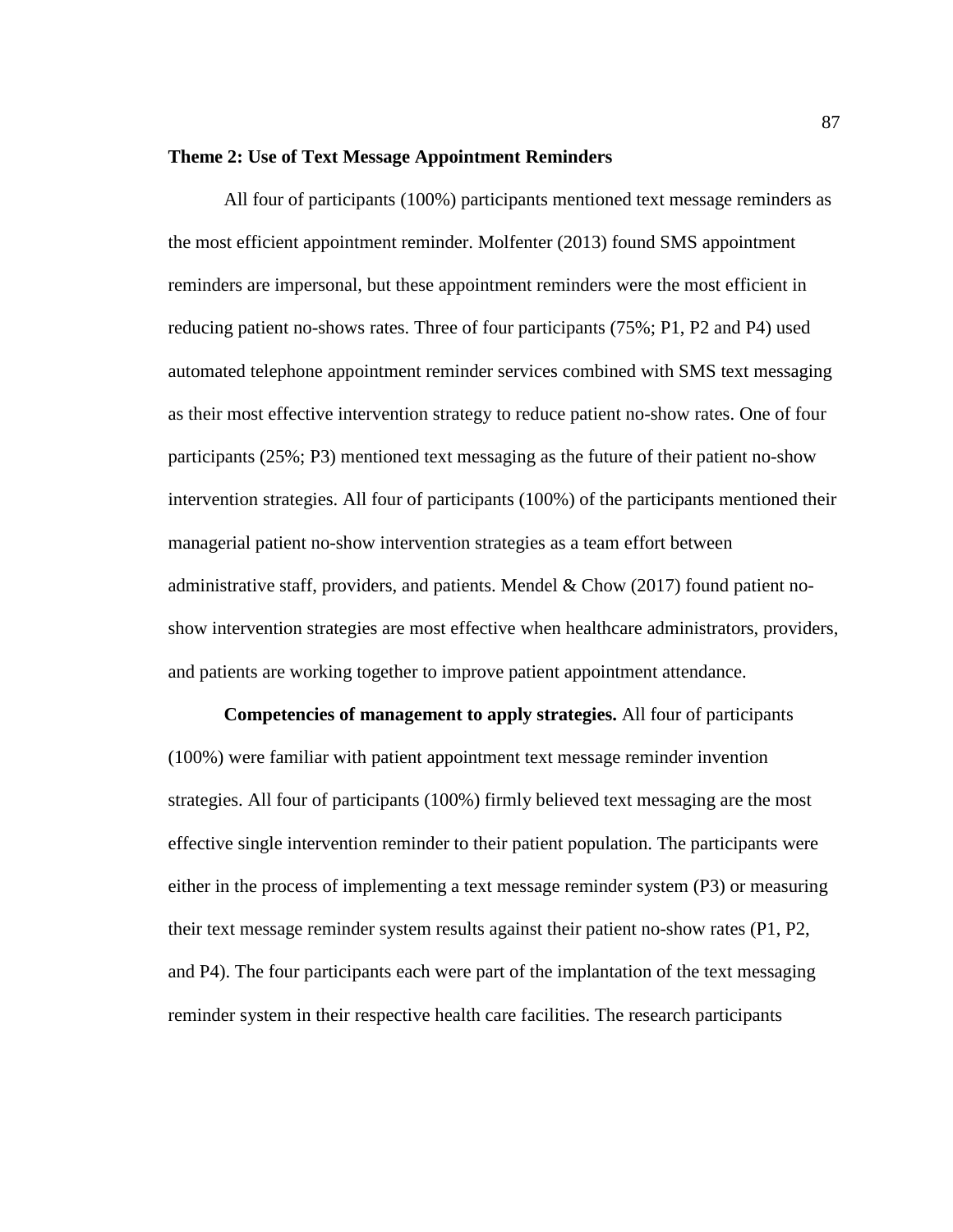**Theme 2: Use of Text Message Appointment Reminders**

All four of participants (100%) participants mentioned text message reminders as the most efficient appointment reminder. Molfenter (2013) found SMS appointment reminders are impersonal, but these appointment reminders were the most efficient in reducing patient no-shows rates. Three of four participants (75%; P1, P2 and P4) used automated telephone appointment reminder services combined with SMS text messaging as their most effective intervention strategy to reduce patient no-show rates. One of four participants (25%; P3) mentioned text messaging as the future of their patient no-show intervention strategies. All four of participants (100%) of the participants mentioned their managerial patient no-show intervention strategies as a team effort between administrative staff, providers, and patients. Mendel & Chow (2017) found patient no-show intervention strategies are most effective when healthcare administrators, providers, and patients are working together to improve patient appointment attendance.

**Competencies of management to apply strategies.** All four of participants (100%) were familiar with patient appointment text message reminder invention strategies. All four of participants (100%) firmly believed text messaging are the most effective single intervention reminder to their patient population. The participants were either in the process of implementing a text message reminder system (P3) or measuring their text message reminder system results against their patient no-show rates (P1, P2, and P4). The four participants each were part of the implantation of the text messaging reminder system in their respective health care facilities. The research participants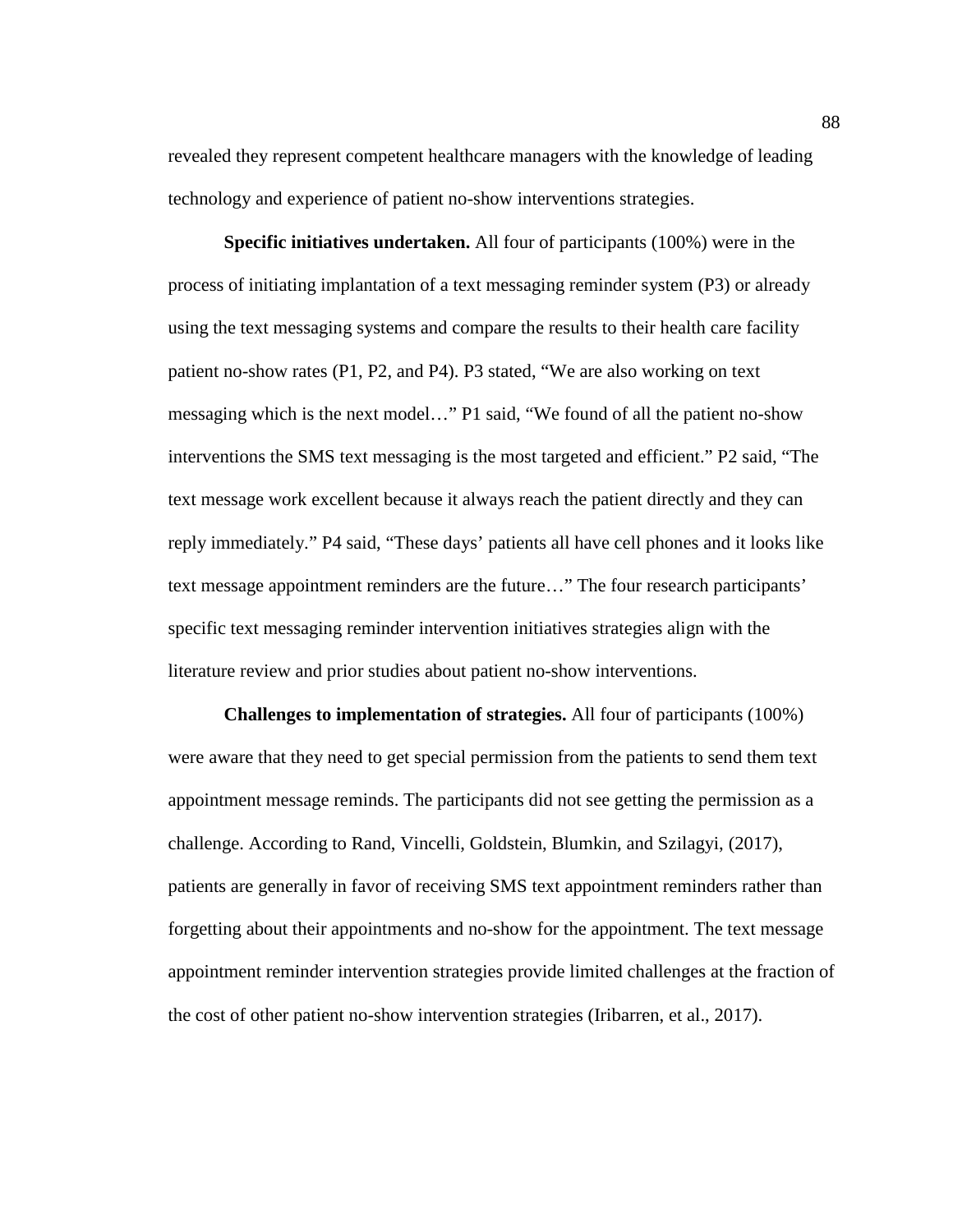revealed they represent competent healthcare managers with the knowledge of leading technology and experience of patient no-show interventions strategies.

**Specific initiatives undertaken.** All four of participants (100%) were in the process of initiating implantation of a text messaging reminder system (P3) or already using the text messaging systems and compare the results to their health care facility patient no-show rates (P1, P2, and P4). P3 stated, "We are also working on text messaging which is the next model…" P1 said, "We found of all the patient no-show interventions the SMS text messaging is the most targeted and efficient." P2 said, "The text message work excellent because it always reach the patient directly and they can reply immediately." P4 said, "These days' patients all have cell phones and it looks like text message appointment reminders are the future…" The four research participants' specific text messaging reminder intervention initiatives strategies align with the literature review and prior studies about patient no-show interventions.

**Challenges to implementation of strategies.** All four of participants (100%) were aware that they need to get special permission from the patients to send them text appointment message reminds. The participants did not see getting the permission as a challenge. According to Rand, Vincelli, Goldstein, Blumkin, and Szilagyi, (2017), patients are generally in favor of receiving SMS text appointment reminders rather than forgetting about their appointments and no-show for the appointment. The text message appointment reminder intervention strategies provide limited challenges at the fraction of the cost of other patient no-show intervention strategies (Iribarren, et al., 2017).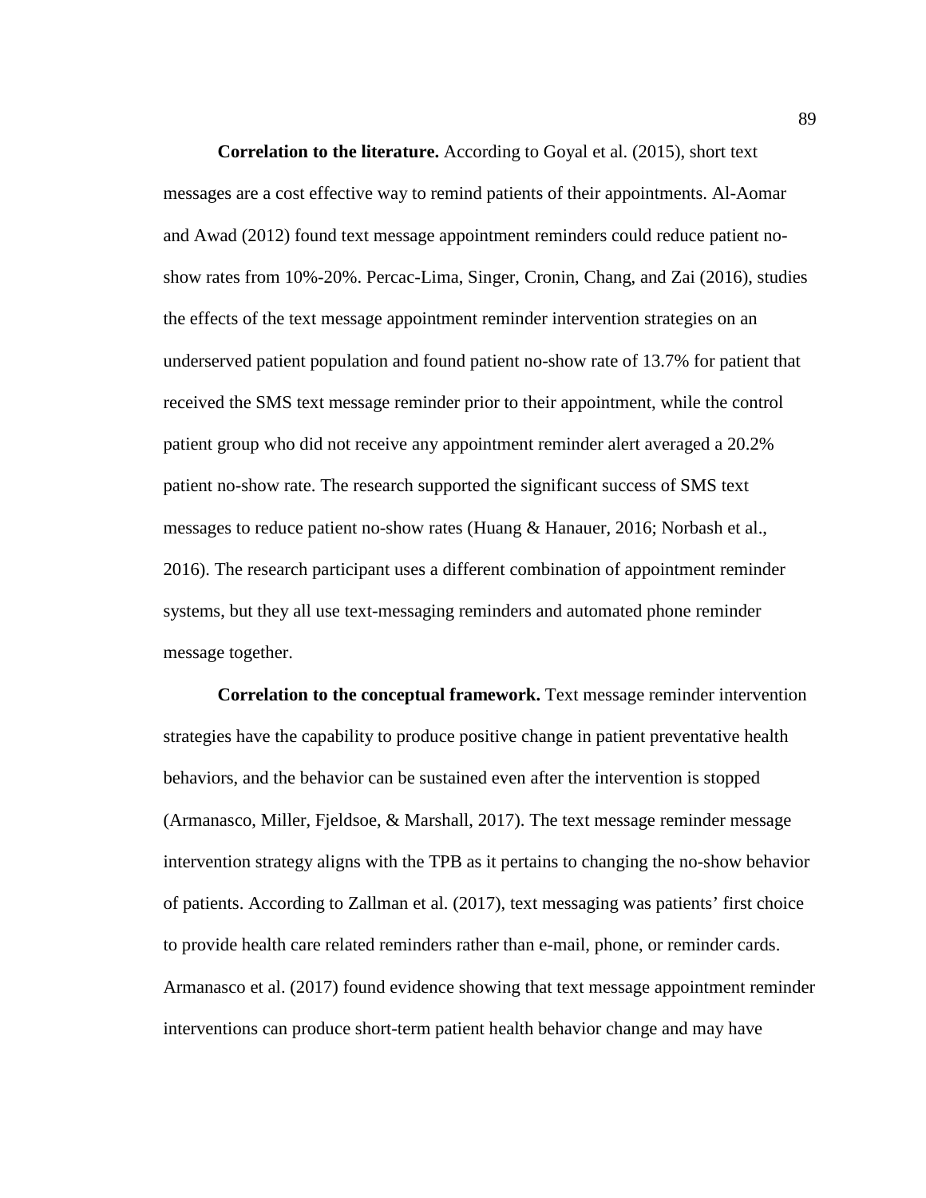**Correlation to the literature.** According to Goyal et al. (2015), short text messages are a cost effective way to remind patients of their appointments. Al-Aomar and Awad (2012) found text message appointment reminders could reduce patient no-show rates from 10%-20%. Percac-Lima, Singer, Cronin, Chang, and Zai (2016), studies the effects of the text message appointment reminder intervention strategies on an underserved patient population and found patient no-show rate of 13.7% for patient that received the SMS text message reminder prior to their appointment, while the control patient group who did not receive any appointment reminder alert averaged a 20.2% patient no-show rate. The research supported the significant success of SMS text messages to reduce patient no-show rates (Huang & Hanauer, 2016; Norbash et al., 2016). The research participant uses a different combination of appointment reminder systems, but they all use text-messaging reminders and automated phone reminder message together.

**Correlation to the conceptual framework.** Text message reminder intervention strategies have the capability to produce positive change in patient preventative health behaviors, and the behavior can be sustained even after the intervention is stopped (Armanasco, Miller, Fjeldsoe, & Marshall, 2017). The text message reminder message intervention strategy aligns with the TPB as it pertains to changing the no-show behavior of patients. According to Zallman et al. (2017), text messaging was patients' first choice to provide health care related reminders rather than e-mail, phone, or reminder cards. Armanasco et al. (2017) found evidence showing that text message appointment reminder interventions can produce short-term patient health behavior change and may have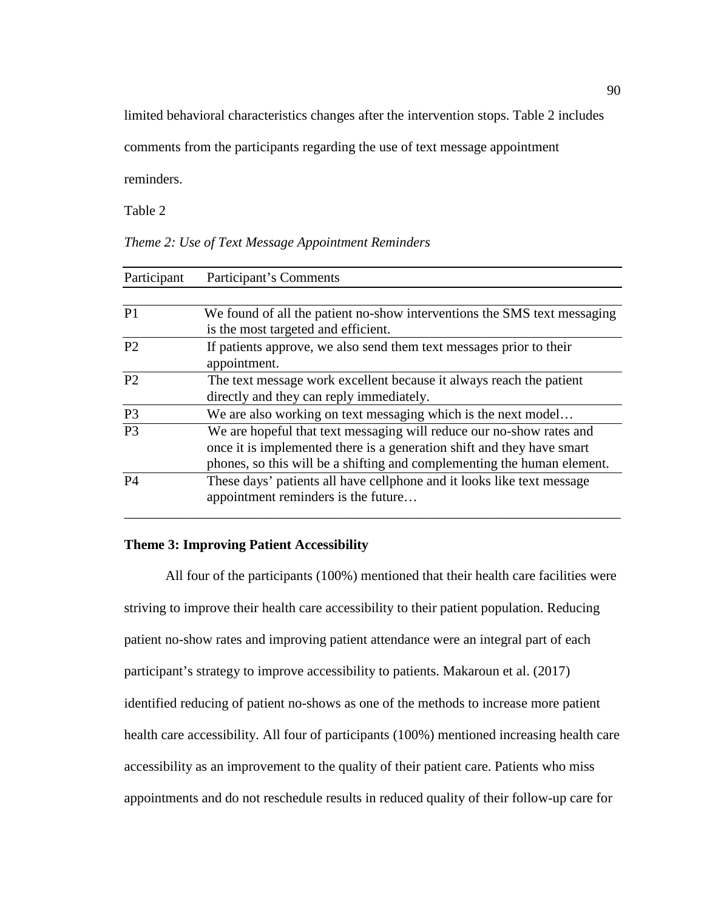limited behavioral characteristics changes after the intervention stops. Table 2 includes comments from the participants regarding the use of text message appointment reminders.

Table 2

*Theme 2: Use of Text Message Appointment Reminders*

| Participant | Participant's Comments |
|---|---|
| P1 | We found of all the patient no-show interventions the SMS text messaging is the most targeted and efficient. |
| P2 | If patients approve, we also send them text messages prior to their appointment. |
| P2 | The text message work excellent because it always reach the patient directly and they can reply immediately. |
| P3 | We are also working on text messaging which is the next model… |
| P3 | We are hopeful that text messaging will reduce our no-show rates and once it is implemented there is a generation shift and they have smart phones, so this will be a shifting and complementing the human element. |
| P4 | These days' patients all have cellphone and it looks like text message appointment reminders is the future… |

**Theme 3: Improving Patient Accessibility**

All four of the participants (100%) mentioned that their health care facilities were striving to improve their health care accessibility to their patient population. Reducing patient no-show rates and improving patient attendance were an integral part of each participant's strategy to improve accessibility to patients. Makaroun et al. (2017) identified reducing of patient no-shows as one of the methods to increase more patient health care accessibility. All four of participants (100%) mentioned increasing health care accessibility as an improvement to the quality of their patient care. Patients who miss appointments and do not reschedule results in reduced quality of their follow-up care for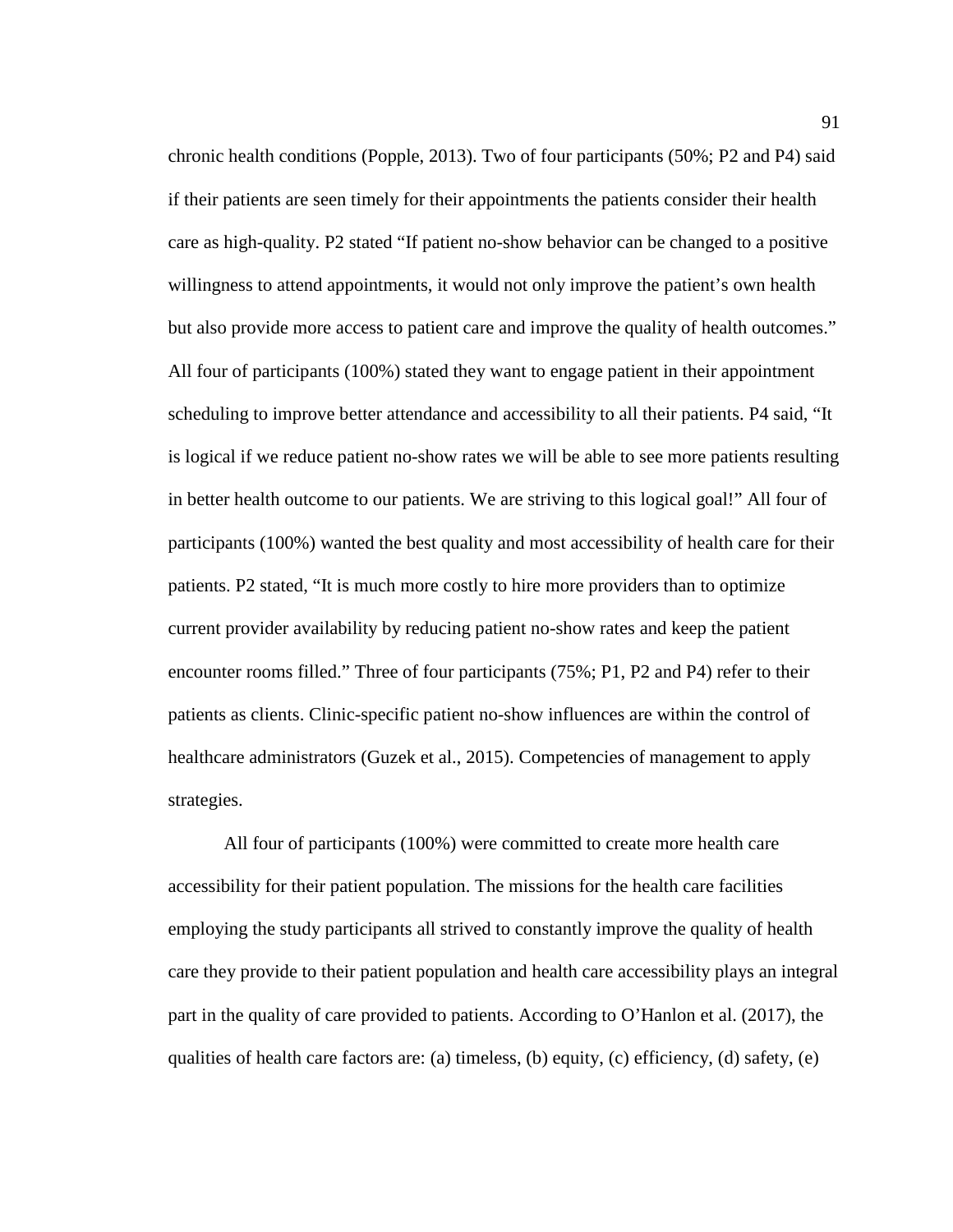chronic health conditions (Popple, 2013). Two of four participants (50%; P2 and P4) said if their patients are seen timely for their appointments the patients consider their health care as high-quality. P2 stated "If patient no-show behavior can be changed to a positive willingness to attend appointments, it would not only improve the patient's own health but also provide more access to patient care and improve the quality of health outcomes." All four of participants (100%) stated they want to engage patient in their appointment scheduling to improve better attendance and accessibility to all their patients. P4 said, "It is logical if we reduce patient no-show rates we will be able to see more patients resulting in better health outcome to our patients. We are striving to this logical goal!" All four of participants (100%) wanted the best quality and most accessibility of health care for their patients. P2 stated, "It is much more costly to hire more providers than to optimize current provider availability by reducing patient no-show rates and keep the patient encounter rooms filled." Three of four participants (75%; P1, P2 and P4) refer to their patients as clients. Clinic-specific patient no-show influences are within the control of healthcare administrators (Guzek et al., 2015). Competencies of management to apply strategies.

All four of participants (100%) were committed to create more health care accessibility for their patient population. The missions for the health care facilities employing the study participants all strived to constantly improve the quality of health care they provide to their patient population and health care accessibility plays an integral part in the quality of care provided to patients. According to O'Hanlon et al. (2017), the qualities of health care factors are: (a) timeless, (b) equity, (c) efficiency, (d) safety, (e)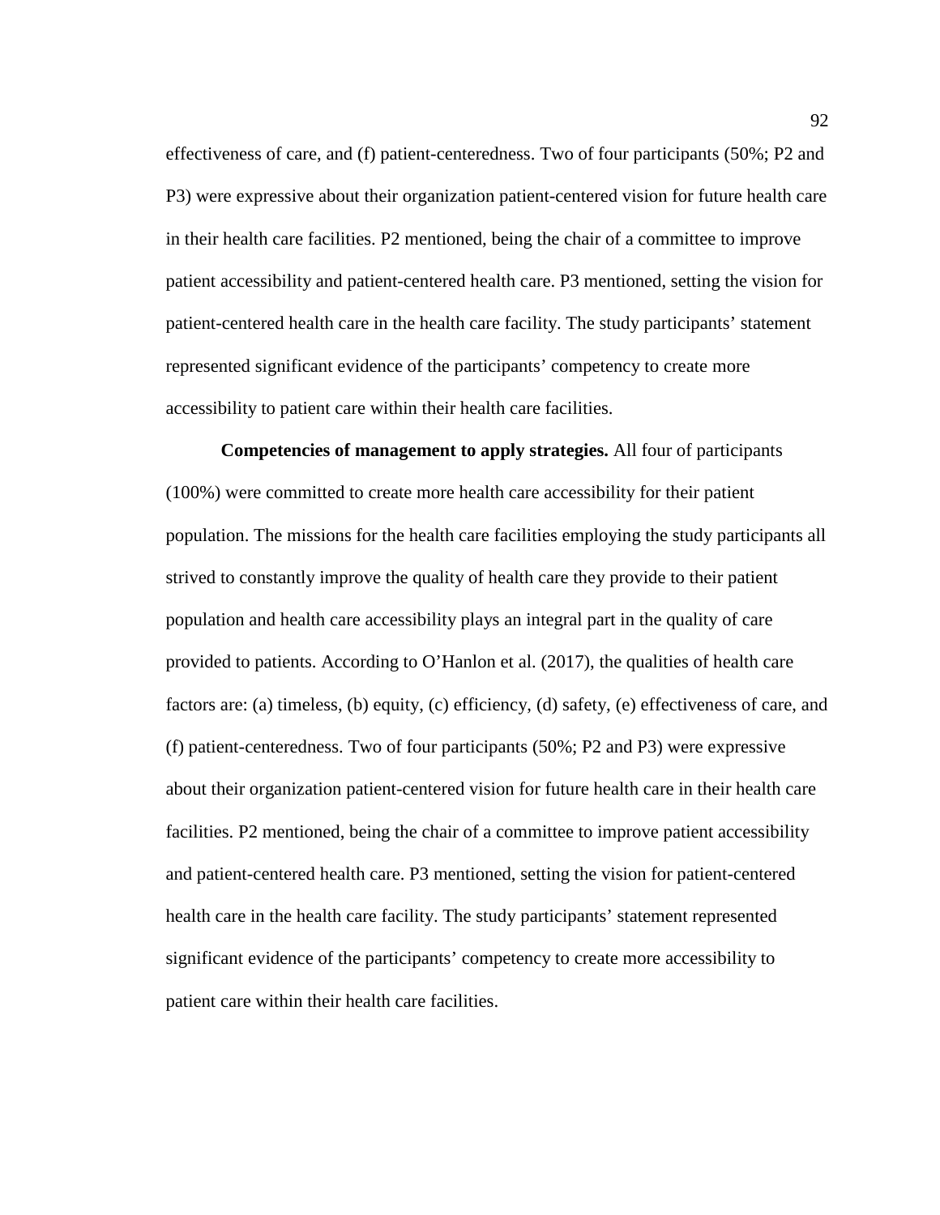effectiveness of care, and (f) patient-centeredness. Two of four participants (50%; P2 and P3) were expressive about their organization patient-centered vision for future health care in their health care facilities. P2 mentioned, being the chair of a committee to improve patient accessibility and patient-centered health care. P3 mentioned, setting the vision for patient-centered health care in the health care facility. The study participants' statement represented significant evidence of the participants' competency to create more accessibility to patient care within their health care facilities.

**Competencies of management to apply strategies.** All four of participants (100%) were committed to create more health care accessibility for their patient population. The missions for the health care facilities employing the study participants all strived to constantly improve the quality of health care they provide to their patient population and health care accessibility plays an integral part in the quality of care provided to patients. According to O'Hanlon et al. (2017), the qualities of health care factors are: (a) timeless, (b) equity, (c) efficiency, (d) safety, (e) effectiveness of care, and (f) patient-centeredness. Two of four participants (50%; P2 and P3) were expressive about their organization patient-centered vision for future health care in their health care facilities. P2 mentioned, being the chair of a committee to improve patient accessibility and patient-centered health care. P3 mentioned, setting the vision for patient-centered health care in the health care facility. The study participants' statement represented significant evidence of the participants' competency to create more accessibility to patient care within their health care facilities.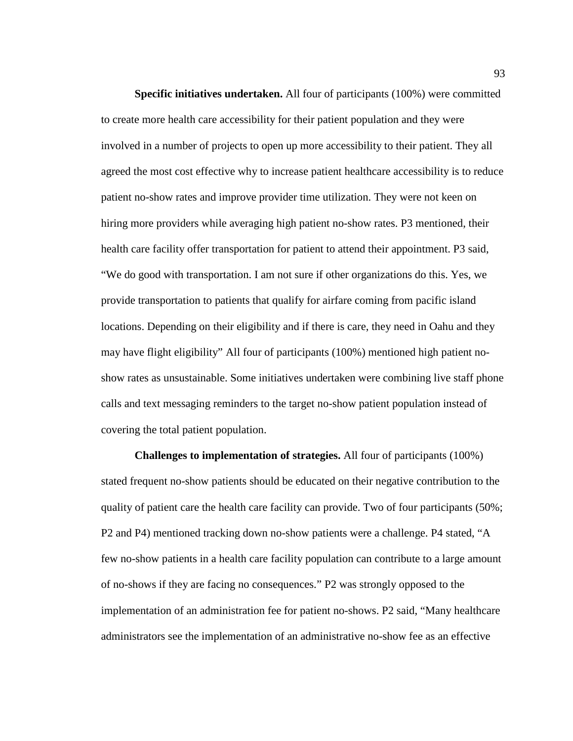**Specific initiatives undertaken.** All four of participants (100%) were committed to create more health care accessibility for their patient population and they were involved in a number of projects to open up more accessibility to their patient. They all agreed the most cost effective why to increase patient healthcare accessibility is to reduce patient no-show rates and improve provider time utilization. They were not keen on hiring more providers while averaging high patient no-show rates. P3 mentioned, their health care facility offer transportation for patient to attend their appointment. P3 said, "We do good with transportation. I am not sure if other organizations do this. Yes, we provide transportation to patients that qualify for airfare coming from pacific island locations. Depending on their eligibility and if there is care, they need in Oahu and they may have flight eligibility" All four of participants (100%) mentioned high patient no-show rates as unsustainable. Some initiatives undertaken were combining live staff phone calls and text messaging reminders to the target no-show patient population instead of covering the total patient population.

**Challenges to implementation of strategies.** All four of participants (100%) stated frequent no-show patients should be educated on their negative contribution to the quality of patient care the health care facility can provide. Two of four participants (50%; P2 and P4) mentioned tracking down no-show patients were a challenge. P4 stated, "A few no-show patients in a health care facility population can contribute to a large amount of no-shows if they are facing no consequences." P2 was strongly opposed to the implementation of an administration fee for patient no-shows. P2 said, "Many healthcare administrators see the implementation of an administrative no-show fee as an effective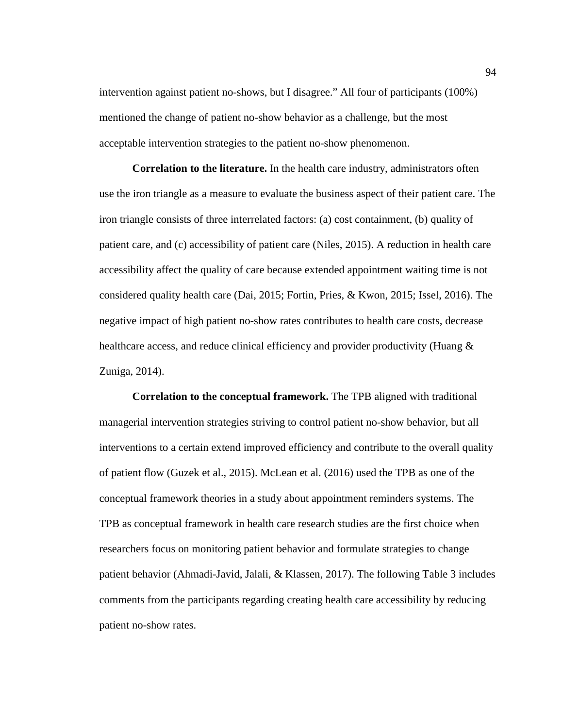intervention against patient no-shows, but I disagree." All four of participants (100%) mentioned the change of patient no-show behavior as a challenge, but the most acceptable intervention strategies to the patient no-show phenomenon.

**Correlation to the literature.** In the health care industry, administrators often use the iron triangle as a measure to evaluate the business aspect of their patient care. The iron triangle consists of three interrelated factors: (a) cost containment, (b) quality of patient care, and (c) accessibility of patient care (Niles, 2015). A reduction in health care accessibility affect the quality of care because extended appointment waiting time is not considered quality health care (Dai, 2015; Fortin, Pries, & Kwon, 2015; Issel, 2016). The negative impact of high patient no-show rates contributes to health care costs, decrease healthcare access, and reduce clinical efficiency and provider productivity (Huang & Zuniga, 2014).

**Correlation to the conceptual framework.** The TPB aligned with traditional managerial intervention strategies striving to control patient no-show behavior, but all interventions to a certain extend improved efficiency and contribute to the overall quality of patient flow (Guzek et al., 2015). McLean et al. (2016) used the TPB as one of the conceptual framework theories in a study about appointment reminders systems. The TPB as conceptual framework in health care research studies are the first choice when researchers focus on monitoring patient behavior and formulate strategies to change patient behavior (Ahmadi-Javid, Jalali, & Klassen, 2017). The following Table 3 includes comments from the participants regarding creating health care accessibility by reducing patient no-show rates.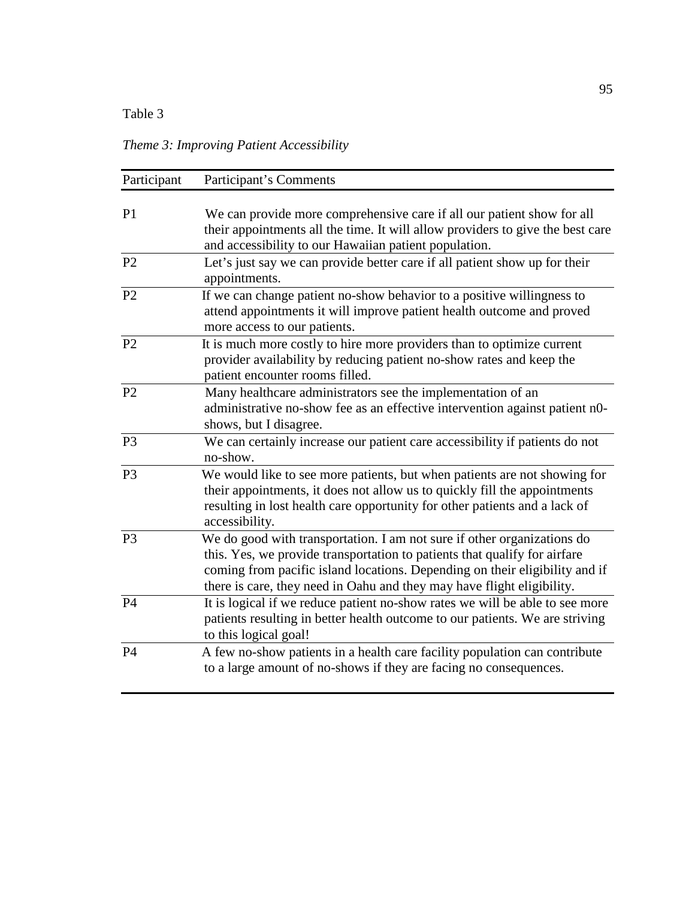Table 3

*Theme 3: Improving Patient Accessibility*

| Participant | Participant's Comments |
|---|---|
| P1 | We can provide more comprehensive care if all our patient show for all their appointments all the time. It will allow providers to give the best care and accessibility to our Hawaiian patient population. |
| P2 | Let's just say we can provide better care if all patient show up for their appointments. |
| P2 | If we can change patient no-show behavior to a positive willingness to attend appointments it will improve patient health outcome and proved more access to our patients. |
| P2 | It is much more costly to hire more providers than to optimize current provider availability by reducing patient no-show rates and keep the patient encounter rooms filled. |
| P2 | Many healthcare administrators see the implementation of an administrative no-show fee as an effective intervention against patient n0-shows, but I disagree. |
| P3 | We can certainly increase our patient care accessibility if patients do not no-show. |
| P3 | We would like to see more patients, but when patients are not showing for their appointments, it does not allow us to quickly fill the appointments resulting in lost health care opportunity for other patients and a lack of accessibility. |
| P3 | We do good with transportation. I am not sure if other organizations do this. Yes, we provide transportation to patients that qualify for airfare coming from pacific island locations. Depending on their eligibility and if there is care, they need in Oahu and they may have flight eligibility. |
| P4 | It is logical if we reduce patient no-show rates we will be able to see more patients resulting in better health outcome to our patients. We are striving to this logical goal! |
| P4 | A few no-show patients in a health care facility population can contribute to a large amount of no-shows if they are facing no consequences. |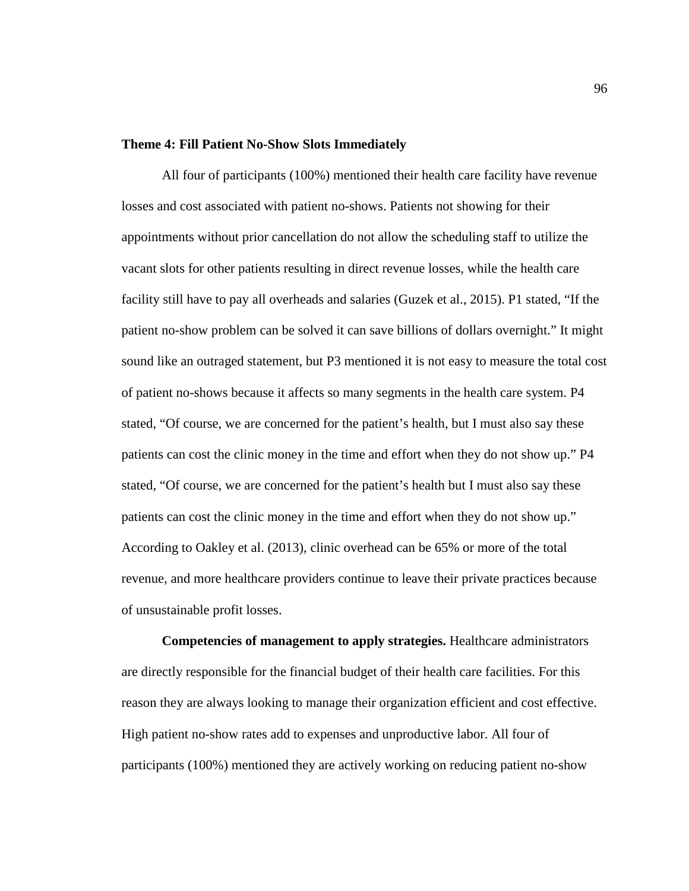**Theme 4: Fill Patient No-Show Slots Immediately**

All four of participants (100%) mentioned their health care facility have revenue losses and cost associated with patient no-shows. Patients not showing for their appointments without prior cancellation do not allow the scheduling staff to utilize the vacant slots for other patients resulting in direct revenue losses, while the health care facility still have to pay all overheads and salaries (Guzek et al., 2015). P1 stated, "If the patient no-show problem can be solved it can save billions of dollars overnight." It might sound like an outraged statement, but P3 mentioned it is not easy to measure the total cost of patient no-shows because it affects so many segments in the health care system. P4 stated, "Of course, we are concerned for the patient's health, but I must also say these patients can cost the clinic money in the time and effort when they do not show up." P4 stated, "Of course, we are concerned for the patient's health but I must also say these patients can cost the clinic money in the time and effort when they do not show up." According to Oakley et al. (2013), clinic overhead can be 65% or more of the total revenue, and more healthcare providers continue to leave their private practices because of unsustainable profit losses.

**Competencies of management to apply strategies.** Healthcare administrators are directly responsible for the financial budget of their health care facilities. For this reason they are always looking to manage their organization efficient and cost effective. High patient no-show rates add to expenses and unproductive labor. All four of participants (100%) mentioned they are actively working on reducing patient no-show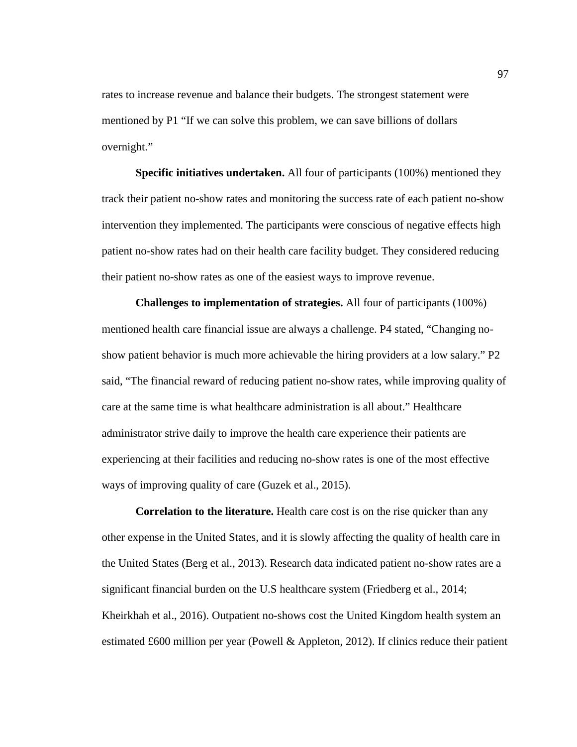rates to increase revenue and balance their budgets. The strongest statement were mentioned by P1 “If we can solve this problem, we can save billions of dollars overnight.”

**Specific initiatives undertaken.** All four of participants (100%) mentioned they track their patient no-show rates and monitoring the success rate of each patient no-show intervention they implemented. The participants were conscious of negative effects high patient no-show rates had on their health care facility budget. They considered reducing their patient no-show rates as one of the easiest ways to improve revenue.

**Challenges to implementation of strategies.** All four of participants (100%) mentioned health care financial issue are always a challenge. P4 stated, “Changing no-show patient behavior is much more achievable the hiring providers at a low salary.” P2 said, “The financial reward of reducing patient no-show rates, while improving quality of care at the same time is what healthcare administration is all about.” Healthcare administrator strive daily to improve the health care experience their patients are experiencing at their facilities and reducing no-show rates is one of the most effective ways of improving quality of care (Guzek et al., 2015).

**Correlation to the literature.** Health care cost is on the rise quicker than any other expense in the United States, and it is slowly affecting the quality of health care in the United States (Berg et al., 2013). Research data indicated patient no-show rates are a significant financial burden on the U.S healthcare system (Friedberg et al., 2014; Kheirkhah et al., 2016). Outpatient no-shows cost the United Kingdom health system an estimated £600 million per year (Powell & Appleton, 2012). If clinics reduce their patient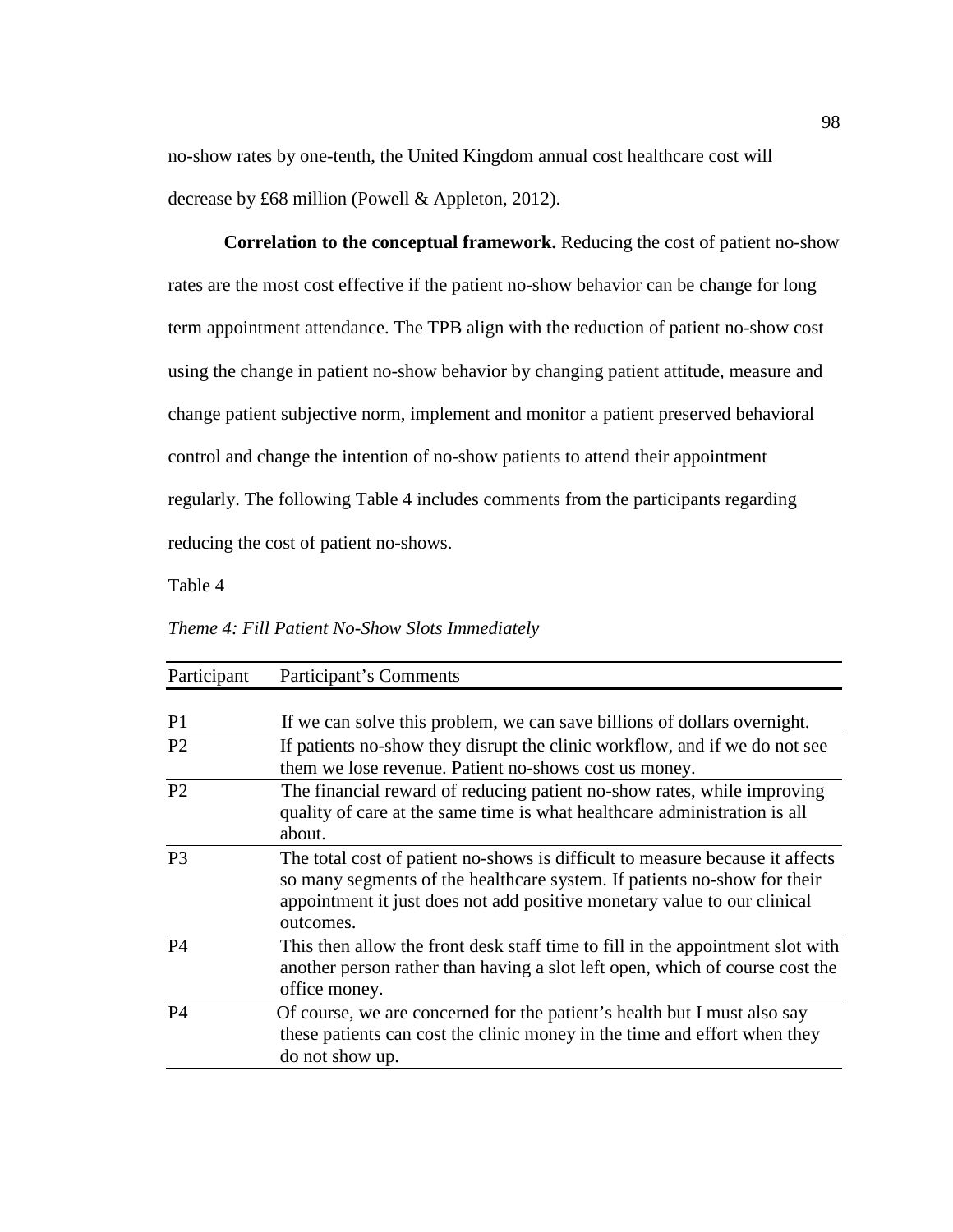no-show rates by one-tenth, the United Kingdom annual cost healthcare cost will decrease by £68 million (Powell & Appleton, 2012).

**Correlation to the conceptual framework.** Reducing the cost of patient no-show rates are the most cost effective if the patient no-show behavior can be change for long term appointment attendance. The TPB align with the reduction of patient no-show cost using the change in patient no-show behavior by changing patient attitude, measure and change patient subjective norm, implement and monitor a patient preserved behavioral control and change the intention of no-show patients to attend their appointment regularly. The following Table 4 includes comments from the participants regarding reducing the cost of patient no-shows.

Table 4

*Theme 4: Fill Patient No-Show Slots Immediately*

| Participant | Participant's Comments |
|---|---|
| P1 | If we can solve this problem, we can save billions of dollars overnight. |
| P2 | If patients no-show they disrupt the clinic workflow, and if we do not see them we lose revenue. Patient no-shows cost us money. |
| P2 | The financial reward of reducing patient no-show rates, while improving quality of care at the same time is what healthcare administration is all about. |
| P3 | The total cost of patient no-shows is difficult to measure because it affects so many segments of the healthcare system. If patients no-show for their appointment it just does not add positive monetary value to our clinical outcomes. |
| P4 | This then allow the front desk staff time to fill in the appointment slot with another person rather than having a slot left open, which of course cost the office money. |
| P4 | Of course, we are concerned for the patient's health but I must also say these patients can cost the clinic money in the time and effort when they do not show up. |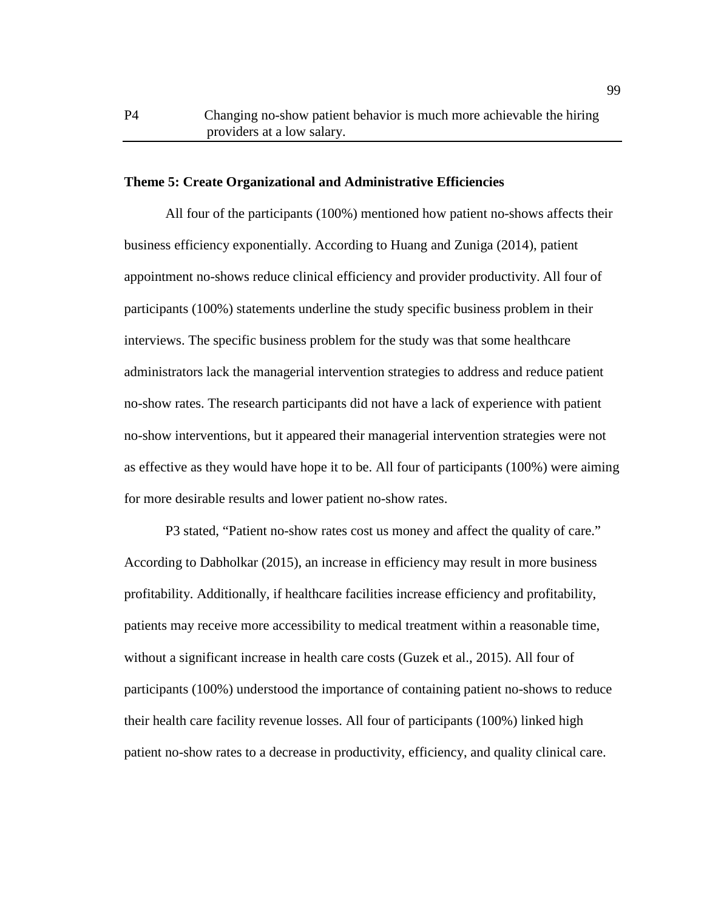| P4 | Changing no-show patient behavior is much more achievable the hiring providers at a low salary. |
|---|---|

**Theme 5: Create Organizational and Administrative Efficiencies**

All four of the participants (100%) mentioned how patient no-shows affects their business efficiency exponentially. According to Huang and Zuniga (2014), patient appointment no-shows reduce clinical efficiency and provider productivity. All four of participants (100%) statements underline the study specific business problem in their interviews. The specific business problem for the study was that some healthcare administrators lack the managerial intervention strategies to address and reduce patient no-show rates. The research participants did not have a lack of experience with patient no-show interventions, but it appeared their managerial intervention strategies were not as effective as they would have hope it to be. All four of participants (100%) were aiming for more desirable results and lower patient no-show rates.

P3 stated, "Patient no-show rates cost us money and affect the quality of care." According to Dabholkar (2015), an increase in efficiency may result in more business profitability. Additionally, if healthcare facilities increase efficiency and profitability, patients may receive more accessibility to medical treatment within a reasonable time, without a significant increase in health care costs (Guzek et al., 2015). All four of participants (100%) understood the importance of containing patient no-shows to reduce their health care facility revenue losses. All four of participants (100%) linked high patient no-show rates to a decrease in productivity, efficiency, and quality clinical care.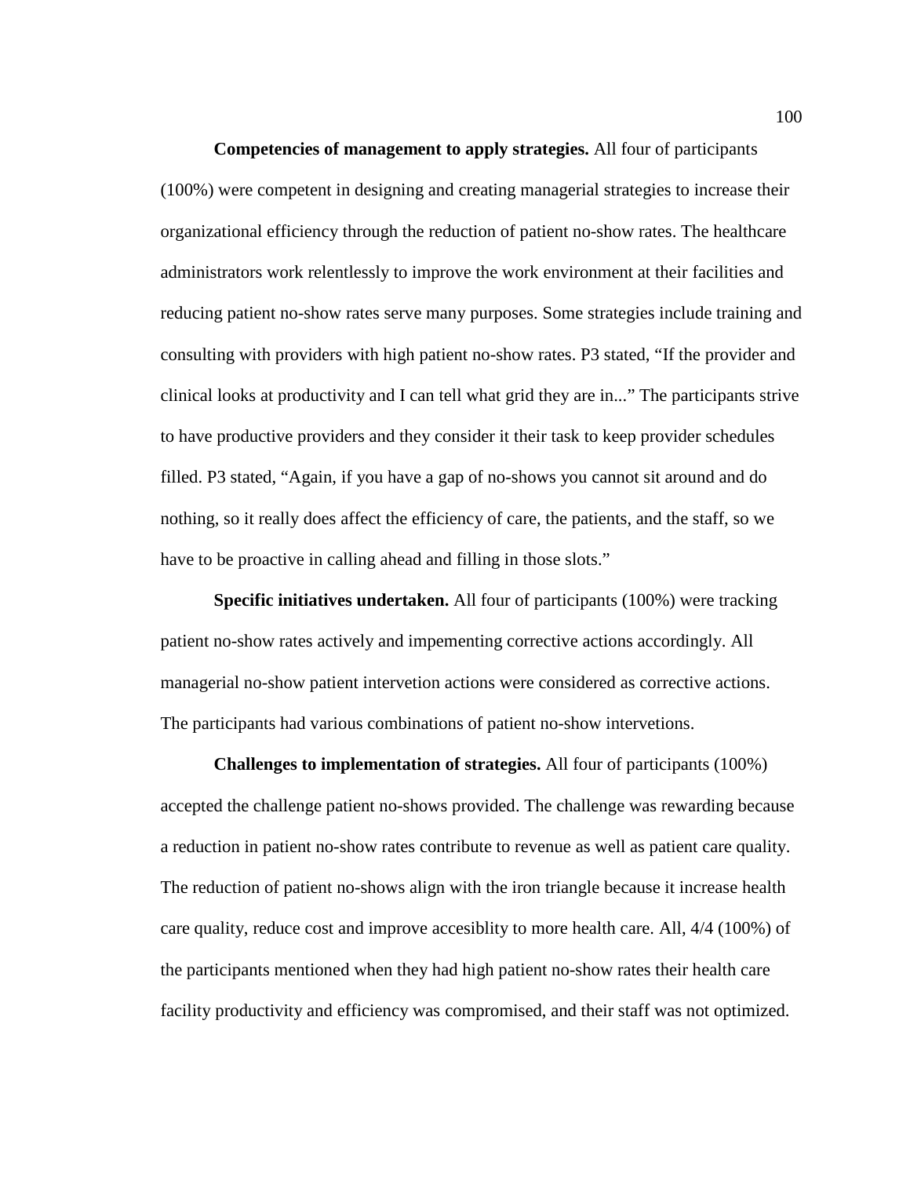**Competencies of management to apply strategies.** All four of participants (100%) were competent in designing and creating managerial strategies to increase their organizational efficiency through the reduction of patient no-show rates. The healthcare administrators work relentlessly to improve the work environment at their facilities and reducing patient no-show rates serve many purposes. Some strategies include training and consulting with providers with high patient no-show rates. P3 stated, "If the provider and clinical looks at productivity and I can tell what grid they are in..." The participants strive to have productive providers and they consider it their task to keep provider schedules filled. P3 stated, "Again, if you have a gap of no-shows you cannot sit around and do nothing, so it really does affect the efficiency of care, the patients, and the staff, so we have to be proactive in calling ahead and filling in those slots."

**Specific initiatives undertaken.** All four of participants (100%) were tracking patient no-show rates actively and impementing corrective actions accordingly. All managerial no-show patient intervetion actions were considered as corrective actions. The participants had various combinations of patient no-show intervetions.

**Challenges to implementation of strategies.** All four of participants (100%) accepted the challenge patient no-shows provided. The challenge was rewarding because a reduction in patient no-show rates contribute to revenue as well as patient care quality. The reduction of patient no-shows align with the iron triangle because it increase health care quality, reduce cost and improve accesiblity to more health care. All, 4/4 (100%) of the participants mentioned when they had high patient no-show rates their health care facility productivity and efficiency was compromised, and their staff was not optimized.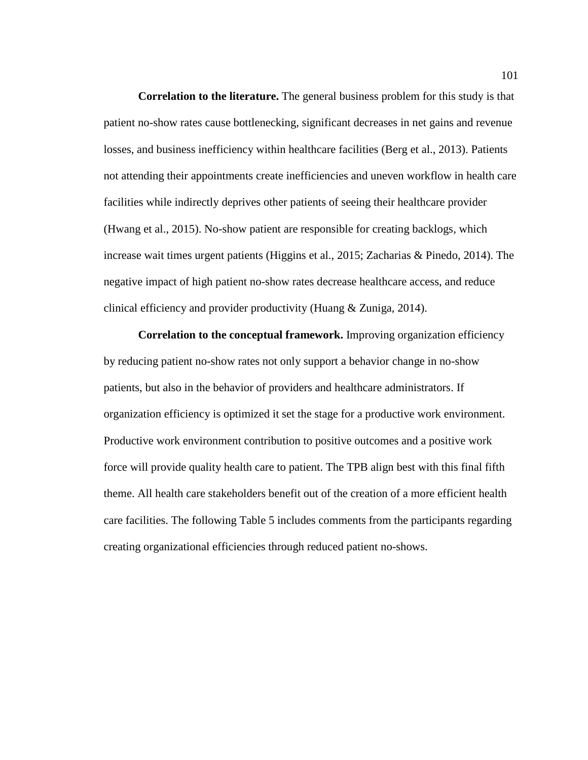**Correlation to the literature.** The general business problem for this study is that patient no-show rates cause bottlenecking, significant decreases in net gains and revenue losses, and business inefficiency within healthcare facilities (Berg et al., 2013). Patients not attending their appointments create inefficiencies and uneven workflow in health care facilities while indirectly deprives other patients of seeing their healthcare provider (Hwang et al., 2015). No-show patient are responsible for creating backlogs, which increase wait times urgent patients (Higgins et al., 2015; Zacharias & Pinedo, 2014). The negative impact of high patient no-show rates decrease healthcare access, and reduce clinical efficiency and provider productivity (Huang & Zuniga, 2014).

**Correlation to the conceptual framework.** Improving organization efficiency by reducing patient no-show rates not only support a behavior change in no-show patients, but also in the behavior of providers and healthcare administrators. If organization efficiency is optimized it set the stage for a productive work environment. Productive work environment contribution to positive outcomes and a positive work force will provide quality health care to patient. The TPB align best with this final fifth theme. All health care stakeholders benefit out of the creation of a more efficient health care facilities. The following Table 5 includes comments from the participants regarding creating organizational efficiencies through reduced patient no-shows.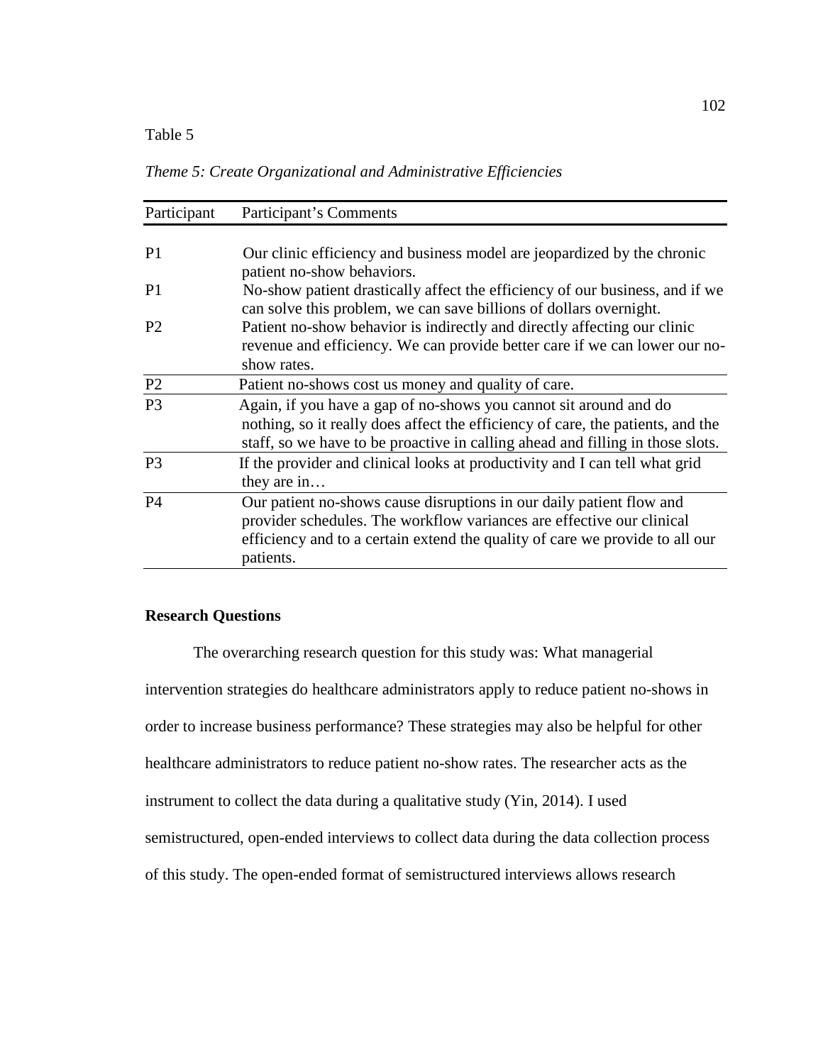Table 5

*Theme 5: Create Organizational and Administrative Efficiencies*

| Participant | Participant's Comments |
| --- | --- |
| P1 | Our clinic efficiency and business model are jeopardized by the chronic patient no-show behaviors. |
| P1 | No-show patient drastically affect the efficiency of our business, and if we can solve this problem, we can save billions of dollars overnight. |
| P2 | Patient no-show behavior is indirectly and directly affecting our clinic revenue and efficiency. We can provide better care if we can lower our no-show rates. |
| P2 | Patient no-shows cost us money and quality of care. |
| P3 | Again, if you have a gap of no-shows you cannot sit around and do nothing, so it really does affect the efficiency of care, the patients, and the staff, so we have to be proactive in calling ahead and filling in those slots. |
| P3 | If the provider and clinical looks at productivity and I can tell what grid they are in… |
| P4 | Our patient no-shows cause disruptions in our daily patient flow and provider schedules. The workflow variances are effective our clinical efficiency and to a certain extend the quality of care we provide to all our patients. |

**Research Questions**

The overarching research question for this study was: What managerial intervention strategies do healthcare administrators apply to reduce patient no-shows in order to increase business performance? These strategies may also be helpful for other healthcare administrators to reduce patient no-show rates. The researcher acts as the instrument to collect the data during a qualitative study (Yin, 2014). I used semistructured, open-ended interviews to collect data during the data collection process of this study. The open-ended format of semistructured interviews allows research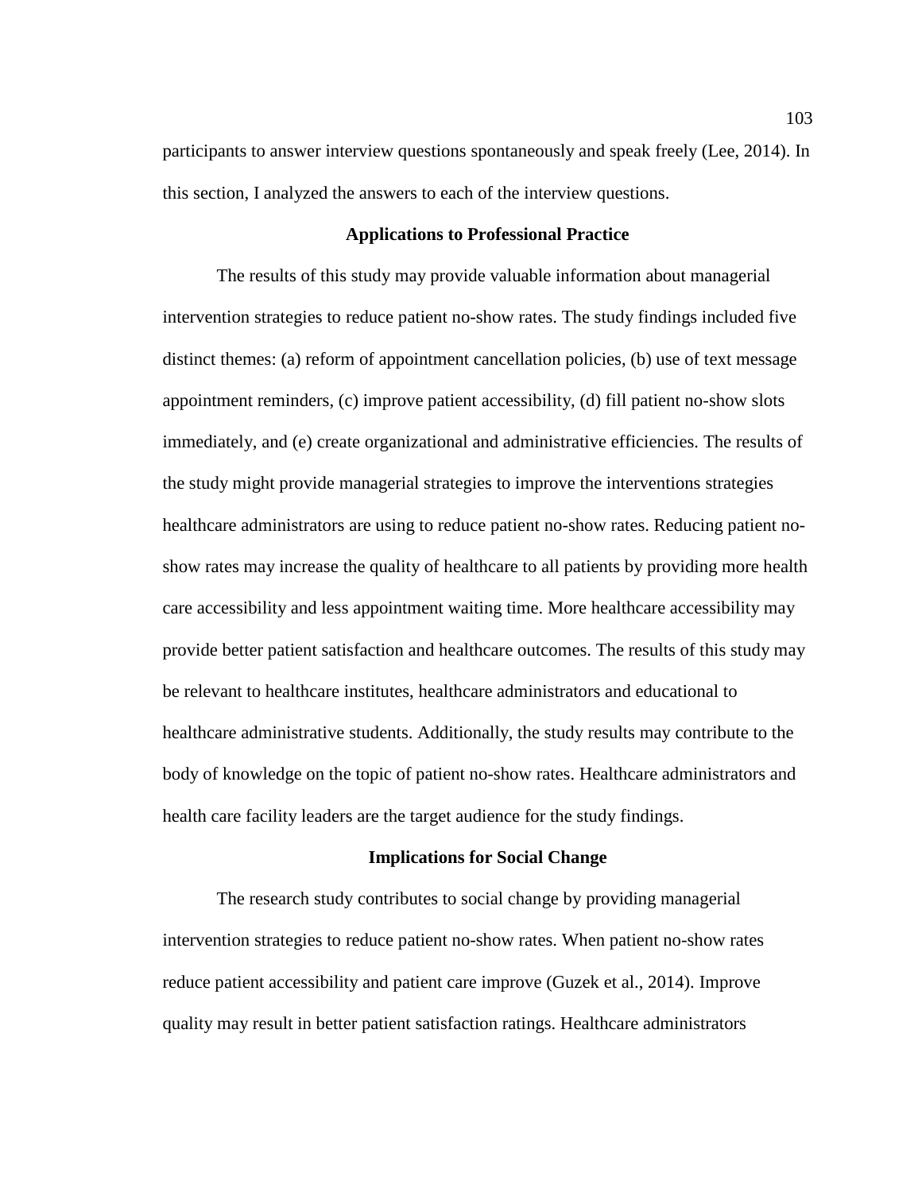participants to answer interview questions spontaneously and speak freely (Lee, 2014). In this section, I analyzed the answers to each of the interview questions.

## Applications to Professional Practice

The results of this study may provide valuable information about managerial intervention strategies to reduce patient no-show rates. The study findings included five distinct themes: (a) reform of appointment cancellation policies, (b) use of text message appointment reminders, (c) improve patient accessibility, (d) fill patient no-show slots immediately, and (e) create organizational and administrative efficiencies. The results of the study might provide managerial strategies to improve the interventions strategies healthcare administrators are using to reduce patient no-show rates. Reducing patient no-show rates may increase the quality of healthcare to all patients by providing more health care accessibility and less appointment waiting time. More healthcare accessibility may provide better patient satisfaction and healthcare outcomes. The results of this study may be relevant to healthcare institutes, healthcare administrators and educational to healthcare administrative students. Additionally, the study results may contribute to the body of knowledge on the topic of patient no-show rates. Healthcare administrators and health care facility leaders are the target audience for the study findings.

## Implications for Social Change

The research study contributes to social change by providing managerial intervention strategies to reduce patient no-show rates. When patient no-show rates reduce patient accessibility and patient care improve (Guzek et al., 2014). Improve quality may result in better patient satisfaction ratings. Healthcare administrators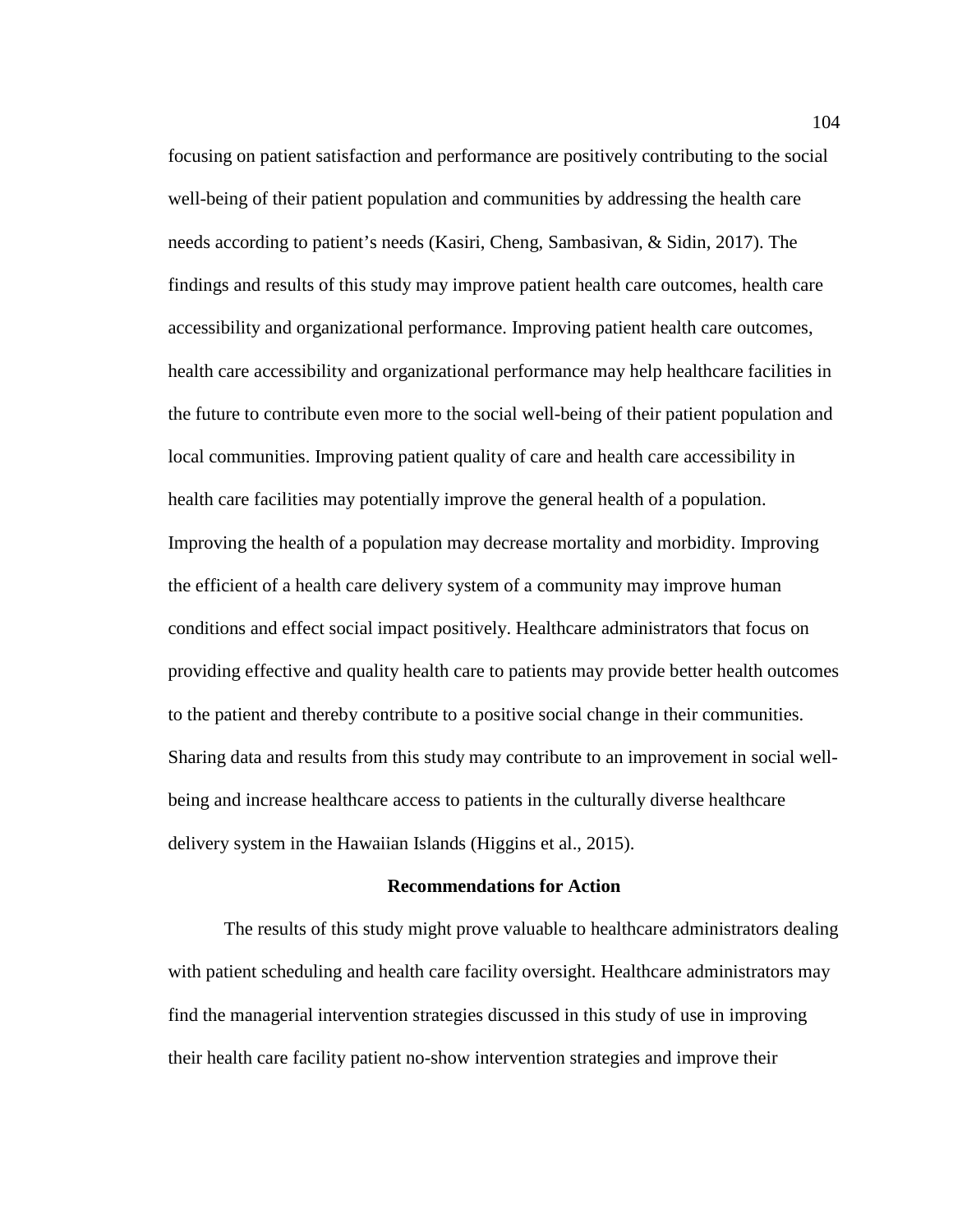focusing on patient satisfaction and performance are positively contributing to the social well-being of their patient population and communities by addressing the health care needs according to patient's needs (Kasiri, Cheng, Sambasivan, & Sidin, 2017). The findings and results of this study may improve patient health care outcomes, health care accessibility and organizational performance. Improving patient health care outcomes, health care accessibility and organizational performance may help healthcare facilities in the future to contribute even more to the social well-being of their patient population and local communities. Improving patient quality of care and health care accessibility in health care facilities may potentially improve the general health of a population. Improving the health of a population may decrease mortality and morbidity. Improving the efficient of a health care delivery system of a community may improve human conditions and effect social impact positively. Healthcare administrators that focus on providing effective and quality health care to patients may provide better health outcomes to the patient and thereby contribute to a positive social change in their communities. Sharing data and results from this study may contribute to an improvement in social well-being and increase healthcare access to patients in the culturally diverse healthcare delivery system in the Hawaiian Islands (Higgins et al., 2015).

## Recommendations for Action

The results of this study might prove valuable to healthcare administrators dealing with patient scheduling and health care facility oversight. Healthcare administrators may find the managerial intervention strategies discussed in this study of use in improving their health care facility patient no-show intervention strategies and improve their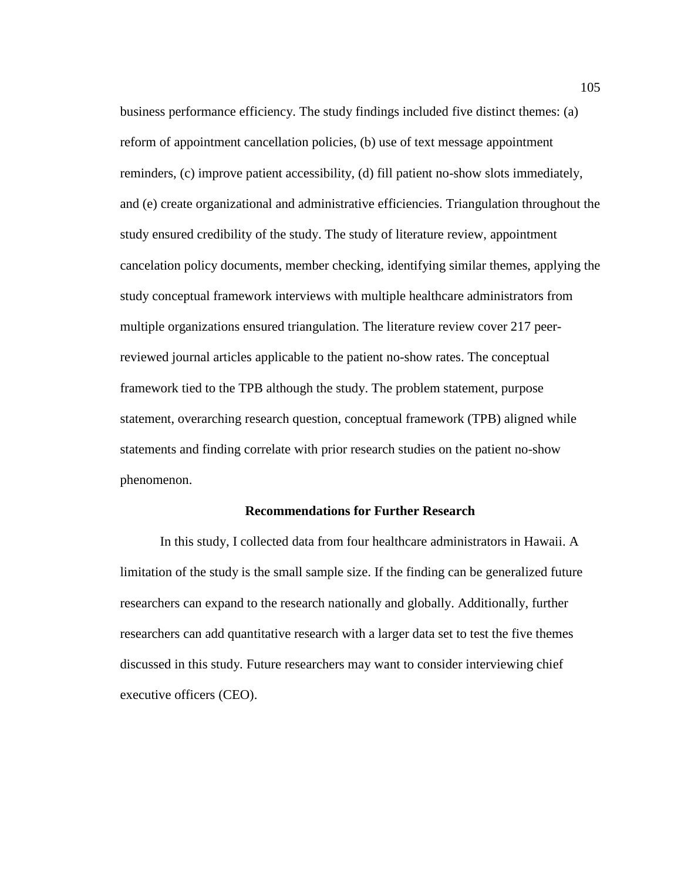business performance efficiency. The study findings included five distinct themes: (a) reform of appointment cancellation policies, (b) use of text message appointment reminders, (c) improve patient accessibility, (d) fill patient no-show slots immediately, and (e) create organizational and administrative efficiencies. Triangulation throughout the study ensured credibility of the study. The study of literature review, appointment cancelation policy documents, member checking, identifying similar themes, applying the study conceptual framework interviews with multiple healthcare administrators from multiple organizations ensured triangulation. The literature review cover 217 peer-reviewed journal articles applicable to the patient no-show rates. The conceptual framework tied to the TPB although the study. The problem statement, purpose statement, overarching research question, conceptual framework (TPB) aligned while statements and finding correlate with prior research studies on the patient no-show phenomenon.

## Recommendations for Further Research

In this study, I collected data from four healthcare administrators in Hawaii. A limitation of the study is the small sample size. If the finding can be generalized future researchers can expand to the research nationally and globally. Additionally, further researchers can add quantitative research with a larger data set to test the five themes discussed in this study. Future researchers may want to consider interviewing chief executive officers (CEO).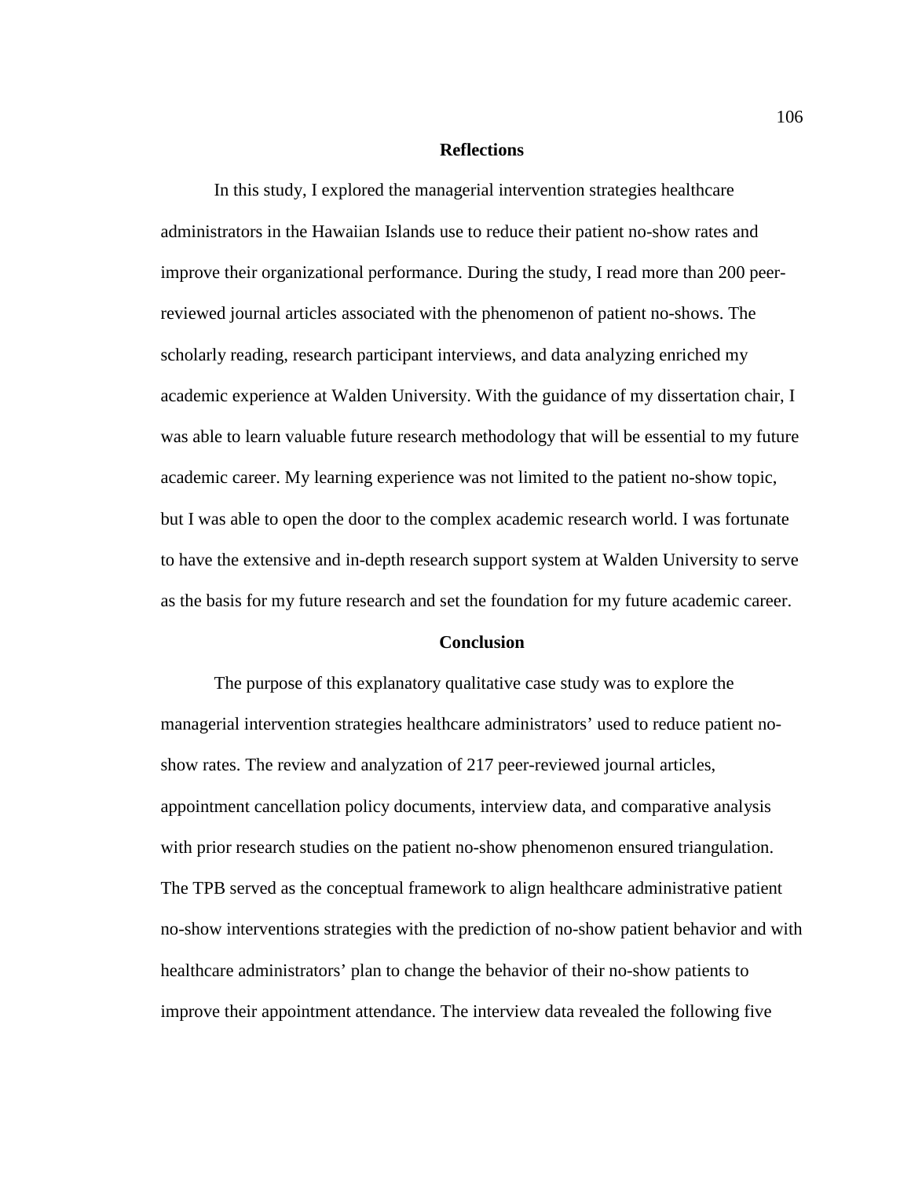## Reflections

In this study, I explored the managerial intervention strategies healthcare administrators in the Hawaiian Islands use to reduce their patient no-show rates and improve their organizational performance. During the study, I read more than 200 peer-reviewed journal articles associated with the phenomenon of patient no-shows. The scholarly reading, research participant interviews, and data analyzing enriched my academic experience at Walden University. With the guidance of my dissertation chair, I was able to learn valuable future research methodology that will be essential to my future academic career. My learning experience was not limited to the patient no-show topic, but I was able to open the door to the complex academic research world. I was fortunate to have the extensive and in-depth research support system at Walden University to serve as the basis for my future research and set the foundation for my future academic career.

## Conclusion

The purpose of this explanatory qualitative case study was to explore the managerial intervention strategies healthcare administrators' used to reduce patient no-show rates. The review and analyzation of 217 peer-reviewed journal articles, appointment cancellation policy documents, interview data, and comparative analysis with prior research studies on the patient no-show phenomenon ensured triangulation. The TPB served as the conceptual framework to align healthcare administrative patient no-show interventions strategies with the prediction of no-show patient behavior and with healthcare administrators' plan to change the behavior of their no-show patients to improve their appointment attendance. The interview data revealed the following five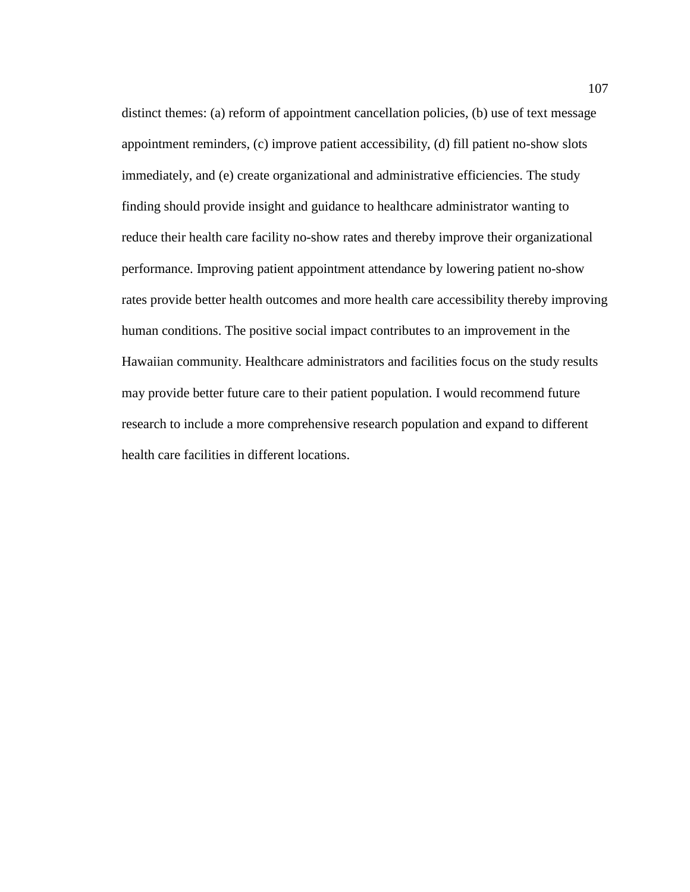distinct themes: (a) reform of appointment cancellation policies, (b) use of text message appointment reminders, (c) improve patient accessibility, (d) fill patient no-show slots immediately, and (e) create organizational and administrative efficiencies. The study finding should provide insight and guidance to healthcare administrator wanting to reduce their health care facility no-show rates and thereby improve their organizational performance. Improving patient appointment attendance by lowering patient no-show rates provide better health outcomes and more health care accessibility thereby improving human conditions. The positive social impact contributes to an improvement in the Hawaiian community. Healthcare administrators and facilities focus on the study results may provide better future care to their patient population. I would recommend future research to include a more comprehensive research population and expand to different health care facilities in different locations.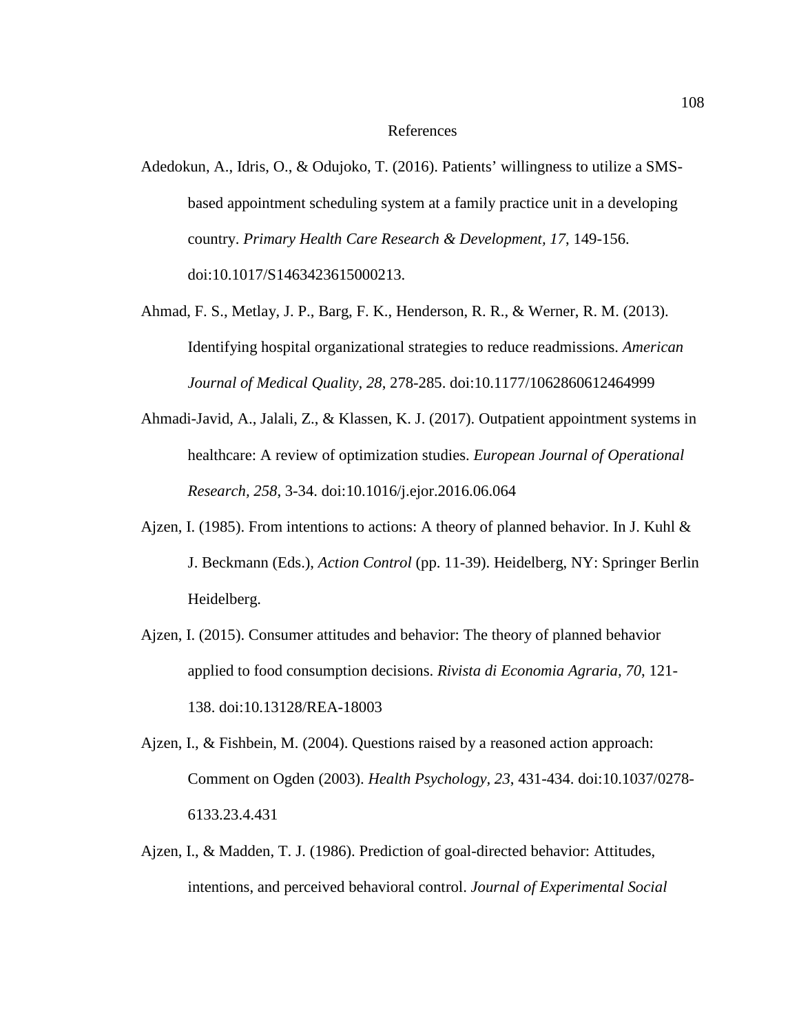# References

Adedokun, A., Idris, O., & Odujoko, T. (2016). Patients' willingness to utilize a SMS-based appointment scheduling system at a family practice unit in a developing country. *Primary Health Care Research & Development, 17*, 149-156. doi:10.1017/S1463423615000213.

Ahmad, F. S., Metlay, J. P., Barg, F. K., Henderson, R. R., & Werner, R. M. (2013). Identifying hospital organizational strategies to reduce readmissions. *American Journal of Medical Quality, 28*, 278-285. doi:10.1177/1062860612464999

Ahmadi-Javid, A., Jalali, Z., & Klassen, K. J. (2017). Outpatient appointment systems in healthcare: A review of optimization studies. *European Journal of Operational Research, 258*, 3-34. doi:10.1016/j.ejor.2016.06.064

Ajzen, I. (1985). From intentions to actions: A theory of planned behavior. In J. Kuhl & J. Beckmann (Eds.), *Action Control* (pp. 11-39). Heidelberg, NY: Springer Berlin Heidelberg.

Ajzen, I. (2015). Consumer attitudes and behavior: The theory of planned behavior applied to food consumption decisions. *Rivista di Economia Agraria, 70*, 121-138. doi:10.13128/REA-18003

Ajzen, I., & Fishbein, M. (2004). Questions raised by a reasoned action approach: Comment on Ogden (2003). *Health Psychology, 23*, 431-434. doi:10.1037/0278-6133.23.4.431

Ajzen, I., & Madden, T. J. (1986). Prediction of goal-directed behavior: Attitudes, intentions, and perceived behavioral control. *Journal of Experimental Social*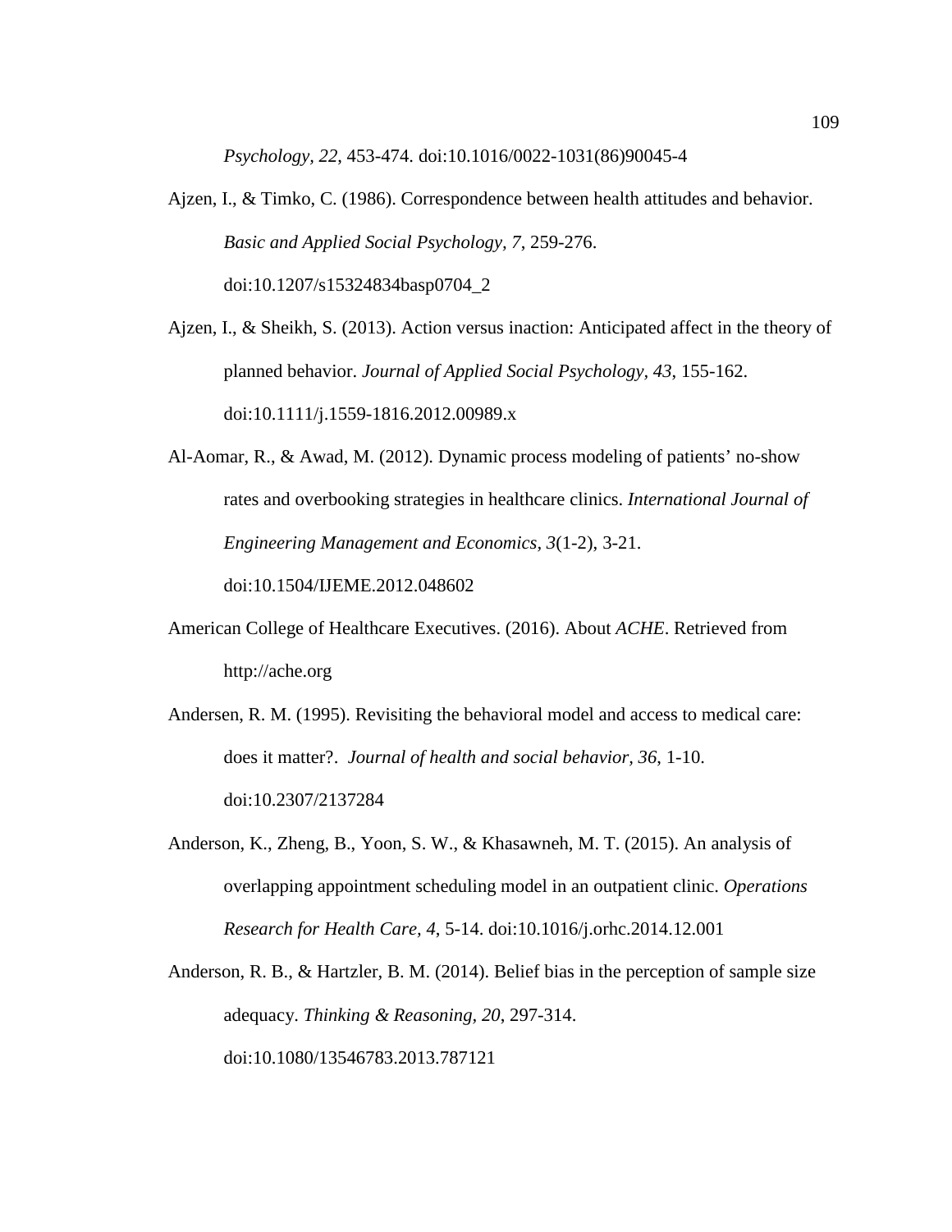*Psychology, 22*, 453-474. doi:10.1016/0022-1031(86)90045-4

Ajzen, I., & Timko, C. (1986). Correspondence between health attitudes and behavior. *Basic and Applied Social Psychology, 7*, 259-276. doi:10.1207/s15324834basp0704_2

Ajzen, I., & Sheikh, S. (2013). Action versus inaction: Anticipated affect in the theory of planned behavior. *Journal of Applied Social Psychology, 43*, 155-162. doi:10.1111/j.1559-1816.2012.00989.x

Al-Aomar, R., & Awad, M. (2012). Dynamic process modeling of patients' no-show rates and overbooking strategies in healthcare clinics. *International Journal of Engineering Management and Economics, 3*(1-2), 3-21. doi:10.1504/IJEME.2012.048602

American College of Healthcare Executives. (2016). About *ACHE*. Retrieved from http://ache.org

Andersen, R. M. (1995). Revisiting the behavioral model and access to medical care: does it matter?. *Journal of health and social behavior, 36*, 1-10. doi:10.2307/2137284

Anderson, K., Zheng, B., Yoon, S. W., & Khasawneh, M. T. (2015). An analysis of overlapping appointment scheduling model in an outpatient clinic. *Operations Research for Health Care, 4*, 5-14. doi:10.1016/j.orhc.2014.12.001

Anderson, R. B., & Hartzler, B. M. (2014). Belief bias in the perception of sample size adequacy. *Thinking & Reasoning, 20*, 297-314. doi:10.1080/13546783.2013.787121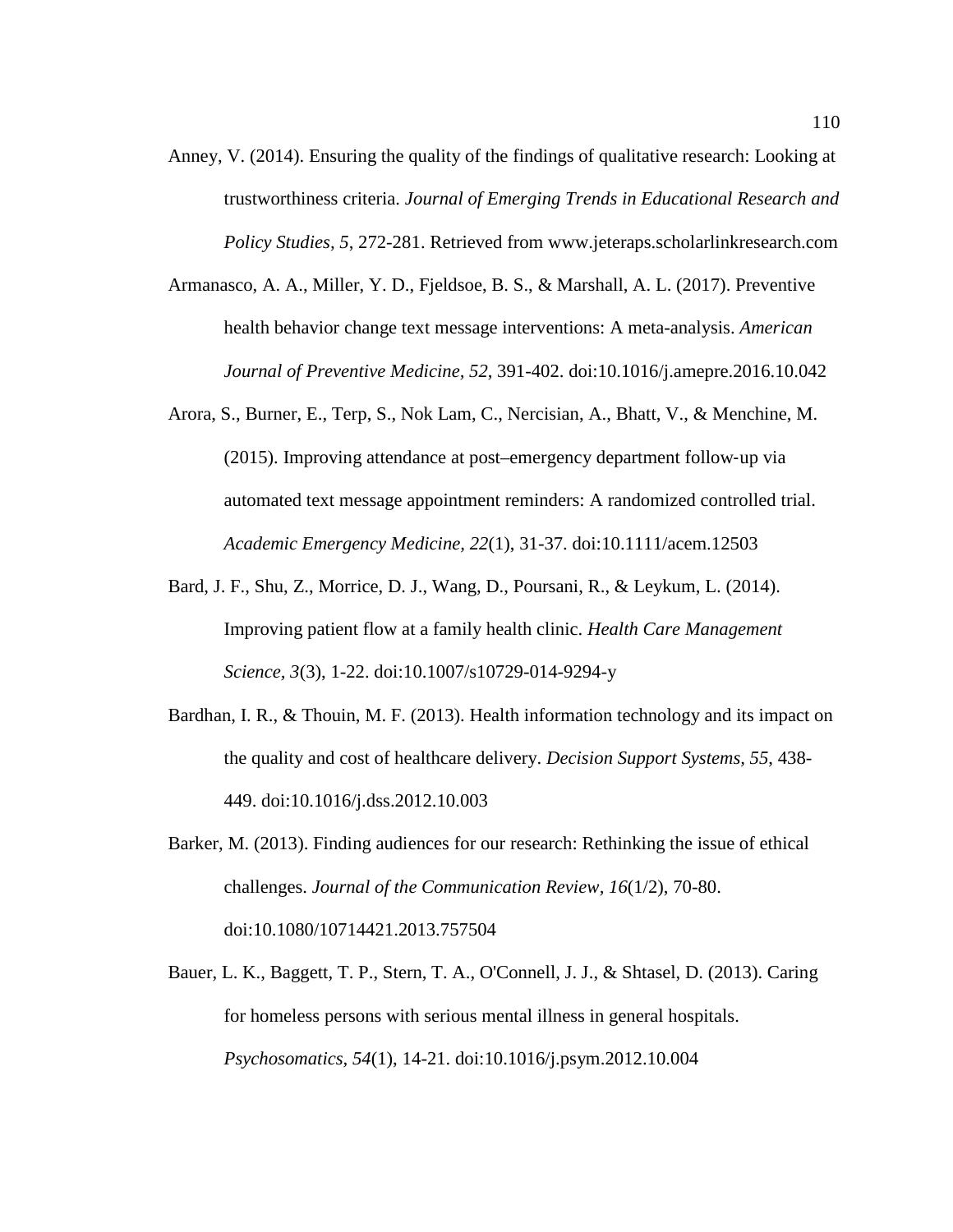Anney, V. (2014). Ensuring the quality of the findings of qualitative research: Looking at trustworthiness criteria. *Journal of Emerging Trends in Educational Research and Policy Studies, 5*, 272-281. Retrieved from www.jeteraps.scholarlinkresearch.com

Armanasco, A. A., Miller, Y. D., Fjeldsoe, B. S., & Marshall, A. L. (2017). Preventive health behavior change text message interventions: A meta-analysis. *American Journal of Preventive Medicine, 52*, 391-402. doi:10.1016/j.amepre.2016.10.042

Arora, S., Burner, E., Terp, S., Nok Lam, C., Nercisian, A., Bhatt, V., & Menchine, M. (2015). Improving attendance at post–emergency department follow-up via automated text message appointment reminders: A randomized controlled trial. *Academic Emergency Medicine, 22*(1), 31-37. doi:10.1111/acem.12503

Bard, J. F., Shu, Z., Morrice, D. J., Wang, D., Poursani, R., & Leykum, L. (2014). Improving patient flow at a family health clinic. *Health Care Management Science, 3*(3), 1-22. doi:10.1007/s10729-014-9294-y

Bardhan, I. R., & Thouin, M. F. (2013). Health information technology and its impact on the quality and cost of healthcare delivery. *Decision Support Systems, 55*, 438-449. doi:10.1016/j.dss.2012.10.003

Barker, M. (2013). Finding audiences for our research: Rethinking the issue of ethical challenges. *Journal of the Communication Review, 16*(1/2), 70-80. doi:10.1080/10714421.2013.757504

Bauer, L. K., Baggett, T. P., Stern, T. A., O'Connell, J. J., & Shtasel, D. (2013). Caring for homeless persons with serious mental illness in general hospitals. *Psychosomatics, 54*(1), 14-21. doi:10.1016/j.psym.2012.10.004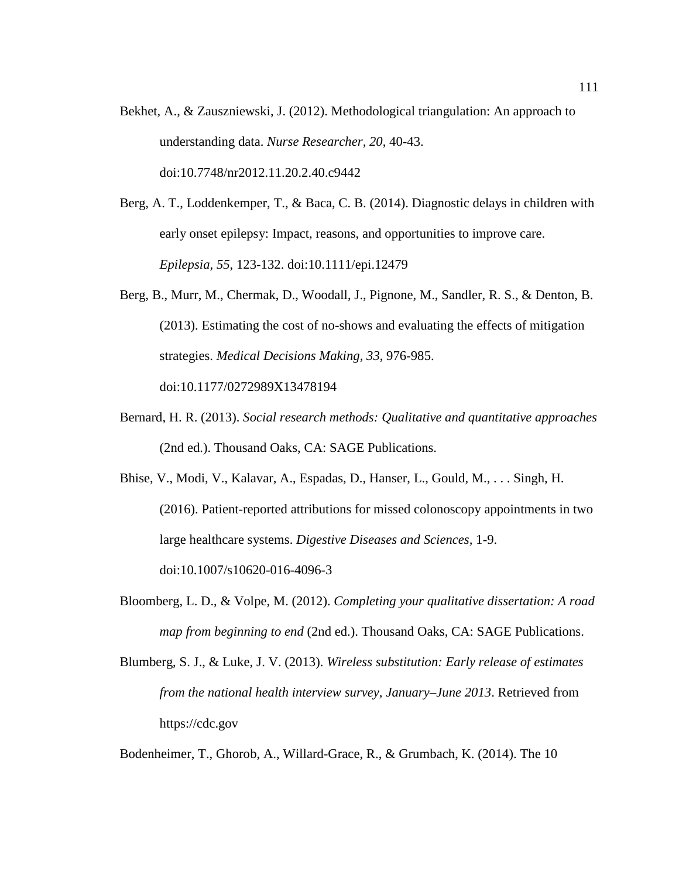Bekhet, A., & Zauszniewski, J. (2012). Methodological triangulation: An approach to understanding data. *Nurse Researcher*, *20*, 40-43. doi:10.7748/nr2012.11.20.2.40.c9442

Berg, A. T., Loddenkemper, T., & Baca, C. B. (2014). Diagnostic delays in children with early onset epilepsy: Impact, reasons, and opportunities to improve care. *Epilepsia, 55*, 123-132. doi:10.1111/epi.12479

Berg, B., Murr, M., Chermak, D., Woodall, J., Pignone, M., Sandler, R. S., & Denton, B. (2013). Estimating the cost of no-shows and evaluating the effects of mitigation strategies. *Medical Decisions Making, 33*, 976-985. doi:10.1177/0272989X13478194

Bernard, H. R. (2013). *Social research methods: Qualitative and quantitative approaches* (2nd ed.). Thousand Oaks, CA: SAGE Publications.

Bhise, V., Modi, V., Kalavar, A., Espadas, D., Hanser, L., Gould, M., . . . Singh, H. (2016). Patient-reported attributions for missed colonoscopy appointments in two large healthcare systems. *Digestive Diseases and Sciences*, 1-9. doi:10.1007/s10620-016-4096-3

Bloomberg, L. D., & Volpe, M. (2012). *Completing your qualitative dissertation: A road map from beginning to end* (2nd ed.). Thousand Oaks, CA: SAGE Publications.

Blumberg, S. J., & Luke, J. V. (2013). *Wireless substitution: Early release of estimates from the national health interview survey, January–June 2013*. Retrieved from https://cdc.gov

Bodenheimer, T., Ghorob, A., Willard-Grace, R., & Grumbach, K. (2014). The 10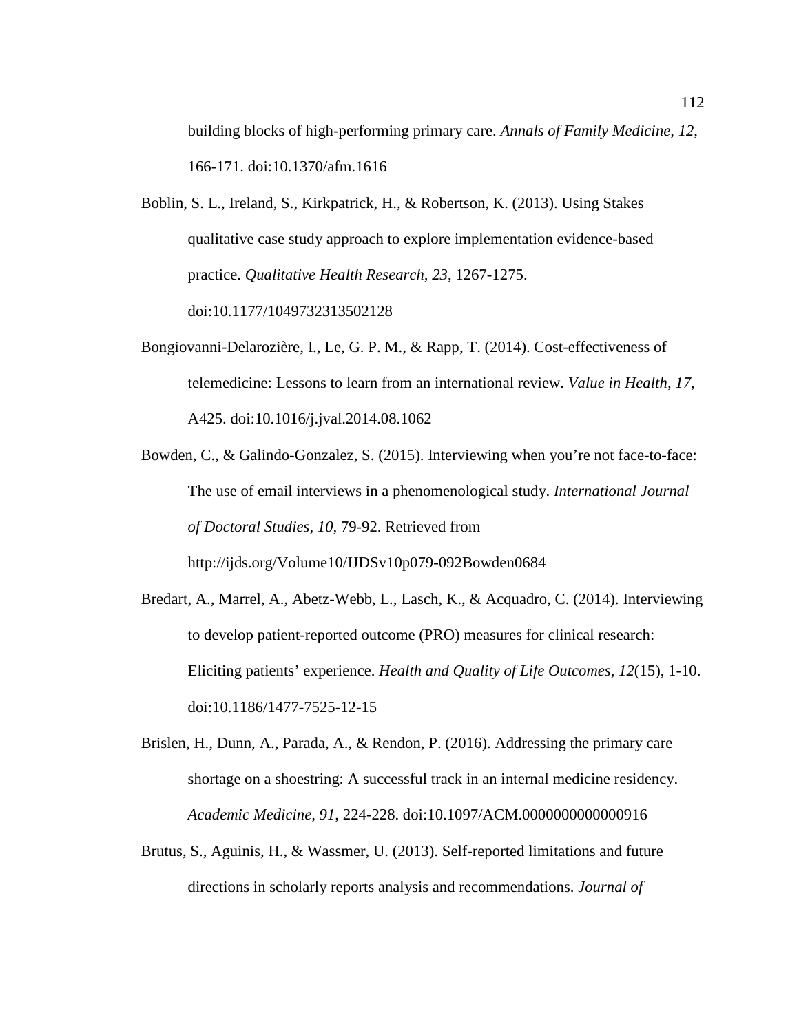building blocks of high-performing primary care. *Annals of Family Medicine, 12*, 166-171. doi:10.1370/afm.1616

Boblin, S. L., Ireland, S., Kirkpatrick, H., & Robertson, K. (2013). Using Stakes qualitative case study approach to explore implementation evidence-based practice. *Qualitative Health Research, 23*, 1267-1275. doi:10.1177/1049732313502128

Bongiovanni-Delarozière, I., Le, G. P. M., & Rapp, T. (2014). Cost-effectiveness of telemedicine: Lessons to learn from an international review. *Value in Health, 17*, A425. doi:10.1016/j.jval.2014.08.1062

Bowden, C., & Galindo-Gonzalez, S. (2015). Interviewing when you're not face-to-face: The use of email interviews in a phenomenological study. *International Journal of Doctoral Studies, 10*, 79-92. Retrieved from http://ijds.org/Volume10/IJDSv10p079-092Bowden0684

Bredart, A., Marrel, A., Abetz-Webb, L., Lasch, K., & Acquadro, C. (2014). Interviewing to develop patient-reported outcome (PRO) measures for clinical research: Eliciting patients' experience. *Health and Quality of Life Outcomes, 12*(15), 1-10. doi:10.1186/1477-7525-12-15

Brislen, H., Dunn, A., Parada, A., & Rendon, P. (2016). Addressing the primary care shortage on a shoestring: A successful track in an internal medicine residency. *Academic Medicine, 91*, 224-228. doi:10.1097/ACM.0000000000000916

Brutus, S., Aguinis, H., & Wassmer, U. (2013). Self-reported limitations and future directions in scholarly reports analysis and recommendations. *Journal of*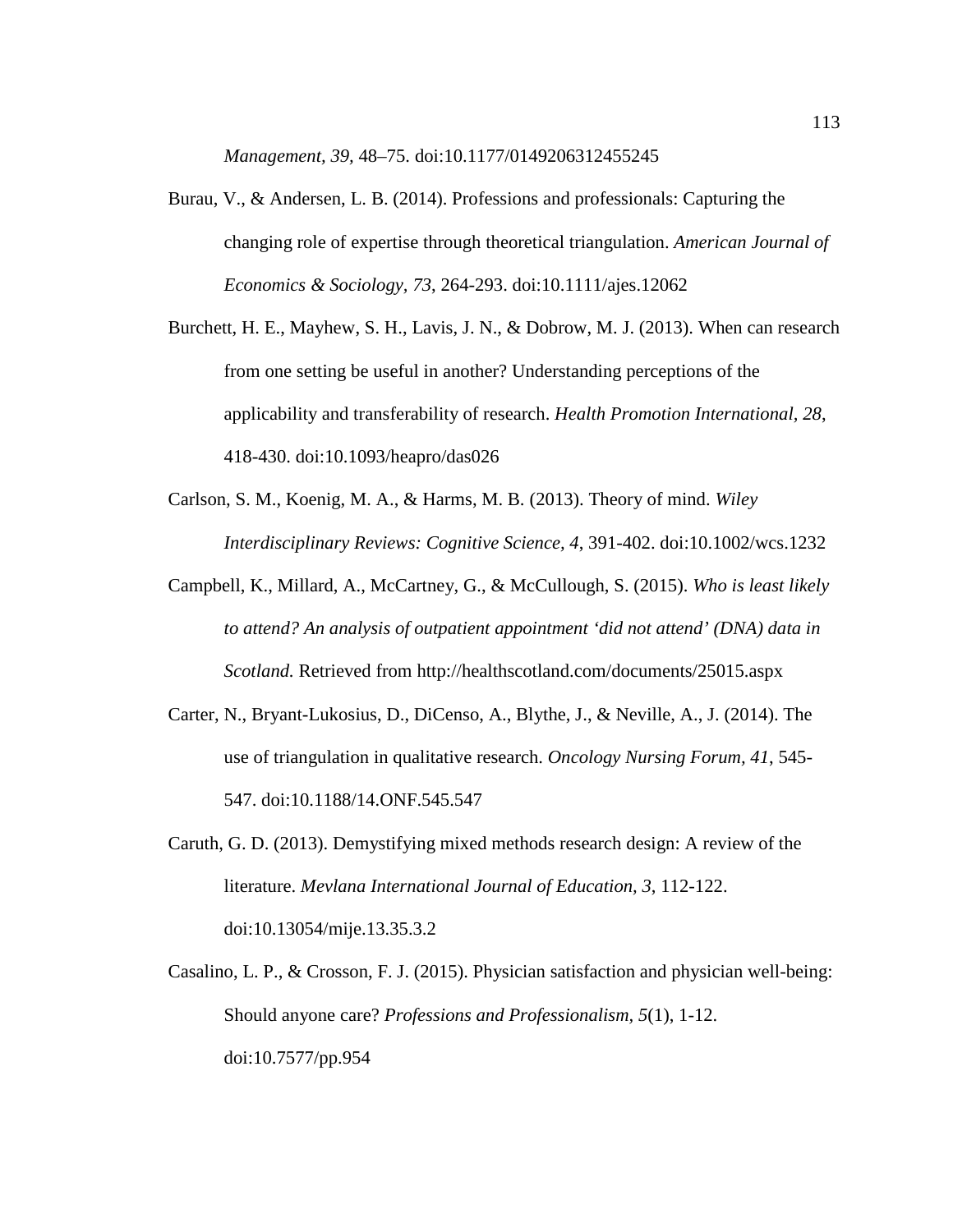*Management, 39*, 48–75. doi:10.1177/0149206312455245

Burau, V., & Andersen, L. B. (2014). Professions and professionals: Capturing the changing role of expertise through theoretical triangulation. *American Journal of Economics & Sociology, 73*, 264-293. doi:10.1111/ajes.12062

Burchett, H. E., Mayhew, S. H., Lavis, J. N., & Dobrow, M. J. (2013). When can research from one setting be useful in another? Understanding perceptions of the applicability and transferability of research. *Health Promotion International, 28*, 418-430. doi:10.1093/heapro/das026

Carlson, S. M., Koenig, M. A., & Harms, M. B. (2013). Theory of mind. *Wiley Interdisciplinary Reviews: Cognitive Science, 4*, 391-402. doi:10.1002/wcs.1232

Campbell, K., Millard, A., McCartney, G., & McCullough, S. (2015). *Who is least likely to attend? An analysis of outpatient appointment 'did not attend' (DNA) data in Scotland.* Retrieved from http://healthscotland.com/documents/25015.aspx

Carter, N., Bryant-Lukosius, D., DiCenso, A., Blythe, J., & Neville, A., J. (2014). The use of triangulation in qualitative research. *Oncology Nursing Forum, 41*, 545-547. doi:10.1188/14.ONF.545.547

Caruth, G. D. (2013). Demystifying mixed methods research design: A review of the literature. *Mevlana International Journal of Education, 3*, 112-122. doi:10.13054/mije.13.35.3.2

Casalino, L. P., & Crosson, F. J. (2015). Physician satisfaction and physician well-being: Should anyone care? *Professions and Professionalism, 5*(1), 1-12. doi:10.7577/pp.954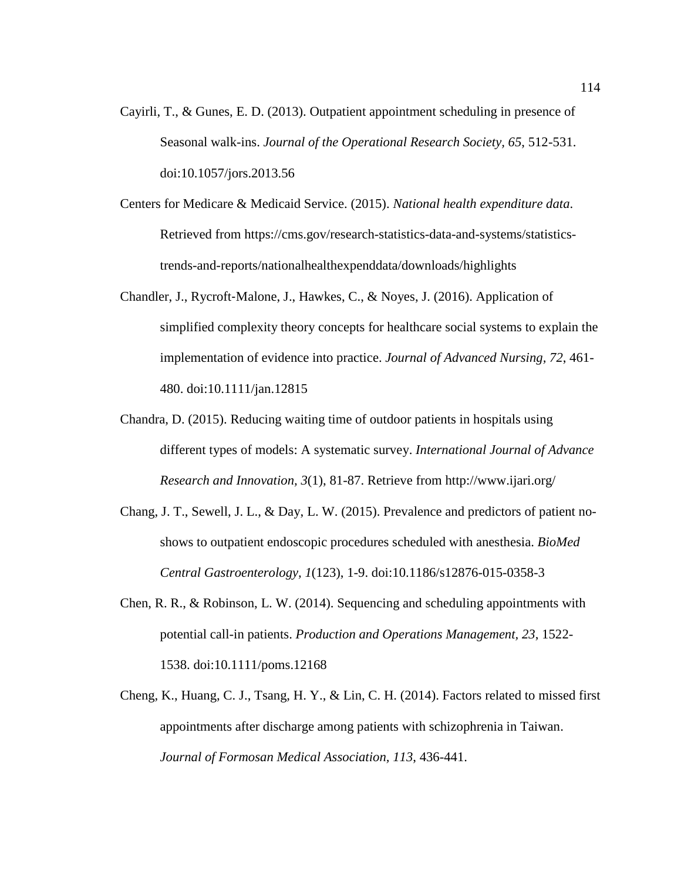Cayirli, T., & Gunes, E. D. (2013). Outpatient appointment scheduling in presence of Seasonal walk-ins. *Journal of the Operational Research Society*, *65*, 512-531. doi:10.1057/jors.2013.56

Centers for Medicare & Medicaid Service. (2015). *National health expenditure data*. Retrieved from https://cms.gov/research-statistics-data-and-systems/statistics-trends-and-reports/nationalhealthexpenddata/downloads/highlights

Chandler, J., Rycroft-Malone, J., Hawkes, C., & Noyes, J. (2016). Application of simplified complexity theory concepts for healthcare social systems to explain the implementation of evidence into practice. *Journal of Advanced Nursing*, *72*, 461-480. doi:10.1111/jan.12815

Chandra, D. (2015). Reducing waiting time of outdoor patients in hospitals using different types of models: A systematic survey. *International Journal of Advance Research and Innovation*, *3*(1), 81-87. Retrieve from http://www.ijari.org/

Chang, J. T., Sewell, J. L., & Day, L. W. (2015). Prevalence and predictors of patient no-shows to outpatient endoscopic procedures scheduled with anesthesia. *BioMed Central Gastroenterology, 1*(123), 1-9. doi:10.1186/s12876-015-0358-3

Chen, R. R., & Robinson, L. W. (2014). Sequencing and scheduling appointments with potential call-in patients. *Production and Operations Management, 23*, 1522-1538. doi:10.1111/poms.12168

Cheng, K., Huang, C. J., Tsang, H. Y., & Lin, C. H. (2014). Factors related to missed first appointments after discharge among patients with schizophrenia in Taiwan. *Journal of Formosan Medical Association, 113*, 436-441.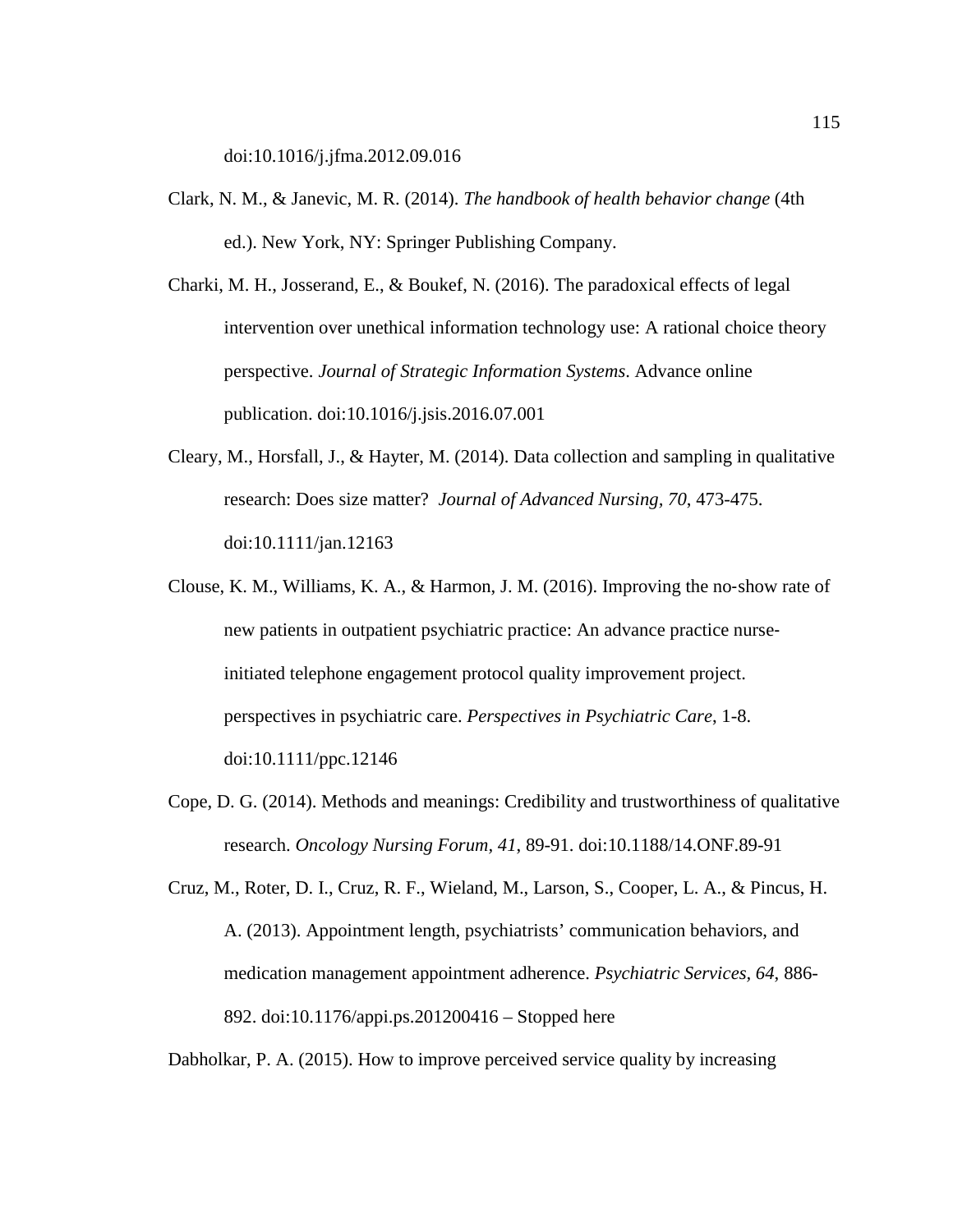doi:10.1016/j.jfma.2012.09.016

Clark, N. M., & Janevic, M. R. (2014). *The handbook of health behavior change* (4th ed.). New York, NY: Springer Publishing Company.

Charki, M. H., Josserand, E., & Boukef, N. (2016). The paradoxical effects of legal intervention over unethical information technology use: A rational choice theory perspective. *Journal of Strategic Information Systems*. Advance online publication. doi:10.1016/j.jsis.2016.07.001

Cleary, M., Horsfall, J., & Hayter, M. (2014). Data collection and sampling in qualitative research: Does size matter? *Journal of Advanced Nursing, 70*, 473-475. doi:10.1111/jan.12163

Clouse, K. M., Williams, K. A., & Harmon, J. M. (2016). Improving the no-show rate of new patients in outpatient psychiatric practice: An advance practice nurse-initiated telephone engagement protocol quality improvement project. perspectives in psychiatric care. *Perspectives in Psychiatric Care*, 1-8. doi:10.1111/ppc.12146

Cope, D. G. (2014). Methods and meanings: Credibility and trustworthiness of qualitative research. *Oncology Nursing Forum, 41,* 89-91. doi:10.1188/14.ONF.89-91

Cruz, M., Roter, D. I., Cruz, R. F., Wieland, M., Larson, S., Cooper, L. A., & Pincus, H. A. (2013). Appointment length, psychiatrists' communication behaviors, and medication management appointment adherence. *Psychiatric Services, 64*, 886-892. doi:10.1176/appi.ps.201200416 – Stopped here

Dabholkar, P. A. (2015). How to improve perceived service quality by increasing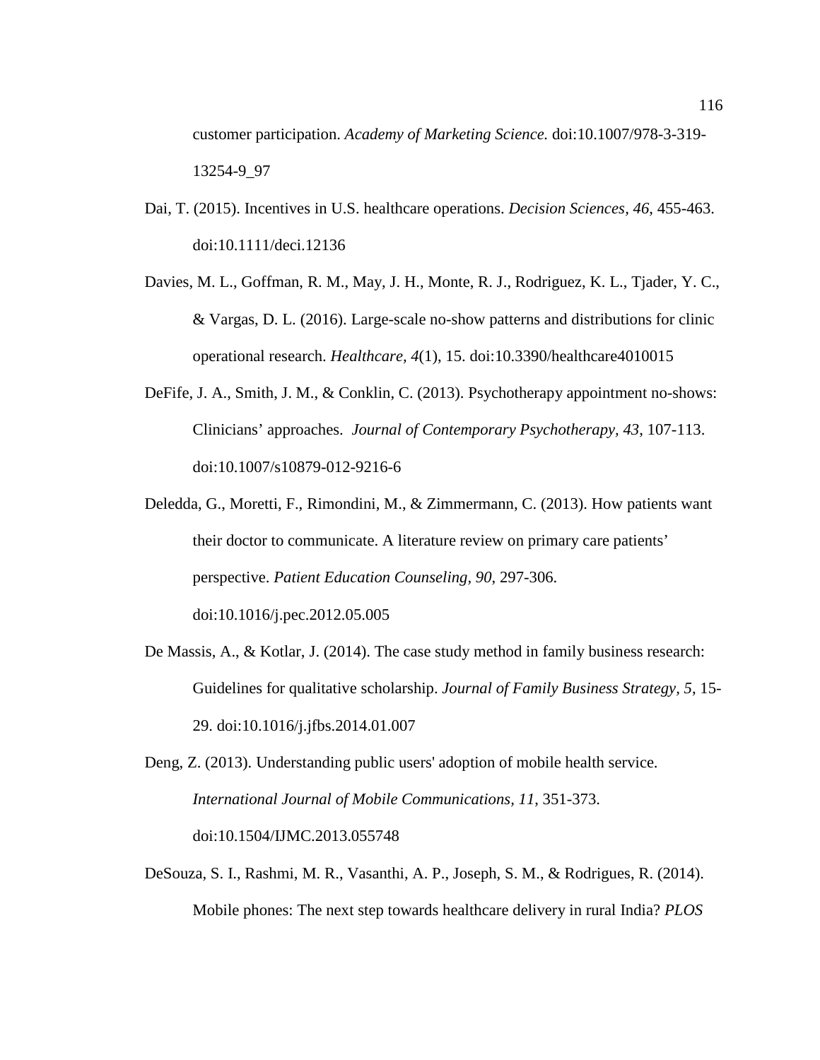customer participation. *Academy of Marketing Science.* doi:10.1007/978-3-319-13254-9_97

Dai, T. (2015). Incentives in U.S. healthcare operations. *Decision Sciences, 46*, 455-463. doi:10.1111/deci.12136

Davies, M. L., Goffman, R. M., May, J. H., Monte, R. J., Rodriguez, K. L., Tjader, Y. C., & Vargas, D. L. (2016). Large-scale no-show patterns and distributions for clinic operational research. *Healthcare, 4*(1), 15. doi:10.3390/healthcare4010015

DeFife, J. A., Smith, J. M., & Conklin, C. (2013). Psychotherapy appointment no-shows: Clinicians' approaches. *Journal of Contemporary Psychotherapy, 43*, 107-113. doi:10.1007/s10879-012-9216-6

Deledda, G., Moretti, F., Rimondini, M., & Zimmermann, C. (2013). How patients want their doctor to communicate. A literature review on primary care patients' perspective. *Patient Education Counseling, 90*, 297-306. doi:10.1016/j.pec.2012.05.005

De Massis, A., & Kotlar, J. (2014). The case study method in family business research: Guidelines for qualitative scholarship. *Journal of Family Business Strategy, 5*, 15-29. doi:10.1016/j.jfbs.2014.01.007

Deng, Z. (2013). Understanding public users' adoption of mobile health service. *International Journal of Mobile Communications, 11*, 351-373. doi:10.1504/IJMC.2013.055748

DeSouza, S. I., Rashmi, M. R., Vasanthi, A. P., Joseph, S. M., & Rodrigues, R. (2014). Mobile phones: The next step towards healthcare delivery in rural India? *PLOS*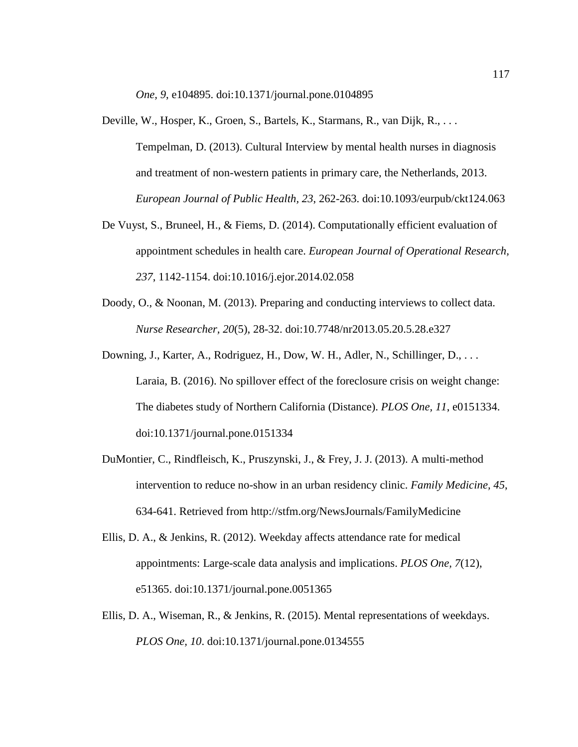*One, 9*, e104895. doi:10.1371/journal.pone.0104895

Deville, W., Hosper, K., Groen, S., Bartels, K., Starmans, R., van Dijk, R., . . . Tempelman, D. (2013). Cultural Interview by mental health nurses in diagnosis and treatment of non-western patients in primary care, the Netherlands, 2013. *European Journal of Public Health, 23*, 262-263. doi:10.1093/eurpub/ckt124.063

De Vuyst, S., Bruneel, H., & Fiems, D. (2014). Computationally efficient evaluation of appointment schedules in health care. *European Journal of Operational Research, 237*, 1142-1154. doi:10.1016/j.ejor.2014.02.058

Doody, O., & Noonan, M. (2013). Preparing and conducting interviews to collect data. *Nurse Researcher, 20*(5), 28-32. doi:10.7748/nr2013.05.20.5.28.e327

Downing, J., Karter, A., Rodriguez, H., Dow, W. H., Adler, N., Schillinger, D., . . . Laraia, B. (2016). No spillover effect of the foreclosure crisis on weight change: The diabetes study of Northern California (Distance). *PLOS One, 11*, e0151334. doi:10.1371/journal.pone.0151334

DuMontier, C., Rindfleisch, K., Pruszynski, J., & Frey, J. J. (2013). A multi-method intervention to reduce no-show in an urban residency clinic. *Family Medicine, 45*, 634-641. Retrieved from http://stfm.org/NewsJournals/FamilyMedicine

Ellis, D. A., & Jenkins, R. (2012). Weekday affects attendance rate for medical appointments: Large-scale data analysis and implications. *PLOS One, 7*(12), e51365. doi:10.1371/journal.pone.0051365

Ellis, D. A., Wiseman, R., & Jenkins, R. (2015). Mental representations of weekdays. *PLOS One, 10*. doi:10.1371/journal.pone.0134555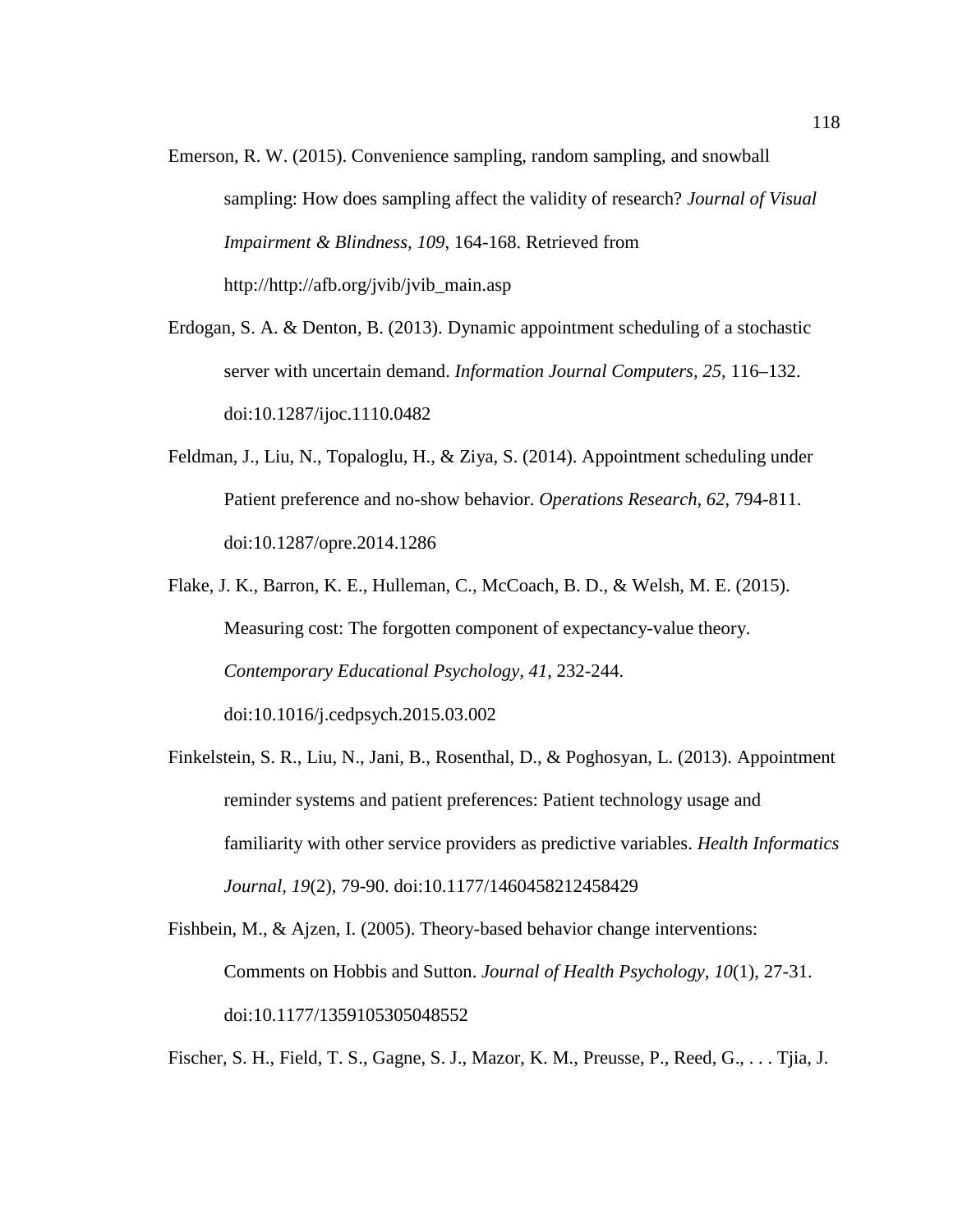Emerson, R. W. (2015). Convenience sampling, random sampling, and snowball sampling: How does sampling affect the validity of research? *Journal of Visual Impairment & Blindness, 109*, 164-168. Retrieved from http://http://afb.org/jvib/jvib_main.asp

Erdogan, S. A. & Denton, B. (2013). Dynamic appointment scheduling of a stochastic server with uncertain demand. *Information Journal Computers, 25*, 116–132. doi:10.1287/ijoc.1110.0482

Feldman, J., Liu, N., Topaloglu, H., & Ziya, S. (2014). Appointment scheduling under Patient preference and no-show behavior. *Operations Research, 62*, 794-811. doi:10.1287/opre.2014.1286

Flake, J. K., Barron, K. E., Hulleman, C., McCoach, B. D., & Welsh, M. E. (2015). Measuring cost: The forgotten component of expectancy-value theory. *Contemporary Educational Psychology, 41*, 232-244. doi:10.1016/j.cedpsych.2015.03.002

Finkelstein, S. R., Liu, N., Jani, B., Rosenthal, D., & Poghosyan, L. (2013). Appointment reminder systems and patient preferences: Patient technology usage and familiarity with other service providers as predictive variables. *Health Informatics Journal, 19*(2), 79-90. doi:10.1177/1460458212458429

Fishbein, M., & Ajzen, I. (2005). Theory-based behavior change interventions: Comments on Hobbis and Sutton. *Journal of Health Psychology, 10*(1), 27-31. doi:10.1177/1359105305048552

Fischer, S. H., Field, T. S., Gagne, S. J., Mazor, K. M., Preusse, P., Reed, G., . . . Tjia, J.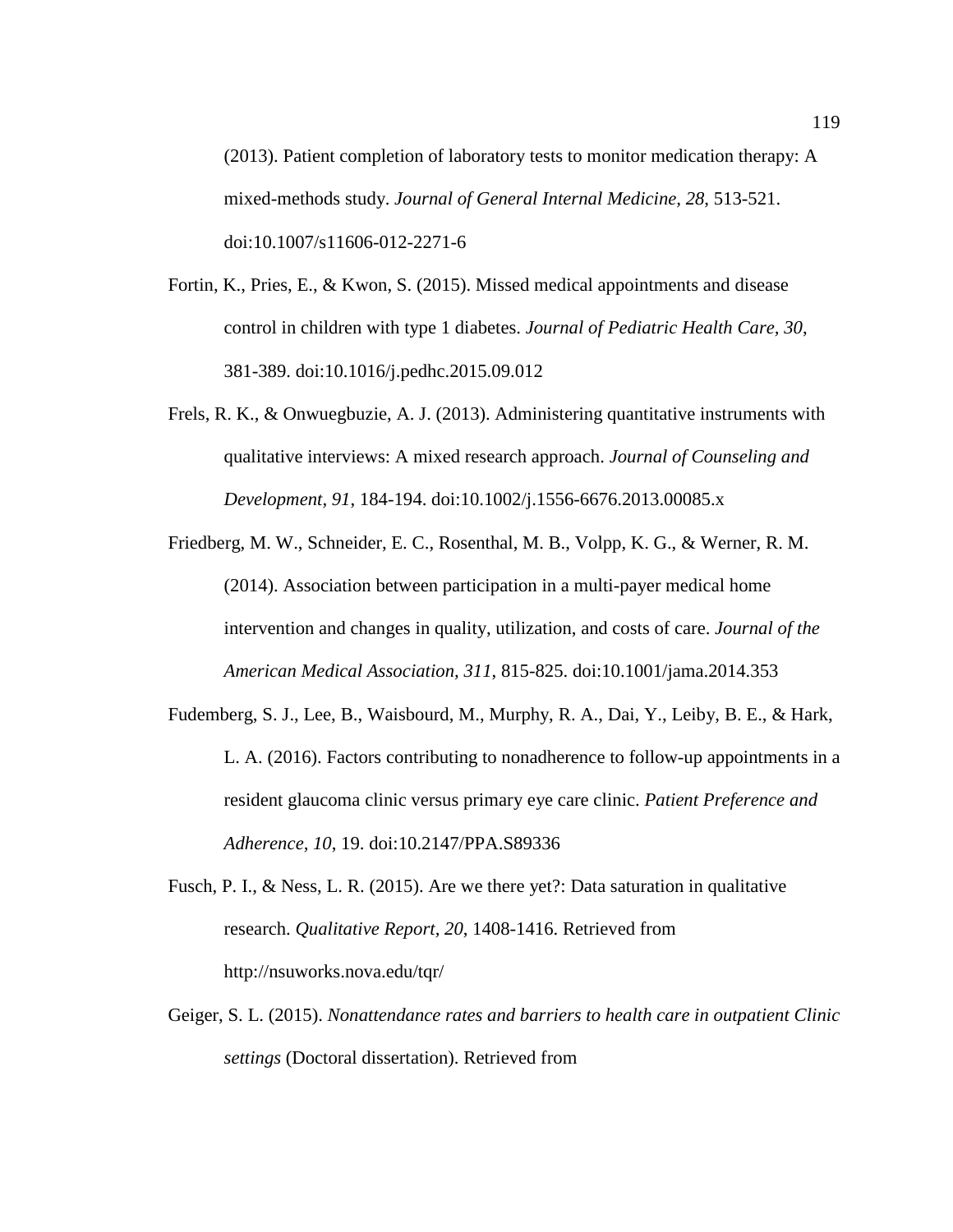(2013). Patient completion of laboratory tests to monitor medication therapy: A mixed-methods study. *Journal of General Internal Medicine, 28*, 513-521. doi:10.1007/s11606-012-2271-6

Fortin, K., Pries, E., & Kwon, S. (2015). Missed medical appointments and disease control in children with type 1 diabetes. *Journal of Pediatric Health Care, 30*, 381-389. doi:10.1016/j.pedhc.2015.09.012

Frels, R. K., & Onwuegbuzie, A. J. (2013). Administering quantitative instruments with qualitative interviews: A mixed research approach. *Journal of Counseling and Development, 91*, 184-194. doi:10.1002/j.1556-6676.2013.00085.x

Friedberg, M. W., Schneider, E. C., Rosenthal, M. B., Volpp, K. G., & Werner, R. M. (2014). Association between participation in a multi-payer medical home intervention and changes in quality, utilization, and costs of care. *Journal of the American Medical Association, 311*, 815-825. doi:10.1001/jama.2014.353

Fudemberg, S. J., Lee, B., Waisbourd, M., Murphy, R. A., Dai, Y., Leiby, B. E., & Hark, L. A. (2016). Factors contributing to nonadherence to follow-up appointments in a resident glaucoma clinic versus primary eye care clinic. *Patient Preference and Adherence, 10*, 19. doi:10.2147/PPA.S89336

Fusch, P. I., & Ness, L. R. (2015). Are we there yet?: Data saturation in qualitative research. *Qualitative Report, 20*, 1408-1416. Retrieved from http://nsuworks.nova.edu/tqr/

Geiger, S. L. (2015). *Nonattendance rates and barriers to health care in outpatient Clinic settings* (Doctoral dissertation). Retrieved from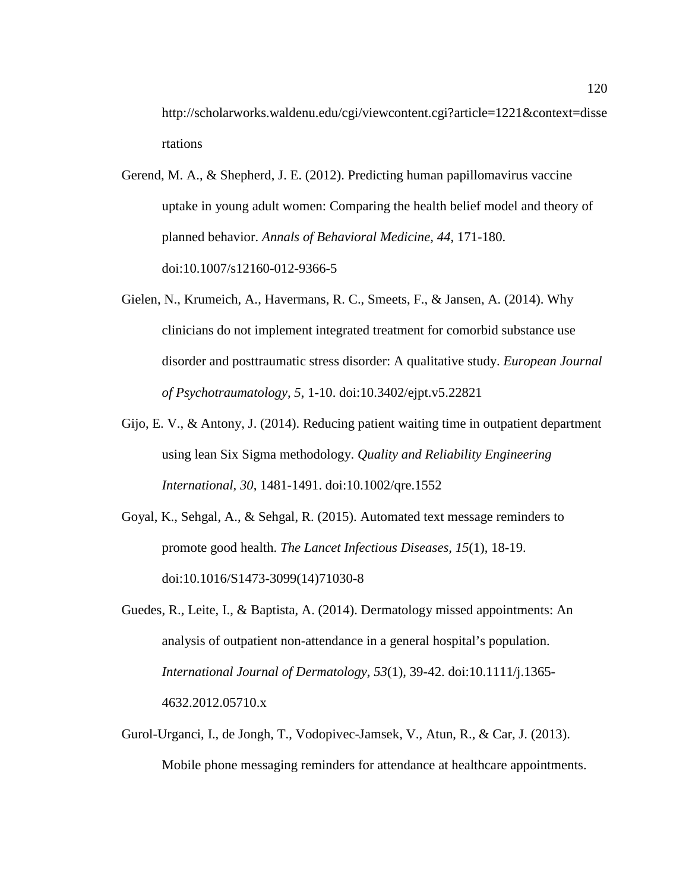http://scholarworks.waldenu.edu/cgi/viewcontent.cgi?article=1221&context=dissertations

Gerend, M. A., & Shepherd, J. E. (2012). Predicting human papillomavirus vaccine uptake in young adult women: Comparing the health belief model and theory of planned behavior. *Annals of Behavioral Medicine, 44*, 171-180. doi:10.1007/s12160-012-9366-5

Gielen, N., Krumeich, A., Havermans, R. C., Smeets, F., & Jansen, A. (2014). Why clinicians do not implement integrated treatment for comorbid substance use disorder and posttraumatic stress disorder: A qualitative study. *European Journal of Psychotraumatology, 5*, 1-10. doi:10.3402/ejpt.v5.22821

Gijo, E. V., & Antony, J. (2014). Reducing patient waiting time in outpatient department using lean Six Sigma methodology. *Quality and Reliability Engineering International, 30*, 1481-1491. doi:10.1002/qre.1552

Goyal, K., Sehgal, A., & Sehgal, R. (2015). Automated text message reminders to promote good health. *The Lancet Infectious Diseases, 15*(1), 18-19. doi:10.1016/S1473-3099(14)71030-8

Guedes, R., Leite, I., & Baptista, A. (2014). Dermatology missed appointments: An analysis of outpatient non-attendance in a general hospital's population. *International Journal of Dermatology, 53*(1), 39-42. doi:10.1111/j.1365-4632.2012.05710.x

Gurol-Urganci, I., de Jongh, T., Vodopivec-Jamsek, V., Atun, R., & Car, J. (2013). Mobile phone messaging reminders for attendance at healthcare appointments.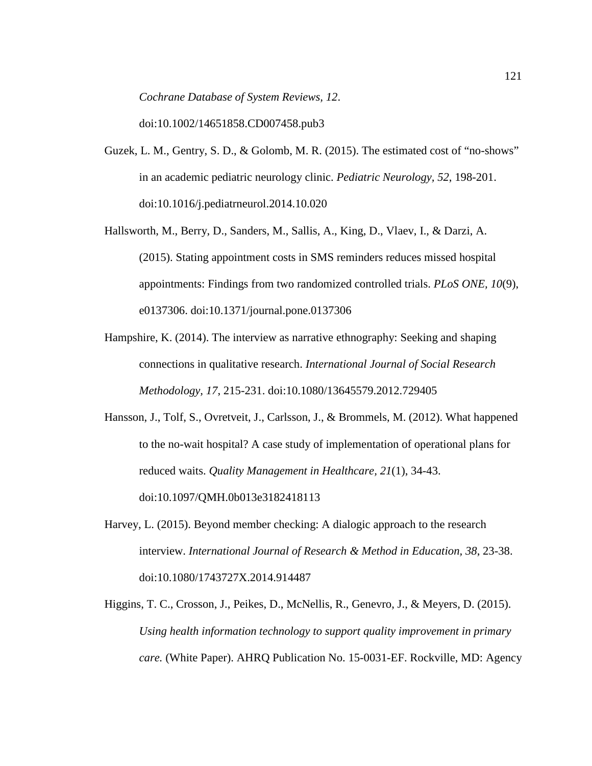*Cochrane Database of System Reviews, 12*. doi:10.1002/14651858.CD007458.pub3

Guzek, L. M., Gentry, S. D., & Golomb, M. R. (2015). The estimated cost of "no-shows" in an academic pediatric neurology clinic. *Pediatric Neurology, 52*, 198-201. doi:10.1016/j.pediatrneurol.2014.10.020

Hallsworth, M., Berry, D., Sanders, M., Sallis, A., King, D., Vlaev, I., & Darzi, A. (2015). Stating appointment costs in SMS reminders reduces missed hospital appointments: Findings from two randomized controlled trials. *PLoS ONE, 10*(9), e0137306. doi:10.1371/journal.pone.0137306

Hampshire, K. (2014). The interview as narrative ethnography: Seeking and shaping connections in qualitative research. *International Journal of Social Research Methodology, 17*, 215-231. doi:10.1080/13645579.2012.729405

Hansson, J., Tolf, S., Ovretveit, J., Carlsson, J., & Brommels, M. (2012). What happened to the no-wait hospital? A case study of implementation of operational plans for reduced waits. *Quality Management in Healthcare, 21*(1), 34-43. doi:10.1097/QMH.0b013e3182418113

Harvey, L. (2015). Beyond member checking: A dialogic approach to the research interview. *International Journal of Research & Method in Education, 38*, 23-38. doi:10.1080/1743727X.2014.914487

Higgins, T. C., Crosson, J., Peikes, D., McNellis, R., Genevro, J., & Meyers, D. (2015). *Using health information technology to support quality improvement in primary care.* (White Paper). AHRQ Publication No. 15-0031-EF. Rockville, MD: Agency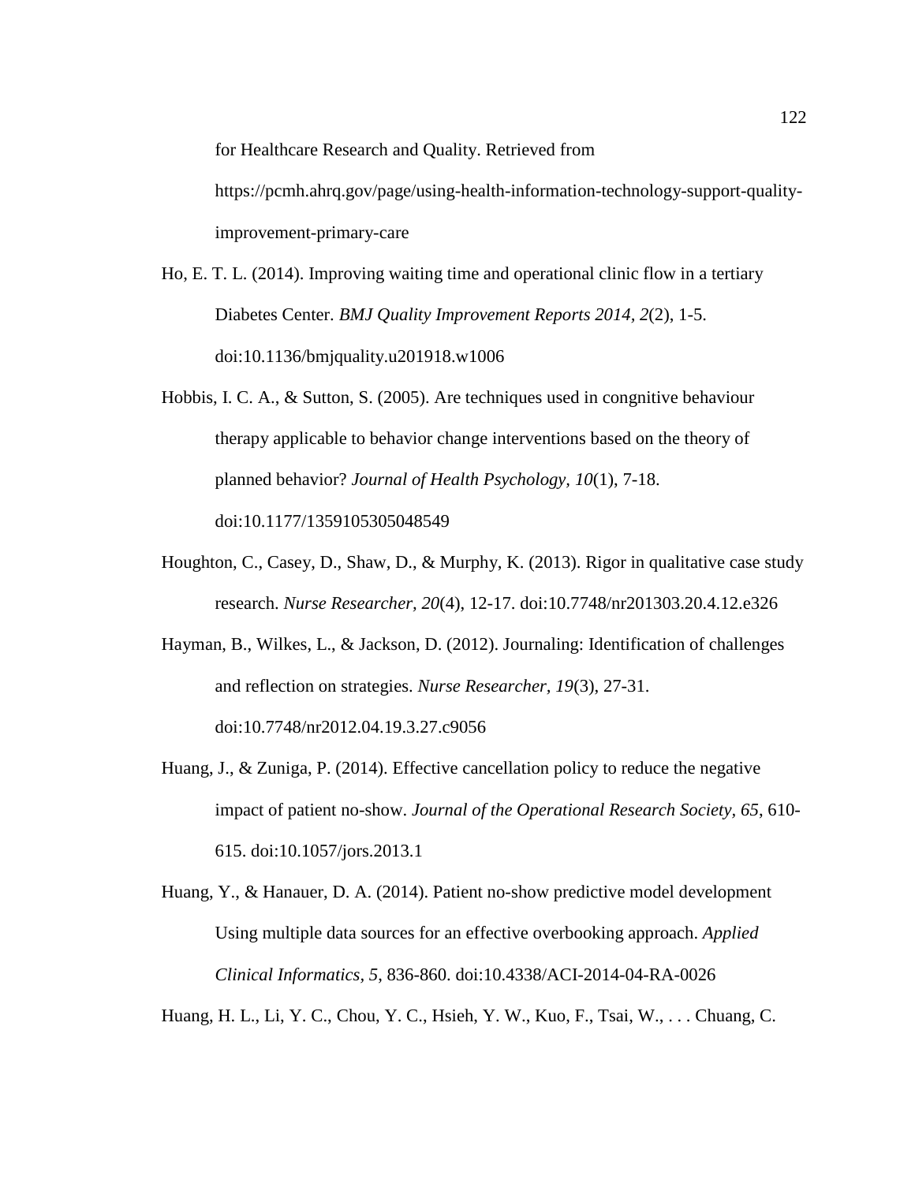for Healthcare Research and Quality. Retrieved from https://pcmh.ahrq.gov/page/using-health-information-technology-support-quality-improvement-primary-care

Ho, E. T. L. (2014). Improving waiting time and operational clinic flow in a tertiary Diabetes Center. *BMJ Quality Improvement Reports 2014, 2*(2), 1-5. doi:10.1136/bmjquality.u201918.w1006

Hobbis, I. C. A., & Sutton, S. (2005). Are techniques used in congnitive behaviour therapy applicable to behavior change interventions based on the theory of planned behavior? *Journal of Health Psychology, 10*(1), 7-18. doi:10.1177/1359105305048549

Houghton, C., Casey, D., Shaw, D., & Murphy, K. (2013). Rigor in qualitative case study research. *Nurse Researcher, 20*(4), 12-17. doi:10.7748/nr201303.20.4.12.e326

Hayman, B., Wilkes, L., & Jackson, D. (2012). Journaling: Identification of challenges and reflection on strategies. *Nurse Researcher, 19*(3), 27-31. doi:10.7748/nr2012.04.19.3.27.c9056

Huang, J., & Zuniga, P. (2014). Effective cancellation policy to reduce the negative impact of patient no-show. *Journal of the Operational Research Society*, *65*, 610-615. doi:10.1057/jors.2013.1

Huang, Y., & Hanauer, D. A. (2014). Patient no-show predictive model development Using multiple data sources for an effective overbooking approach. *Applied Clinical Informatics, 5*, 836-860. doi:10.4338/ACI-2014-04-RA-0026

Huang, H. L., Li, Y. C., Chou, Y. C., Hsieh, Y. W., Kuo, F., Tsai, W., . . . Chuang, C.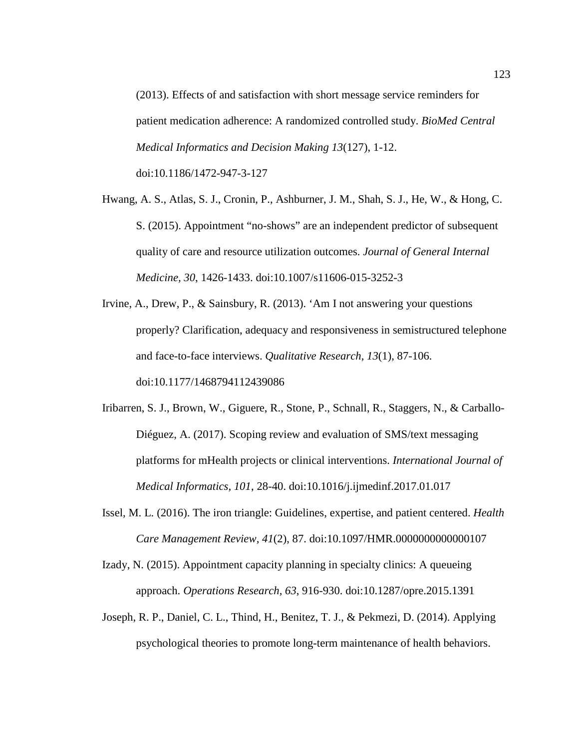(2013). Effects of and satisfaction with short message service reminders for patient medication adherence: A randomized controlled study. *BioMed Central Medical Informatics and Decision Making 13*(127), 1-12. doi:10.1186/1472-947-3-127

Hwang, A. S., Atlas, S. J., Cronin, P., Ashburner, J. M., Shah, S. J., He, W., & Hong, C. S. (2015). Appointment "no-shows" are an independent predictor of subsequent quality of care and resource utilization outcomes. *Journal of General Internal Medicine, 30*, 1426-1433. doi:10.1007/s11606-015-3252-3

Irvine, A., Drew, P., & Sainsbury, R. (2013). 'Am I not answering your questions properly? Clarification, adequacy and responsiveness in semistructured telephone and face-to-face interviews. *Qualitative Research, 13*(1), 87-106. doi:10.1177/1468794112439086

Iribarren, S. J., Brown, W., Giguere, R., Stone, P., Schnall, R., Staggers, N., & Carballo-Diéguez, A. (2017). Scoping review and evaluation of SMS/text messaging platforms for mHealth projects or clinical interventions. *International Journal of Medical Informatics, 101*, 28-40. doi:10.1016/j.ijmedinf.2017.01.017

Issel, M. L. (2016). The iron triangle: Guidelines, expertise, and patient centered. *Health Care Management Review, 41*(2), 87. doi:10.1097/HMR.0000000000000107

Izady, N. (2015). Appointment capacity planning in specialty clinics: A queueing approach. *Operations Research, 63*, 916-930. doi:10.1287/opre.2015.1391

Joseph, R. P., Daniel, C. L., Thind, H., Benitez, T. J., & Pekmezi, D. (2014). Applying psychological theories to promote long-term maintenance of health behaviors.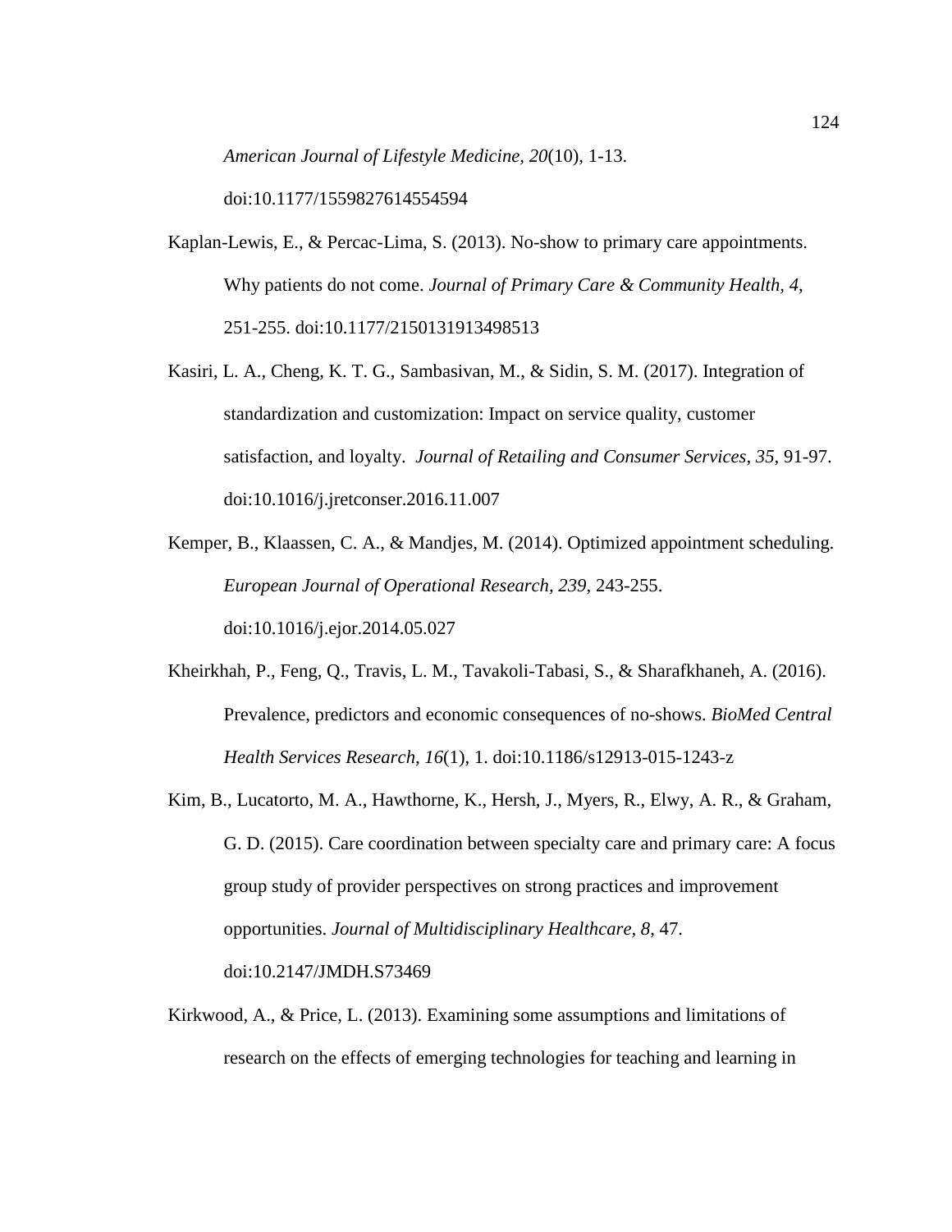*American Journal of Lifestyle Medicine, 20*(10), 1-13. doi:10.1177/1559827614554594

Kaplan-Lewis, E., & Percac-Lima, S. (2013). No-show to primary care appointments. Why patients do not come. *Journal of Primary Care & Community Health, 4*, 251-255. doi:10.1177/2150131913498513

Kasiri, L. A., Cheng, K. T. G., Sambasivan, M., & Sidin, S. M. (2017). Integration of standardization and customization: Impact on service quality, customer satisfaction, and loyalty. *Journal of Retailing and Consumer Services, 35*, 91-97. doi:10.1016/j.jretconser.2016.11.007

Kemper, B., Klaassen, C. A., & Mandjes, M. (2014). Optimized appointment scheduling. *European Journal of Operational Research, 239*, 243-255. doi:10.1016/j.ejor.2014.05.027

Kheirkhah, P., Feng, Q., Travis, L. M., Tavakoli-Tabasi, S., & Sharafkhaneh, A. (2016). Prevalence, predictors and economic consequences of no-shows. *BioMed Central Health Services Research, 16*(1), 1. doi:10.1186/s12913-015-1243-z

Kim, B., Lucatorto, M. A., Hawthorne, K., Hersh, J., Myers, R., Elwy, A. R., & Graham, G. D. (2015). Care coordination between specialty care and primary care: A focus group study of provider perspectives on strong practices and improvement opportunities. *Journal of Multidisciplinary Healthcare, 8*, 47. doi:10.2147/JMDH.S73469

Kirkwood, A., & Price, L. (2013). Examining some assumptions and limitations of research on the effects of emerging technologies for teaching and learning in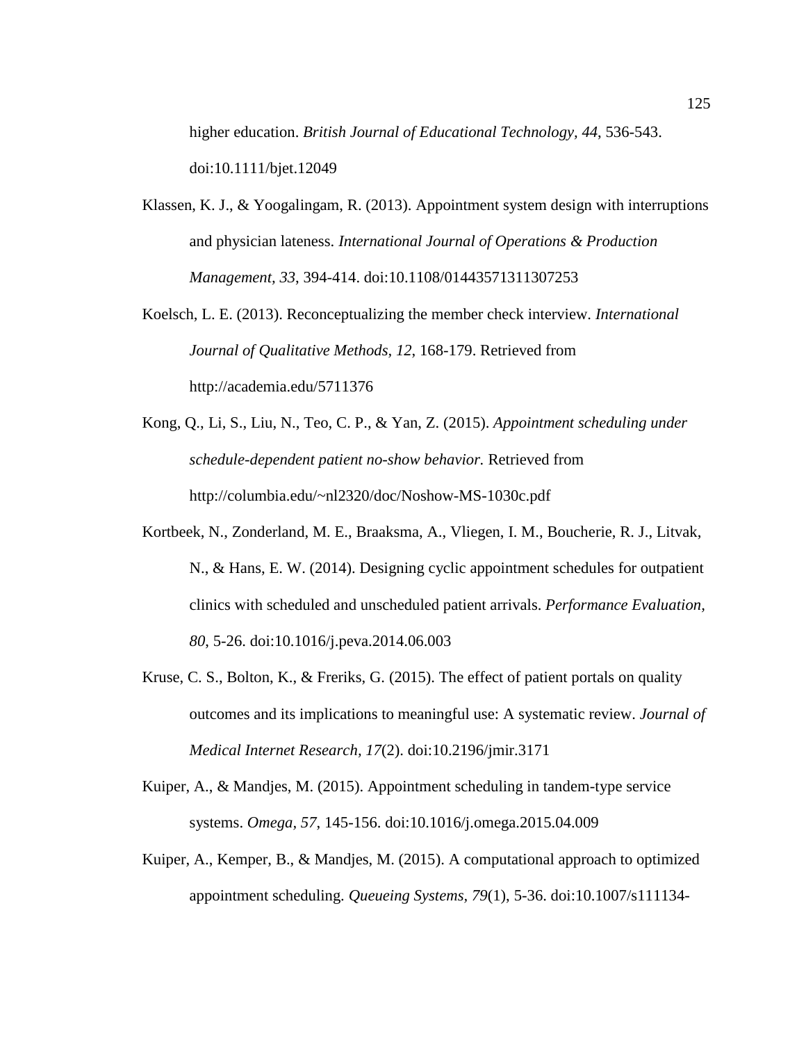higher education. *British Journal of Educational Technology, 44*, 536-543. doi:10.1111/bjet.12049

Klassen, K. J., & Yoogalingam, R. (2013). Appointment system design with interruptions and physician lateness. *International Journal of Operations & Production Management, 33*, 394-414. doi:10.1108/01443571311307253

Koelsch, L. E. (2013). Reconceptualizing the member check interview. *International Journal of Qualitative Methods, 12*, 168-179. Retrieved from http://academia.edu/5711376

Kong, Q., Li, S., Liu, N., Teo, C. P., & Yan, Z. (2015). *Appointment scheduling under schedule-dependent patient no-show behavior.* Retrieved from http://columbia.edu/~nl2320/doc/Noshow-MS-1030c.pdf

Kortbeek, N., Zonderland, M. E., Braaksma, A., Vliegen, I. M., Boucherie, R. J., Litvak, N., & Hans, E. W. (2014). Designing cyclic appointment schedules for outpatient clinics with scheduled and unscheduled patient arrivals. *Performance Evaluation, 80*, 5-26. doi:10.1016/j.peva.2014.06.003

Kruse, C. S., Bolton, K., & Freriks, G. (2015). The effect of patient portals on quality outcomes and its implications to meaningful use: A systematic review. *Journal of Medical Internet Research, 17*(2). doi:10.2196/jmir.3171

Kuiper, A., & Mandjes, M. (2015). Appointment scheduling in tandem-type service systems. *Omega, 57*, 145-156. doi:10.1016/j.omega.2015.04.009

Kuiper, A., Kemper, B., & Mandjes, M. (2015). A computational approach to optimized appointment scheduling. *Queueing Systems, 79*(1), 5-36. doi:10.1007/s111134-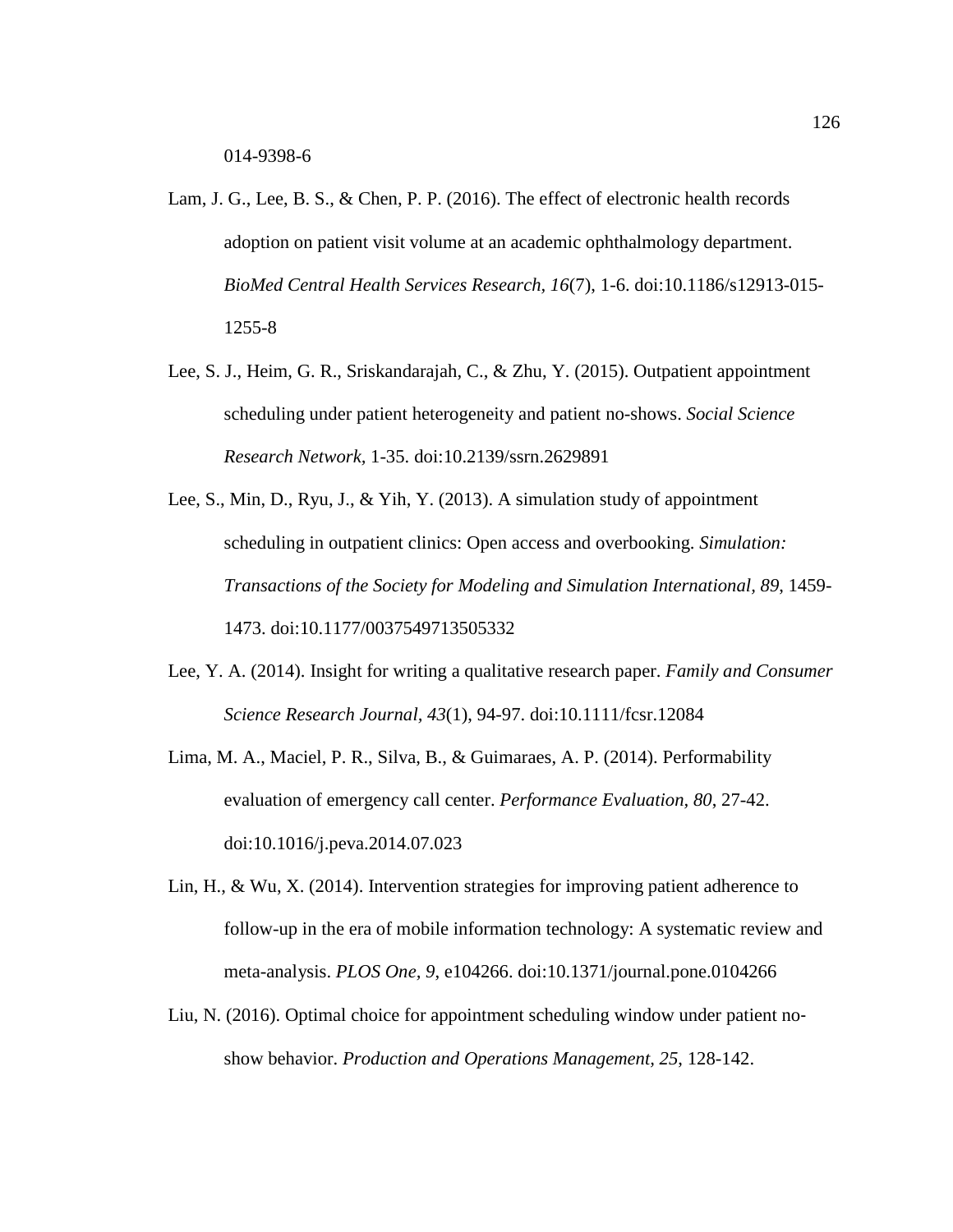014-9398-6

Lam, J. G., Lee, B. S., & Chen, P. P. (2016). The effect of electronic health records adoption on patient visit volume at an academic ophthalmology department. *BioMed Central Health Services Research, 16*(7), 1-6. doi:10.1186/s12913-015-1255-8

Lee, S. J., Heim, G. R., Sriskandarajah, C., & Zhu, Y. (2015). Outpatient appointment scheduling under patient heterogeneity and patient no-shows. *Social Science Research Network,* 1-35. doi:10.2139/ssrn.2629891

Lee, S., Min, D., Ryu, J., & Yih, Y. (2013). A simulation study of appointment scheduling in outpatient clinics: Open access and overbooking. *Simulation: Transactions of the Society for Modeling and Simulation International, 89,* 1459-1473. doi:10.1177/0037549713505332

Lee, Y. A. (2014). Insight for writing a qualitative research paper. *Family and Consumer Science Research Journal, 43*(1), 94-97. doi:10.1111/fcsr.12084

Lima, M. A., Maciel, P. R., Silva, B., & Guimaraes, A. P. (2014). Performability evaluation of emergency call center. *Performance Evaluation, 80,* 27-42. doi:10.1016/j.peva.2014.07.023

Lin, H., & Wu, X. (2014). Intervention strategies for improving patient adherence to follow-up in the era of mobile information technology: A systematic review and meta-analysis. *PLOS One, 9,* e104266. doi:10.1371/journal.pone.0104266

Liu, N. (2016). Optimal choice for appointment scheduling window under patient no-show behavior. *Production and Operations Management, 25,* 128-142.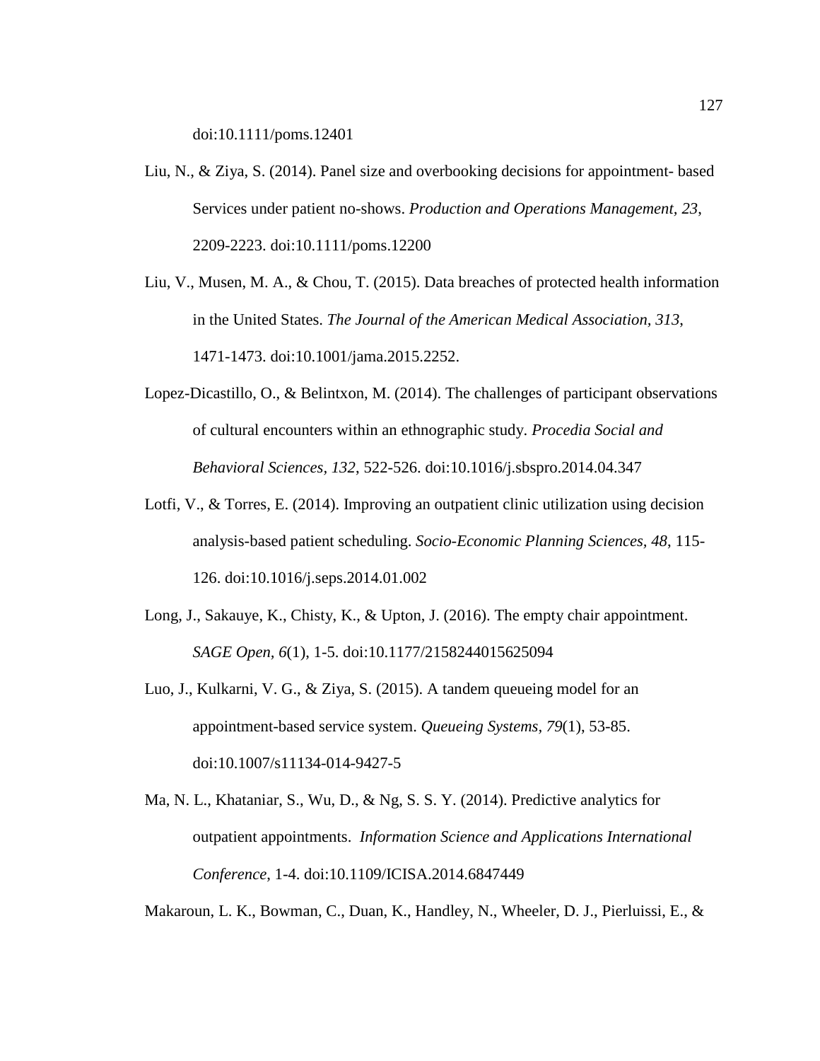doi:10.1111/poms.12401

Liu, N., & Ziya, S. (2014). Panel size and overbooking decisions for appointment- based Services under patient no-shows. *Production and Operations Management, 23*, 2209-2223. doi:10.1111/poms.12200

Liu, V., Musen, M. A., & Chou, T. (2015). Data breaches of protected health information in the United States. *The Journal of the American Medical Association, 313*, 1471-1473. doi:10.1001/jama.2015.2252.

Lopez-Dicastillo, O., & Belintxon, M. (2014). The challenges of participant observations of cultural encounters within an ethnographic study. *Procedia Social and Behavioral Sciences, 132*, 522-526. doi:10.1016/j.sbspro.2014.04.347

Lotfi, V., & Torres, E. (2014). Improving an outpatient clinic utilization using decision analysis-based patient scheduling. *Socio-Economic Planning Sciences, 48*, 115-126. doi:10.1016/j.seps.2014.01.002

Long, J., Sakauye, K., Chisty, K., & Upton, J. (2016). The empty chair appointment. *SAGE Open, 6*(1), 1-5. doi:10.1177/2158244015625094

Luo, J., Kulkarni, V. G., & Ziya, S. (2015). A tandem queueing model for an appointment-based service system. *Queueing Systems, 79*(1), 53-85. doi:10.1007/s11134-014-9427-5

Ma, N. L., Khataniar, S., Wu, D., & Ng, S. S. Y. (2014). Predictive analytics for outpatient appointments. *Information Science and Applications International Conference*, 1-4. doi:10.1109/ICISA.2014.6847449

Makaroun, L. K., Bowman, C., Duan, K., Handley, N., Wheeler, D. J., Pierluissi, E., &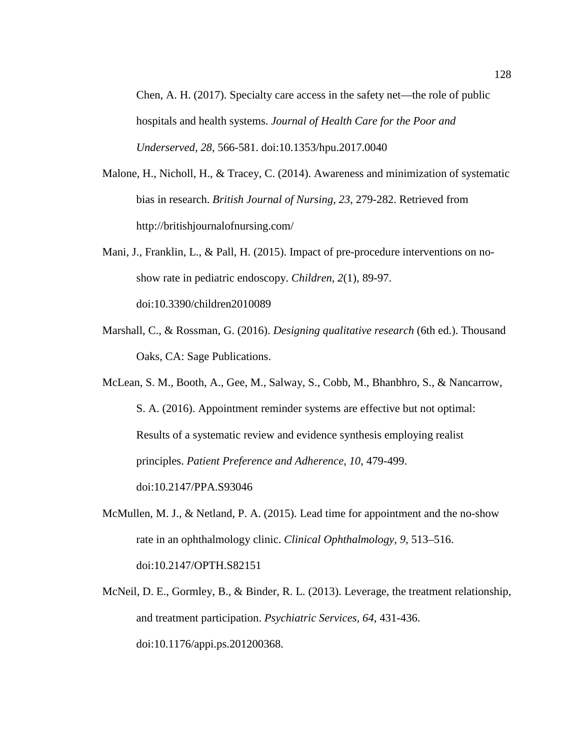Chen, A. H. (2017). Specialty care access in the safety net—the role of public hospitals and health systems. *Journal of Health Care for the Poor and Underserved, 28*, 566-581. doi:10.1353/hpu.2017.0040

Malone, H., Nicholl, H., & Tracey, C. (2014). Awareness and minimization of systematic bias in research. *British Journal of Nursing, 23*, 279-282. Retrieved from http://britishjournalofnursing.com/

Mani, J., Franklin, L., & Pall, H. (2015). Impact of pre-procedure interventions on no-show rate in pediatric endoscopy. *Children, 2*(1), 89-97. doi:10.3390/children2010089

Marshall, C., & Rossman, G. (2016). *Designing qualitative research* (6th ed.). Thousand Oaks, CA: Sage Publications.

McLean, S. M., Booth, A., Gee, M., Salway, S., Cobb, M., Bhanbhro, S., & Nancarrow, S. A. (2016). Appointment reminder systems are effective but not optimal: Results of a systematic review and evidence synthesis employing realist principles. *Patient Preference and Adherence, 10*, 479-499. doi:10.2147/PPA.S93046

McMullen, M. J., & Netland, P. A. (2015). Lead time for appointment and the no-show rate in an ophthalmology clinic. *Clinical Ophthalmology, 9*, 513–516. doi:10.2147/OPTH.S82151

McNeil, D. E., Gormley, B., & Binder, R. L. (2013). Leverage, the treatment relationship, and treatment participation. *Psychiatric Services, 64*, 431-436. doi:10.1176/appi.ps.201200368.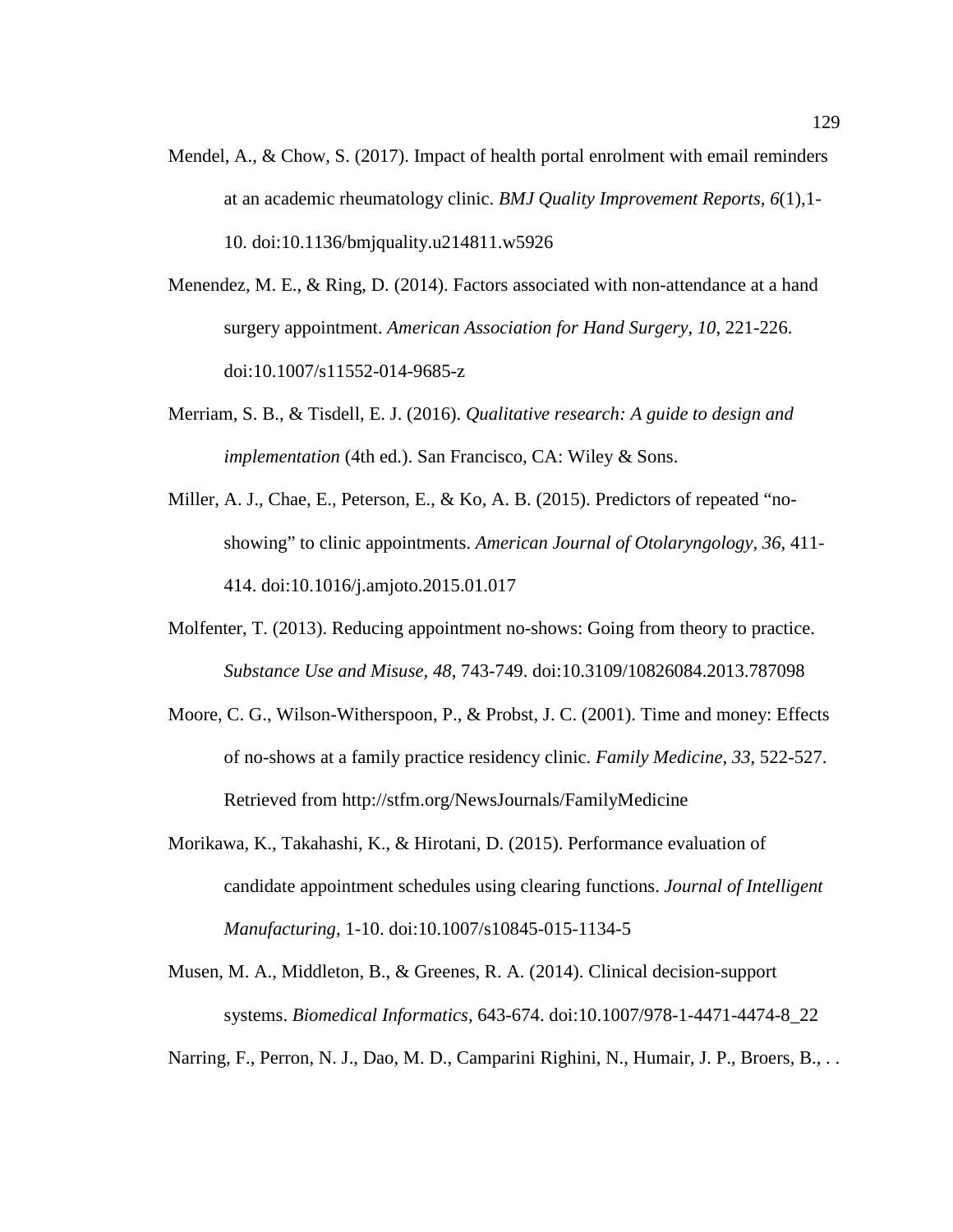Mendel, A., & Chow, S. (2017). Impact of health portal enrolment with email reminders at an academic rheumatology clinic. *BMJ Quality Improvement Reports, 6*(1),1-10. doi:10.1136/bmjquality.u214811.w5926

Menendez, M. E., & Ring, D. (2014). Factors associated with non-attendance at a hand surgery appointment. *American Association for Hand Surgery, 10*, 221-226. doi:10.1007/s11552-014-9685-z

Merriam, S. B., & Tisdell, E. J. (2016). *Qualitative research: A guide to design and implementation* (4th ed.). San Francisco, CA: Wiley & Sons.

Miller, A. J., Chae, E., Peterson, E., & Ko, A. B. (2015). Predictors of repeated "no-showing" to clinic appointments. *American Journal of Otolaryngology, 36*, 411-414. doi:10.1016/j.amjoto.2015.01.017

Molfenter, T. (2013). Reducing appointment no-shows: Going from theory to practice. *Substance Use and Misuse, 48*, 743-749. doi:10.3109/10826084.2013.787098

Moore, C. G., Wilson-Witherspoon, P., & Probst, J. C. (2001). Time and money: Effects of no-shows at a family practice residency clinic. *Family Medicine, 33*, 522-527. Retrieved from http://stfm.org/NewsJournals/FamilyMedicine

Morikawa, K., Takahashi, K., & Hirotani, D. (2015). Performance evaluation of candidate appointment schedules using clearing functions. *Journal of Intelligent Manufacturing,* 1-10. doi:10.1007/s10845-015-1134-5

Musen, M. A., Middleton, B., & Greenes, R. A. (2014). Clinical decision-support systems. *Biomedical Informatics,* 643-674. doi:10.1007/978-1-4471-4474-8_22

Narring, F., Perron, N. J., Dao, M. D., Camparini Righini, N., Humair, J. P., Broers, B., . .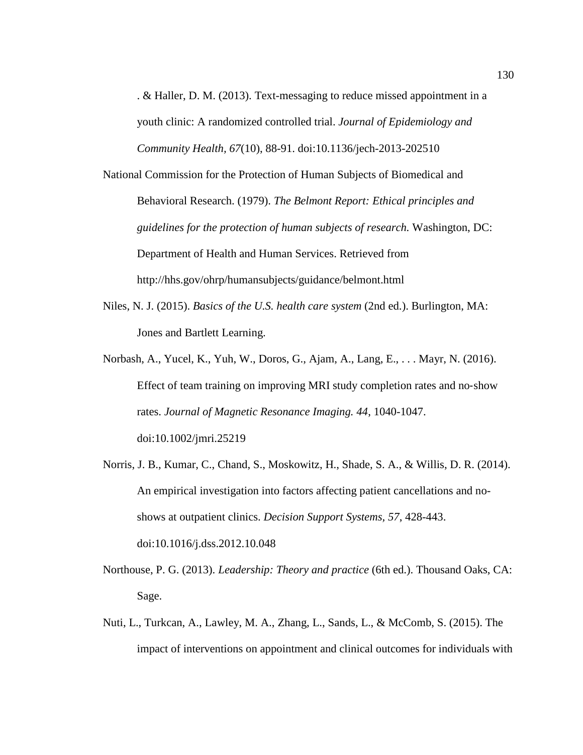. & Haller, D. M. (2013). Text-messaging to reduce missed appointment in a youth clinic: A randomized controlled trial. *Journal of Epidemiology and Community Health, 67*(10), 88-91. doi:10.1136/jech-2013-202510

National Commission for the Protection of Human Subjects of Biomedical and Behavioral Research. (1979). *The Belmont Report: Ethical principles and guidelines for the protection of human subjects of research.* Washington, DC: Department of Health and Human Services. Retrieved from http://hhs.gov/ohrp/humansubjects/guidance/belmont.html

Niles, N. J. (2015). *Basics of the U.S. health care system* (2nd ed.). Burlington, MA: Jones and Bartlett Learning.

Norbash, A., Yucel, K., Yuh, W., Doros, G., Ajam, A., Lang, E., . . . Mayr, N. (2016). Effect of team training on improving MRI study completion rates and no-show rates. *Journal of Magnetic Resonance Imaging. 44*, 1040-1047. doi:10.1002/jmri.25219

Norris, J. B., Kumar, C., Chand, S., Moskowitz, H., Shade, S. A., & Willis, D. R. (2014). An empirical investigation into factors affecting patient cancellations and no-shows at outpatient clinics. *Decision Support Systems, 57*, 428-443. doi:10.1016/j.dss.2012.10.048

Northouse, P. G. (2013). *Leadership: Theory and practice* (6th ed.). Thousand Oaks, CA: Sage.

Nuti, L., Turkcan, A., Lawley, M. A., Zhang, L., Sands, L., & McComb, S. (2015). The impact of interventions on appointment and clinical outcomes for individuals with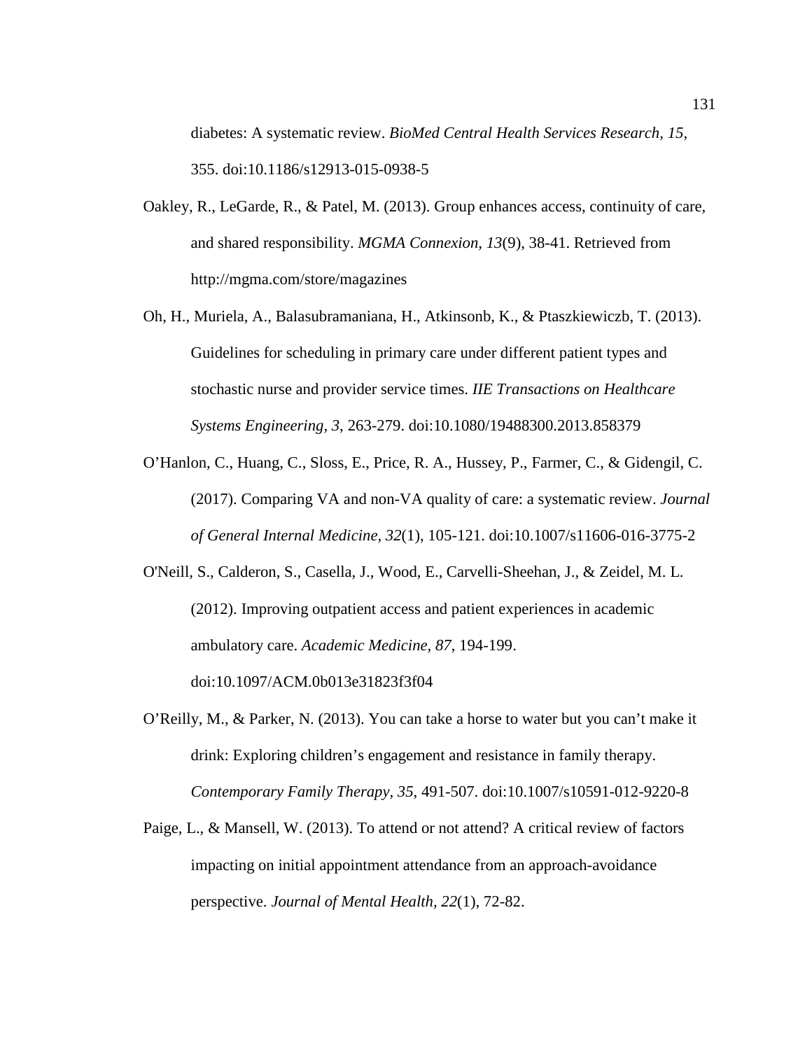diabetes: A systematic review. *BioMed Central Health Services Research, 15*, 355. doi:10.1186/s12913-015-0938-5

Oakley, R., LeGarde, R., & Patel, M. (2013). Group enhances access, continuity of care, and shared responsibility. *MGMA Connexion, 13*(9), 38-41. Retrieved from http://mgma.com/store/magazines

Oh, H., Muriela, A., Balasubramaniana, H., Atkinsonb, K., & Ptaszkiewiczb, T. (2013). Guidelines for scheduling in primary care under different patient types and stochastic nurse and provider service times. *IIE Transactions on Healthcare Systems Engineering, 3*, 263-279. doi:10.1080/19488300.2013.858379

O'Hanlon, C., Huang, C., Sloss, E., Price, R. A., Hussey, P., Farmer, C., & Gidengil, C. (2017). Comparing VA and non-VA quality of care: a systematic review. *Journal of General Internal Medicine, 32*(1), 105-121. doi:10.1007/s11606-016-3775-2

O'Neill, S., Calderon, S., Casella, J., Wood, E., Carvelli-Sheehan, J., & Zeidel, M. L. (2012). Improving outpatient access and patient experiences in academic ambulatory care. *Academic Medicine, 87*, 194-199. doi:10.1097/ACM.0b013e31823f3f04

O'Reilly, M., & Parker, N. (2013). You can take a horse to water but you can't make it drink: Exploring children's engagement and resistance in family therapy. *Contemporary Family Therapy, 35*, 491-507. doi:10.1007/s10591-012-9220-8

Paige, L., & Mansell, W. (2013). To attend or not attend? A critical review of factors impacting on initial appointment attendance from an approach-avoidance perspective. *Journal of Mental Health, 22*(1), 72-82.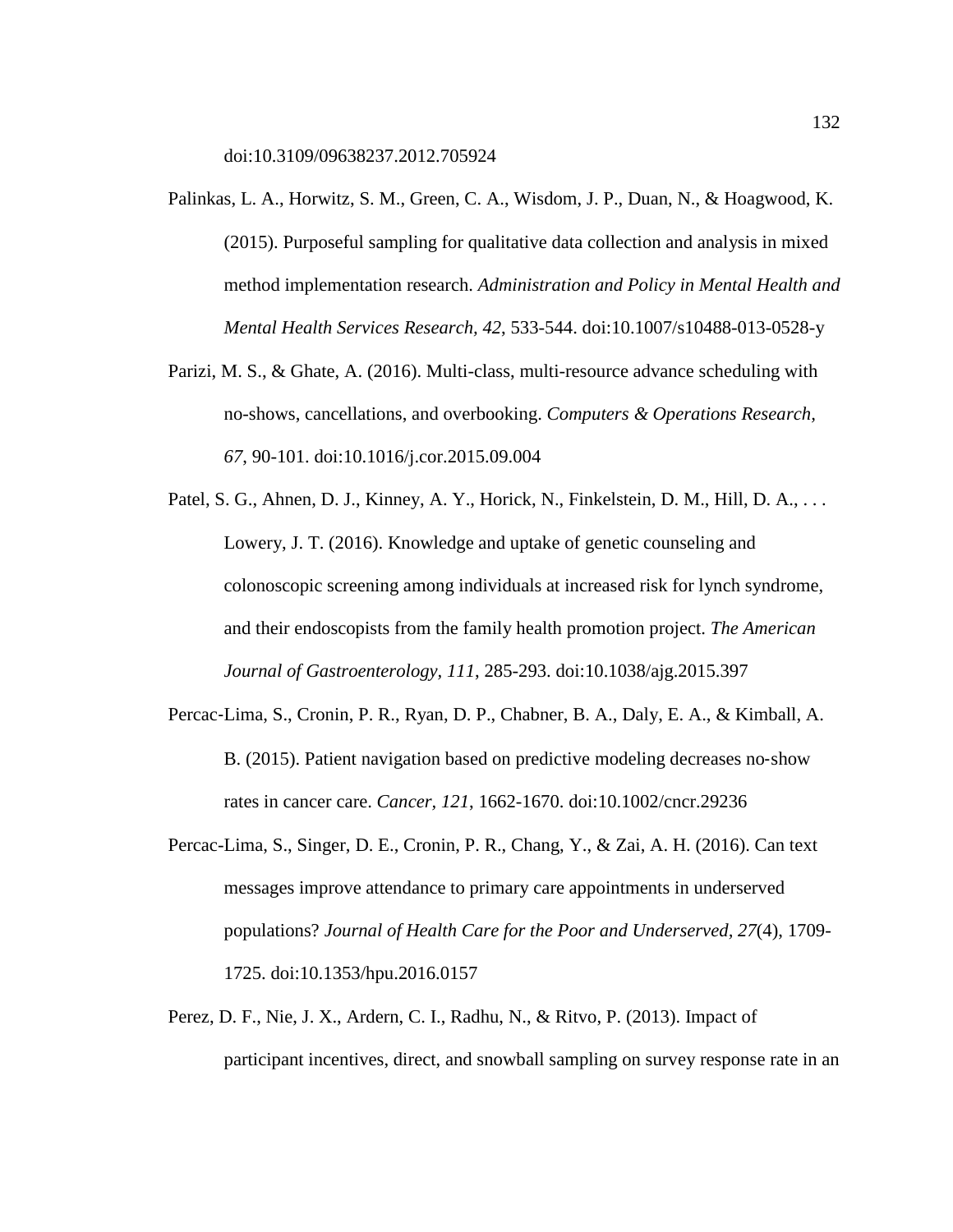doi:10.3109/09638237.2012.705924

Palinkas, L. A., Horwitz, S. M., Green, C. A., Wisdom, J. P., Duan, N., & Hoagwood, K. (2015). Purposeful sampling for qualitative data collection and analysis in mixed method implementation research. *Administration and Policy in Mental Health and Mental Health Services Research, 42*, 533-544. doi:10.1007/s10488-013-0528-y

Parizi, M. S., & Ghate, A. (2016). Multi-class, multi-resource advance scheduling with no-shows, cancellations, and overbooking. *Computers & Operations Research, 67*, 90-101. doi:10.1016/j.cor.2015.09.004

Patel, S. G., Ahnen, D. J., Kinney, A. Y., Horick, N., Finkelstein, D. M., Hill, D. A., . . . Lowery, J. T. (2016). Knowledge and uptake of genetic counseling and colonoscopic screening among individuals at increased risk for lynch syndrome, and their endoscopists from the family health promotion project. *The American Journal of Gastroenterology, 111*, 285-293. doi:10.1038/ajg.2015.397

Percac-Lima, S., Cronin, P. R., Ryan, D. P., Chabner, B. A., Daly, E. A., & Kimball, A. B. (2015). Patient navigation based on predictive modeling decreases no-show rates in cancer care. *Cancer, 121*, 1662-1670. doi:10.1002/cncr.29236

Percac-Lima, S., Singer, D. E., Cronin, P. R., Chang, Y., & Zai, A. H. (2016). Can text messages improve attendance to primary care appointments in underserved populations? *Journal of Health Care for the Poor and Underserved, 27*(4), 1709-1725. doi:10.1353/hpu.2016.0157

Perez, D. F., Nie, J. X., Ardern, C. I., Radhu, N., & Ritvo, P. (2013). Impact of participant incentives, direct, and snowball sampling on survey response rate in an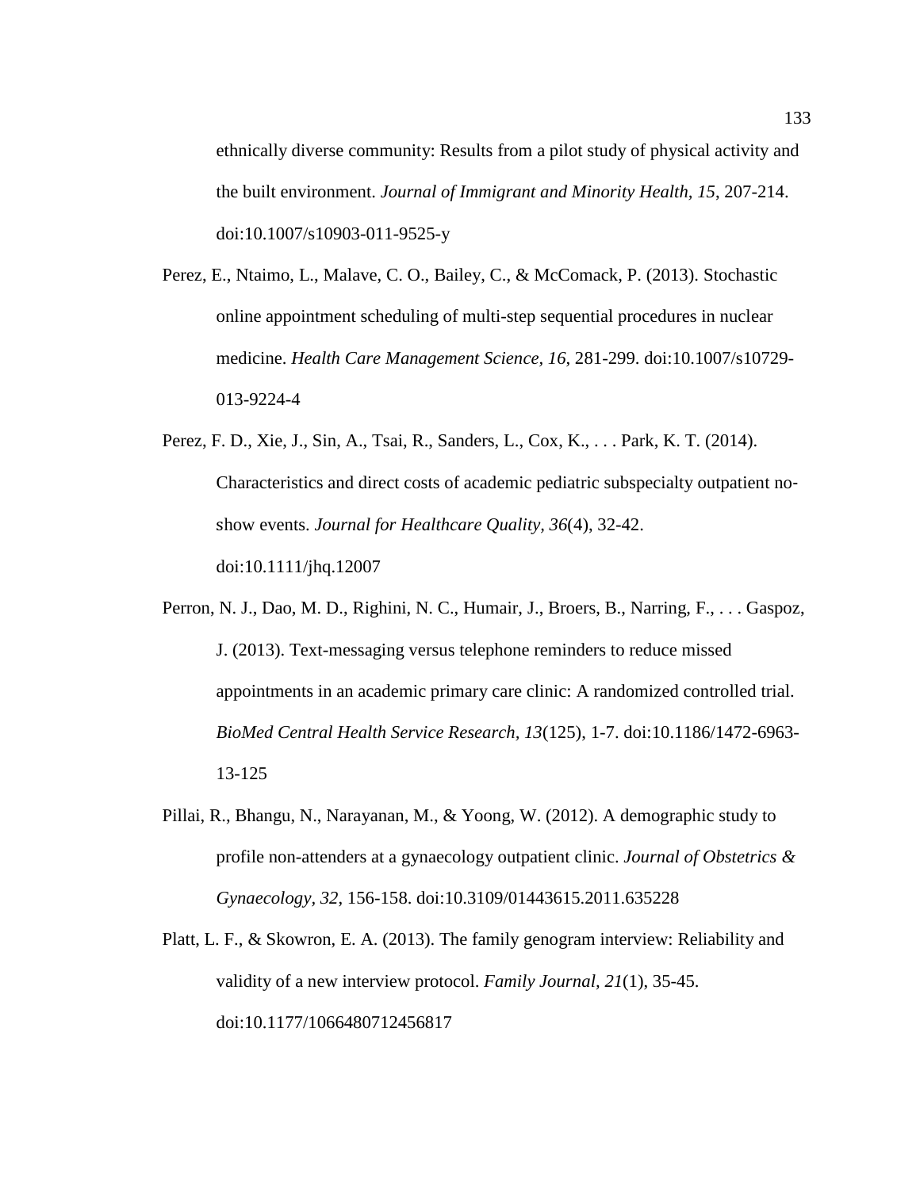ethnically diverse community: Results from a pilot study of physical activity and the built environment. *Journal of Immigrant and Minority Health*, *15*, 207-214. doi:10.1007/s10903-011-9525-y

Perez, E., Ntaimo, L., Malave, C. O., Bailey, C., & McComack, P. (2013). Stochastic online appointment scheduling of multi-step sequential procedures in nuclear medicine. *Health Care Management Science, 16*, 281-299. doi:10.1007/s10729-013-9224-4

Perez, F. D., Xie, J., Sin, A., Tsai, R., Sanders, L., Cox, K., . . . Park, K. T. (2014). Characteristics and direct costs of academic pediatric subspecialty outpatient no-show events. *Journal for Healthcare Quality*, *36*(4), 32-42. doi:10.1111/jhq.12007

Perron, N. J., Dao, M. D., Righini, N. C., Humair, J., Broers, B., Narring, F., . . . Gaspoz, J. (2013). Text-messaging versus telephone reminders to reduce missed appointments in an academic primary care clinic: A randomized controlled trial. *BioMed Central Health Service Research, 13*(125), 1-7. doi:10.1186/1472-6963-13-125

Pillai, R., Bhangu, N., Narayanan, M., & Yoong, W. (2012). A demographic study to profile non-attenders at a gynaecology outpatient clinic. *Journal of Obstetrics & Gynaecology*, *32*, 156-158. doi:10.3109/01443615.2011.635228

Platt, L. F., & Skowron, E. A. (2013). The family genogram interview: Reliability and validity of a new interview protocol. *Family Journal*, *21*(1), 35-45. doi:10.1177/1066480712456817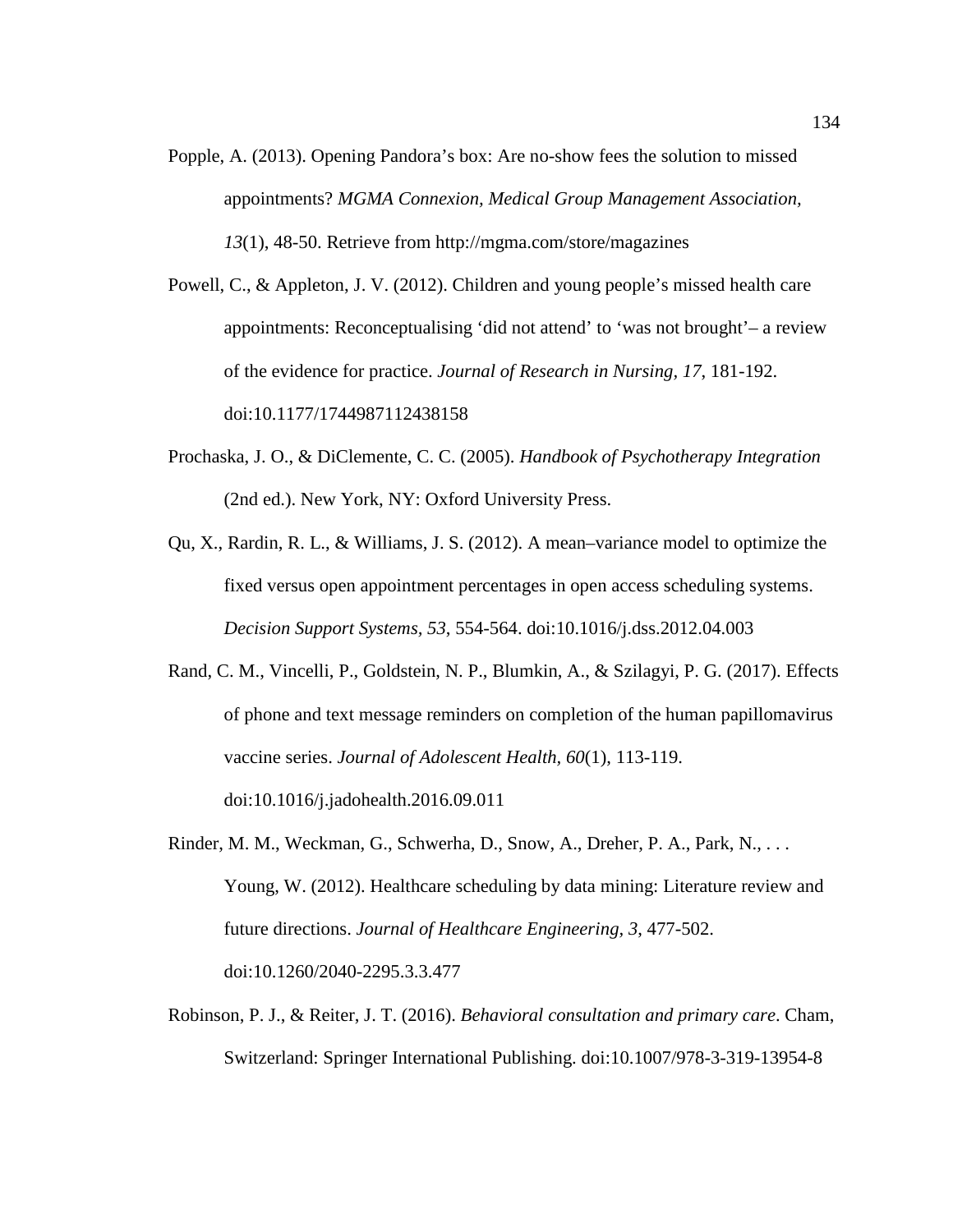Popple, A. (2013). Opening Pandora's box: Are no-show fees the solution to missed appointments? *MGMA Connexion, Medical Group Management Association, 13*(1), 48-50. Retrieve from http://mgma.com/store/magazines

Powell, C., & Appleton, J. V. (2012). Children and young people's missed health care appointments: Reconceptualising 'did not attend' to 'was not brought'– a review of the evidence for practice. *Journal of Research in Nursing, 17*, 181-192. doi:10.1177/1744987112438158

Prochaska, J. O., & DiClemente, C. C. (2005). *Handbook of Psychotherapy Integration* (2nd ed.). New York, NY: Oxford University Press.

Qu, X., Rardin, R. L., & Williams, J. S. (2012). A mean–variance model to optimize the fixed versus open appointment percentages in open access scheduling systems. *Decision Support Systems, 53*, 554-564. doi:10.1016/j.dss.2012.04.003

Rand, C. M., Vincelli, P., Goldstein, N. P., Blumkin, A., & Szilagyi, P. G. (2017). Effects of phone and text message reminders on completion of the human papillomavirus vaccine series. *Journal of Adolescent Health, 60*(1), 113-119. doi:10.1016/j.jadohealth.2016.09.011

Rinder, M. M., Weckman, G., Schwerha, D., Snow, A., Dreher, P. A., Park, N., . . . Young, W. (2012). Healthcare scheduling by data mining: Literature review and future directions. *Journal of Healthcare Engineering, 3*, 477-502. doi:10.1260/2040-2295.3.3.477

Robinson, P. J., & Reiter, J. T. (2016). *Behavioral consultation and primary care*. Cham, Switzerland: Springer International Publishing. doi:10.1007/978-3-319-13954-8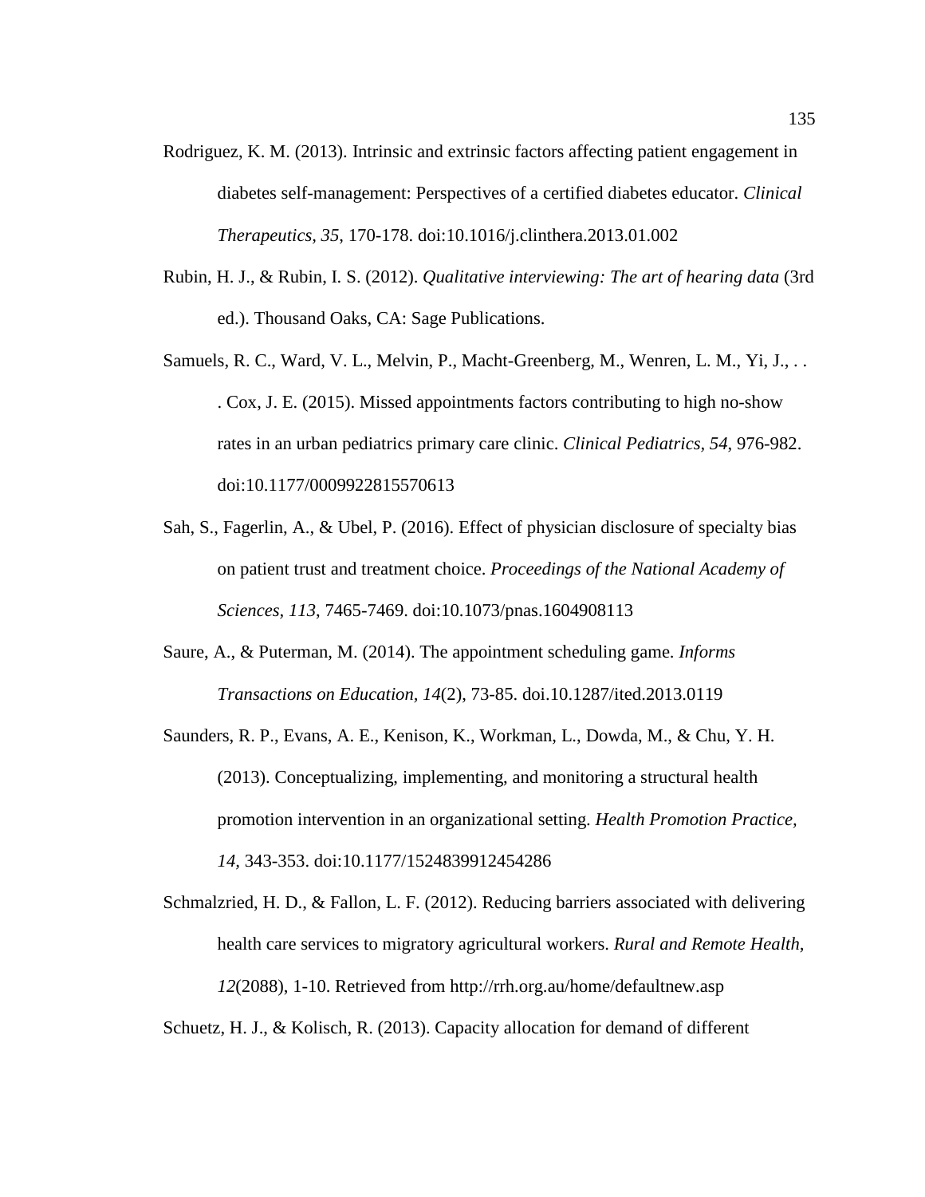Rodriguez, K. M. (2013). Intrinsic and extrinsic factors affecting patient engagement in diabetes self-management: Perspectives of a certified diabetes educator. *Clinical Therapeutics, 35*, 170-178. doi:10.1016/j.clinthera.2013.01.002

Rubin, H. J., & Rubin, I. S. (2012). *Qualitative interviewing: The art of hearing data* (3rd ed.). Thousand Oaks, CA: Sage Publications.

Samuels, R. C., Ward, V. L., Melvin, P., Macht-Greenberg, M., Wenren, L. M., Yi, J., . . . Cox, J. E. (2015). Missed appointments factors contributing to high no-show rates in an urban pediatrics primary care clinic. *Clinical Pediatrics, 54*, 976-982. doi:10.1177/0009922815570613

Sah, S., Fagerlin, A., & Ubel, P. (2016). Effect of physician disclosure of specialty bias on patient trust and treatment choice. *Proceedings of the National Academy of Sciences, 113*, 7465-7469. doi:10.1073/pnas.1604908113

Saure, A., & Puterman, M. (2014). The appointment scheduling game. *Informs Transactions on Education, 14*(2), 73-85. doi.10.1287/ited.2013.0119

Saunders, R. P., Evans, A. E., Kenison, K., Workman, L., Dowda, M., & Chu, Y. H. (2013). Conceptualizing, implementing, and monitoring a structural health promotion intervention in an organizational setting. *Health Promotion Practice, 14*, 343-353. doi:10.1177/1524839912454286

Schmalzried, H. D., & Fallon, L. F. (2012). Reducing barriers associated with delivering health care services to migratory agricultural workers. *Rural and Remote Health, 12*(2088), 1-10. Retrieved from http://rrh.org.au/home/defaultnew.asp

Schuetz, H. J., & Kolisch, R. (2013). Capacity allocation for demand of different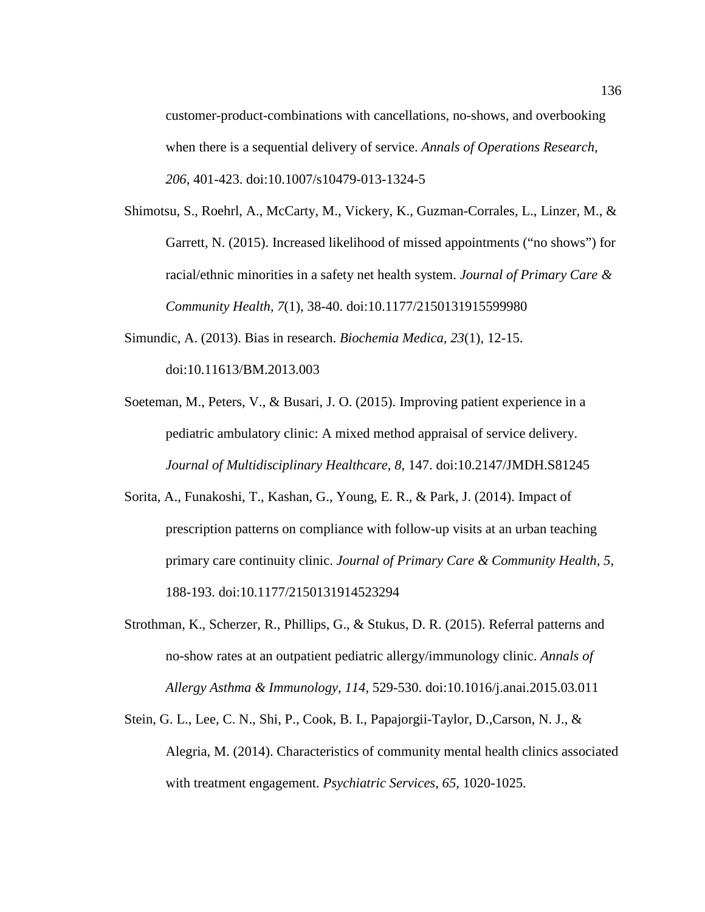customer-product-combinations with cancellations, no-shows, and overbooking when there is a sequential delivery of service. *Annals of Operations Research, 206*, 401-423. doi:10.1007/s10479-013-1324-5

Shimotsu, S., Roehrl, A., McCarty, M., Vickery, K., Guzman-Corrales, L., Linzer, M., & Garrett, N. (2015). Increased likelihood of missed appointments ("no shows") for racial/ethnic minorities in a safety net health system. *Journal of Primary Care & Community Health*, *7*(1), 38-40. doi:10.1177/2150131915599980

Simundic, A. (2013). Bias in research. *Biochemia Medica*, *23*(1), 12-15. doi:10.11613/BM.2013.003

Soeteman, M., Peters, V., & Busari, J. O. (2015). Improving patient experience in a pediatric ambulatory clinic: A mixed method appraisal of service delivery. *Journal of Multidisciplinary Healthcare, 8*, 147. doi:10.2147/JMDH.S81245

Sorita, A., Funakoshi, T., Kashan, G., Young, E. R., & Park, J. (2014). Impact of prescription patterns on compliance with follow-up visits at an urban teaching primary care continuity clinic. *Journal of Primary Care & Community Health, 5*, 188-193. doi:10.1177/2150131914523294

Strothman, K., Scherzer, R., Phillips, G., & Stukus, D. R. (2015). Referral patterns and no-show rates at an outpatient pediatric allergy/immunology clinic. *Annals of Allergy Asthma & Immunology, 114*, 529-530. doi:10.1016/j.anai.2015.03.011

Stein, G. L., Lee, C. N., Shi, P., Cook, B. I., Papajorgii-Taylor, D.,Carson, N. J., & Alegria, M. (2014). Characteristics of community mental health clinics associated with treatment engagement. *Psychiatric Services, 65*, 1020-1025.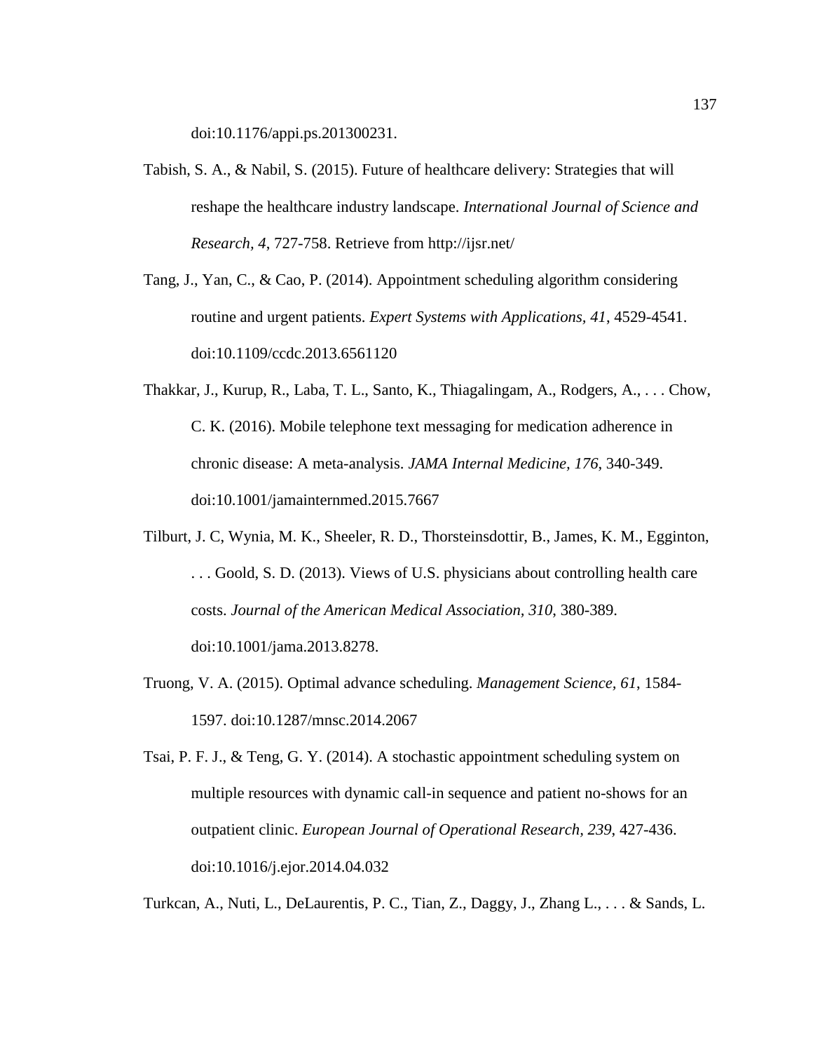doi:10.1176/appi.ps.201300231.

Tabish, S. A., & Nabil, S. (2015). Future of healthcare delivery: Strategies that will reshape the healthcare industry landscape. *International Journal of Science and Research, 4*, 727-758. Retrieve from http://ijsr.net/

Tang, J., Yan, C., & Cao, P. (2014). Appointment scheduling algorithm considering routine and urgent patients. *Expert Systems with Applications, 41*, 4529-4541. doi:10.1109/ccdc.2013.6561120

Thakkar, J., Kurup, R., Laba, T. L., Santo, K., Thiagalingam, A., Rodgers, A., . . . Chow, C. K. (2016). Mobile telephone text messaging for medication adherence in chronic disease: A meta-analysis. *JAMA Internal Medicine, 176*, 340-349. doi:10.1001/jamainternmed.2015.7667

Tilburt, J. C, Wynia, M. K., Sheeler, R. D., Thorsteinsdottir, B., James, K. M., Egginton, . . . Goold, S. D. (2013). Views of U.S. physicians about controlling health care costs. *Journal of the American Medical Association, 310*, 380-389. doi:10.1001/jama.2013.8278.

Truong, V. A. (2015). Optimal advance scheduling. *Management Science, 61*, 1584-1597. doi:10.1287/mnsc.2014.2067

Tsai, P. F. J., & Teng, G. Y. (2014). A stochastic appointment scheduling system on multiple resources with dynamic call-in sequence and patient no-shows for an outpatient clinic. *European Journal of Operational Research, 239*, 427-436. doi:10.1016/j.ejor.2014.04.032

Turkcan, A., Nuti, L., DeLaurentis, P. C., Tian, Z., Daggy, J., Zhang L., . . . & Sands, L.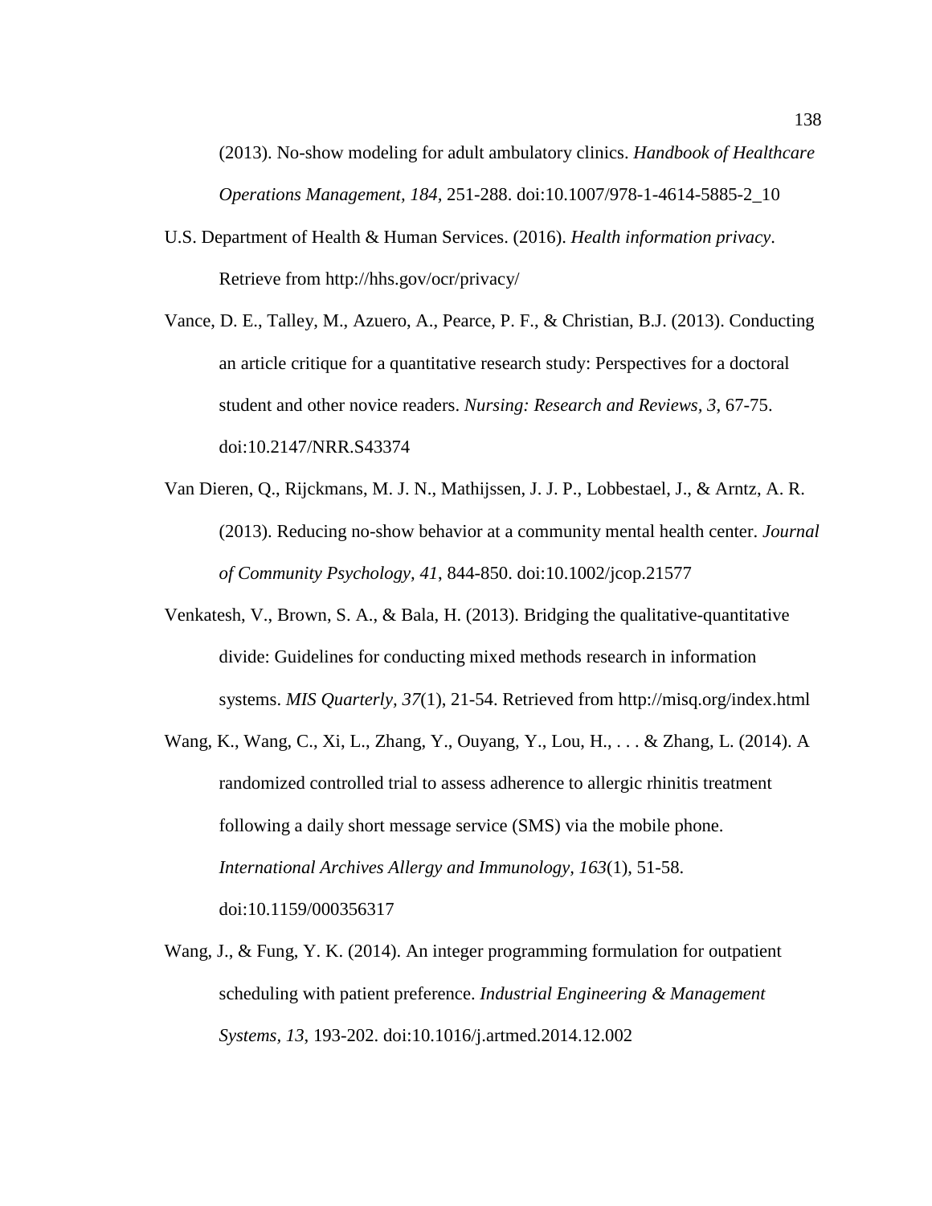(2013). No-show modeling for adult ambulatory clinics. *Handbook of Healthcare Operations Management, 184*, 251-288. doi:10.1007/978-1-4614-5885-2_10

U.S. Department of Health & Human Services. (2016). *Health information privacy*. Retrieve from http://hhs.gov/ocr/privacy/

Vance, D. E., Talley, M., Azuero, A., Pearce, P. F., & Christian, B.J. (2013). Conducting an article critique for a quantitative research study: Perspectives for a doctoral student and other novice readers. *Nursing: Research and Reviews, 3*, 67-75. doi:10.2147/NRR.S43374

Van Dieren, Q., Rijckmans, M. J. N., Mathijssen, J. J. P., Lobbestael, J., & Arntz, A. R. (2013). Reducing no-show behavior at a community mental health center. *Journal of Community Psychology, 41*, 844-850. doi:10.1002/jcop.21577

Venkatesh, V., Brown, S. A., & Bala, H. (2013). Bridging the qualitative-quantitative divide: Guidelines for conducting mixed methods research in information systems. *MIS Quarterly, 37*(1), 21-54. Retrieved from http://misq.org/index.html

Wang, K., Wang, C., Xi, L., Zhang, Y., Ouyang, Y., Lou, H., . . . & Zhang, L. (2014). A randomized controlled trial to assess adherence to allergic rhinitis treatment following a daily short message service (SMS) via the mobile phone. *International Archives Allergy and Immunology, 163*(1), 51-58. doi:10.1159/000356317

Wang, J., & Fung, Y. K. (2014). An integer programming formulation for outpatient scheduling with patient preference. *Industrial Engineering & Management Systems, 13*, 193-202. doi:10.1016/j.artmed.2014.12.002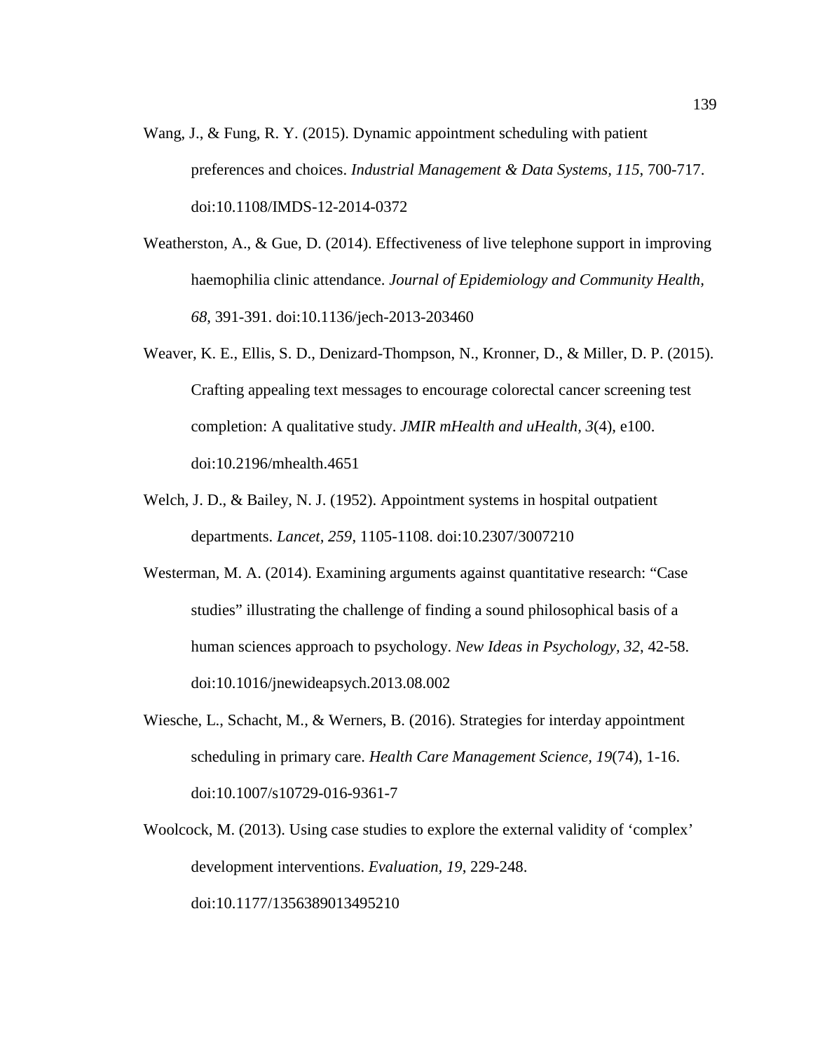Wang, J., & Fung, R. Y. (2015). Dynamic appointment scheduling with patient preferences and choices. *Industrial Management & Data Systems, 115*, 700-717. doi:10.1108/IMDS-12-2014-0372

Weatherston, A., & Gue, D. (2014). Effectiveness of live telephone support in improving haemophilia clinic attendance. *Journal of Epidemiology and Community Health, 68*, 391-391. doi:10.1136/jech-2013-203460

Weaver, K. E., Ellis, S. D., Denizard-Thompson, N., Kronner, D., & Miller, D. P. (2015). Crafting appealing text messages to encourage colorectal cancer screening test completion: A qualitative study. *JMIR mHealth and uHealth, 3*(4), e100. doi:10.2196/mhealth.4651

Welch, J. D., & Bailey, N. J. (1952). Appointment systems in hospital outpatient departments. *Lancet, 259*, 1105-1108. doi:10.2307/3007210

Westerman, M. A. (2014). Examining arguments against quantitative research: "Case studies" illustrating the challenge of finding a sound philosophical basis of a human sciences approach to psychology. *New Ideas in Psychology, 32*, 42-58. doi:10.1016/jnewideapsych.2013.08.002

Wiesche, L., Schacht, M., & Werners, B. (2016). Strategies for interday appointment scheduling in primary care. *Health Care Management Science, 19*(74), 1-16. doi:10.1007/s10729-016-9361-7

Woolcock, M. (2013). Using case studies to explore the external validity of 'complex' development interventions. *Evaluation, 19*, 229-248. doi:10.1177/1356389013495210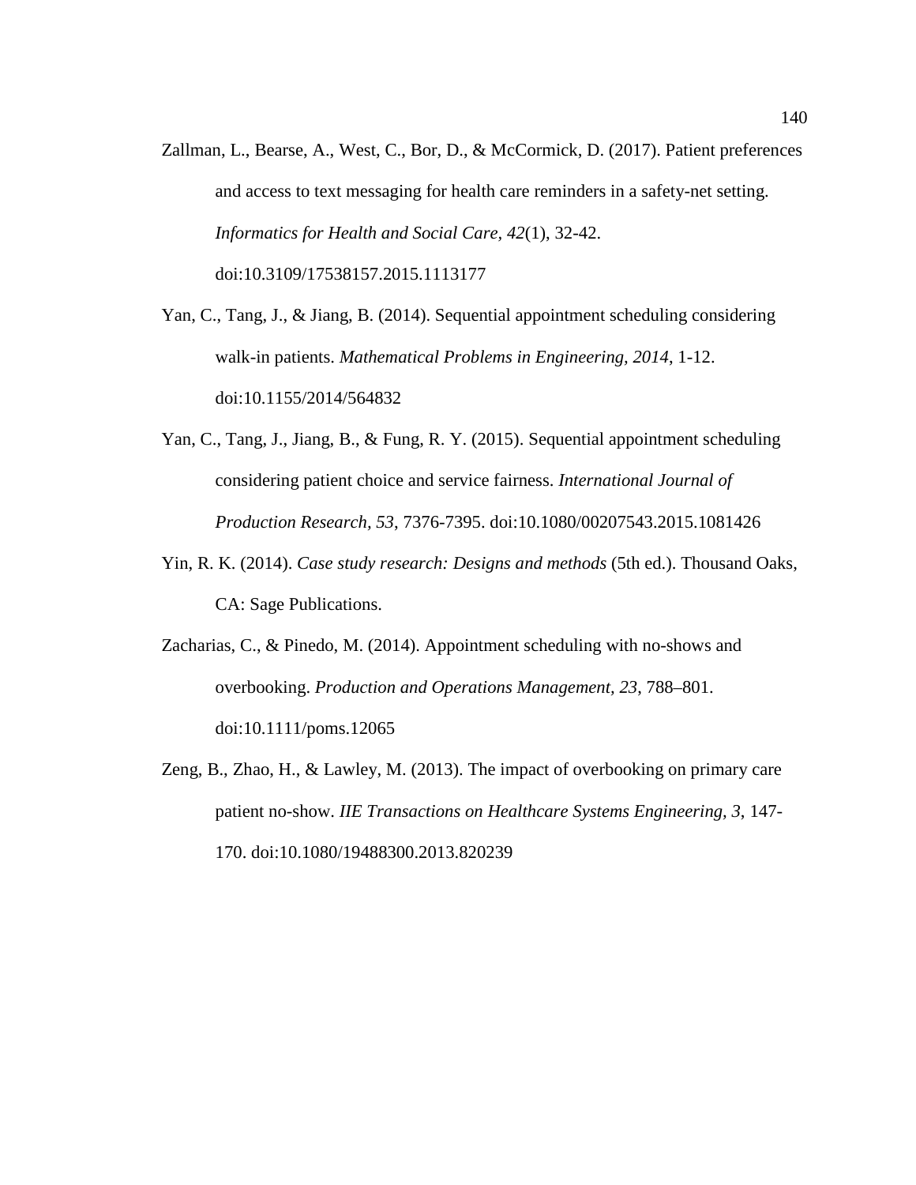Zallman, L., Bearse, A., West, C., Bor, D., & McCormick, D. (2017). Patient preferences and access to text messaging for health care reminders in a safety-net setting. *Informatics for Health and Social Care*, *42*(1), 32-42. doi:10.3109/17538157.2015.1113177

Yan, C., Tang, J., & Jiang, B. (2014). Sequential appointment scheduling considering walk-in patients. *Mathematical Problems in Engineering, 2014*, 1-12. doi:10.1155/2014/564832

Yan, C., Tang, J., Jiang, B., & Fung, R. Y. (2015). Sequential appointment scheduling considering patient choice and service fairness. *International Journal of Production Research, 53*, 7376-7395. doi:10.1080/00207543.2015.1081426

Yin, R. K. (2014). *Case study research: Designs and methods* (5th ed.). Thousand Oaks, CA: Sage Publications.

Zacharias, C., & Pinedo, M. (2014). Appointment scheduling with no-shows and overbooking. *Production and Operations Management, 23*, 788–801. doi:10.1111/poms.12065

Zeng, B., Zhao, H., & Lawley, M. (2013). The impact of overbooking on primary care patient no-show. *IIE Transactions on Healthcare Systems Engineering, 3*, 147-170. doi:10.1080/19488300.2013.820239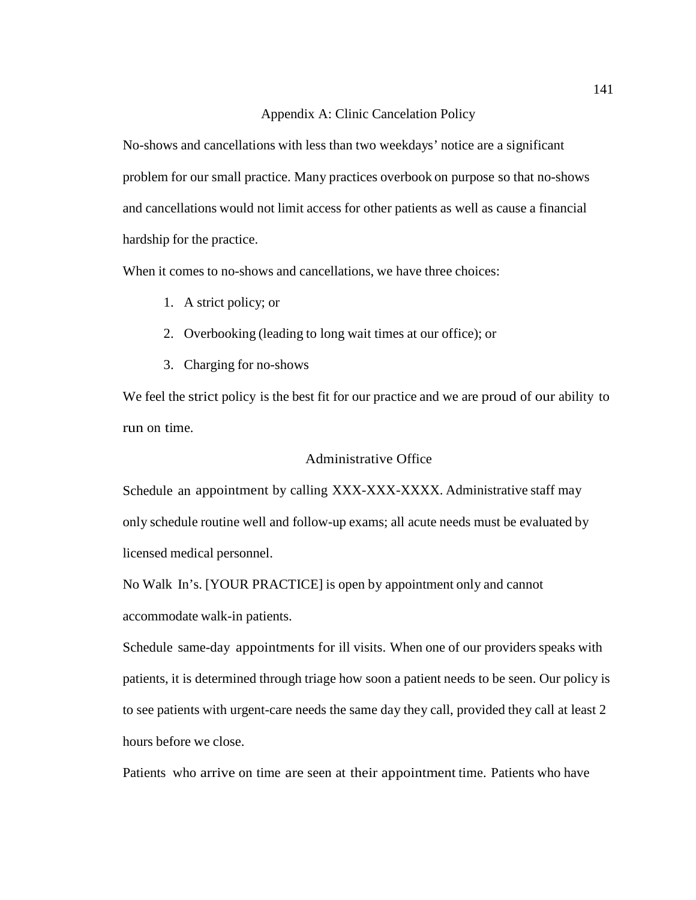## Appendix A: Clinic Cancelation Policy

No-shows and cancellations with less than two weekdays' notice are a significant problem for our small practice. Many practices overbook on purpose so that no-shows and cancellations would not limit access for other patients as well as cause a financial hardship for the practice.

When it comes to no-shows and cancellations, we have three choices:

1. A strict policy; or
2. Overbooking (leading to long wait times at our office); or
3. Charging for no-shows

We feel the strict policy is the best fit for our practice and we are proud of our ability to run on time.

### Administrative Office

Schedule an appointment by calling XXX-XXX-XXXX. Administrative staff may only schedule routine well and follow-up exams; all acute needs must be evaluated by licensed medical personnel.

No Walk In's. [YOUR PRACTICE] is open by appointment only and cannot accommodate walk-in patients.

Schedule same-day appointments for ill visits. When one of our providers speaks with patients, it is determined through triage how soon a patient needs to be seen. Our policy is to see patients with urgent-care needs the same day they call, provided they call at least 2 hours before we close.

Patients who arrive on time are seen at their appointment time. Patients who have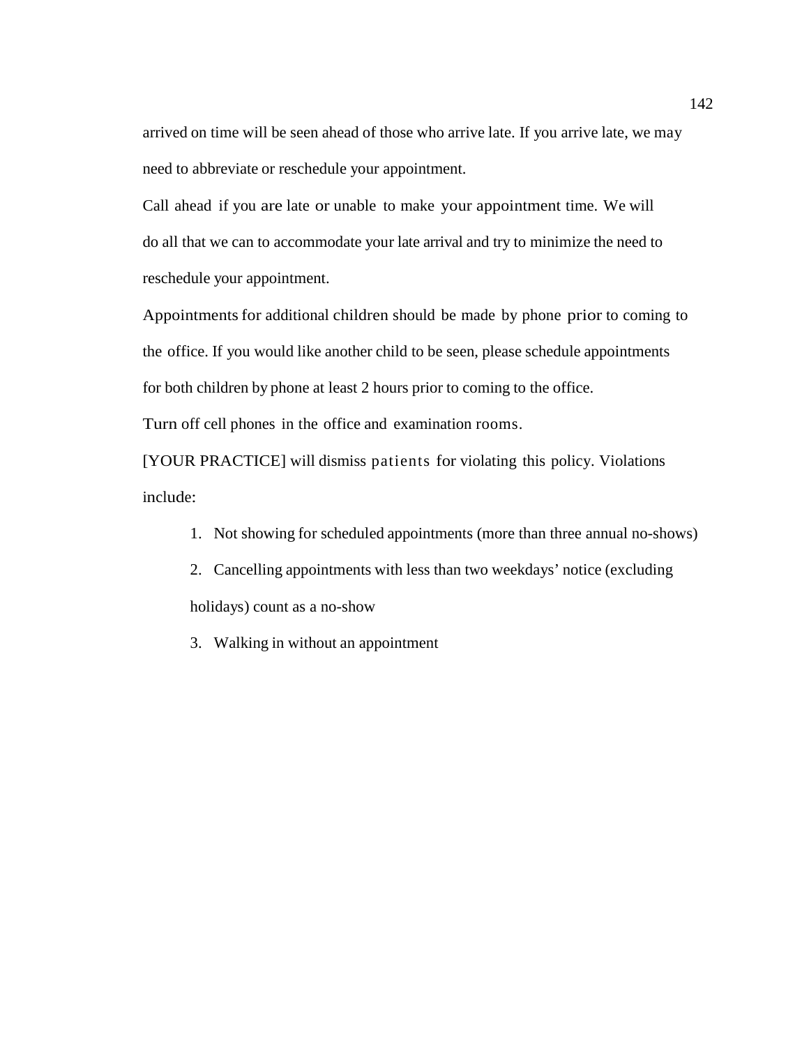arrived on time will be seen ahead of those who arrive late. If you arrive late, we may need to abbreviate or reschedule your appointment.

Call ahead if you are late or unable to make your appointment time. We will do all that we can to accommodate your late arrival and try to minimize the need to reschedule your appointment.

Appointments for additional children should be made by phone prior to coming to the office. If you would like another child to be seen, please schedule appointments for both children by phone at least 2 hours prior to coming to the office.

Turn off cell phones in the office and examination rooms.

[YOUR PRACTICE] will dismiss patients for violating this policy. Violations include:

1. Not showing for scheduled appointments (more than three annual no-shows)
2. Cancelling appointments with less than two weekdays' notice (excluding holidays) count as a no-show
3. Walking in without an appointment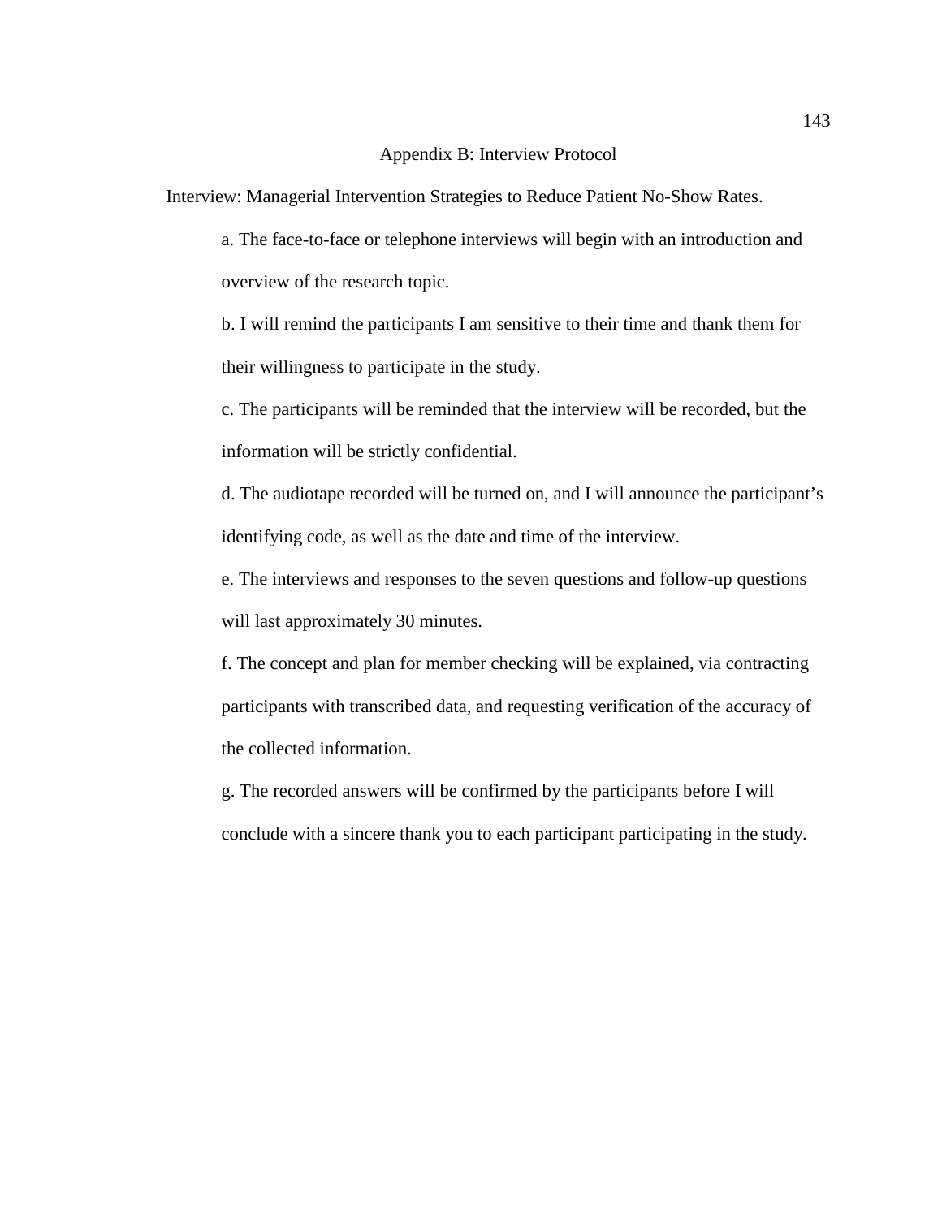# Appendix B: Interview Protocol

Interview: Managerial Intervention Strategies to Reduce Patient No-Show Rates.

a. The face-to-face or telephone interviews will begin with an introduction and overview of the research topic.

b. I will remind the participants I am sensitive to their time and thank them for their willingness to participate in the study.

c. The participants will be reminded that the interview will be recorded, but the information will be strictly confidential.

d. The audiotape recorded will be turned on, and I will announce the participant's identifying code, as well as the date and time of the interview.

e. The interviews and responses to the seven questions and follow-up questions will last approximately 30 minutes.

f. The concept and plan for member checking will be explained, via contracting participants with transcribed data, and requesting verification of the accuracy of the collected information.

g. The recorded answers will be confirmed by the participants before I will conclude with a sincere thank you to each participant participating in the study.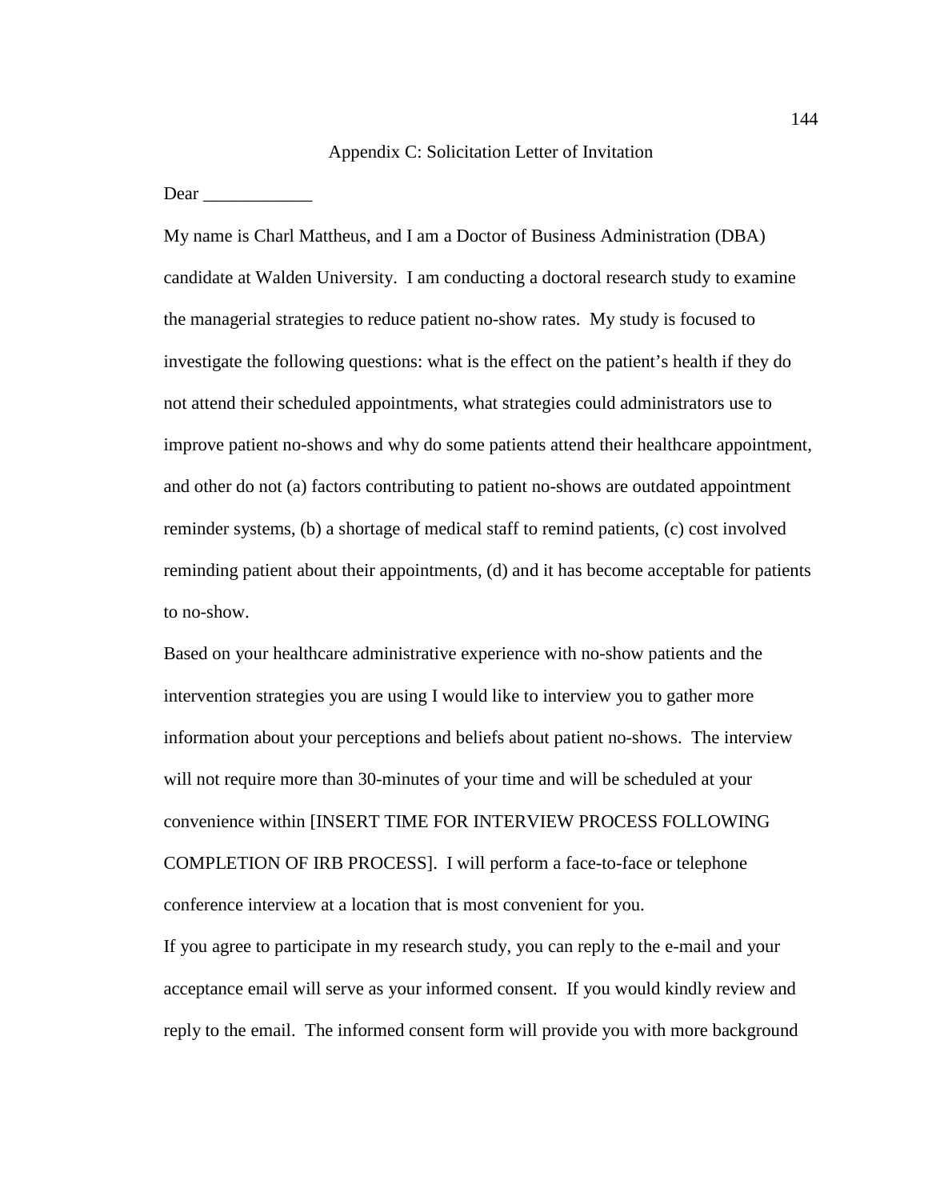## Appendix C: Solicitation Letter of Invitation

Dear ____________

My name is Charl Mattheus, and I am a Doctor of Business Administration (DBA) candidate at Walden University. I am conducting a doctoral research study to examine the managerial strategies to reduce patient no-show rates. My study is focused to investigate the following questions: what is the effect on the patient's health if they do not attend their scheduled appointments, what strategies could administrators use to improve patient no-shows and why do some patients attend their healthcare appointment, and other do not (a) factors contributing to patient no-shows are outdated appointment reminder systems, (b) a shortage of medical staff to remind patients, (c) cost involved reminding patient about their appointments, (d) and it has become acceptable for patients to no-show.

Based on your healthcare administrative experience with no-show patients and the intervention strategies you are using I would like to interview you to gather more information about your perceptions and beliefs about patient no-shows. The interview will not require more than 30-minutes of your time and will be scheduled at your convenience within [INSERT TIME FOR INTERVIEW PROCESS FOLLOWING COMPLETION OF IRB PROCESS]. I will perform a face-to-face or telephone conference interview at a location that is most convenient for you.

If you agree to participate in my research study, you can reply to the e-mail and your acceptance email will serve as your informed consent. If you would kindly review and reply to the email. The informed consent form will provide you with more background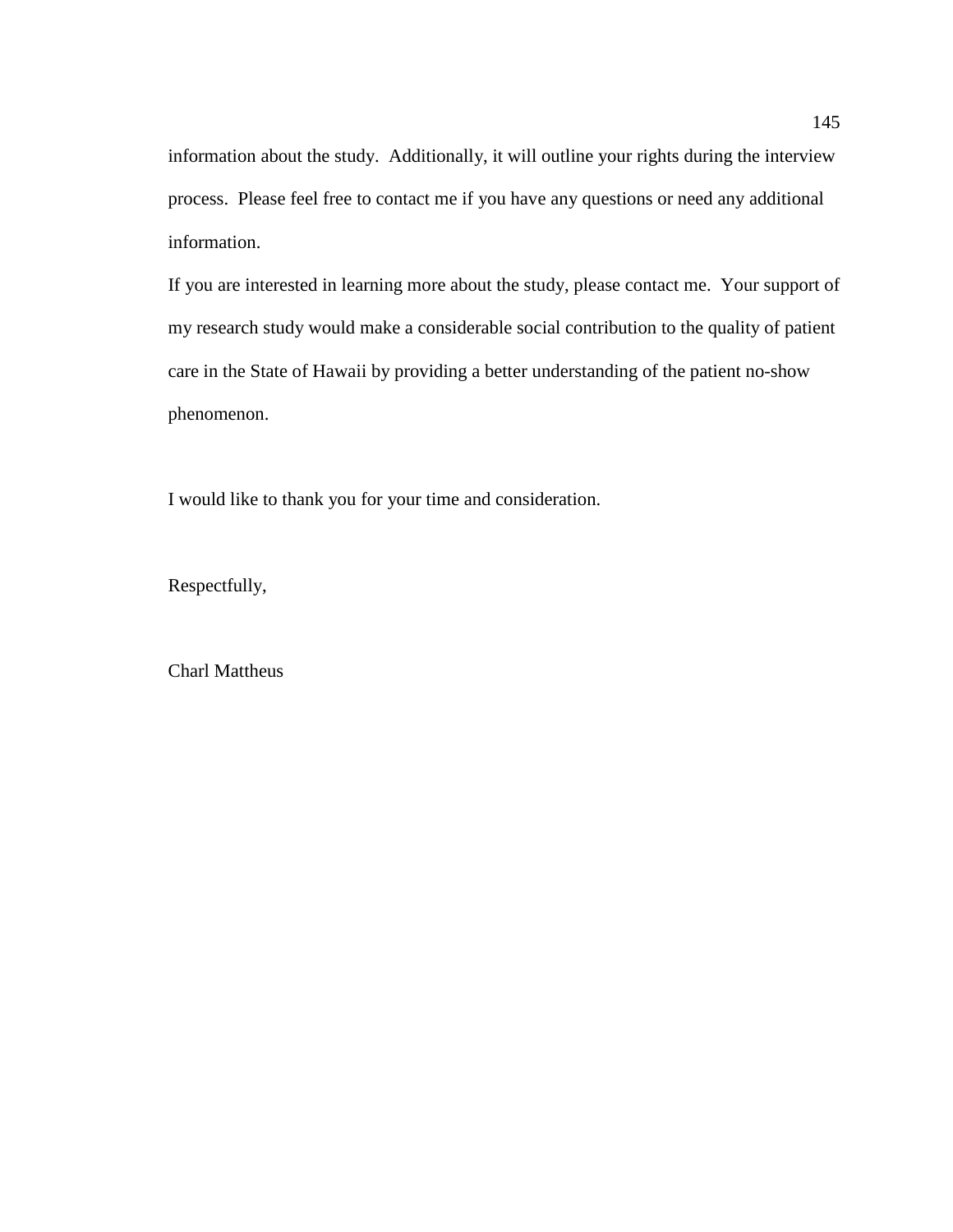information about the study.  Additionally, it will outline your rights during the interview process.  Please feel free to contact me if you have any questions or need any additional information.

If you are interested in learning more about the study, please contact me.  Your support of my research study would make a considerable social contribution to the quality of patient care in the State of Hawaii by providing a better understanding of the patient no-show phenomenon.

I would like to thank you for your time and consideration.

Respectfully,

Charl Mattheus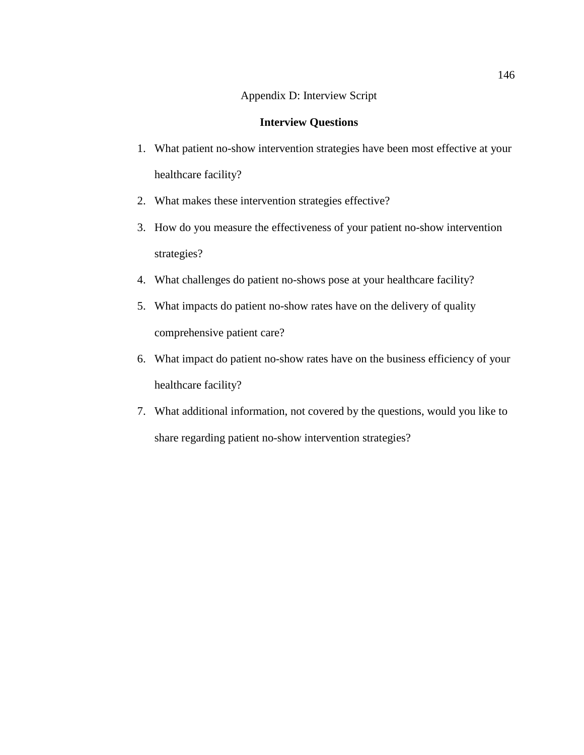# Appendix D: Interview Script

## Interview Questions

1. What patient no-show intervention strategies have been most effective at your healthcare facility?
2. What makes these intervention strategies effective?
3. How do you measure the effectiveness of your patient no-show intervention strategies?
4. What challenges do patient no-shows pose at your healthcare facility?
5. What impacts do patient no-show rates have on the delivery of quality comprehensive patient care?
6. What impact do patient no-show rates have on the business efficiency of your healthcare facility?
7. What additional information, not covered by the questions, would you like to share regarding patient no-show intervention strategies?